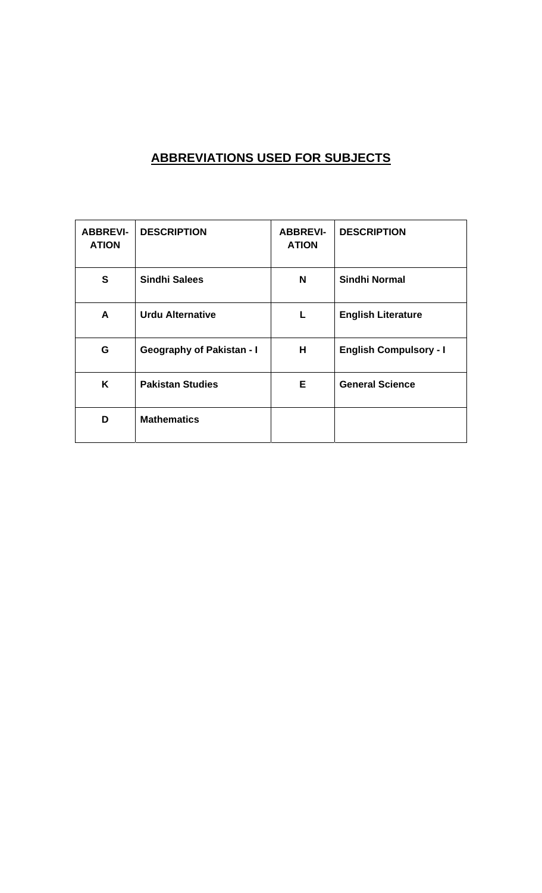## ABBREVIATIONS USED FOR SUBJECTS

| ABBREVI-ATION | DESCRIPTION | ABBREVI-ATION | DESCRIPTION |
|---|---|---|---|
| S | Sindhi Salees | N | Sindhi Normal |
| A | Urdu Alternative | L | English Literature |
| G | Geography of Pakistan - I | H | English Compulsory - I |
| K | Pakistan Studies | E | General Science |
| D | Mathematics | | |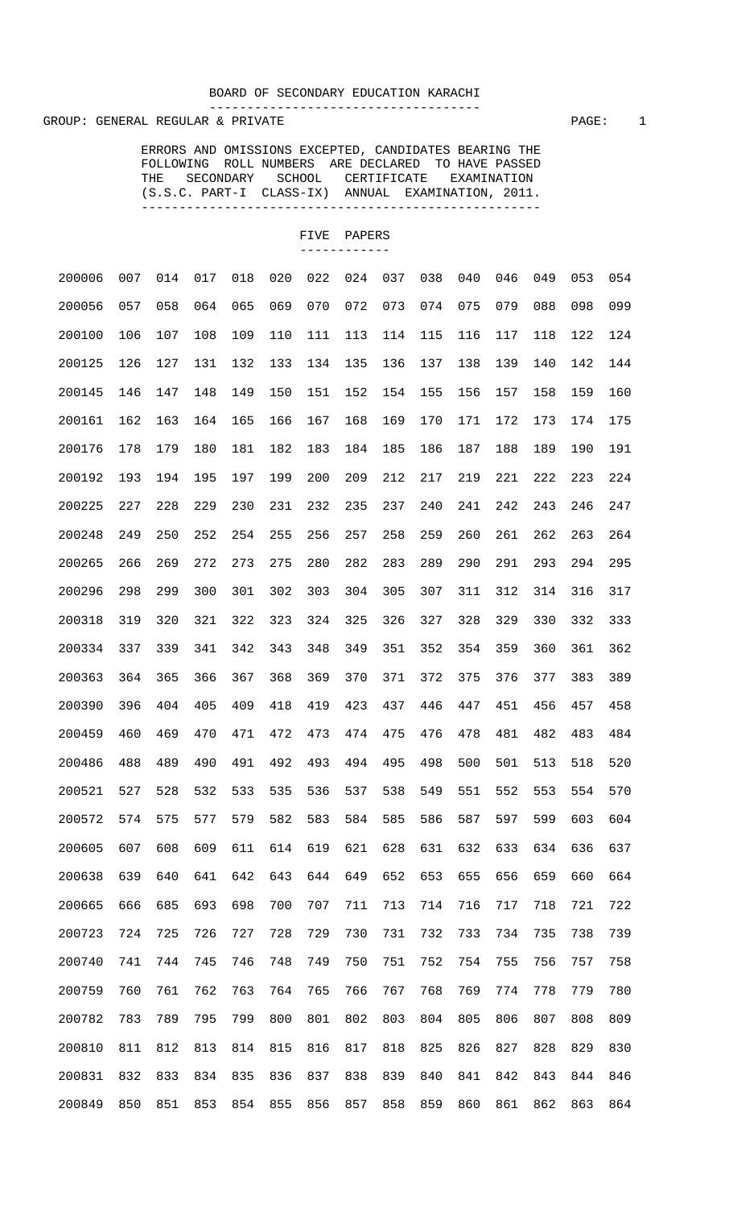# BOARD OF SECONDARY EDUCATION KARACHI

GROUP: GENERAL REGULAR & PRIVATE

ERRORS AND OMISSIONS EXCEPTED, CANDIDATES BEARING THE FOLLOWING ROLL NUMBERS ARE DECLARED TO HAVE PASSED THE SECONDARY SCHOOL CERTIFICATE EXAMINATION (S.S.C. PART-I CLASS-IX) ANNUAL EXAMINATION, 2011.

## FIVE PAPERS

```
200006  007  014  017  018  020  022  024  037  038  040  046  049  053  054
200056  057  058  064  065  069  070  072  073  074  075  079  088  098  099
200100  106  107  108  109  110  111  113  114  115  116  117  118  122  124
200125  126  127  131  132  133  134  135  136  137  138  139  140  142  144
200145  146  147  148  149  150  151  152  154  155  156  157  158  159  160
200161  162  163  164  165  166  167  168  169  170  171  172  173  174  175
200176  178  179  180  181  182  183  184  185  186  187  188  189  190  191
200192  193  194  195  197  199  200  209  212  217  219  221  222  223  224
200225  227  228  229  230  231  232  235  237  240  241  242  243  246  247
200248  249  250  252  254  255  256  257  258  259  260  261  262  263  264
200265  266  269  272  273  275  280  282  283  289  290  291  293  294  295
200296  298  299  300  301  302  303  304  305  307  311  312  314  316  317
200318  319  320  321  322  323  324  325  326  327  328  329  330  332  333
200334  337  339  341  342  343  348  349  351  352  354  359  360  361  362
200363  364  365  366  367  368  369  370  371  372  375  376  377  383  389
200390  396  404  405  409  418  419  423  437  446  447  451  456  457  458
200459  460  469  470  471  472  473  474  475  476  478  481  482  483  484
200486  488  489  490  491  492  493  494  495  498  500  501  513  518  520
200521  527  528  532  533  535  536  537  538  549  551  552  553  554  570
200572  574  575  577  579  582  583  584  585  586  587  597  599  603  604
200605  607  608  609  611  614  619  621  628  631  632  633  634  636  637
200638  639  640  641  642  643  644  649  652  653  655  656  659  660  664
200665  666  685  693  698  700  707  711  713  714  716  717  718  721  722
200723  724  725  726  727  728  729  730  731  732  733  734  735  738  739
200740  741  744  745  746  748  749  750  751  752  754  755  756  757  758
200759  760  761  762  763  764  765  766  767  768  769  774  778  779  780
200782  783  789  795  799  800  801  802  803  804  805  806  807  808  809
200810  811  812  813  814  815  816  817  818  825  826  827  828  829  830
200831  832  833  834  835  836  837  838  839  840  841  842  843  844  846
200849  850  851  853  854  855  856  857  858  859  860  861  862  863  864
```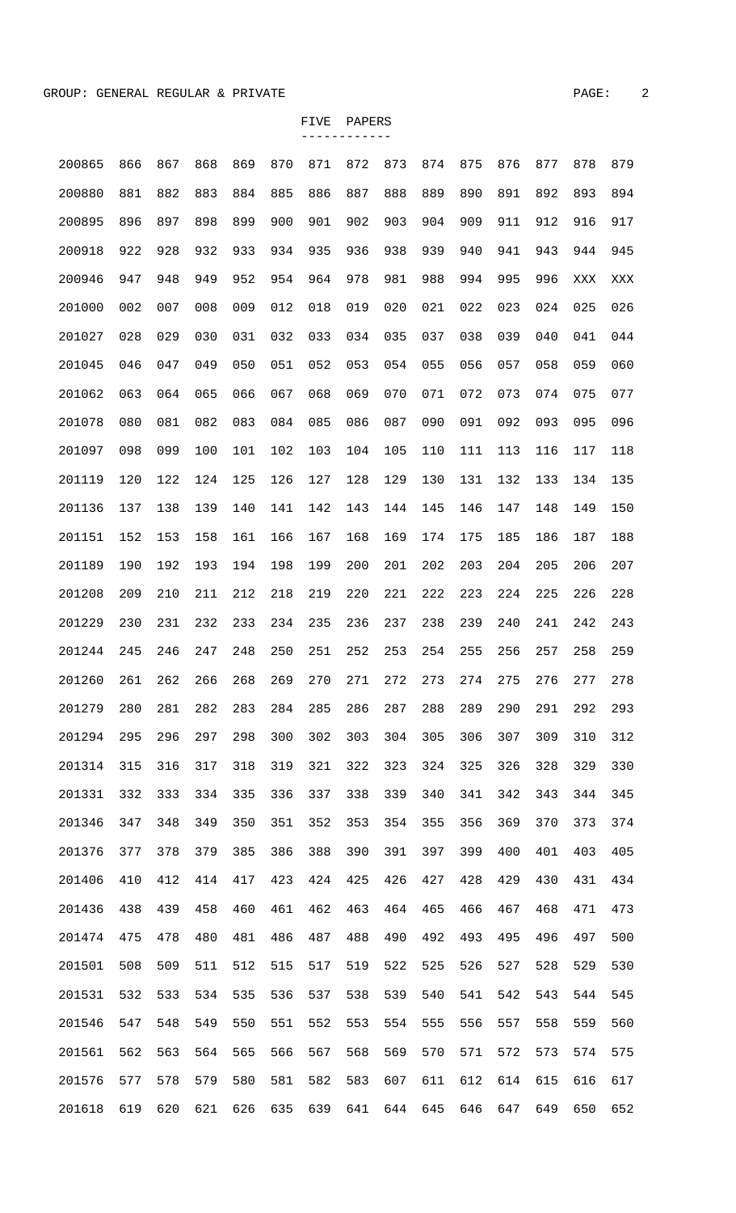GROUP: GENERAL REGULAR & PRIVATE

FIVE PAPERS

| | | | | | | | | | | | | | | |
|---|---|---|---|---|---|---|---|---|---|---|---|---|---|---|
| 200865 | 866 | 867 | 868 | 869 | 870 | 871 | 872 | 873 | 874 | 875 | 876 | 877 | 878 | 879 |
| 200880 | 881 | 882 | 883 | 884 | 885 | 886 | 887 | 888 | 889 | 890 | 891 | 892 | 893 | 894 |
| 200895 | 896 | 897 | 898 | 899 | 900 | 901 | 902 | 903 | 904 | 909 | 911 | 912 | 916 | 917 |
| 200918 | 922 | 928 | 932 | 933 | 934 | 935 | 936 | 938 | 939 | 940 | 941 | 943 | 944 | 945 |
| 200946 | 947 | 948 | 949 | 952 | 954 | 964 | 978 | 981 | 988 | 994 | 995 | 996 | XXX | XXX |
| 201000 | 002 | 007 | 008 | 009 | 012 | 018 | 019 | 020 | 021 | 022 | 023 | 024 | 025 | 026 |
| 201027 | 028 | 029 | 030 | 031 | 032 | 033 | 034 | 035 | 037 | 038 | 039 | 040 | 041 | 044 |
| 201045 | 046 | 047 | 049 | 050 | 051 | 052 | 053 | 054 | 055 | 056 | 057 | 058 | 059 | 060 |
| 201062 | 063 | 064 | 065 | 066 | 067 | 068 | 069 | 070 | 071 | 072 | 073 | 074 | 075 | 077 |
| 201078 | 080 | 081 | 082 | 083 | 084 | 085 | 086 | 087 | 090 | 091 | 092 | 093 | 095 | 096 |
| 201097 | 098 | 099 | 100 | 101 | 102 | 103 | 104 | 105 | 110 | 111 | 113 | 116 | 117 | 118 |
| 201119 | 120 | 122 | 124 | 125 | 126 | 127 | 128 | 129 | 130 | 131 | 132 | 133 | 134 | 135 |
| 201136 | 137 | 138 | 139 | 140 | 141 | 142 | 143 | 144 | 145 | 146 | 147 | 148 | 149 | 150 |
| 201151 | 152 | 153 | 158 | 161 | 166 | 167 | 168 | 169 | 174 | 175 | 185 | 186 | 187 | 188 |
| 201189 | 190 | 192 | 193 | 194 | 198 | 199 | 200 | 201 | 202 | 203 | 204 | 205 | 206 | 207 |
| 201208 | 209 | 210 | 211 | 212 | 218 | 219 | 220 | 221 | 222 | 223 | 224 | 225 | 226 | 228 |
| 201229 | 230 | 231 | 232 | 233 | 234 | 235 | 236 | 237 | 238 | 239 | 240 | 241 | 242 | 243 |
| 201244 | 245 | 246 | 247 | 248 | 250 | 251 | 252 | 253 | 254 | 255 | 256 | 257 | 258 | 259 |
| 201260 | 261 | 262 | 266 | 268 | 269 | 270 | 271 | 272 | 273 | 274 | 275 | 276 | 277 | 278 |
| 201279 | 280 | 281 | 282 | 283 | 284 | 285 | 286 | 287 | 288 | 289 | 290 | 291 | 292 | 293 |
| 201294 | 295 | 296 | 297 | 298 | 300 | 302 | 303 | 304 | 305 | 306 | 307 | 309 | 310 | 312 |
| 201314 | 315 | 316 | 317 | 318 | 319 | 321 | 322 | 323 | 324 | 325 | 326 | 328 | 329 | 330 |
| 201331 | 332 | 333 | 334 | 335 | 336 | 337 | 338 | 339 | 340 | 341 | 342 | 343 | 344 | 345 |
| 201346 | 347 | 348 | 349 | 350 | 351 | 352 | 353 | 354 | 355 | 356 | 369 | 370 | 373 | 374 |
| 201376 | 377 | 378 | 379 | 385 | 386 | 388 | 390 | 391 | 397 | 399 | 400 | 401 | 403 | 405 |
| 201406 | 410 | 412 | 414 | 417 | 423 | 424 | 425 | 426 | 427 | 428 | 429 | 430 | 431 | 434 |
| 201436 | 438 | 439 | 458 | 460 | 461 | 462 | 463 | 464 | 465 | 466 | 467 | 468 | 471 | 473 |
| 201474 | 475 | 478 | 480 | 481 | 486 | 487 | 488 | 490 | 492 | 493 | 495 | 496 | 497 | 500 |
| 201501 | 508 | 509 | 511 | 512 | 515 | 517 | 519 | 522 | 525 | 526 | 527 | 528 | 529 | 530 |
| 201531 | 532 | 533 | 534 | 535 | 536 | 537 | 538 | 539 | 540 | 541 | 542 | 543 | 544 | 545 |
| 201546 | 547 | 548 | 549 | 550 | 551 | 552 | 553 | 554 | 555 | 556 | 557 | 558 | 559 | 560 |
| 201561 | 562 | 563 | 564 | 565 | 566 | 567 | 568 | 569 | 570 | 571 | 572 | 573 | 574 | 575 |
| 201576 | 577 | 578 | 579 | 580 | 581 | 582 | 583 | 607 | 611 | 612 | 614 | 615 | 616 | 617 |
| 201618 | 619 | 620 | 621 | 626 | 635 | 639 | 641 | 644 | 645 | 646 | 647 | 649 | 650 | 652 |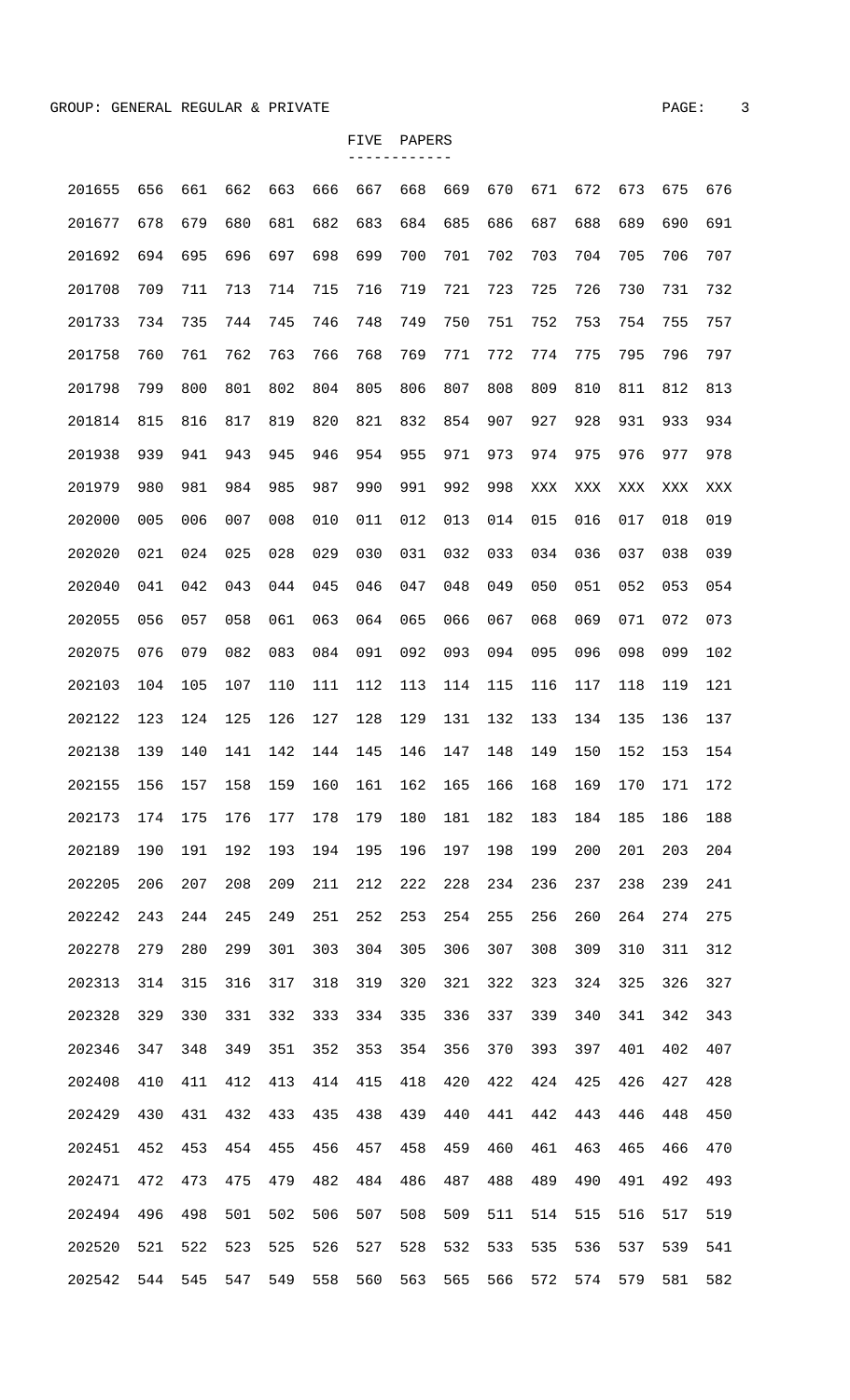GROUP: GENERAL REGULAR & PRIVATE

FIVE PAPERS

| | | | | | | | | | | | | | | |
|---|---|---|---|---|---|---|---|---|---|---|---|---|---|---|
| 201655 | 656 | 661 | 662 | 663 | 666 | 667 | 668 | 669 | 670 | 671 | 672 | 673 | 675 | 676 |
| 201677 | 678 | 679 | 680 | 681 | 682 | 683 | 684 | 685 | 686 | 687 | 688 | 689 | 690 | 691 |
| 201692 | 694 | 695 | 696 | 697 | 698 | 699 | 700 | 701 | 702 | 703 | 704 | 705 | 706 | 707 |
| 201708 | 709 | 711 | 713 | 714 | 715 | 716 | 719 | 721 | 723 | 725 | 726 | 730 | 731 | 732 |
| 201733 | 734 | 735 | 744 | 745 | 746 | 748 | 749 | 750 | 751 | 752 | 753 | 754 | 755 | 757 |
| 201758 | 760 | 761 | 762 | 763 | 766 | 768 | 769 | 771 | 772 | 774 | 775 | 795 | 796 | 797 |
| 201798 | 799 | 800 | 801 | 802 | 804 | 805 | 806 | 807 | 808 | 809 | 810 | 811 | 812 | 813 |
| 201814 | 815 | 816 | 817 | 819 | 820 | 821 | 832 | 854 | 907 | 927 | 928 | 931 | 933 | 934 |
| 201938 | 939 | 941 | 943 | 945 | 946 | 954 | 955 | 971 | 973 | 974 | 975 | 976 | 977 | 978 |
| 201979 | 980 | 981 | 984 | 985 | 987 | 990 | 991 | 992 | 998 | XXX | XXX | XXX | XXX | XXX |
| 202000 | 005 | 006 | 007 | 008 | 010 | 011 | 012 | 013 | 014 | 015 | 016 | 017 | 018 | 019 |
| 202020 | 021 | 024 | 025 | 028 | 029 | 030 | 031 | 032 | 033 | 034 | 036 | 037 | 038 | 039 |
| 202040 | 041 | 042 | 043 | 044 | 045 | 046 | 047 | 048 | 049 | 050 | 051 | 052 | 053 | 054 |
| 202055 | 056 | 057 | 058 | 061 | 063 | 064 | 065 | 066 | 067 | 068 | 069 | 071 | 072 | 073 |
| 202075 | 076 | 079 | 082 | 083 | 084 | 091 | 092 | 093 | 094 | 095 | 096 | 098 | 099 | 102 |
| 202103 | 104 | 105 | 107 | 110 | 111 | 112 | 113 | 114 | 115 | 116 | 117 | 118 | 119 | 121 |
| 202122 | 123 | 124 | 125 | 126 | 127 | 128 | 129 | 131 | 132 | 133 | 134 | 135 | 136 | 137 |
| 202138 | 139 | 140 | 141 | 142 | 144 | 145 | 146 | 147 | 148 | 149 | 150 | 152 | 153 | 154 |
| 202155 | 156 | 157 | 158 | 159 | 160 | 161 | 162 | 165 | 166 | 168 | 169 | 170 | 171 | 172 |
| 202173 | 174 | 175 | 176 | 177 | 178 | 179 | 180 | 181 | 182 | 183 | 184 | 185 | 186 | 188 |
| 202189 | 190 | 191 | 192 | 193 | 194 | 195 | 196 | 197 | 198 | 199 | 200 | 201 | 203 | 204 |
| 202205 | 206 | 207 | 208 | 209 | 211 | 212 | 222 | 228 | 234 | 236 | 237 | 238 | 239 | 241 |
| 202242 | 243 | 244 | 245 | 249 | 251 | 252 | 253 | 254 | 255 | 256 | 260 | 264 | 274 | 275 |
| 202278 | 279 | 280 | 299 | 301 | 303 | 304 | 305 | 306 | 307 | 308 | 309 | 310 | 311 | 312 |
| 202313 | 314 | 315 | 316 | 317 | 318 | 319 | 320 | 321 | 322 | 323 | 324 | 325 | 326 | 327 |
| 202328 | 329 | 330 | 331 | 332 | 333 | 334 | 335 | 336 | 337 | 339 | 340 | 341 | 342 | 343 |
| 202346 | 347 | 348 | 349 | 351 | 352 | 353 | 354 | 356 | 370 | 393 | 397 | 401 | 402 | 407 |
| 202408 | 410 | 411 | 412 | 413 | 414 | 415 | 418 | 420 | 422 | 424 | 425 | 426 | 427 | 428 |
| 202429 | 430 | 431 | 432 | 433 | 435 | 438 | 439 | 440 | 441 | 442 | 443 | 446 | 448 | 450 |
| 202451 | 452 | 453 | 454 | 455 | 456 | 457 | 458 | 459 | 460 | 461 | 463 | 465 | 466 | 470 |
| 202471 | 472 | 473 | 475 | 479 | 482 | 484 | 486 | 487 | 488 | 489 | 490 | 491 | 492 | 493 |
| 202494 | 496 | 498 | 501 | 502 | 506 | 507 | 508 | 509 | 511 | 514 | 515 | 516 | 517 | 519 |
| 202520 | 521 | 522 | 523 | 525 | 526 | 527 | 528 | 532 | 533 | 535 | 536 | 537 | 539 | 541 |
| 202542 | 544 | 545 | 547 | 549 | 558 | 560 | 563 | 565 | 566 | 572 | 574 | 579 | 581 | 582 |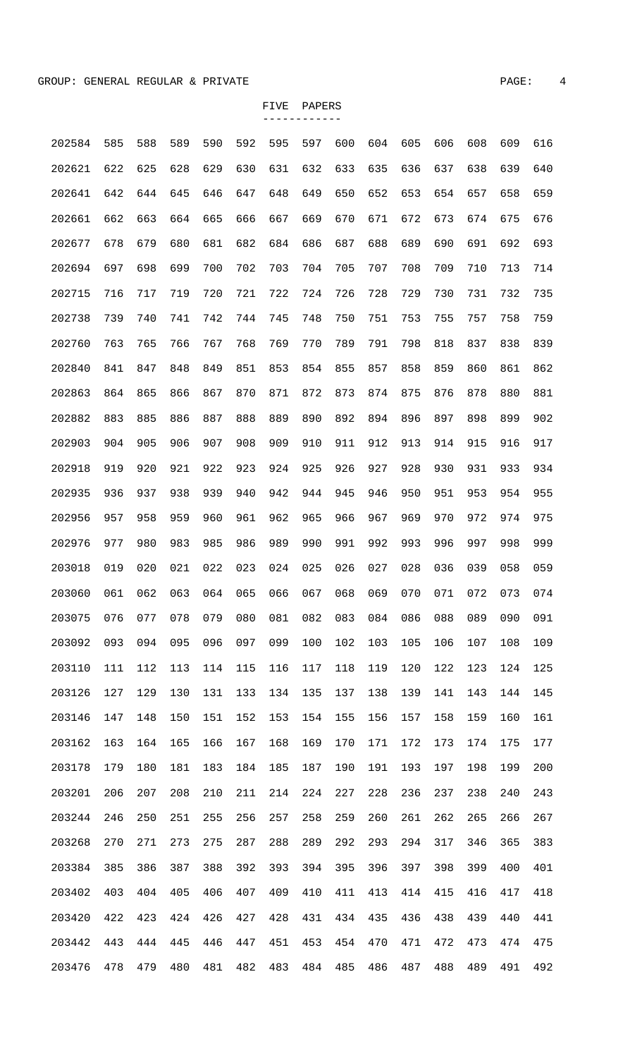GROUP: GENERAL REGULAR & PRIVATE

FIVE PAPERS

```
202584  585  588  589  590  592  595  597  600  604  605  606  608  609  616
202621  622  625  628  629  630  631  632  633  635  636  637  638  639  640
202641  642  644  645  646  647  648  649  650  652  653  654  657  658  659
202661  662  663  664  665  666  667  669  670  671  672  673  674  675  676
202677  678  679  680  681  682  684  686  687  688  689  690  691  692  693
202694  697  698  699  700  702  703  704  705  707  708  709  710  713  714
202715  716  717  719  720  721  722  724  726  728  729  730  731  732  735
202738  739  740  741  742  744  745  748  750  751  753  755  757  758  759
202760  763  765  766  767  768  769  770  789  791  798  818  837  838  839
202840  841  847  848  849  851  853  854  855  857  858  859  860  861  862
202863  864  865  866  867  870  871  872  873  874  875  876  878  880  881
202882  883  885  886  887  888  889  890  892  894  896  897  898  899  902
202903  904  905  906  907  908  909  910  911  912  913  914  915  916  917
202918  919  920  921  922  923  924  925  926  927  928  930  931  933  934
202935  936  937  938  939  940  942  944  945  946  950  951  953  954  955
202956  957  958  959  960  961  962  965  966  967  969  970  972  974  975
202976  977  980  983  985  986  989  990  991  992  993  996  997  998  999
203018  019  020  021  022  023  024  025  026  027  028  036  039  058  059
203060  061  062  063  064  065  066  067  068  069  070  071  072  073  074
203075  076  077  078  079  080  081  082  083  084  086  088  089  090  091
203092  093  094  095  096  097  099  100  102  103  105  106  107  108  109
203110  111  112  113  114  115  116  117  118  119  120  122  123  124  125
203126  127  129  130  131  133  134  135  137  138  139  141  143  144  145
203146  147  148  150  151  152  153  154  155  156  157  158  159  160  161
203162  163  164  165  166  167  168  169  170  171  172  173  174  175  177
203178  179  180  181  183  184  185  187  190  191  193  197  198  199  200
203201  206  207  208  210  211  214  224  227  228  236  237  238  240  243
203244  246  250  251  255  256  257  258  259  260  261  262  265  266  267
203268  270  271  273  275  287  288  289  292  293  294  317  346  365  383
203384  385  386  387  388  392  393  394  395  396  397  398  399  400  401
203402  403  404  405  406  407  409  410  411  413  414  415  416  417  418
203420  422  423  424  426  427  428  431  434  435  436  438  439  440  441
203442  443  444  445  446  447  451  453  454  470  471  472  473  474  475
203476  478  479  480  481  482  483  484  485  486  487  488  489  491  492
```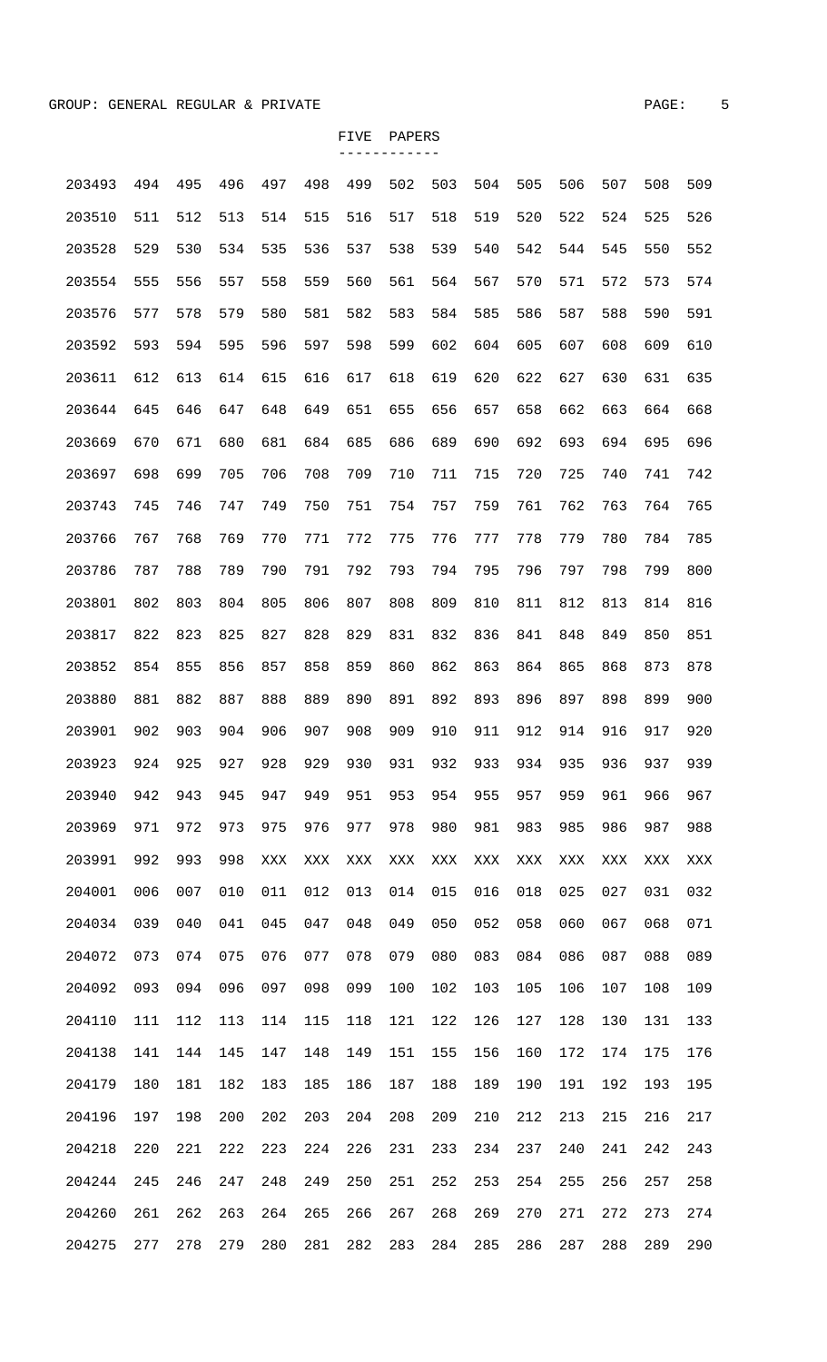GROUP: GENERAL REGULAR & PRIVATE

FIVE PAPERS

| | | | | | | | | | | | | | | |
|---|---|---|---|---|---|---|---|---|---|---|---|---|---|---|
| 203493 | 494 | 495 | 496 | 497 | 498 | 499 | 502 | 503 | 504 | 505 | 506 | 507 | 508 | 509 |
| 203510 | 511 | 512 | 513 | 514 | 515 | 516 | 517 | 518 | 519 | 520 | 522 | 524 | 525 | 526 |
| 203528 | 529 | 530 | 534 | 535 | 536 | 537 | 538 | 539 | 540 | 542 | 544 | 545 | 550 | 552 |
| 203554 | 555 | 556 | 557 | 558 | 559 | 560 | 561 | 564 | 567 | 570 | 571 | 572 | 573 | 574 |
| 203576 | 577 | 578 | 579 | 580 | 581 | 582 | 583 | 584 | 585 | 586 | 587 | 588 | 590 | 591 |
| 203592 | 593 | 594 | 595 | 596 | 597 | 598 | 599 | 602 | 604 | 605 | 607 | 608 | 609 | 610 |
| 203611 | 612 | 613 | 614 | 615 | 616 | 617 | 618 | 619 | 620 | 622 | 627 | 630 | 631 | 635 |
| 203644 | 645 | 646 | 647 | 648 | 649 | 651 | 655 | 656 | 657 | 658 | 662 | 663 | 664 | 668 |
| 203669 | 670 | 671 | 680 | 681 | 684 | 685 | 686 | 689 | 690 | 692 | 693 | 694 | 695 | 696 |
| 203697 | 698 | 699 | 705 | 706 | 708 | 709 | 710 | 711 | 715 | 720 | 725 | 740 | 741 | 742 |
| 203743 | 745 | 746 | 747 | 749 | 750 | 751 | 754 | 757 | 759 | 761 | 762 | 763 | 764 | 765 |
| 203766 | 767 | 768 | 769 | 770 | 771 | 772 | 775 | 776 | 777 | 778 | 779 | 780 | 784 | 785 |
| 203786 | 787 | 788 | 789 | 790 | 791 | 792 | 793 | 794 | 795 | 796 | 797 | 798 | 799 | 800 |
| 203801 | 802 | 803 | 804 | 805 | 806 | 807 | 808 | 809 | 810 | 811 | 812 | 813 | 814 | 816 |
| 203817 | 822 | 823 | 825 | 827 | 828 | 829 | 831 | 832 | 836 | 841 | 848 | 849 | 850 | 851 |
| 203852 | 854 | 855 | 856 | 857 | 858 | 859 | 860 | 862 | 863 | 864 | 865 | 868 | 873 | 878 |
| 203880 | 881 | 882 | 887 | 888 | 889 | 890 | 891 | 892 | 893 | 896 | 897 | 898 | 899 | 900 |
| 203901 | 902 | 903 | 904 | 906 | 907 | 908 | 909 | 910 | 911 | 912 | 914 | 916 | 917 | 920 |
| 203923 | 924 | 925 | 927 | 928 | 929 | 930 | 931 | 932 | 933 | 934 | 935 | 936 | 937 | 939 |
| 203940 | 942 | 943 | 945 | 947 | 949 | 951 | 953 | 954 | 955 | 957 | 959 | 961 | 966 | 967 |
| 203969 | 971 | 972 | 973 | 975 | 976 | 977 | 978 | 980 | 981 | 983 | 985 | 986 | 987 | 988 |
| 203991 | 992 | 993 | 998 | XXX | XXX | XXX | XXX | XXX | XXX | XXX | XXX | XXX | XXX | XXX |
| 204001 | 006 | 007 | 010 | 011 | 012 | 013 | 014 | 015 | 016 | 018 | 025 | 027 | 031 | 032 |
| 204034 | 039 | 040 | 041 | 045 | 047 | 048 | 049 | 050 | 052 | 058 | 060 | 067 | 068 | 071 |
| 204072 | 073 | 074 | 075 | 076 | 077 | 078 | 079 | 080 | 083 | 084 | 086 | 087 | 088 | 089 |
| 204092 | 093 | 094 | 096 | 097 | 098 | 099 | 100 | 102 | 103 | 105 | 106 | 107 | 108 | 109 |
| 204110 | 111 | 112 | 113 | 114 | 115 | 118 | 121 | 122 | 126 | 127 | 128 | 130 | 131 | 133 |
| 204138 | 141 | 144 | 145 | 147 | 148 | 149 | 151 | 155 | 156 | 160 | 172 | 174 | 175 | 176 |
| 204179 | 180 | 181 | 182 | 183 | 185 | 186 | 187 | 188 | 189 | 190 | 191 | 192 | 193 | 195 |
| 204196 | 197 | 198 | 200 | 202 | 203 | 204 | 208 | 209 | 210 | 212 | 213 | 215 | 216 | 217 |
| 204218 | 220 | 221 | 222 | 223 | 224 | 226 | 231 | 233 | 234 | 237 | 240 | 241 | 242 | 243 |
| 204244 | 245 | 246 | 247 | 248 | 249 | 250 | 251 | 252 | 253 | 254 | 255 | 256 | 257 | 258 |
| 204260 | 261 | 262 | 263 | 264 | 265 | 266 | 267 | 268 | 269 | 270 | 271 | 272 | 273 | 274 |
| 204275 | 277 | 278 | 279 | 280 | 281 | 282 | 283 | 284 | 285 | 286 | 287 | 288 | 289 | 290 |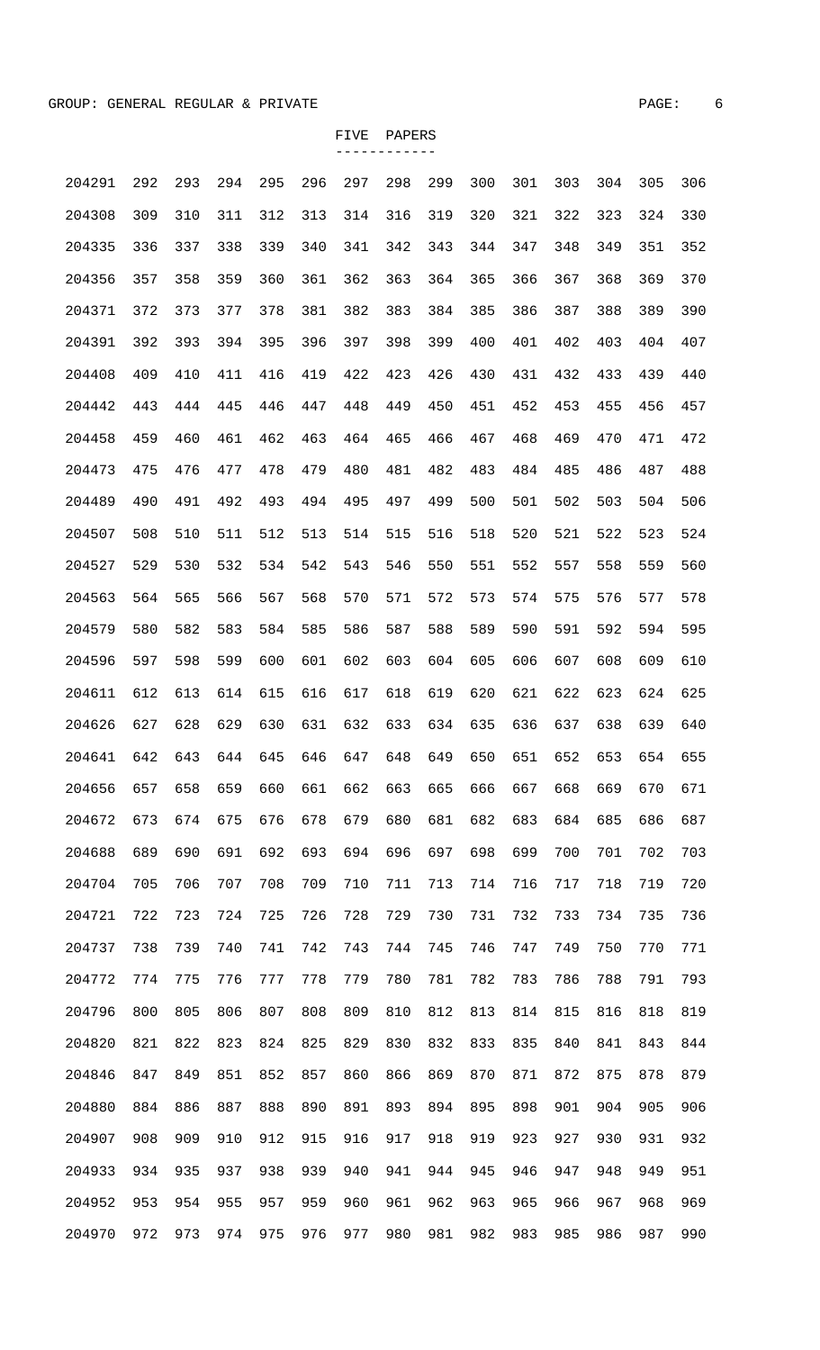GROUP: GENERAL REGULAR & PRIVATE

## FIVE PAPERS

```
204291  292  293  294  295  296  297  298  299  300  301  303  304  305  306
204308  309  310  311  312  313  314  316  319  320  321  322  323  324  330
204335  336  337  338  339  340  341  342  343  344  347  348  349  351  352
204356  357  358  359  360  361  362  363  364  365  366  367  368  369  370
204371  372  373  377  378  381  382  383  384  385  386  387  388  389  390
204391  392  393  394  395  396  397  398  399  400  401  402  403  404  407
204408  409  410  411  416  419  422  423  426  430  431  432  433  439  440
204442  443  444  445  446  447  448  449  450  451  452  453  455  456  457
204458  459  460  461  462  463  464  465  466  467  468  469  470  471  472
204473  475  476  477  478  479  480  481  482  483  484  485  486  487  488
204489  490  491  492  493  494  495  497  499  500  501  502  503  504  506
204507  508  510  511  512  513  514  515  516  518  520  521  522  523  524
204527  529  530  532  534  542  543  546  550  551  552  557  558  559  560
204563  564  565  566  567  568  570  571  572  573  574  575  576  577  578
204579  580  582  583  584  585  586  587  588  589  590  591  592  594  595
204596  597  598  599  600  601  602  603  604  605  606  607  608  609  610
204611  612  613  614  615  616  617  618  619  620  621  622  623  624  625
204626  627  628  629  630  631  632  633  634  635  636  637  638  639  640
204641  642  643  644  645  646  647  648  649  650  651  652  653  654  655
204656  657  658  659  660  661  662  663  665  666  667  668  669  670  671
204672  673  674  675  676  678  679  680  681  682  683  684  685  686  687
204688  689  690  691  692  693  694  696  697  698  699  700  701  702  703
204704  705  706  707  708  709  710  711  713  714  716  717  718  719  720
204721  722  723  724  725  726  728  729  730  731  732  733  734  735  736
204737  738  739  740  741  742  743  744  745  746  747  749  750  770  771
204772  774  775  776  777  778  779  780  781  782  783  786  788  791  793
204796  800  805  806  807  808  809  810  812  813  814  815  816  818  819
204820  821  822  823  824  825  829  830  832  833  835  840  841  843  844
204846  847  849  851  852  857  860  866  869  870  871  872  875  878  879
204880  884  886  887  888  890  891  893  894  895  898  901  904  905  906
204907  908  909  910  912  915  916  917  918  919  923  927  930  931  932
204933  934  935  937  938  939  940  941  944  945  946  947  948  949  951
204952  953  954  955  957  959  960  961  962  963  965  966  967  968  969
204970  972  973  974  975  976  977  980  981  982  983  985  986  987  990
```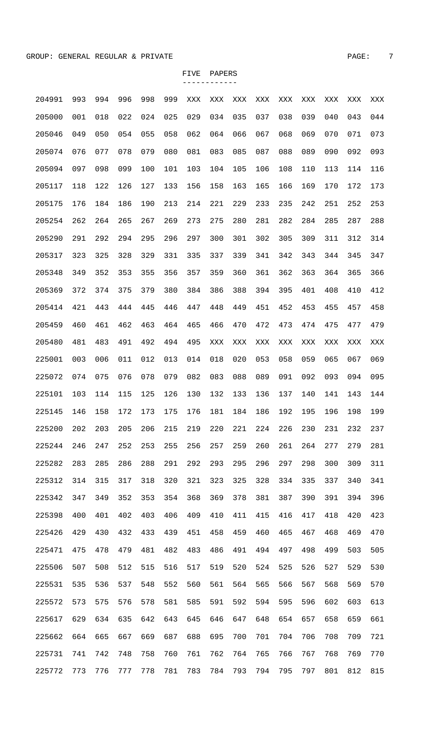GROUP: GENERAL REGULAR & PRIVATE

FIVE PAPERS

| | | | | | | | | | | | | | | |
|---|---|---|---|---|---|---|---|---|---|---|---|---|---|---|
| 204991 | 993 | 994 | 996 | 998 | 999 | XXX | XXX | XXX | XXX | XXX | XXX | XXX | XXX | XXX |
| 205000 | 001 | 018 | 022 | 024 | 025 | 029 | 034 | 035 | 037 | 038 | 039 | 040 | 043 | 044 |
| 205046 | 049 | 050 | 054 | 055 | 058 | 062 | 064 | 066 | 067 | 068 | 069 | 070 | 071 | 073 |
| 205074 | 076 | 077 | 078 | 079 | 080 | 081 | 083 | 085 | 087 | 088 | 089 | 090 | 092 | 093 |
| 205094 | 097 | 098 | 099 | 100 | 101 | 103 | 104 | 105 | 106 | 108 | 110 | 113 | 114 | 116 |
| 205117 | 118 | 122 | 126 | 127 | 133 | 156 | 158 | 163 | 165 | 166 | 169 | 170 | 172 | 173 |
| 205175 | 176 | 184 | 186 | 190 | 213 | 214 | 221 | 229 | 233 | 235 | 242 | 251 | 252 | 253 |
| 205254 | 262 | 264 | 265 | 267 | 269 | 273 | 275 | 280 | 281 | 282 | 284 | 285 | 287 | 288 |
| 205290 | 291 | 292 | 294 | 295 | 296 | 297 | 300 | 301 | 302 | 305 | 309 | 311 | 312 | 314 |
| 205317 | 323 | 325 | 328 | 329 | 331 | 335 | 337 | 339 | 341 | 342 | 343 | 344 | 345 | 347 |
| 205348 | 349 | 352 | 353 | 355 | 356 | 357 | 359 | 360 | 361 | 362 | 363 | 364 | 365 | 366 |
| 205369 | 372 | 374 | 375 | 379 | 380 | 384 | 386 | 388 | 394 | 395 | 401 | 408 | 410 | 412 |
| 205414 | 421 | 443 | 444 | 445 | 446 | 447 | 448 | 449 | 451 | 452 | 453 | 455 | 457 | 458 |
| 205459 | 460 | 461 | 462 | 463 | 464 | 465 | 466 | 470 | 472 | 473 | 474 | 475 | 477 | 479 |
| 205480 | 481 | 483 | 491 | 492 | 494 | 495 | XXX | XXX | XXX | XXX | XXX | XXX | XXX | XXX |
| 225001 | 003 | 006 | 011 | 012 | 013 | 014 | 018 | 020 | 053 | 058 | 059 | 065 | 067 | 069 |
| 225072 | 074 | 075 | 076 | 078 | 079 | 082 | 083 | 088 | 089 | 091 | 092 | 093 | 094 | 095 |
| 225101 | 103 | 114 | 115 | 125 | 126 | 130 | 132 | 133 | 136 | 137 | 140 | 141 | 143 | 144 |
| 225145 | 146 | 158 | 172 | 173 | 175 | 176 | 181 | 184 | 186 | 192 | 195 | 196 | 198 | 199 |
| 225200 | 202 | 203 | 205 | 206 | 215 | 219 | 220 | 221 | 224 | 226 | 230 | 231 | 232 | 237 |
| 225244 | 246 | 247 | 252 | 253 | 255 | 256 | 257 | 259 | 260 | 261 | 264 | 277 | 279 | 281 |
| 225282 | 283 | 285 | 286 | 288 | 291 | 292 | 293 | 295 | 296 | 297 | 298 | 300 | 309 | 311 |
| 225312 | 314 | 315 | 317 | 318 | 320 | 321 | 323 | 325 | 328 | 334 | 335 | 337 | 340 | 341 |
| 225342 | 347 | 349 | 352 | 353 | 354 | 368 | 369 | 378 | 381 | 387 | 390 | 391 | 394 | 396 |
| 225398 | 400 | 401 | 402 | 403 | 406 | 409 | 410 | 411 | 415 | 416 | 417 | 418 | 420 | 423 |
| 225426 | 429 | 430 | 432 | 433 | 439 | 451 | 458 | 459 | 460 | 465 | 467 | 468 | 469 | 470 |
| 225471 | 475 | 478 | 479 | 481 | 482 | 483 | 486 | 491 | 494 | 497 | 498 | 499 | 503 | 505 |
| 225506 | 507 | 508 | 512 | 515 | 516 | 517 | 519 | 520 | 524 | 525 | 526 | 527 | 529 | 530 |
| 225531 | 535 | 536 | 537 | 548 | 552 | 560 | 561 | 564 | 565 | 566 | 567 | 568 | 569 | 570 |
| 225572 | 573 | 575 | 576 | 578 | 581 | 585 | 591 | 592 | 594 | 595 | 596 | 602 | 603 | 613 |
| 225617 | 629 | 634 | 635 | 642 | 643 | 645 | 646 | 647 | 648 | 654 | 657 | 658 | 659 | 661 |
| 225662 | 664 | 665 | 667 | 669 | 687 | 688 | 695 | 700 | 701 | 704 | 706 | 708 | 709 | 721 |
| 225731 | 741 | 742 | 748 | 758 | 760 | 761 | 762 | 764 | 765 | 766 | 767 | 768 | 769 | 770 |
| 225772 | 773 | 776 | 777 | 778 | 781 | 783 | 784 | 793 | 794 | 795 | 797 | 801 | 812 | 815 |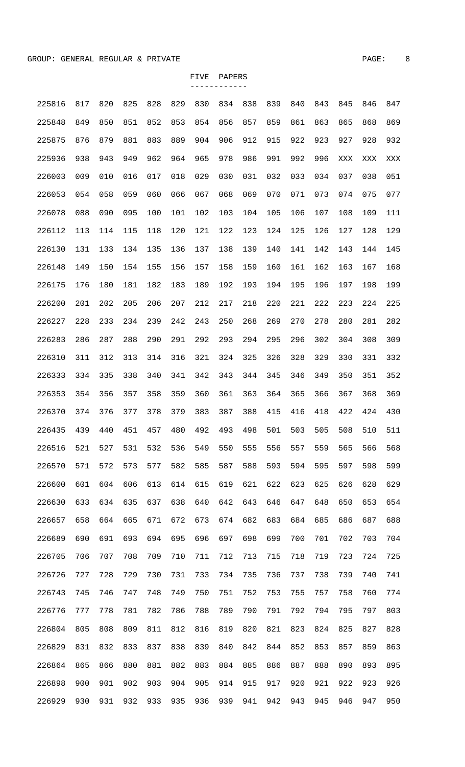GROUP: GENERAL REGULAR & PRIVATE

FIVE PAPERS

| | | | | | | | | | | | | | | |
|---|---|---|---|---|---|---|---|---|---|---|---|---|---|---|
| 225816 | 817 | 820 | 825 | 828 | 829 | 830 | 834 | 838 | 839 | 840 | 843 | 845 | 846 | 847 |
| 225848 | 849 | 850 | 851 | 852 | 853 | 854 | 856 | 857 | 859 | 861 | 863 | 865 | 868 | 869 |
| 225875 | 876 | 879 | 881 | 883 | 889 | 904 | 906 | 912 | 915 | 922 | 923 | 927 | 928 | 932 |
| 225936 | 938 | 943 | 949 | 962 | 964 | 965 | 978 | 986 | 991 | 992 | 996 | XXX | XXX | XXX |
| 226003 | 009 | 010 | 016 | 017 | 018 | 029 | 030 | 031 | 032 | 033 | 034 | 037 | 038 | 051 |
| 226053 | 054 | 058 | 059 | 060 | 066 | 067 | 068 | 069 | 070 | 071 | 073 | 074 | 075 | 077 |
| 226078 | 088 | 090 | 095 | 100 | 101 | 102 | 103 | 104 | 105 | 106 | 107 | 108 | 109 | 111 |
| 226112 | 113 | 114 | 115 | 118 | 120 | 121 | 122 | 123 | 124 | 125 | 126 | 127 | 128 | 129 |
| 226130 | 131 | 133 | 134 | 135 | 136 | 137 | 138 | 139 | 140 | 141 | 142 | 143 | 144 | 145 |
| 226148 | 149 | 150 | 154 | 155 | 156 | 157 | 158 | 159 | 160 | 161 | 162 | 163 | 167 | 168 |
| 226175 | 176 | 180 | 181 | 182 | 183 | 189 | 192 | 193 | 194 | 195 | 196 | 197 | 198 | 199 |
| 226200 | 201 | 202 | 205 | 206 | 207 | 212 | 217 | 218 | 220 | 221 | 222 | 223 | 224 | 225 |
| 226227 | 228 | 233 | 234 | 239 | 242 | 243 | 250 | 268 | 269 | 270 | 278 | 280 | 281 | 282 |
| 226283 | 286 | 287 | 288 | 290 | 291 | 292 | 293 | 294 | 295 | 296 | 302 | 304 | 308 | 309 |
| 226310 | 311 | 312 | 313 | 314 | 316 | 321 | 324 | 325 | 326 | 328 | 329 | 330 | 331 | 332 |
| 226333 | 334 | 335 | 338 | 340 | 341 | 342 | 343 | 344 | 345 | 346 | 349 | 350 | 351 | 352 |
| 226353 | 354 | 356 | 357 | 358 | 359 | 360 | 361 | 363 | 364 | 365 | 366 | 367 | 368 | 369 |
| 226370 | 374 | 376 | 377 | 378 | 379 | 383 | 387 | 388 | 415 | 416 | 418 | 422 | 424 | 430 |
| 226435 | 439 | 440 | 451 | 457 | 480 | 492 | 493 | 498 | 501 | 503 | 505 | 508 | 510 | 511 |
| 226516 | 521 | 527 | 531 | 532 | 536 | 549 | 550 | 555 | 556 | 557 | 559 | 565 | 566 | 568 |
| 226570 | 571 | 572 | 573 | 577 | 582 | 585 | 587 | 588 | 593 | 594 | 595 | 597 | 598 | 599 |
| 226600 | 601 | 604 | 606 | 613 | 614 | 615 | 619 | 621 | 622 | 623 | 625 | 626 | 628 | 629 |
| 226630 | 633 | 634 | 635 | 637 | 638 | 640 | 642 | 643 | 646 | 647 | 648 | 650 | 653 | 654 |
| 226657 | 658 | 664 | 665 | 671 | 672 | 673 | 674 | 682 | 683 | 684 | 685 | 686 | 687 | 688 |
| 226689 | 690 | 691 | 693 | 694 | 695 | 696 | 697 | 698 | 699 | 700 | 701 | 702 | 703 | 704 |
| 226705 | 706 | 707 | 708 | 709 | 710 | 711 | 712 | 713 | 715 | 718 | 719 | 723 | 724 | 725 |
| 226726 | 727 | 728 | 729 | 730 | 731 | 733 | 734 | 735 | 736 | 737 | 738 | 739 | 740 | 741 |
| 226743 | 745 | 746 | 747 | 748 | 749 | 750 | 751 | 752 | 753 | 755 | 757 | 758 | 760 | 774 |
| 226776 | 777 | 778 | 781 | 782 | 786 | 788 | 789 | 790 | 791 | 792 | 794 | 795 | 797 | 803 |
| 226804 | 805 | 808 | 809 | 811 | 812 | 816 | 819 | 820 | 821 | 823 | 824 | 825 | 827 | 828 |
| 226829 | 831 | 832 | 833 | 837 | 838 | 839 | 840 | 842 | 844 | 852 | 853 | 857 | 859 | 863 |
| 226864 | 865 | 866 | 880 | 881 | 882 | 883 | 884 | 885 | 886 | 887 | 888 | 890 | 893 | 895 |
| 226898 | 900 | 901 | 902 | 903 | 904 | 905 | 914 | 915 | 917 | 920 | 921 | 922 | 923 | 926 |
| 226929 | 930 | 931 | 932 | 933 | 935 | 936 | 939 | 941 | 942 | 943 | 945 | 946 | 947 | 950 |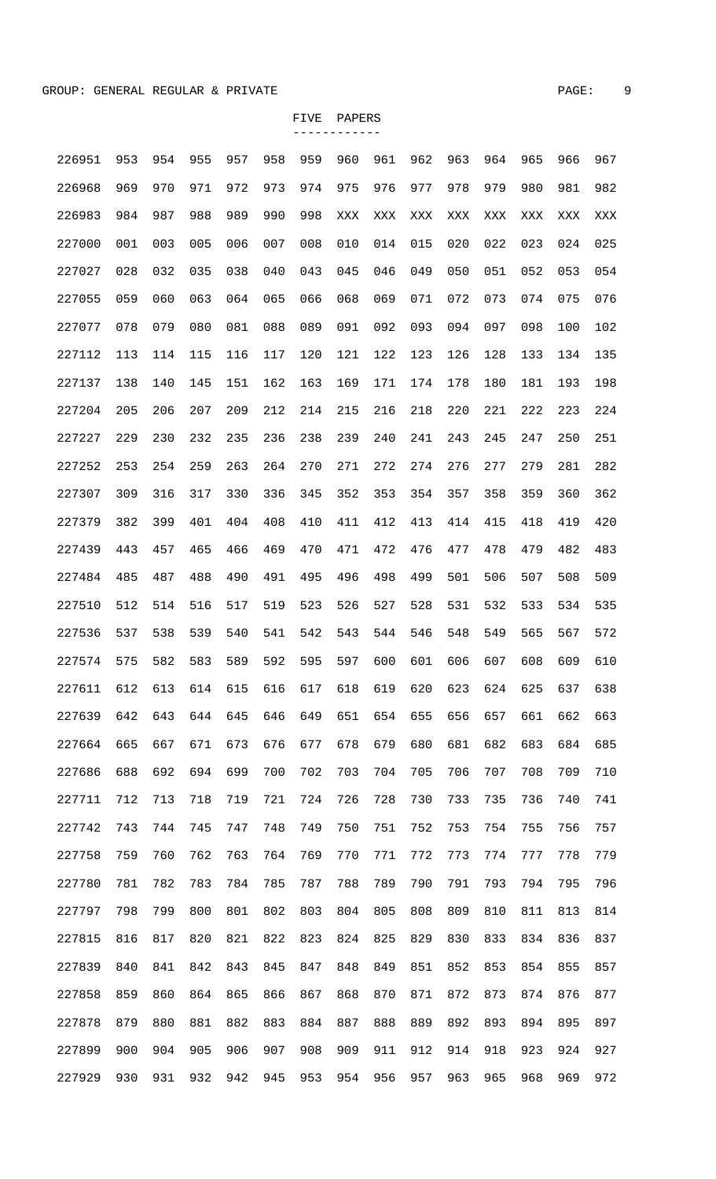GROUP: GENERAL REGULAR & PRIVATE

FIVE PAPERS

| | | | | | | | | | | | | | | |
|---|---|---|---|---|---|---|---|---|---|---|---|---|---|---|
| 226951 | 953 | 954 | 955 | 957 | 958 | 959 | 960 | 961 | 962 | 963 | 964 | 965 | 966 | 967 |
| 226968 | 969 | 970 | 971 | 972 | 973 | 974 | 975 | 976 | 977 | 978 | 979 | 980 | 981 | 982 |
| 226983 | 984 | 987 | 988 | 989 | 990 | 998 | XXX | XXX | XXX | XXX | XXX | XXX | XXX | XXX |
| 227000 | 001 | 003 | 005 | 006 | 007 | 008 | 010 | 014 | 015 | 020 | 022 | 023 | 024 | 025 |
| 227027 | 028 | 032 | 035 | 038 | 040 | 043 | 045 | 046 | 049 | 050 | 051 | 052 | 053 | 054 |
| 227055 | 059 | 060 | 063 | 064 | 065 | 066 | 068 | 069 | 071 | 072 | 073 | 074 | 075 | 076 |
| 227077 | 078 | 079 | 080 | 081 | 088 | 089 | 091 | 092 | 093 | 094 | 097 | 098 | 100 | 102 |
| 227112 | 113 | 114 | 115 | 116 | 117 | 120 | 121 | 122 | 123 | 126 | 128 | 133 | 134 | 135 |
| 227137 | 138 | 140 | 145 | 151 | 162 | 163 | 169 | 171 | 174 | 178 | 180 | 181 | 193 | 198 |
| 227204 | 205 | 206 | 207 | 209 | 212 | 214 | 215 | 216 | 218 | 220 | 221 | 222 | 223 | 224 |
| 227227 | 229 | 230 | 232 | 235 | 236 | 238 | 239 | 240 | 241 | 243 | 245 | 247 | 250 | 251 |
| 227252 | 253 | 254 | 259 | 263 | 264 | 270 | 271 | 272 | 274 | 276 | 277 | 279 | 281 | 282 |
| 227307 | 309 | 316 | 317 | 330 | 336 | 345 | 352 | 353 | 354 | 357 | 358 | 359 | 360 | 362 |
| 227379 | 382 | 399 | 401 | 404 | 408 | 410 | 411 | 412 | 413 | 414 | 415 | 418 | 419 | 420 |
| 227439 | 443 | 457 | 465 | 466 | 469 | 470 | 471 | 472 | 476 | 477 | 478 | 479 | 482 | 483 |
| 227484 | 485 | 487 | 488 | 490 | 491 | 495 | 496 | 498 | 499 | 501 | 506 | 507 | 508 | 509 |
| 227510 | 512 | 514 | 516 | 517 | 519 | 523 | 526 | 527 | 528 | 531 | 532 | 533 | 534 | 535 |
| 227536 | 537 | 538 | 539 | 540 | 541 | 542 | 543 | 544 | 546 | 548 | 549 | 565 | 567 | 572 |
| 227574 | 575 | 582 | 583 | 589 | 592 | 595 | 597 | 600 | 601 | 606 | 607 | 608 | 609 | 610 |
| 227611 | 612 | 613 | 614 | 615 | 616 | 617 | 618 | 619 | 620 | 623 | 624 | 625 | 637 | 638 |
| 227639 | 642 | 643 | 644 | 645 | 646 | 649 | 651 | 654 | 655 | 656 | 657 | 661 | 662 | 663 |
| 227664 | 665 | 667 | 671 | 673 | 676 | 677 | 678 | 679 | 680 | 681 | 682 | 683 | 684 | 685 |
| 227686 | 688 | 692 | 694 | 699 | 700 | 702 | 703 | 704 | 705 | 706 | 707 | 708 | 709 | 710 |
| 227711 | 712 | 713 | 718 | 719 | 721 | 724 | 726 | 728 | 730 | 733 | 735 | 736 | 740 | 741 |
| 227742 | 743 | 744 | 745 | 747 | 748 | 749 | 750 | 751 | 752 | 753 | 754 | 755 | 756 | 757 |
| 227758 | 759 | 760 | 762 | 763 | 764 | 769 | 770 | 771 | 772 | 773 | 774 | 777 | 778 | 779 |
| 227780 | 781 | 782 | 783 | 784 | 785 | 787 | 788 | 789 | 790 | 791 | 793 | 794 | 795 | 796 |
| 227797 | 798 | 799 | 800 | 801 | 802 | 803 | 804 | 805 | 808 | 809 | 810 | 811 | 813 | 814 |
| 227815 | 816 | 817 | 820 | 821 | 822 | 823 | 824 | 825 | 829 | 830 | 833 | 834 | 836 | 837 |
| 227839 | 840 | 841 | 842 | 843 | 845 | 847 | 848 | 849 | 851 | 852 | 853 | 854 | 855 | 857 |
| 227858 | 859 | 860 | 864 | 865 | 866 | 867 | 868 | 870 | 871 | 872 | 873 | 874 | 876 | 877 |
| 227878 | 879 | 880 | 881 | 882 | 883 | 884 | 887 | 888 | 889 | 892 | 893 | 894 | 895 | 897 |
| 227899 | 900 | 904 | 905 | 906 | 907 | 908 | 909 | 911 | 912 | 914 | 918 | 923 | 924 | 927 |
| 227929 | 930 | 931 | 932 | 942 | 945 | 953 | 954 | 956 | 957 | 963 | 965 | 968 | 969 | 972 |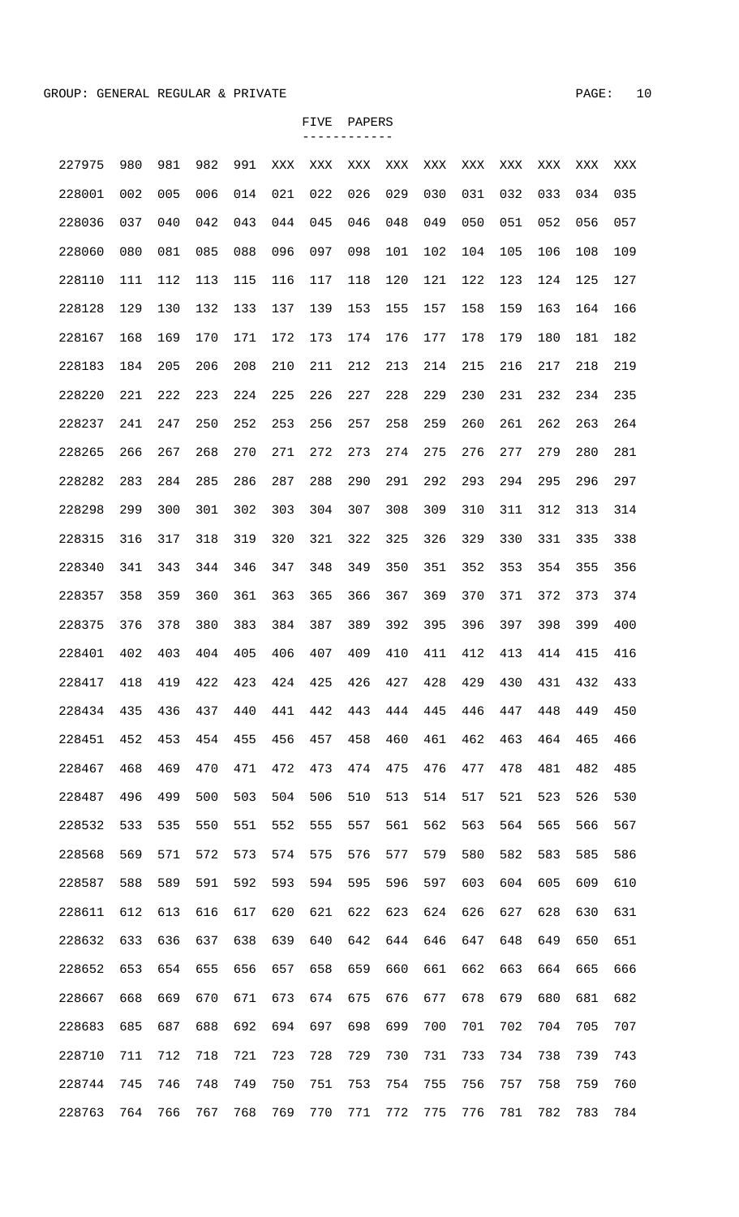GROUP: GENERAL REGULAR & PRIVATE

FIVE PAPERS

| | | | | | | | | | | | | | | |
|---|---|---|---|---|---|---|---|---|---|---|---|---|---|---|
| 227975 | 980 | 981 | 982 | 991 | XXX | XXX | XXX | XXX | XXX | XXX | XXX | XXX | XXX | XXX |
| 228001 | 002 | 005 | 006 | 014 | 021 | 022 | 026 | 029 | 030 | 031 | 032 | 033 | 034 | 035 |
| 228036 | 037 | 040 | 042 | 043 | 044 | 045 | 046 | 048 | 049 | 050 | 051 | 052 | 056 | 057 |
| 228060 | 080 | 081 | 085 | 088 | 096 | 097 | 098 | 101 | 102 | 104 | 105 | 106 | 108 | 109 |
| 228110 | 111 | 112 | 113 | 115 | 116 | 117 | 118 | 120 | 121 | 122 | 123 | 124 | 125 | 127 |
| 228128 | 129 | 130 | 132 | 133 | 137 | 139 | 153 | 155 | 157 | 158 | 159 | 163 | 164 | 166 |
| 228167 | 168 | 169 | 170 | 171 | 172 | 173 | 174 | 176 | 177 | 178 | 179 | 180 | 181 | 182 |
| 228183 | 184 | 205 | 206 | 208 | 210 | 211 | 212 | 213 | 214 | 215 | 216 | 217 | 218 | 219 |
| 228220 | 221 | 222 | 223 | 224 | 225 | 226 | 227 | 228 | 229 | 230 | 231 | 232 | 234 | 235 |
| 228237 | 241 | 247 | 250 | 252 | 253 | 256 | 257 | 258 | 259 | 260 | 261 | 262 | 263 | 264 |
| 228265 | 266 | 267 | 268 | 270 | 271 | 272 | 273 | 274 | 275 | 276 | 277 | 279 | 280 | 281 |
| 228282 | 283 | 284 | 285 | 286 | 287 | 288 | 290 | 291 | 292 | 293 | 294 | 295 | 296 | 297 |
| 228298 | 299 | 300 | 301 | 302 | 303 | 304 | 307 | 308 | 309 | 310 | 311 | 312 | 313 | 314 |
| 228315 | 316 | 317 | 318 | 319 | 320 | 321 | 322 | 325 | 326 | 329 | 330 | 331 | 335 | 338 |
| 228340 | 341 | 343 | 344 | 346 | 347 | 348 | 349 | 350 | 351 | 352 | 353 | 354 | 355 | 356 |
| 228357 | 358 | 359 | 360 | 361 | 363 | 365 | 366 | 367 | 369 | 370 | 371 | 372 | 373 | 374 |
| 228375 | 376 | 378 | 380 | 383 | 384 | 387 | 389 | 392 | 395 | 396 | 397 | 398 | 399 | 400 |
| 228401 | 402 | 403 | 404 | 405 | 406 | 407 | 409 | 410 | 411 | 412 | 413 | 414 | 415 | 416 |
| 228417 | 418 | 419 | 422 | 423 | 424 | 425 | 426 | 427 | 428 | 429 | 430 | 431 | 432 | 433 |
| 228434 | 435 | 436 | 437 | 440 | 441 | 442 | 443 | 444 | 445 | 446 | 447 | 448 | 449 | 450 |
| 228451 | 452 | 453 | 454 | 455 | 456 | 457 | 458 | 460 | 461 | 462 | 463 | 464 | 465 | 466 |
| 228467 | 468 | 469 | 470 | 471 | 472 | 473 | 474 | 475 | 476 | 477 | 478 | 481 | 482 | 485 |
| 228487 | 496 | 499 | 500 | 503 | 504 | 506 | 510 | 513 | 514 | 517 | 521 | 523 | 526 | 530 |
| 228532 | 533 | 535 | 550 | 551 | 552 | 555 | 557 | 561 | 562 | 563 | 564 | 565 | 566 | 567 |
| 228568 | 569 | 571 | 572 | 573 | 574 | 575 | 576 | 577 | 579 | 580 | 582 | 583 | 585 | 586 |
| 228587 | 588 | 589 | 591 | 592 | 593 | 594 | 595 | 596 | 597 | 603 | 604 | 605 | 609 | 610 |
| 228611 | 612 | 613 | 616 | 617 | 620 | 621 | 622 | 623 | 624 | 626 | 627 | 628 | 630 | 631 |
| 228632 | 633 | 636 | 637 | 638 | 639 | 640 | 642 | 644 | 646 | 647 | 648 | 649 | 650 | 651 |
| 228652 | 653 | 654 | 655 | 656 | 657 | 658 | 659 | 660 | 661 | 662 | 663 | 664 | 665 | 666 |
| 228667 | 668 | 669 | 670 | 671 | 673 | 674 | 675 | 676 | 677 | 678 | 679 | 680 | 681 | 682 |
| 228683 | 685 | 687 | 688 | 692 | 694 | 697 | 698 | 699 | 700 | 701 | 702 | 704 | 705 | 707 |
| 228710 | 711 | 712 | 718 | 721 | 723 | 728 | 729 | 730 | 731 | 733 | 734 | 738 | 739 | 743 |
| 228744 | 745 | 746 | 748 | 749 | 750 | 751 | 753 | 754 | 755 | 756 | 757 | 758 | 759 | 760 |
| 228763 | 764 | 766 | 767 | 768 | 769 | 770 | 771 | 772 | 775 | 776 | 781 | 782 | 783 | 784 |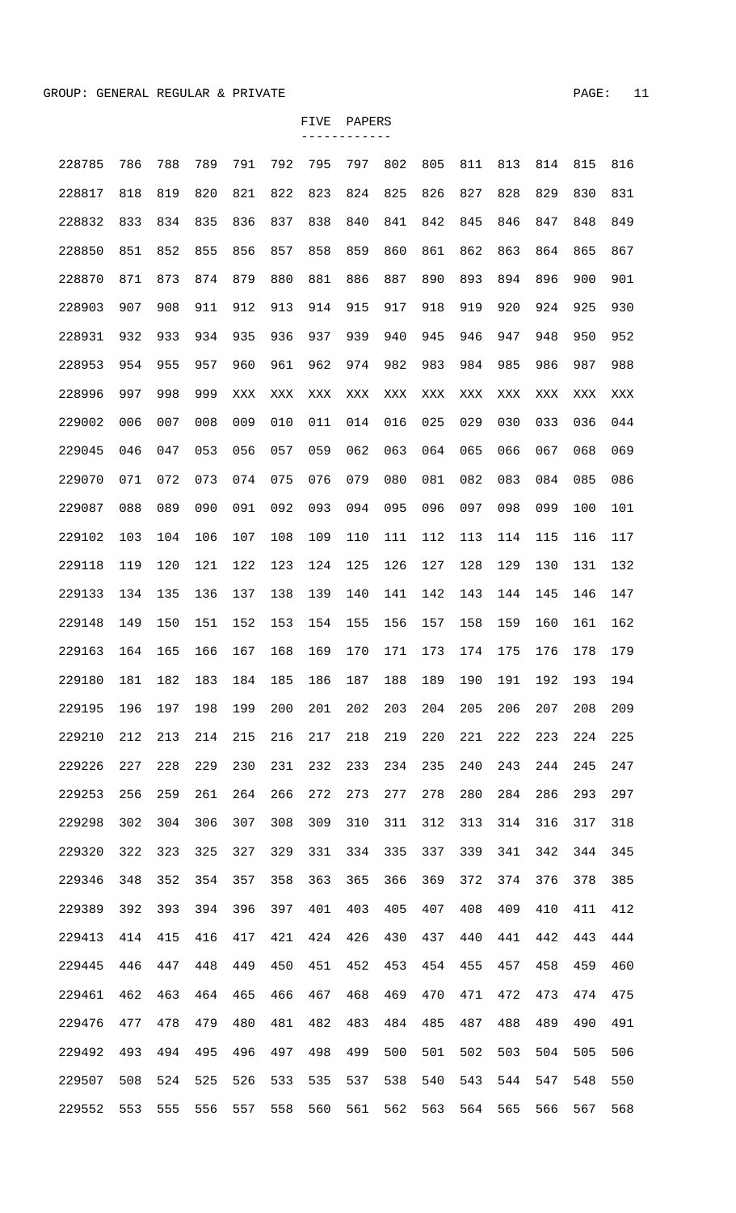GROUP: GENERAL REGULAR & PRIVATE

FIVE PAPERS

| | | | | | | | | | | | | | | |
|---|---|---|---|---|---|---|---|---|---|---|---|---|---|---|
| 228785 | 786 | 788 | 789 | 791 | 792 | 795 | 797 | 802 | 805 | 811 | 813 | 814 | 815 | 816 |
| 228817 | 818 | 819 | 820 | 821 | 822 | 823 | 824 | 825 | 826 | 827 | 828 | 829 | 830 | 831 |
| 228832 | 833 | 834 | 835 | 836 | 837 | 838 | 840 | 841 | 842 | 845 | 846 | 847 | 848 | 849 |
| 228850 | 851 | 852 | 855 | 856 | 857 | 858 | 859 | 860 | 861 | 862 | 863 | 864 | 865 | 867 |
| 228870 | 871 | 873 | 874 | 879 | 880 | 881 | 886 | 887 | 890 | 893 | 894 | 896 | 900 | 901 |
| 228903 | 907 | 908 | 911 | 912 | 913 | 914 | 915 | 917 | 918 | 919 | 920 | 924 | 925 | 930 |
| 228931 | 932 | 933 | 934 | 935 | 936 | 937 | 939 | 940 | 945 | 946 | 947 | 948 | 950 | 952 |
| 228953 | 954 | 955 | 957 | 960 | 961 | 962 | 974 | 982 | 983 | 984 | 985 | 986 | 987 | 988 |
| 228996 | 997 | 998 | 999 | XXX | XXX | XXX | XXX | XXX | XXX | XXX | XXX | XXX | XXX | XXX |
| 229002 | 006 | 007 | 008 | 009 | 010 | 011 | 014 | 016 | 025 | 029 | 030 | 033 | 036 | 044 |
| 229045 | 046 | 047 | 053 | 056 | 057 | 059 | 062 | 063 | 064 | 065 | 066 | 067 | 068 | 069 |
| 229070 | 071 | 072 | 073 | 074 | 075 | 076 | 079 | 080 | 081 | 082 | 083 | 084 | 085 | 086 |
| 229087 | 088 | 089 | 090 | 091 | 092 | 093 | 094 | 095 | 096 | 097 | 098 | 099 | 100 | 101 |
| 229102 | 103 | 104 | 106 | 107 | 108 | 109 | 110 | 111 | 112 | 113 | 114 | 115 | 116 | 117 |
| 229118 | 119 | 120 | 121 | 122 | 123 | 124 | 125 | 126 | 127 | 128 | 129 | 130 | 131 | 132 |
| 229133 | 134 | 135 | 136 | 137 | 138 | 139 | 140 | 141 | 142 | 143 | 144 | 145 | 146 | 147 |
| 229148 | 149 | 150 | 151 | 152 | 153 | 154 | 155 | 156 | 157 | 158 | 159 | 160 | 161 | 162 |
| 229163 | 164 | 165 | 166 | 167 | 168 | 169 | 170 | 171 | 173 | 174 | 175 | 176 | 178 | 179 |
| 229180 | 181 | 182 | 183 | 184 | 185 | 186 | 187 | 188 | 189 | 190 | 191 | 192 | 193 | 194 |
| 229195 | 196 | 197 | 198 | 199 | 200 | 201 | 202 | 203 | 204 | 205 | 206 | 207 | 208 | 209 |
| 229210 | 212 | 213 | 214 | 215 | 216 | 217 | 218 | 219 | 220 | 221 | 222 | 223 | 224 | 225 |
| 229226 | 227 | 228 | 229 | 230 | 231 | 232 | 233 | 234 | 235 | 240 | 243 | 244 | 245 | 247 |
| 229253 | 256 | 259 | 261 | 264 | 266 | 272 | 273 | 277 | 278 | 280 | 284 | 286 | 293 | 297 |
| 229298 | 302 | 304 | 306 | 307 | 308 | 309 | 310 | 311 | 312 | 313 | 314 | 316 | 317 | 318 |
| 229320 | 322 | 323 | 325 | 327 | 329 | 331 | 334 | 335 | 337 | 339 | 341 | 342 | 344 | 345 |
| 229346 | 348 | 352 | 354 | 357 | 358 | 363 | 365 | 366 | 369 | 372 | 374 | 376 | 378 | 385 |
| 229389 | 392 | 393 | 394 | 396 | 397 | 401 | 403 | 405 | 407 | 408 | 409 | 410 | 411 | 412 |
| 229413 | 414 | 415 | 416 | 417 | 421 | 424 | 426 | 430 | 437 | 440 | 441 | 442 | 443 | 444 |
| 229445 | 446 | 447 | 448 | 449 | 450 | 451 | 452 | 453 | 454 | 455 | 457 | 458 | 459 | 460 |
| 229461 | 462 | 463 | 464 | 465 | 466 | 467 | 468 | 469 | 470 | 471 | 472 | 473 | 474 | 475 |
| 229476 | 477 | 478 | 479 | 480 | 481 | 482 | 483 | 484 | 485 | 487 | 488 | 489 | 490 | 491 |
| 229492 | 493 | 494 | 495 | 496 | 497 | 498 | 499 | 500 | 501 | 502 | 503 | 504 | 505 | 506 |
| 229507 | 508 | 524 | 525 | 526 | 533 | 535 | 537 | 538 | 540 | 543 | 544 | 547 | 548 | 550 |
| 229552 | 553 | 555 | 556 | 557 | 558 | 560 | 561 | 562 | 563 | 564 | 565 | 566 | 567 | 568 |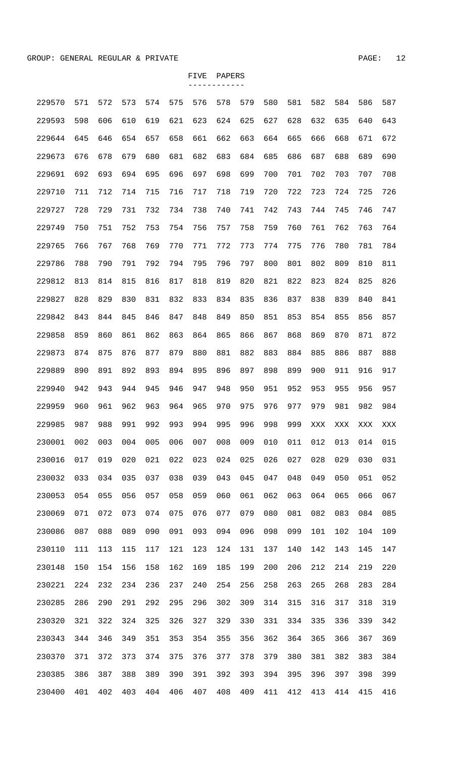GROUP: GENERAL REGULAR & PRIVATE

## FIVE PAPERS

| | | | | | | | | | | | | | | |
|---|---|---|---|---|---|---|---|---|---|---|---|---|---|---|
| 229570 | 571 | 572 | 573 | 574 | 575 | 576 | 578 | 579 | 580 | 581 | 582 | 584 | 586 | 587 |
| 229593 | 598 | 606 | 610 | 619 | 621 | 623 | 624 | 625 | 627 | 628 | 632 | 635 | 640 | 643 |
| 229644 | 645 | 646 | 654 | 657 | 658 | 661 | 662 | 663 | 664 | 665 | 666 | 668 | 671 | 672 |
| 229673 | 676 | 678 | 679 | 680 | 681 | 682 | 683 | 684 | 685 | 686 | 687 | 688 | 689 | 690 |
| 229691 | 692 | 693 | 694 | 695 | 696 | 697 | 698 | 699 | 700 | 701 | 702 | 703 | 707 | 708 |
| 229710 | 711 | 712 | 714 | 715 | 716 | 717 | 718 | 719 | 720 | 722 | 723 | 724 | 725 | 726 |
| 229727 | 728 | 729 | 731 | 732 | 734 | 738 | 740 | 741 | 742 | 743 | 744 | 745 | 746 | 747 |
| 229749 | 750 | 751 | 752 | 753 | 754 | 756 | 757 | 758 | 759 | 760 | 761 | 762 | 763 | 764 |
| 229765 | 766 | 767 | 768 | 769 | 770 | 771 | 772 | 773 | 774 | 775 | 776 | 780 | 781 | 784 |
| 229786 | 788 | 790 | 791 | 792 | 794 | 795 | 796 | 797 | 800 | 801 | 802 | 809 | 810 | 811 |
| 229812 | 813 | 814 | 815 | 816 | 817 | 818 | 819 | 820 | 821 | 822 | 823 | 824 | 825 | 826 |
| 229827 | 828 | 829 | 830 | 831 | 832 | 833 | 834 | 835 | 836 | 837 | 838 | 839 | 840 | 841 |
| 229842 | 843 | 844 | 845 | 846 | 847 | 848 | 849 | 850 | 851 | 853 | 854 | 855 | 856 | 857 |
| 229858 | 859 | 860 | 861 | 862 | 863 | 864 | 865 | 866 | 867 | 868 | 869 | 870 | 871 | 872 |
| 229873 | 874 | 875 | 876 | 877 | 879 | 880 | 881 | 882 | 883 | 884 | 885 | 886 | 887 | 888 |
| 229889 | 890 | 891 | 892 | 893 | 894 | 895 | 896 | 897 | 898 | 899 | 900 | 911 | 916 | 917 |
| 229940 | 942 | 943 | 944 | 945 | 946 | 947 | 948 | 950 | 951 | 952 | 953 | 955 | 956 | 957 |
| 229959 | 960 | 961 | 962 | 963 | 964 | 965 | 970 | 975 | 976 | 977 | 979 | 981 | 982 | 984 |
| 229985 | 987 | 988 | 991 | 992 | 993 | 994 | 995 | 996 | 998 | 999 | XXX | XXX | XXX | XXX |
| 230001 | 002 | 003 | 004 | 005 | 006 | 007 | 008 | 009 | 010 | 011 | 012 | 013 | 014 | 015 |
| 230016 | 017 | 019 | 020 | 021 | 022 | 023 | 024 | 025 | 026 | 027 | 028 | 029 | 030 | 031 |
| 230032 | 033 | 034 | 035 | 037 | 038 | 039 | 043 | 045 | 047 | 048 | 049 | 050 | 051 | 052 |
| 230053 | 054 | 055 | 056 | 057 | 058 | 059 | 060 | 061 | 062 | 063 | 064 | 065 | 066 | 067 |
| 230069 | 071 | 072 | 073 | 074 | 075 | 076 | 077 | 079 | 080 | 081 | 082 | 083 | 084 | 085 |
| 230086 | 087 | 088 | 089 | 090 | 091 | 093 | 094 | 096 | 098 | 099 | 101 | 102 | 104 | 109 |
| 230110 | 111 | 113 | 115 | 117 | 121 | 123 | 124 | 131 | 137 | 140 | 142 | 143 | 145 | 147 |
| 230148 | 150 | 154 | 156 | 158 | 162 | 169 | 185 | 199 | 200 | 206 | 212 | 214 | 219 | 220 |
| 230221 | 224 | 232 | 234 | 236 | 237 | 240 | 254 | 256 | 258 | 263 | 265 | 268 | 283 | 284 |
| 230285 | 286 | 290 | 291 | 292 | 295 | 296 | 302 | 309 | 314 | 315 | 316 | 317 | 318 | 319 |
| 230320 | 321 | 322 | 324 | 325 | 326 | 327 | 329 | 330 | 331 | 334 | 335 | 336 | 339 | 342 |
| 230343 | 344 | 346 | 349 | 351 | 353 | 354 | 355 | 356 | 362 | 364 | 365 | 366 | 367 | 369 |
| 230370 | 371 | 372 | 373 | 374 | 375 | 376 | 377 | 378 | 379 | 380 | 381 | 382 | 383 | 384 |
| 230385 | 386 | 387 | 388 | 389 | 390 | 391 | 392 | 393 | 394 | 395 | 396 | 397 | 398 | 399 |
| 230400 | 401 | 402 | 403 | 404 | 406 | 407 | 408 | 409 | 411 | 412 | 413 | 414 | 415 | 416 |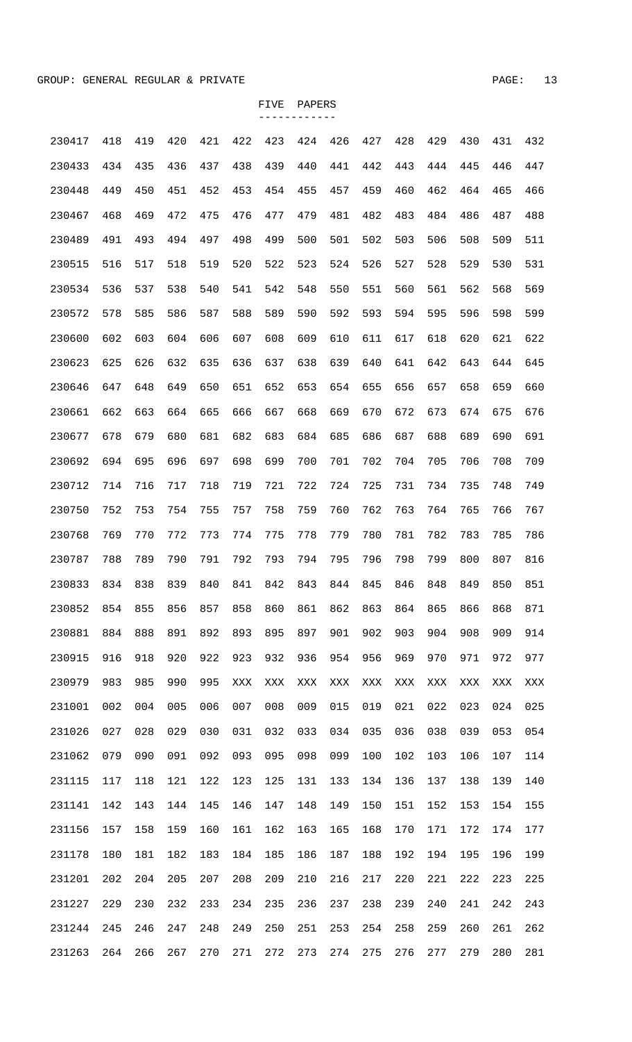GROUP: GENERAL REGULAR & PRIVATE

FIVE PAPERS

| | | | | | | | | | | | | | | |
|---|---|---|---|---|---|---|---|---|---|---|---|---|---|---|
| 230417 | 418 | 419 | 420 | 421 | 422 | 423 | 424 | 426 | 427 | 428 | 429 | 430 | 431 | 432 |
| 230433 | 434 | 435 | 436 | 437 | 438 | 439 | 440 | 441 | 442 | 443 | 444 | 445 | 446 | 447 |
| 230448 | 449 | 450 | 451 | 452 | 453 | 454 | 455 | 457 | 459 | 460 | 462 | 464 | 465 | 466 |
| 230467 | 468 | 469 | 472 | 475 | 476 | 477 | 479 | 481 | 482 | 483 | 484 | 486 | 487 | 488 |
| 230489 | 491 | 493 | 494 | 497 | 498 | 499 | 500 | 501 | 502 | 503 | 506 | 508 | 509 | 511 |
| 230515 | 516 | 517 | 518 | 519 | 520 | 522 | 523 | 524 | 526 | 527 | 528 | 529 | 530 | 531 |
| 230534 | 536 | 537 | 538 | 540 | 541 | 542 | 548 | 550 | 551 | 560 | 561 | 562 | 568 | 569 |
| 230572 | 578 | 585 | 586 | 587 | 588 | 589 | 590 | 592 | 593 | 594 | 595 | 596 | 598 | 599 |
| 230600 | 602 | 603 | 604 | 606 | 607 | 608 | 609 | 610 | 611 | 617 | 618 | 620 | 621 | 622 |
| 230623 | 625 | 626 | 632 | 635 | 636 | 637 | 638 | 639 | 640 | 641 | 642 | 643 | 644 | 645 |
| 230646 | 647 | 648 | 649 | 650 | 651 | 652 | 653 | 654 | 655 | 656 | 657 | 658 | 659 | 660 |
| 230661 | 662 | 663 | 664 | 665 | 666 | 667 | 668 | 669 | 670 | 672 | 673 | 674 | 675 | 676 |
| 230677 | 678 | 679 | 680 | 681 | 682 | 683 | 684 | 685 | 686 | 687 | 688 | 689 | 690 | 691 |
| 230692 | 694 | 695 | 696 | 697 | 698 | 699 | 700 | 701 | 702 | 704 | 705 | 706 | 708 | 709 |
| 230712 | 714 | 716 | 717 | 718 | 719 | 721 | 722 | 724 | 725 | 731 | 734 | 735 | 748 | 749 |
| 230750 | 752 | 753 | 754 | 755 | 757 | 758 | 759 | 760 | 762 | 763 | 764 | 765 | 766 | 767 |
| 230768 | 769 | 770 | 772 | 773 | 774 | 775 | 778 | 779 | 780 | 781 | 782 | 783 | 785 | 786 |
| 230787 | 788 | 789 | 790 | 791 | 792 | 793 | 794 | 795 | 796 | 798 | 799 | 800 | 807 | 816 |
| 230833 | 834 | 838 | 839 | 840 | 841 | 842 | 843 | 844 | 845 | 846 | 848 | 849 | 850 | 851 |
| 230852 | 854 | 855 | 856 | 857 | 858 | 860 | 861 | 862 | 863 | 864 | 865 | 866 | 868 | 871 |
| 230881 | 884 | 888 | 891 | 892 | 893 | 895 | 897 | 901 | 902 | 903 | 904 | 908 | 909 | 914 |
| 230915 | 916 | 918 | 920 | 922 | 923 | 932 | 936 | 954 | 956 | 969 | 970 | 971 | 972 | 977 |
| 230979 | 983 | 985 | 990 | 995 | XXX | XXX | XXX | XXX | XXX | XXX | XXX | XXX | XXX | XXX |
| 231001 | 002 | 004 | 005 | 006 | 007 | 008 | 009 | 015 | 019 | 021 | 022 | 023 | 024 | 025 |
| 231026 | 027 | 028 | 029 | 030 | 031 | 032 | 033 | 034 | 035 | 036 | 038 | 039 | 053 | 054 |
| 231062 | 079 | 090 | 091 | 092 | 093 | 095 | 098 | 099 | 100 | 102 | 103 | 106 | 107 | 114 |
| 231115 | 117 | 118 | 121 | 122 | 123 | 125 | 131 | 133 | 134 | 136 | 137 | 138 | 139 | 140 |
| 231141 | 142 | 143 | 144 | 145 | 146 | 147 | 148 | 149 | 150 | 151 | 152 | 153 | 154 | 155 |
| 231156 | 157 | 158 | 159 | 160 | 161 | 162 | 163 | 165 | 168 | 170 | 171 | 172 | 174 | 177 |
| 231178 | 180 | 181 | 182 | 183 | 184 | 185 | 186 | 187 | 188 | 192 | 194 | 195 | 196 | 199 |
| 231201 | 202 | 204 | 205 | 207 | 208 | 209 | 210 | 216 | 217 | 220 | 221 | 222 | 223 | 225 |
| 231227 | 229 | 230 | 232 | 233 | 234 | 235 | 236 | 237 | 238 | 239 | 240 | 241 | 242 | 243 |
| 231244 | 245 | 246 | 247 | 248 | 249 | 250 | 251 | 253 | 254 | 258 | 259 | 260 | 261 | 262 |
| 231263 | 264 | 266 | 267 | 270 | 271 | 272 | 273 | 274 | 275 | 276 | 277 | 279 | 280 | 281 |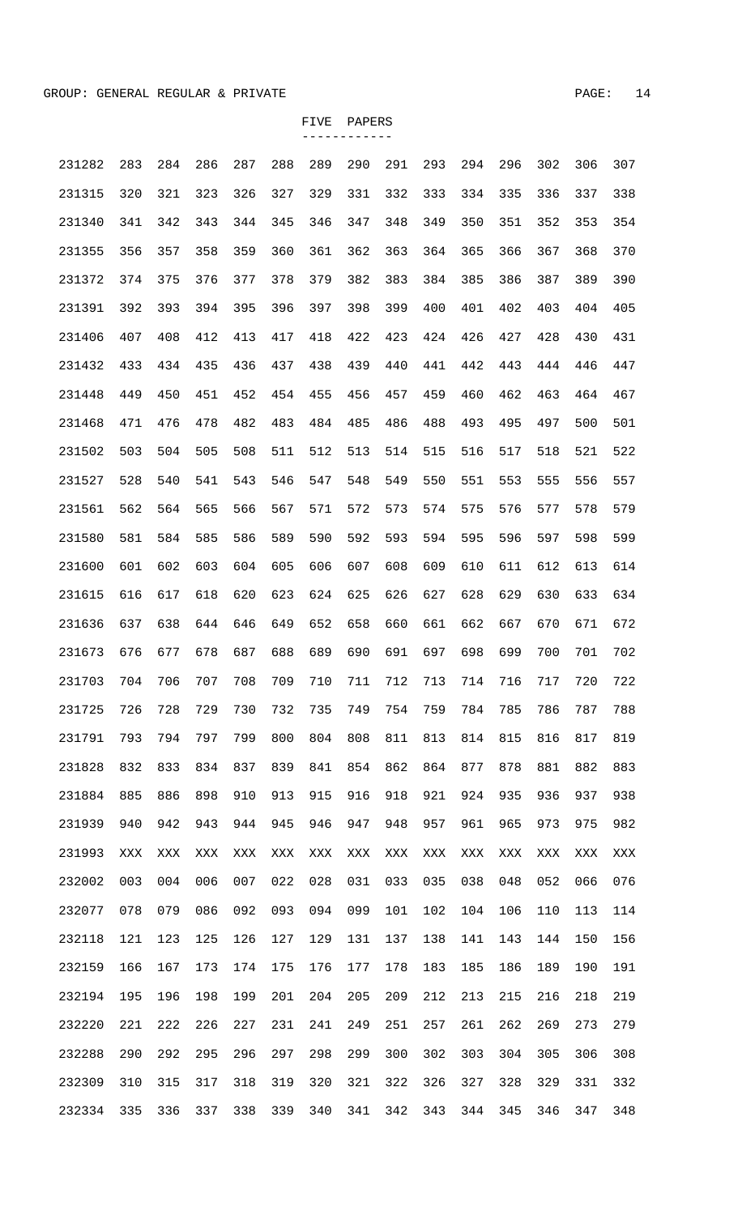GROUP: GENERAL REGULAR & PRIVATE

## FIVE PAPERS

| | | | | | | | | | | | | | | |
|---|---|---|---|---|---|---|---|---|---|---|---|---|---|---|
| 231282 | 283 | 284 | 286 | 287 | 288 | 289 | 290 | 291 | 293 | 294 | 296 | 302 | 306 | 307 |
| 231315 | 320 | 321 | 323 | 326 | 327 | 329 | 331 | 332 | 333 | 334 | 335 | 336 | 337 | 338 |
| 231340 | 341 | 342 | 343 | 344 | 345 | 346 | 347 | 348 | 349 | 350 | 351 | 352 | 353 | 354 |
| 231355 | 356 | 357 | 358 | 359 | 360 | 361 | 362 | 363 | 364 | 365 | 366 | 367 | 368 | 370 |
| 231372 | 374 | 375 | 376 | 377 | 378 | 379 | 382 | 383 | 384 | 385 | 386 | 387 | 389 | 390 |
| 231391 | 392 | 393 | 394 | 395 | 396 | 397 | 398 | 399 | 400 | 401 | 402 | 403 | 404 | 405 |
| 231406 | 407 | 408 | 412 | 413 | 417 | 418 | 422 | 423 | 424 | 426 | 427 | 428 | 430 | 431 |
| 231432 | 433 | 434 | 435 | 436 | 437 | 438 | 439 | 440 | 441 | 442 | 443 | 444 | 446 | 447 |
| 231448 | 449 | 450 | 451 | 452 | 454 | 455 | 456 | 457 | 459 | 460 | 462 | 463 | 464 | 467 |
| 231468 | 471 | 476 | 478 | 482 | 483 | 484 | 485 | 486 | 488 | 493 | 495 | 497 | 500 | 501 |
| 231502 | 503 | 504 | 505 | 508 | 511 | 512 | 513 | 514 | 515 | 516 | 517 | 518 | 521 | 522 |
| 231527 | 528 | 540 | 541 | 543 | 546 | 547 | 548 | 549 | 550 | 551 | 553 | 555 | 556 | 557 |
| 231561 | 562 | 564 | 565 | 566 | 567 | 571 | 572 | 573 | 574 | 575 | 576 | 577 | 578 | 579 |
| 231580 | 581 | 584 | 585 | 586 | 589 | 590 | 592 | 593 | 594 | 595 | 596 | 597 | 598 | 599 |
| 231600 | 601 | 602 | 603 | 604 | 605 | 606 | 607 | 608 | 609 | 610 | 611 | 612 | 613 | 614 |
| 231615 | 616 | 617 | 618 | 620 | 623 | 624 | 625 | 626 | 627 | 628 | 629 | 630 | 633 | 634 |
| 231636 | 637 | 638 | 644 | 646 | 649 | 652 | 658 | 660 | 661 | 662 | 667 | 670 | 671 | 672 |
| 231673 | 676 | 677 | 678 | 687 | 688 | 689 | 690 | 691 | 697 | 698 | 699 | 700 | 701 | 702 |
| 231703 | 704 | 706 | 707 | 708 | 709 | 710 | 711 | 712 | 713 | 714 | 716 | 717 | 720 | 722 |
| 231725 | 726 | 728 | 729 | 730 | 732 | 735 | 749 | 754 | 759 | 784 | 785 | 786 | 787 | 788 |
| 231791 | 793 | 794 | 797 | 799 | 800 | 804 | 808 | 811 | 813 | 814 | 815 | 816 | 817 | 819 |
| 231828 | 832 | 833 | 834 | 837 | 839 | 841 | 854 | 862 | 864 | 877 | 878 | 881 | 882 | 883 |
| 231884 | 885 | 886 | 898 | 910 | 913 | 915 | 916 | 918 | 921 | 924 | 935 | 936 | 937 | 938 |
| 231939 | 940 | 942 | 943 | 944 | 945 | 946 | 947 | 948 | 957 | 961 | 965 | 973 | 975 | 982 |
| 231993 | XXX | XXX | XXX | XXX | XXX | XXX | XXX | XXX | XXX | XXX | XXX | XXX | XXX | XXX |
| 232002 | 003 | 004 | 006 | 007 | 022 | 028 | 031 | 033 | 035 | 038 | 048 | 052 | 066 | 076 |
| 232077 | 078 | 079 | 086 | 092 | 093 | 094 | 099 | 101 | 102 | 104 | 106 | 110 | 113 | 114 |
| 232118 | 121 | 123 | 125 | 126 | 127 | 129 | 131 | 137 | 138 | 141 | 143 | 144 | 150 | 156 |
| 232159 | 166 | 167 | 173 | 174 | 175 | 176 | 177 | 178 | 183 | 185 | 186 | 189 | 190 | 191 |
| 232194 | 195 | 196 | 198 | 199 | 201 | 204 | 205 | 209 | 212 | 213 | 215 | 216 | 218 | 219 |
| 232220 | 221 | 222 | 226 | 227 | 231 | 241 | 249 | 251 | 257 | 261 | 262 | 269 | 273 | 279 |
| 232288 | 290 | 292 | 295 | 296 | 297 | 298 | 299 | 300 | 302 | 303 | 304 | 305 | 306 | 308 |
| 232309 | 310 | 315 | 317 | 318 | 319 | 320 | 321 | 322 | 326 | 327 | 328 | 329 | 331 | 332 |
| 232334 | 335 | 336 | 337 | 338 | 339 | 340 | 341 | 342 | 343 | 344 | 345 | 346 | 347 | 348 |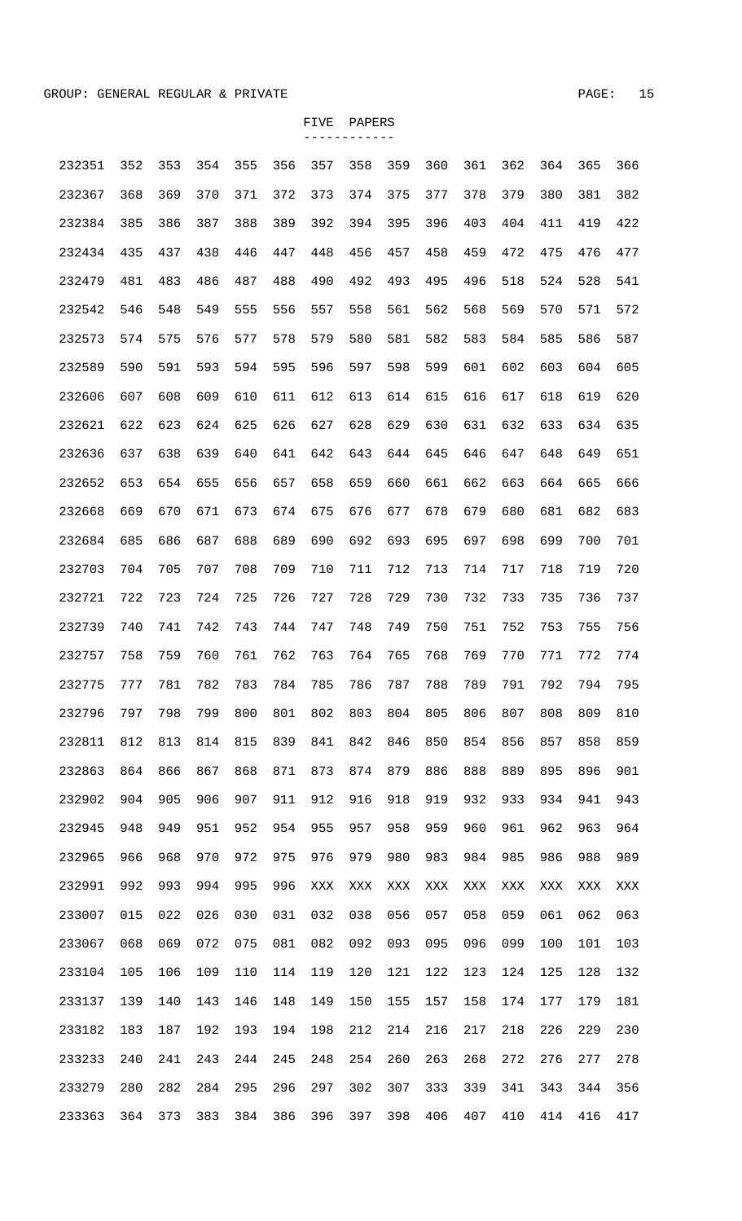GROUP: GENERAL REGULAR & PRIVATE

FIVE PAPERS

------------

| | | | | | | | | | | | | | | |
|---|---|---|---|---|---|---|---|---|---|---|---|---|---|---|
| 232351 | 352 | 353 | 354 | 355 | 356 | 357 | 358 | 359 | 360 | 361 | 362 | 364 | 365 | 366 |
| 232367 | 368 | 369 | 370 | 371 | 372 | 373 | 374 | 375 | 377 | 378 | 379 | 380 | 381 | 382 |
| 232384 | 385 | 386 | 387 | 388 | 389 | 392 | 394 | 395 | 396 | 403 | 404 | 411 | 419 | 422 |
| 232434 | 435 | 437 | 438 | 446 | 447 | 448 | 456 | 457 | 458 | 459 | 472 | 475 | 476 | 477 |
| 232479 | 481 | 483 | 486 | 487 | 488 | 490 | 492 | 493 | 495 | 496 | 518 | 524 | 528 | 541 |
| 232542 | 546 | 548 | 549 | 555 | 556 | 557 | 558 | 561 | 562 | 568 | 569 | 570 | 571 | 572 |
| 232573 | 574 | 575 | 576 | 577 | 578 | 579 | 580 | 581 | 582 | 583 | 584 | 585 | 586 | 587 |
| 232589 | 590 | 591 | 593 | 594 | 595 | 596 | 597 | 598 | 599 | 601 | 602 | 603 | 604 | 605 |
| 232606 | 607 | 608 | 609 | 610 | 611 | 612 | 613 | 614 | 615 | 616 | 617 | 618 | 619 | 620 |
| 232621 | 622 | 623 | 624 | 625 | 626 | 627 | 628 | 629 | 630 | 631 | 632 | 633 | 634 | 635 |
| 232636 | 637 | 638 | 639 | 640 | 641 | 642 | 643 | 644 | 645 | 646 | 647 | 648 | 649 | 651 |
| 232652 | 653 | 654 | 655 | 656 | 657 | 658 | 659 | 660 | 661 | 662 | 663 | 664 | 665 | 666 |
| 232668 | 669 | 670 | 671 | 673 | 674 | 675 | 676 | 677 | 678 | 679 | 680 | 681 | 682 | 683 |
| 232684 | 685 | 686 | 687 | 688 | 689 | 690 | 692 | 693 | 695 | 697 | 698 | 699 | 700 | 701 |
| 232703 | 704 | 705 | 707 | 708 | 709 | 710 | 711 | 712 | 713 | 714 | 717 | 718 | 719 | 720 |
| 232721 | 722 | 723 | 724 | 725 | 726 | 727 | 728 | 729 | 730 | 732 | 733 | 735 | 736 | 737 |
| 232739 | 740 | 741 | 742 | 743 | 744 | 747 | 748 | 749 | 750 | 751 | 752 | 753 | 755 | 756 |
| 232757 | 758 | 759 | 760 | 761 | 762 | 763 | 764 | 765 | 768 | 769 | 770 | 771 | 772 | 774 |
| 232775 | 777 | 781 | 782 | 783 | 784 | 785 | 786 | 787 | 788 | 789 | 791 | 792 | 794 | 795 |
| 232796 | 797 | 798 | 799 | 800 | 801 | 802 | 803 | 804 | 805 | 806 | 807 | 808 | 809 | 810 |
| 232811 | 812 | 813 | 814 | 815 | 839 | 841 | 842 | 846 | 850 | 854 | 856 | 857 | 858 | 859 |
| 232863 | 864 | 866 | 867 | 868 | 871 | 873 | 874 | 879 | 886 | 888 | 889 | 895 | 896 | 901 |
| 232902 | 904 | 905 | 906 | 907 | 911 | 912 | 916 | 918 | 919 | 932 | 933 | 934 | 941 | 943 |
| 232945 | 948 | 949 | 951 | 952 | 954 | 955 | 957 | 958 | 959 | 960 | 961 | 962 | 963 | 964 |
| 232965 | 966 | 968 | 970 | 972 | 975 | 976 | 979 | 980 | 983 | 984 | 985 | 986 | 988 | 989 |
| 232991 | 992 | 993 | 994 | 995 | 996 | XXX | XXX | XXX | XXX | XXX | XXX | XXX | XXX | XXX |
| 233007 | 015 | 022 | 026 | 030 | 031 | 032 | 038 | 056 | 057 | 058 | 059 | 061 | 062 | 063 |
| 233067 | 068 | 069 | 072 | 075 | 081 | 082 | 092 | 093 | 095 | 096 | 099 | 100 | 101 | 103 |
| 233104 | 105 | 106 | 109 | 110 | 114 | 119 | 120 | 121 | 122 | 123 | 124 | 125 | 128 | 132 |
| 233137 | 139 | 140 | 143 | 146 | 148 | 149 | 150 | 155 | 157 | 158 | 174 | 177 | 179 | 181 |
| 233182 | 183 | 187 | 192 | 193 | 194 | 198 | 212 | 214 | 216 | 217 | 218 | 226 | 229 | 230 |
| 233233 | 240 | 241 | 243 | 244 | 245 | 248 | 254 | 260 | 263 | 268 | 272 | 276 | 277 | 278 |
| 233279 | 280 | 282 | 284 | 295 | 296 | 297 | 302 | 307 | 333 | 339 | 341 | 343 | 344 | 356 |
| 233363 | 364 | 373 | 383 | 384 | 386 | 396 | 397 | 398 | 406 | 407 | 410 | 414 | 416 | 417 |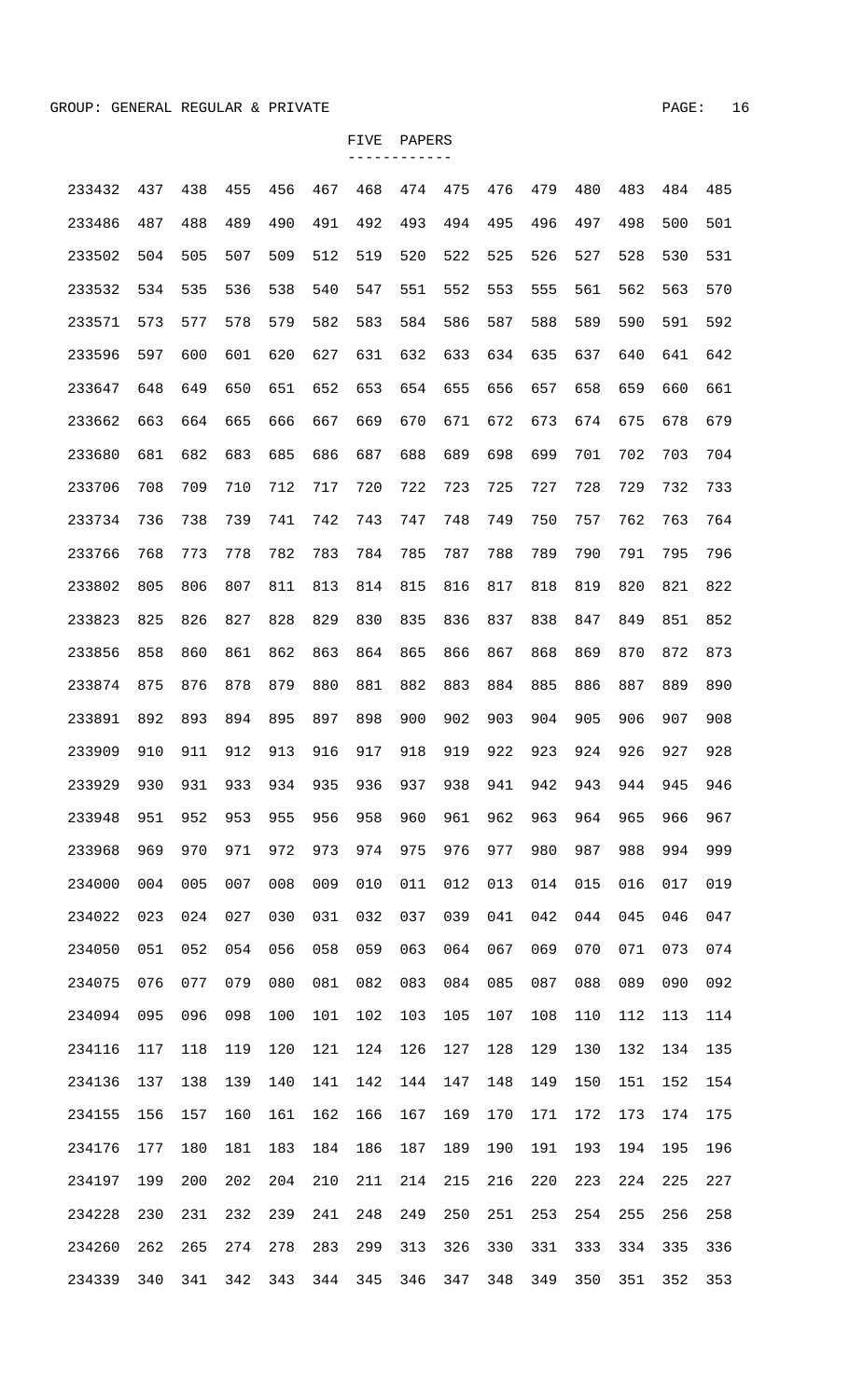GROUP: GENERAL REGULAR & PRIVATE

FIVE PAPERS

| | | | | | | | | | | | | | | |
|---|---|---|---|---|---|---|---|---|---|---|---|---|---|---|
| 233432 | 437 | 438 | 455 | 456 | 467 | 468 | 474 | 475 | 476 | 479 | 480 | 483 | 484 | 485 |
| 233486 | 487 | 488 | 489 | 490 | 491 | 492 | 493 | 494 | 495 | 496 | 497 | 498 | 500 | 501 |
| 233502 | 504 | 505 | 507 | 509 | 512 | 519 | 520 | 522 | 525 | 526 | 527 | 528 | 530 | 531 |
| 233532 | 534 | 535 | 536 | 538 | 540 | 547 | 551 | 552 | 553 | 555 | 561 | 562 | 563 | 570 |
| 233571 | 573 | 577 | 578 | 579 | 582 | 583 | 584 | 586 | 587 | 588 | 589 | 590 | 591 | 592 |
| 233596 | 597 | 600 | 601 | 620 | 627 | 631 | 632 | 633 | 634 | 635 | 637 | 640 | 641 | 642 |
| 233647 | 648 | 649 | 650 | 651 | 652 | 653 | 654 | 655 | 656 | 657 | 658 | 659 | 660 | 661 |
| 233662 | 663 | 664 | 665 | 666 | 667 | 669 | 670 | 671 | 672 | 673 | 674 | 675 | 678 | 679 |
| 233680 | 681 | 682 | 683 | 685 | 686 | 687 | 688 | 689 | 698 | 699 | 701 | 702 | 703 | 704 |
| 233706 | 708 | 709 | 710 | 712 | 717 | 720 | 722 | 723 | 725 | 727 | 728 | 729 | 732 | 733 |
| 233734 | 736 | 738 | 739 | 741 | 742 | 743 | 747 | 748 | 749 | 750 | 757 | 762 | 763 | 764 |
| 233766 | 768 | 773 | 778 | 782 | 783 | 784 | 785 | 787 | 788 | 789 | 790 | 791 | 795 | 796 |
| 233802 | 805 | 806 | 807 | 811 | 813 | 814 | 815 | 816 | 817 | 818 | 819 | 820 | 821 | 822 |
| 233823 | 825 | 826 | 827 | 828 | 829 | 830 | 835 | 836 | 837 | 838 | 847 | 849 | 851 | 852 |
| 233856 | 858 | 860 | 861 | 862 | 863 | 864 | 865 | 866 | 867 | 868 | 869 | 870 | 872 | 873 |
| 233874 | 875 | 876 | 878 | 879 | 880 | 881 | 882 | 883 | 884 | 885 | 886 | 887 | 889 | 890 |
| 233891 | 892 | 893 | 894 | 895 | 897 | 898 | 900 | 902 | 903 | 904 | 905 | 906 | 907 | 908 |
| 233909 | 910 | 911 | 912 | 913 | 916 | 917 | 918 | 919 | 922 | 923 | 924 | 926 | 927 | 928 |
| 233929 | 930 | 931 | 933 | 934 | 935 | 936 | 937 | 938 | 941 | 942 | 943 | 944 | 945 | 946 |
| 233948 | 951 | 952 | 953 | 955 | 956 | 958 | 960 | 961 | 962 | 963 | 964 | 965 | 966 | 967 |
| 233968 | 969 | 970 | 971 | 972 | 973 | 974 | 975 | 976 | 977 | 980 | 987 | 988 | 994 | 999 |
| 234000 | 004 | 005 | 007 | 008 | 009 | 010 | 011 | 012 | 013 | 014 | 015 | 016 | 017 | 019 |
| 234022 | 023 | 024 | 027 | 030 | 031 | 032 | 037 | 039 | 041 | 042 | 044 | 045 | 046 | 047 |
| 234050 | 051 | 052 | 054 | 056 | 058 | 059 | 063 | 064 | 067 | 069 | 070 | 071 | 073 | 074 |
| 234075 | 076 | 077 | 079 | 080 | 081 | 082 | 083 | 084 | 085 | 087 | 088 | 089 | 090 | 092 |
| 234094 | 095 | 096 | 098 | 100 | 101 | 102 | 103 | 105 | 107 | 108 | 110 | 112 | 113 | 114 |
| 234116 | 117 | 118 | 119 | 120 | 121 | 124 | 126 | 127 | 128 | 129 | 130 | 132 | 134 | 135 |
| 234136 | 137 | 138 | 139 | 140 | 141 | 142 | 144 | 147 | 148 | 149 | 150 | 151 | 152 | 154 |
| 234155 | 156 | 157 | 160 | 161 | 162 | 166 | 167 | 169 | 170 | 171 | 172 | 173 | 174 | 175 |
| 234176 | 177 | 180 | 181 | 183 | 184 | 186 | 187 | 189 | 190 | 191 | 193 | 194 | 195 | 196 |
| 234197 | 199 | 200 | 202 | 204 | 210 | 211 | 214 | 215 | 216 | 220 | 223 | 224 | 225 | 227 |
| 234228 | 230 | 231 | 232 | 239 | 241 | 248 | 249 | 250 | 251 | 253 | 254 | 255 | 256 | 258 |
| 234260 | 262 | 265 | 274 | 278 | 283 | 299 | 313 | 326 | 330 | 331 | 333 | 334 | 335 | 336 |
| 234339 | 340 | 341 | 342 | 343 | 344 | 345 | 346 | 347 | 348 | 349 | 350 | 351 | 352 | 353 |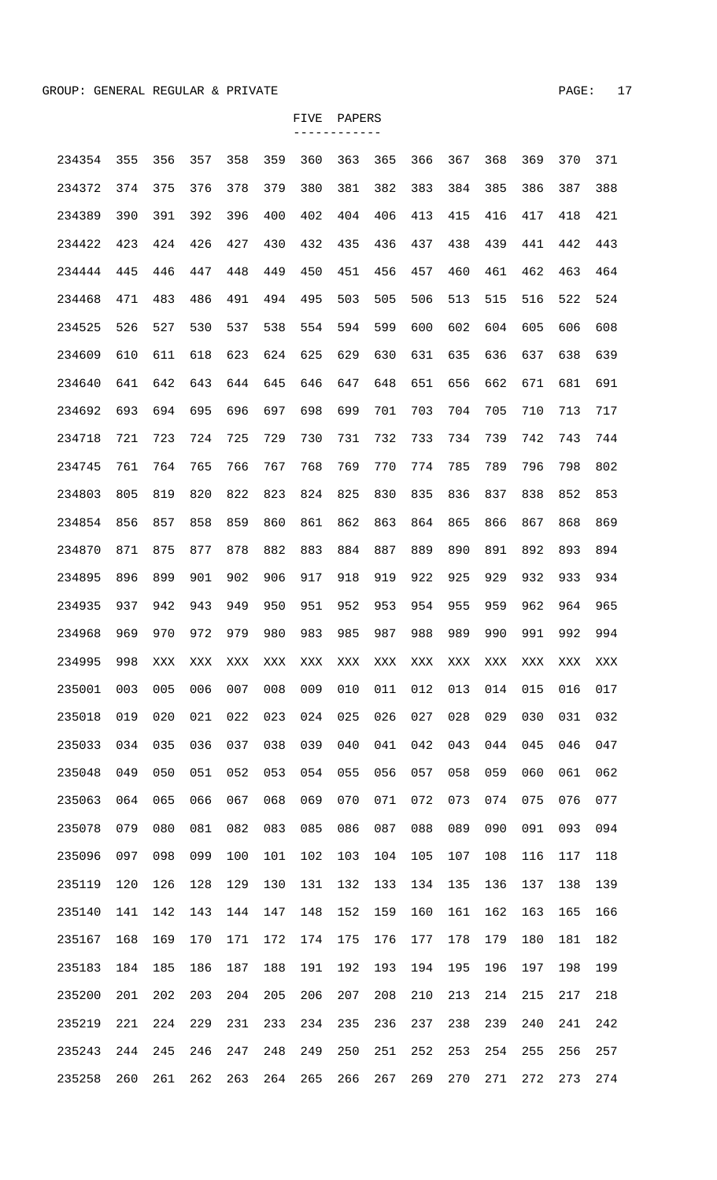GROUP: GENERAL REGULAR & PRIVATE

FIVE PAPERS

| | | | | | | | | | | | | | | |
|---|---|---|---|---|---|---|---|---|---|---|---|---|---|---|
| 234354 | 355 | 356 | 357 | 358 | 359 | 360 | 363 | 365 | 366 | 367 | 368 | 369 | 370 | 371 |
| 234372 | 374 | 375 | 376 | 378 | 379 | 380 | 381 | 382 | 383 | 384 | 385 | 386 | 387 | 388 |
| 234389 | 390 | 391 | 392 | 396 | 400 | 402 | 404 | 406 | 413 | 415 | 416 | 417 | 418 | 421 |
| 234422 | 423 | 424 | 426 | 427 | 430 | 432 | 435 | 436 | 437 | 438 | 439 | 441 | 442 | 443 |
| 234444 | 445 | 446 | 447 | 448 | 449 | 450 | 451 | 456 | 457 | 460 | 461 | 462 | 463 | 464 |
| 234468 | 471 | 483 | 486 | 491 | 494 | 495 | 503 | 505 | 506 | 513 | 515 | 516 | 522 | 524 |
| 234525 | 526 | 527 | 530 | 537 | 538 | 554 | 594 | 599 | 600 | 602 | 604 | 605 | 606 | 608 |
| 234609 | 610 | 611 | 618 | 623 | 624 | 625 | 629 | 630 | 631 | 635 | 636 | 637 | 638 | 639 |
| 234640 | 641 | 642 | 643 | 644 | 645 | 646 | 647 | 648 | 651 | 656 | 662 | 671 | 681 | 691 |
| 234692 | 693 | 694 | 695 | 696 | 697 | 698 | 699 | 701 | 703 | 704 | 705 | 710 | 713 | 717 |
| 234718 | 721 | 723 | 724 | 725 | 729 | 730 | 731 | 732 | 733 | 734 | 739 | 742 | 743 | 744 |
| 234745 | 761 | 764 | 765 | 766 | 767 | 768 | 769 | 770 | 774 | 785 | 789 | 796 | 798 | 802 |
| 234803 | 805 | 819 | 820 | 822 | 823 | 824 | 825 | 830 | 835 | 836 | 837 | 838 | 852 | 853 |
| 234854 | 856 | 857 | 858 | 859 | 860 | 861 | 862 | 863 | 864 | 865 | 866 | 867 | 868 | 869 |
| 234870 | 871 | 875 | 877 | 878 | 882 | 883 | 884 | 887 | 889 | 890 | 891 | 892 | 893 | 894 |
| 234895 | 896 | 899 | 901 | 902 | 906 | 917 | 918 | 919 | 922 | 925 | 929 | 932 | 933 | 934 |
| 234935 | 937 | 942 | 943 | 949 | 950 | 951 | 952 | 953 | 954 | 955 | 959 | 962 | 964 | 965 |
| 234968 | 969 | 970 | 972 | 979 | 980 | 983 | 985 | 987 | 988 | 989 | 990 | 991 | 992 | 994 |
| 234995 | 998 | XXX | XXX | XXX | XXX | XXX | XXX | XXX | XXX | XXX | XXX | XXX | XXX | XXX |
| 235001 | 003 | 005 | 006 | 007 | 008 | 009 | 010 | 011 | 012 | 013 | 014 | 015 | 016 | 017 |
| 235018 | 019 | 020 | 021 | 022 | 023 | 024 | 025 | 026 | 027 | 028 | 029 | 030 | 031 | 032 |
| 235033 | 034 | 035 | 036 | 037 | 038 | 039 | 040 | 041 | 042 | 043 | 044 | 045 | 046 | 047 |
| 235048 | 049 | 050 | 051 | 052 | 053 | 054 | 055 | 056 | 057 | 058 | 059 | 060 | 061 | 062 |
| 235063 | 064 | 065 | 066 | 067 | 068 | 069 | 070 | 071 | 072 | 073 | 074 | 075 | 076 | 077 |
| 235078 | 079 | 080 | 081 | 082 | 083 | 085 | 086 | 087 | 088 | 089 | 090 | 091 | 093 | 094 |
| 235096 | 097 | 098 | 099 | 100 | 101 | 102 | 103 | 104 | 105 | 107 | 108 | 116 | 117 | 118 |
| 235119 | 120 | 126 | 128 | 129 | 130 | 131 | 132 | 133 | 134 | 135 | 136 | 137 | 138 | 139 |
| 235140 | 141 | 142 | 143 | 144 | 147 | 148 | 152 | 159 | 160 | 161 | 162 | 163 | 165 | 166 |
| 235167 | 168 | 169 | 170 | 171 | 172 | 174 | 175 | 176 | 177 | 178 | 179 | 180 | 181 | 182 |
| 235183 | 184 | 185 | 186 | 187 | 188 | 191 | 192 | 193 | 194 | 195 | 196 | 197 | 198 | 199 |
| 235200 | 201 | 202 | 203 | 204 | 205 | 206 | 207 | 208 | 210 | 213 | 214 | 215 | 217 | 218 |
| 235219 | 221 | 224 | 229 | 231 | 233 | 234 | 235 | 236 | 237 | 238 | 239 | 240 | 241 | 242 |
| 235243 | 244 | 245 | 246 | 247 | 248 | 249 | 250 | 251 | 252 | 253 | 254 | 255 | 256 | 257 |
| 235258 | 260 | 261 | 262 | 263 | 264 | 265 | 266 | 267 | 269 | 270 | 271 | 272 | 273 | 274 |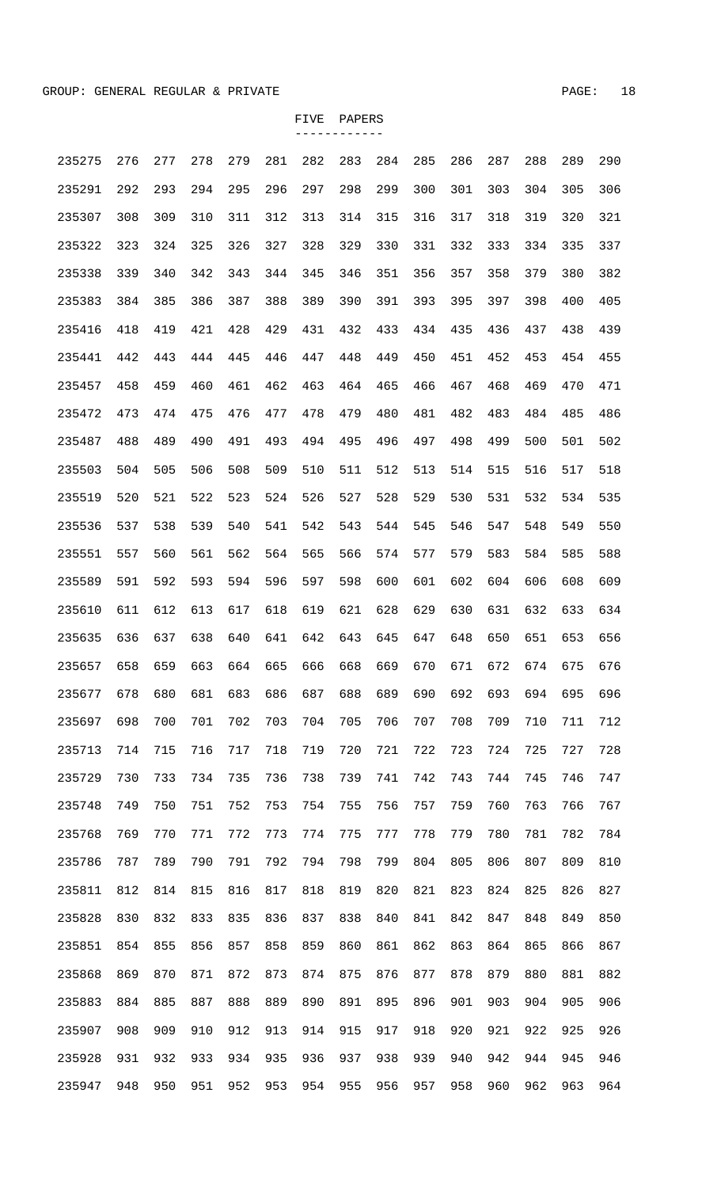GROUP: GENERAL REGULAR & PRIVATE

FIVE PAPERS

```
235275  276  277  278  279  281  282  283  284  285  286  287  288  289  290
235291  292  293  294  295  296  297  298  299  300  301  303  304  305  306
235307  308  309  310  311  312  313  314  315  316  317  318  319  320  321
235322  323  324  325  326  327  328  329  330  331  332  333  334  335  337
235338  339  340  342  343  344  345  346  351  356  357  358  379  380  382
235383  384  385  386  387  388  389  390  391  393  395  397  398  400  405
235416  418  419  421  428  429  431  432  433  434  435  436  437  438  439
235441  442  443  444  445  446  447  448  449  450  451  452  453  454  455
235457  458  459  460  461  462  463  464  465  466  467  468  469  470  471
235472  473  474  475  476  477  478  479  480  481  482  483  484  485  486
235487  488  489  490  491  493  494  495  496  497  498  499  500  501  502
235503  504  505  506  508  509  510  511  512  513  514  515  516  517  518
235519  520  521  522  523  524  526  527  528  529  530  531  532  534  535
235536  537  538  539  540  541  542  543  544  545  546  547  548  549  550
235551  557  560  561  562  564  565  566  574  577  579  583  584  585  588
235589  591  592  593  594  596  597  598  600  601  602  604  606  608  609
235610  611  612  613  617  618  619  621  628  629  630  631  632  633  634
235635  636  637  638  640  641  642  643  645  647  648  650  651  653  656
235657  658  659  663  664  665  666  668  669  670  671  672  674  675  676
235677  678  680  681  683  686  687  688  689  690  692  693  694  695  696
235697  698  700  701  702  703  704  705  706  707  708  709  710  711  712
235713  714  715  716  717  718  719  720  721  722  723  724  725  727  728
235729  730  733  734  735  736  738  739  741  742  743  744  745  746  747
235748  749  750  751  752  753  754  755  756  757  759  760  763  766  767
235768  769  770  771  772  773  774  775  777  778  779  780  781  782  784
235786  787  789  790  791  792  794  798  799  804  805  806  807  809  810
235811  812  814  815  816  817  818  819  820  821  823  824  825  826  827
235828  830  832  833  835  836  837  838  840  841  842  847  848  849  850
235851  854  855  856  857  858  859  860  861  862  863  864  865  866  867
235868  869  870  871  872  873  874  875  876  877  878  879  880  881  882
235883  884  885  887  888  889  890  891  895  896  901  903  904  905  906
235907  908  909  910  912  913  914  915  917  918  920  921  922  925  926
235928  931  932  933  934  935  936  937  938  939  940  942  944  945  946
235947  948  950  951  952  953  954  955  956  957  958  960  962  963  964
```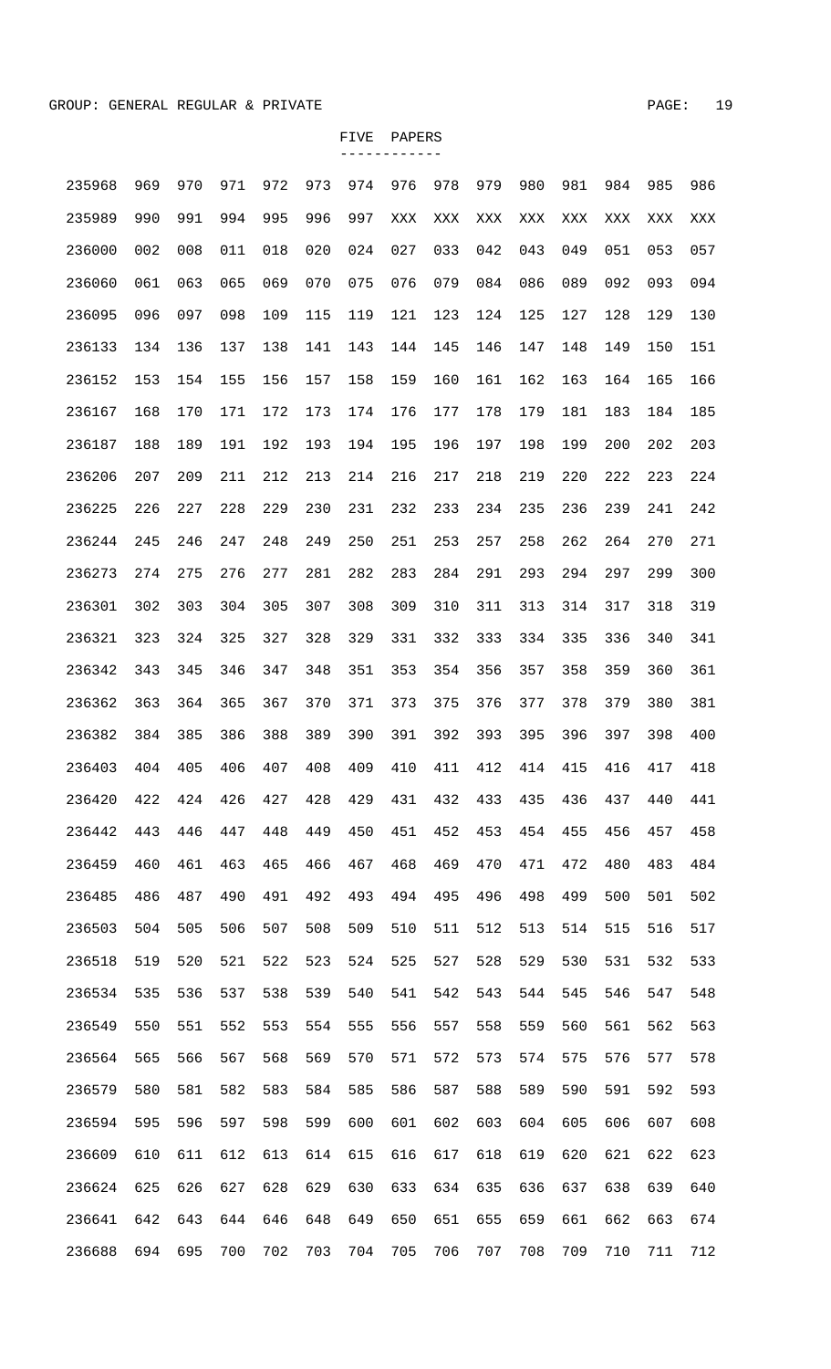GROUP: GENERAL REGULAR & PRIVATE

## FIVE PAPERS

| | | | | | | | | | | | | | | |
|---|---|---|---|---|---|---|---|---|---|---|---|---|---|---|
| 235968 | 969 | 970 | 971 | 972 | 973 | 974 | 976 | 978 | 979 | 980 | 981 | 984 | 985 | 986 |
| 235989 | 990 | 991 | 994 | 995 | 996 | 997 | XXX | XXX | XXX | XXX | XXX | XXX | XXX | XXX |
| 236000 | 002 | 008 | 011 | 018 | 020 | 024 | 027 | 033 | 042 | 043 | 049 | 051 | 053 | 057 |
| 236060 | 061 | 063 | 065 | 069 | 070 | 075 | 076 | 079 | 084 | 086 | 089 | 092 | 093 | 094 |
| 236095 | 096 | 097 | 098 | 109 | 115 | 119 | 121 | 123 | 124 | 125 | 127 | 128 | 129 | 130 |
| 236133 | 134 | 136 | 137 | 138 | 141 | 143 | 144 | 145 | 146 | 147 | 148 | 149 | 150 | 151 |
| 236152 | 153 | 154 | 155 | 156 | 157 | 158 | 159 | 160 | 161 | 162 | 163 | 164 | 165 | 166 |
| 236167 | 168 | 170 | 171 | 172 | 173 | 174 | 176 | 177 | 178 | 179 | 181 | 183 | 184 | 185 |
| 236187 | 188 | 189 | 191 | 192 | 193 | 194 | 195 | 196 | 197 | 198 | 199 | 200 | 202 | 203 |
| 236206 | 207 | 209 | 211 | 212 | 213 | 214 | 216 | 217 | 218 | 219 | 220 | 222 | 223 | 224 |
| 236225 | 226 | 227 | 228 | 229 | 230 | 231 | 232 | 233 | 234 | 235 | 236 | 239 | 241 | 242 |
| 236244 | 245 | 246 | 247 | 248 | 249 | 250 | 251 | 253 | 257 | 258 | 262 | 264 | 270 | 271 |
| 236273 | 274 | 275 | 276 | 277 | 281 | 282 | 283 | 284 | 291 | 293 | 294 | 297 | 299 | 300 |
| 236301 | 302 | 303 | 304 | 305 | 307 | 308 | 309 | 310 | 311 | 313 | 314 | 317 | 318 | 319 |
| 236321 | 323 | 324 | 325 | 327 | 328 | 329 | 331 | 332 | 333 | 334 | 335 | 336 | 340 | 341 |
| 236342 | 343 | 345 | 346 | 347 | 348 | 351 | 353 | 354 | 356 | 357 | 358 | 359 | 360 | 361 |
| 236362 | 363 | 364 | 365 | 367 | 370 | 371 | 373 | 375 | 376 | 377 | 378 | 379 | 380 | 381 |
| 236382 | 384 | 385 | 386 | 388 | 389 | 390 | 391 | 392 | 393 | 395 | 396 | 397 | 398 | 400 |
| 236403 | 404 | 405 | 406 | 407 | 408 | 409 | 410 | 411 | 412 | 414 | 415 | 416 | 417 | 418 |
| 236420 | 422 | 424 | 426 | 427 | 428 | 429 | 431 | 432 | 433 | 435 | 436 | 437 | 440 | 441 |
| 236442 | 443 | 446 | 447 | 448 | 449 | 450 | 451 | 452 | 453 | 454 | 455 | 456 | 457 | 458 |
| 236459 | 460 | 461 | 463 | 465 | 466 | 467 | 468 | 469 | 470 | 471 | 472 | 480 | 483 | 484 |
| 236485 | 486 | 487 | 490 | 491 | 492 | 493 | 494 | 495 | 496 | 498 | 499 | 500 | 501 | 502 |
| 236503 | 504 | 505 | 506 | 507 | 508 | 509 | 510 | 511 | 512 | 513 | 514 | 515 | 516 | 517 |
| 236518 | 519 | 520 | 521 | 522 | 523 | 524 | 525 | 527 | 528 | 529 | 530 | 531 | 532 | 533 |
| 236534 | 535 | 536 | 537 | 538 | 539 | 540 | 541 | 542 | 543 | 544 | 545 | 546 | 547 | 548 |
| 236549 | 550 | 551 | 552 | 553 | 554 | 555 | 556 | 557 | 558 | 559 | 560 | 561 | 562 | 563 |
| 236564 | 565 | 566 | 567 | 568 | 569 | 570 | 571 | 572 | 573 | 574 | 575 | 576 | 577 | 578 |
| 236579 | 580 | 581 | 582 | 583 | 584 | 585 | 586 | 587 | 588 | 589 | 590 | 591 | 592 | 593 |
| 236594 | 595 | 596 | 597 | 598 | 599 | 600 | 601 | 602 | 603 | 604 | 605 | 606 | 607 | 608 |
| 236609 | 610 | 611 | 612 | 613 | 614 | 615 | 616 | 617 | 618 | 619 | 620 | 621 | 622 | 623 |
| 236624 | 625 | 626 | 627 | 628 | 629 | 630 | 633 | 634 | 635 | 636 | 637 | 638 | 639 | 640 |
| 236641 | 642 | 643 | 644 | 646 | 648 | 649 | 650 | 651 | 655 | 659 | 661 | 662 | 663 | 674 |
| 236688 | 694 | 695 | 700 | 702 | 703 | 704 | 705 | 706 | 707 | 708 | 709 | 710 | 711 | 712 |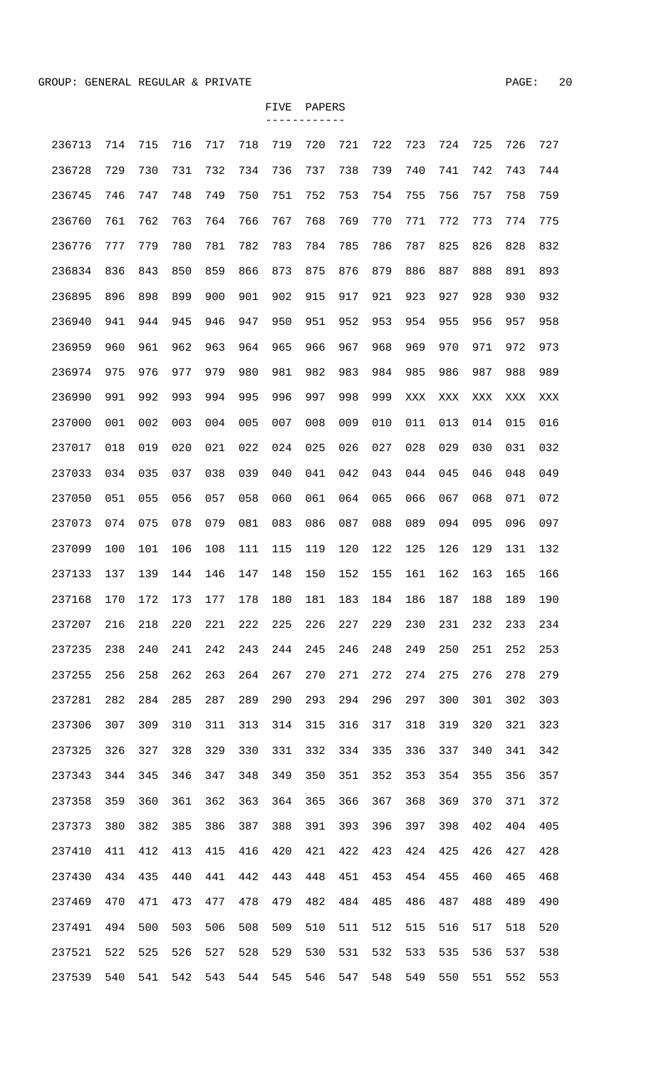GROUP: GENERAL REGULAR & PRIVATE

FIVE PAPERS

| | | | | | | | | | | | | | | |
|---|---|---|---|---|---|---|---|---|---|---|---|---|---|---|
| 236713 | 714 | 715 | 716 | 717 | 718 | 719 | 720 | 721 | 722 | 723 | 724 | 725 | 726 | 727 |
| 236728 | 729 | 730 | 731 | 732 | 734 | 736 | 737 | 738 | 739 | 740 | 741 | 742 | 743 | 744 |
| 236745 | 746 | 747 | 748 | 749 | 750 | 751 | 752 | 753 | 754 | 755 | 756 | 757 | 758 | 759 |
| 236760 | 761 | 762 | 763 | 764 | 766 | 767 | 768 | 769 | 770 | 771 | 772 | 773 | 774 | 775 |
| 236776 | 777 | 779 | 780 | 781 | 782 | 783 | 784 | 785 | 786 | 787 | 825 | 826 | 828 | 832 |
| 236834 | 836 | 843 | 850 | 859 | 866 | 873 | 875 | 876 | 879 | 886 | 887 | 888 | 891 | 893 |
| 236895 | 896 | 898 | 899 | 900 | 901 | 902 | 915 | 917 | 921 | 923 | 927 | 928 | 930 | 932 |
| 236940 | 941 | 944 | 945 | 946 | 947 | 950 | 951 | 952 | 953 | 954 | 955 | 956 | 957 | 958 |
| 236959 | 960 | 961 | 962 | 963 | 964 | 965 | 966 | 967 | 968 | 969 | 970 | 971 | 972 | 973 |
| 236974 | 975 | 976 | 977 | 979 | 980 | 981 | 982 | 983 | 984 | 985 | 986 | 987 | 988 | 989 |
| 236990 | 991 | 992 | 993 | 994 | 995 | 996 | 997 | 998 | 999 | XXX | XXX | XXX | XXX | XXX |
| 237000 | 001 | 002 | 003 | 004 | 005 | 007 | 008 | 009 | 010 | 011 | 013 | 014 | 015 | 016 |
| 237017 | 018 | 019 | 020 | 021 | 022 | 024 | 025 | 026 | 027 | 028 | 029 | 030 | 031 | 032 |
| 237033 | 034 | 035 | 037 | 038 | 039 | 040 | 041 | 042 | 043 | 044 | 045 | 046 | 048 | 049 |
| 237050 | 051 | 055 | 056 | 057 | 058 | 060 | 061 | 064 | 065 | 066 | 067 | 068 | 071 | 072 |
| 237073 | 074 | 075 | 078 | 079 | 081 | 083 | 086 | 087 | 088 | 089 | 094 | 095 | 096 | 097 |
| 237099 | 100 | 101 | 106 | 108 | 111 | 115 | 119 | 120 | 122 | 125 | 126 | 129 | 131 | 132 |
| 237133 | 137 | 139 | 144 | 146 | 147 | 148 | 150 | 152 | 155 | 161 | 162 | 163 | 165 | 166 |
| 237168 | 170 | 172 | 173 | 177 | 178 | 180 | 181 | 183 | 184 | 186 | 187 | 188 | 189 | 190 |
| 237207 | 216 | 218 | 220 | 221 | 222 | 225 | 226 | 227 | 229 | 230 | 231 | 232 | 233 | 234 |
| 237235 | 238 | 240 | 241 | 242 | 243 | 244 | 245 | 246 | 248 | 249 | 250 | 251 | 252 | 253 |
| 237255 | 256 | 258 | 262 | 263 | 264 | 267 | 270 | 271 | 272 | 274 | 275 | 276 | 278 | 279 |
| 237281 | 282 | 284 | 285 | 287 | 289 | 290 | 293 | 294 | 296 | 297 | 300 | 301 | 302 | 303 |
| 237306 | 307 | 309 | 310 | 311 | 313 | 314 | 315 | 316 | 317 | 318 | 319 | 320 | 321 | 323 |
| 237325 | 326 | 327 | 328 | 329 | 330 | 331 | 332 | 334 | 335 | 336 | 337 | 340 | 341 | 342 |
| 237343 | 344 | 345 | 346 | 347 | 348 | 349 | 350 | 351 | 352 | 353 | 354 | 355 | 356 | 357 |
| 237358 | 359 | 360 | 361 | 362 | 363 | 364 | 365 | 366 | 367 | 368 | 369 | 370 | 371 | 372 |
| 237373 | 380 | 382 | 385 | 386 | 387 | 388 | 391 | 393 | 396 | 397 | 398 | 402 | 404 | 405 |
| 237410 | 411 | 412 | 413 | 415 | 416 | 420 | 421 | 422 | 423 | 424 | 425 | 426 | 427 | 428 |
| 237430 | 434 | 435 | 440 | 441 | 442 | 443 | 448 | 451 | 453 | 454 | 455 | 460 | 465 | 468 |
| 237469 | 470 | 471 | 473 | 477 | 478 | 479 | 482 | 484 | 485 | 486 | 487 | 488 | 489 | 490 |
| 237491 | 494 | 500 | 503 | 506 | 508 | 509 | 510 | 511 | 512 | 515 | 516 | 517 | 518 | 520 |
| 237521 | 522 | 525 | 526 | 527 | 528 | 529 | 530 | 531 | 532 | 533 | 535 | 536 | 537 | 538 |
| 237539 | 540 | 541 | 542 | 543 | 544 | 545 | 546 | 547 | 548 | 549 | 550 | 551 | 552 | 553 |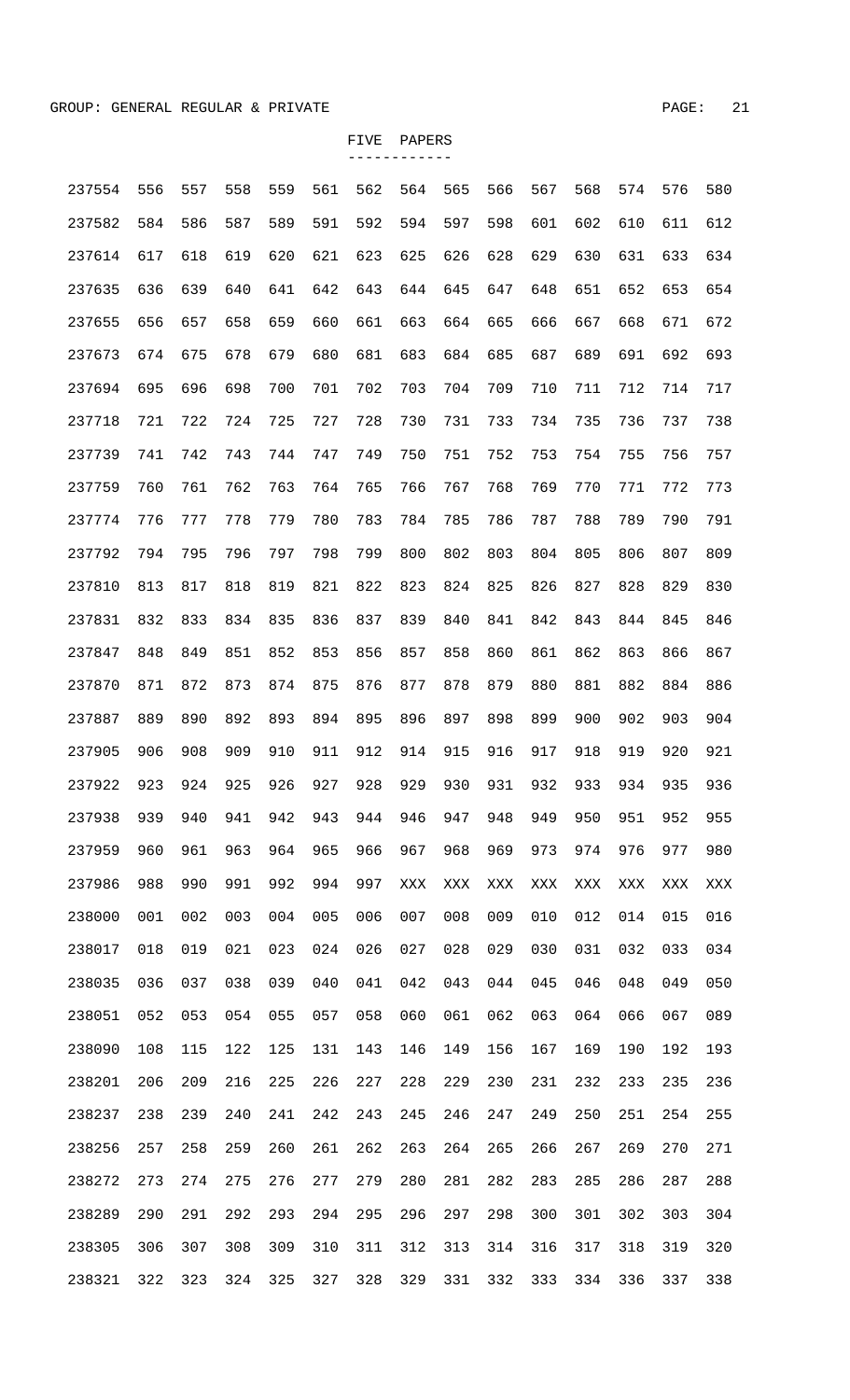GROUP: GENERAL REGULAR & PRIVATE

FIVE PAPERS

```
237554  556  557  558  559  561  562  564  565  566  567  568  574  576  580
237582  584  586  587  589  591  592  594  597  598  601  602  610  611  612
237614  617  618  619  620  621  623  625  626  628  629  630  631  633  634
237635  636  639  640  641  642  643  644  645  647  648  651  652  653  654
237655  656  657  658  659  660  661  663  664  665  666  667  668  671  672
237673  674  675  678  679  680  681  683  684  685  687  689  691  692  693
237694  695  696  698  700  701  702  703  704  709  710  711  712  714  717
237718  721  722  724  725  727  728  730  731  733  734  735  736  737  738
237739  741  742  743  744  747  749  750  751  752  753  754  755  756  757
237759  760  761  762  763  764  765  766  767  768  769  770  771  772  773
237774  776  777  778  779  780  783  784  785  786  787  788  789  790  791
237792  794  795  796  797  798  799  800  802  803  804  805  806  807  809
237810  813  817  818  819  821  822  823  824  825  826  827  828  829  830
237831  832  833  834  835  836  837  839  840  841  842  843  844  845  846
237847  848  849  851  852  853  856  857  858  860  861  862  863  866  867
237870  871  872  873  874  875  876  877  878  879  880  881  882  884  886
237887  889  890  892  893  894  895  896  897  898  899  900  902  903  904
237905  906  908  909  910  911  912  914  915  916  917  918  919  920  921
237922  923  924  925  926  927  928  929  930  931  932  933  934  935  936
237938  939  940  941  942  943  944  946  947  948  949  950  951  952  955
237959  960  961  963  964  965  966  967  968  969  973  974  976  977  980
237986  988  990  991  992  994  997  XXX  XXX  XXX  XXX  XXX  XXX  XXX  XXX
238000  001  002  003  004  005  006  007  008  009  010  012  014  015  016
238017  018  019  021  023  024  026  027  028  029  030  031  032  033  034
238035  036  037  038  039  040  041  042  043  044  045  046  048  049  050
238051  052  053  054  055  057  058  060  061  062  063  064  066  067  089
238090  108  115  122  125  131  143  146  149  156  167  169  190  192  193
238201  206  209  216  225  226  227  228  229  230  231  232  233  235  236
238237  238  239  240  241  242  243  245  246  247  249  250  251  254  255
238256  257  258  259  260  261  262  263  264  265  266  267  269  270  271
238272  273  274  275  276  277  279  280  281  282  283  285  286  287  288
238289  290  291  292  293  294  295  296  297  298  300  301  302  303  304
238305  306  307  308  309  310  311  312  313  314  316  317  318  319  320
238321  322  323  324  325  327  328  329  331  332  333  334  336  337  338
```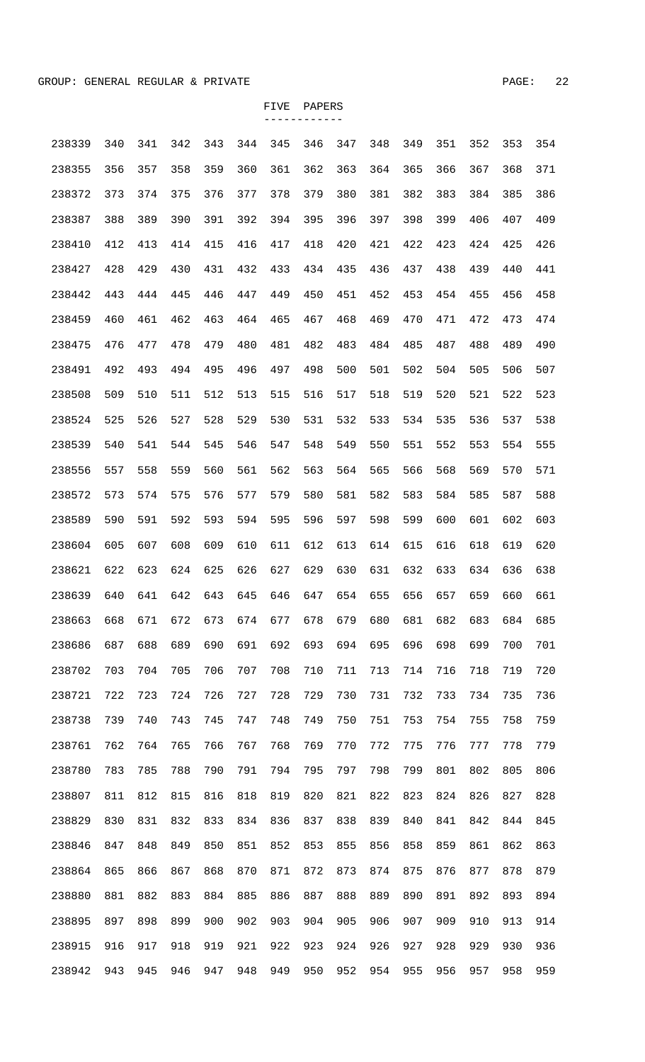GROUP: GENERAL REGULAR & PRIVATE

## FIVE PAPERS

```
238339  340  341  342  343  344  345  346  347  348  349  351  352  353  354
238355  356  357  358  359  360  361  362  363  364  365  366  367  368  371
238372  373  374  375  376  377  378  379  380  381  382  383  384  385  386
238387  388  389  390  391  392  394  395  396  397  398  399  406  407  409
238410  412  413  414  415  416  417  418  420  421  422  423  424  425  426
238427  428  429  430  431  432  433  434  435  436  437  438  439  440  441
238442  443  444  445  446  447  449  450  451  452  453  454  455  456  458
238459  460  461  462  463  464  465  467  468  469  470  471  472  473  474
238475  476  477  478  479  480  481  482  483  484  485  487  488  489  490
238491  492  493  494  495  496  497  498  500  501  502  504  505  506  507
238508  509  510  511  512  513  515  516  517  518  519  520  521  522  523
238524  525  526  527  528  529  530  531  532  533  534  535  536  537  538
238539  540  541  544  545  546  547  548  549  550  551  552  553  554  555
238556  557  558  559  560  561  562  563  564  565  566  568  569  570  571
238572  573  574  575  576  577  579  580  581  582  583  584  585  587  588
238589  590  591  592  593  594  595  596  597  598  599  600  601  602  603
238604  605  607  608  609  610  611  612  613  614  615  616  618  619  620
238621  622  623  624  625  626  627  629  630  631  632  633  634  636  638
238639  640  641  642  643  645  646  647  654  655  656  657  659  660  661
238663  668  671  672  673  674  677  678  679  680  681  682  683  684  685
238686  687  688  689  690  691  692  693  694  695  696  698  699  700  701
238702  703  704  705  706  707  708  710  711  713  714  716  718  719  720
238721  722  723  724  726  727  728  729  730  731  732  733  734  735  736
238738  739  740  743  745  747  748  749  750  751  753  754  755  758  759
238761  762  764  765  766  767  768  769  770  772  775  776  777  778  779
238780  783  785  788  790  791  794  795  797  798  799  801  802  805  806
238807  811  812  815  816  818  819  820  821  822  823  824  826  827  828
238829  830  831  832  833  834  836  837  838  839  840  841  842  844  845
238846  847  848  849  850  851  852  853  855  856  858  859  861  862  863
238864  865  866  867  868  870  871  872  873  874  875  876  877  878  879
238880  881  882  883  884  885  886  887  888  889  890  891  892  893  894
238895  897  898  899  900  902  903  904  905  906  907  909  910  913  914
238915  916  917  918  919  921  922  923  924  926  927  928  929  930  936
238942  943  945  946  947  948  949  950  952  954  955  956  957  958  959
```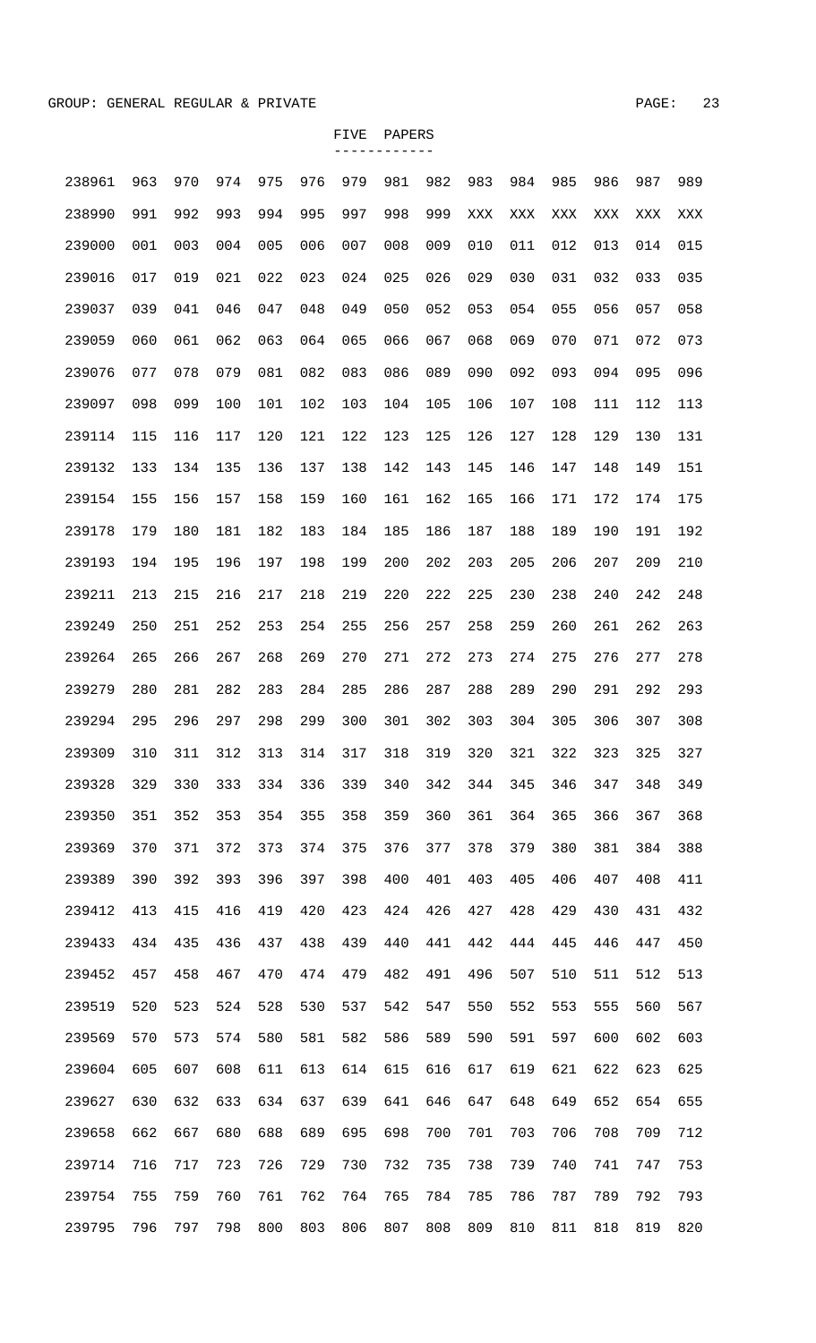GROUP: GENERAL REGULAR & PRIVATE

FIVE PAPERS

| | | | | | | | | | | | | | | |
|---|---|---|---|---|---|---|---|---|---|---|---|---|---|---|
| 238961 | 963 | 970 | 974 | 975 | 976 | 979 | 981 | 982 | 983 | 984 | 985 | 986 | 987 | 989 |
| 238990 | 991 | 992 | 993 | 994 | 995 | 997 | 998 | 999 | XXX | XXX | XXX | XXX | XXX | XXX |
| 239000 | 001 | 003 | 004 | 005 | 006 | 007 | 008 | 009 | 010 | 011 | 012 | 013 | 014 | 015 |
| 239016 | 017 | 019 | 021 | 022 | 023 | 024 | 025 | 026 | 029 | 030 | 031 | 032 | 033 | 035 |
| 239037 | 039 | 041 | 046 | 047 | 048 | 049 | 050 | 052 | 053 | 054 | 055 | 056 | 057 | 058 |
| 239059 | 060 | 061 | 062 | 063 | 064 | 065 | 066 | 067 | 068 | 069 | 070 | 071 | 072 | 073 |
| 239076 | 077 | 078 | 079 | 081 | 082 | 083 | 086 | 089 | 090 | 092 | 093 | 094 | 095 | 096 |
| 239097 | 098 | 099 | 100 | 101 | 102 | 103 | 104 | 105 | 106 | 107 | 108 | 111 | 112 | 113 |
| 239114 | 115 | 116 | 117 | 120 | 121 | 122 | 123 | 125 | 126 | 127 | 128 | 129 | 130 | 131 |
| 239132 | 133 | 134 | 135 | 136 | 137 | 138 | 142 | 143 | 145 | 146 | 147 | 148 | 149 | 151 |
| 239154 | 155 | 156 | 157 | 158 | 159 | 160 | 161 | 162 | 165 | 166 | 171 | 172 | 174 | 175 |
| 239178 | 179 | 180 | 181 | 182 | 183 | 184 | 185 | 186 | 187 | 188 | 189 | 190 | 191 | 192 |
| 239193 | 194 | 195 | 196 | 197 | 198 | 199 | 200 | 202 | 203 | 205 | 206 | 207 | 209 | 210 |
| 239211 | 213 | 215 | 216 | 217 | 218 | 219 | 220 | 222 | 225 | 230 | 238 | 240 | 242 | 248 |
| 239249 | 250 | 251 | 252 | 253 | 254 | 255 | 256 | 257 | 258 | 259 | 260 | 261 | 262 | 263 |
| 239264 | 265 | 266 | 267 | 268 | 269 | 270 | 271 | 272 | 273 | 274 | 275 | 276 | 277 | 278 |
| 239279 | 280 | 281 | 282 | 283 | 284 | 285 | 286 | 287 | 288 | 289 | 290 | 291 | 292 | 293 |
| 239294 | 295 | 296 | 297 | 298 | 299 | 300 | 301 | 302 | 303 | 304 | 305 | 306 | 307 | 308 |
| 239309 | 310 | 311 | 312 | 313 | 314 | 317 | 318 | 319 | 320 | 321 | 322 | 323 | 325 | 327 |
| 239328 | 329 | 330 | 333 | 334 | 336 | 339 | 340 | 342 | 344 | 345 | 346 | 347 | 348 | 349 |
| 239350 | 351 | 352 | 353 | 354 | 355 | 358 | 359 | 360 | 361 | 364 | 365 | 366 | 367 | 368 |
| 239369 | 370 | 371 | 372 | 373 | 374 | 375 | 376 | 377 | 378 | 379 | 380 | 381 | 384 | 388 |
| 239389 | 390 | 392 | 393 | 396 | 397 | 398 | 400 | 401 | 403 | 405 | 406 | 407 | 408 | 411 |
| 239412 | 413 | 415 | 416 | 419 | 420 | 423 | 424 | 426 | 427 | 428 | 429 | 430 | 431 | 432 |
| 239433 | 434 | 435 | 436 | 437 | 438 | 439 | 440 | 441 | 442 | 444 | 445 | 446 | 447 | 450 |
| 239452 | 457 | 458 | 467 | 470 | 474 | 479 | 482 | 491 | 496 | 507 | 510 | 511 | 512 | 513 |
| 239519 | 520 | 523 | 524 | 528 | 530 | 537 | 542 | 547 | 550 | 552 | 553 | 555 | 560 | 567 |
| 239569 | 570 | 573 | 574 | 580 | 581 | 582 | 586 | 589 | 590 | 591 | 597 | 600 | 602 | 603 |
| 239604 | 605 | 607 | 608 | 611 | 613 | 614 | 615 | 616 | 617 | 619 | 621 | 622 | 623 | 625 |
| 239627 | 630 | 632 | 633 | 634 | 637 | 639 | 641 | 646 | 647 | 648 | 649 | 652 | 654 | 655 |
| 239658 | 662 | 667 | 680 | 688 | 689 | 695 | 698 | 700 | 701 | 703 | 706 | 708 | 709 | 712 |
| 239714 | 716 | 717 | 723 | 726 | 729 | 730 | 732 | 735 | 738 | 739 | 740 | 741 | 747 | 753 |
| 239754 | 755 | 759 | 760 | 761 | 762 | 764 | 765 | 784 | 785 | 786 | 787 | 789 | 792 | 793 |
| 239795 | 796 | 797 | 798 | 800 | 803 | 806 | 807 | 808 | 809 | 810 | 811 | 818 | 819 | 820 |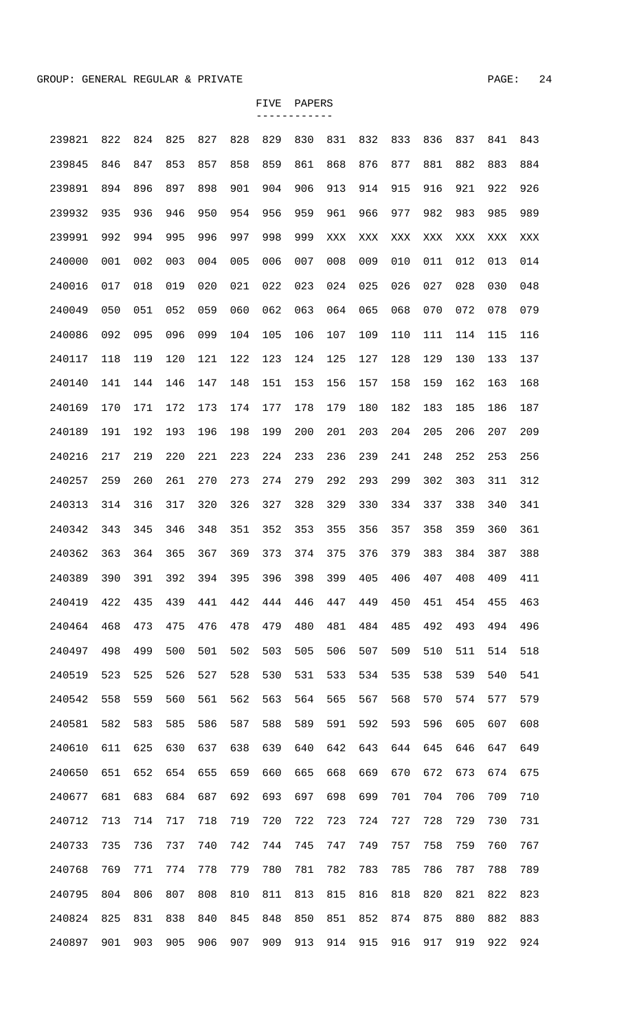GROUP: GENERAL REGULAR & PRIVATE

FIVE PAPERS

| | | | | | | | | | | | | | | |
|---|---|---|---|---|---|---|---|---|---|---|---|---|---|---|
| 239821 | 822 | 824 | 825 | 827 | 828 | 829 | 830 | 831 | 832 | 833 | 836 | 837 | 841 | 843 |
| 239845 | 846 | 847 | 853 | 857 | 858 | 859 | 861 | 868 | 876 | 877 | 881 | 882 | 883 | 884 |
| 239891 | 894 | 896 | 897 | 898 | 901 | 904 | 906 | 913 | 914 | 915 | 916 | 921 | 922 | 926 |
| 239932 | 935 | 936 | 946 | 950 | 954 | 956 | 959 | 961 | 966 | 977 | 982 | 983 | 985 | 989 |
| 239991 | 992 | 994 | 995 | 996 | 997 | 998 | 999 | XXX | XXX | XXX | XXX | XXX | XXX | XXX |
| 240000 | 001 | 002 | 003 | 004 | 005 | 006 | 007 | 008 | 009 | 010 | 011 | 012 | 013 | 014 |
| 240016 | 017 | 018 | 019 | 020 | 021 | 022 | 023 | 024 | 025 | 026 | 027 | 028 | 030 | 048 |
| 240049 | 050 | 051 | 052 | 059 | 060 | 062 | 063 | 064 | 065 | 068 | 070 | 072 | 078 | 079 |
| 240086 | 092 | 095 | 096 | 099 | 104 | 105 | 106 | 107 | 109 | 110 | 111 | 114 | 115 | 116 |
| 240117 | 118 | 119 | 120 | 121 | 122 | 123 | 124 | 125 | 127 | 128 | 129 | 130 | 133 | 137 |
| 240140 | 141 | 144 | 146 | 147 | 148 | 151 | 153 | 156 | 157 | 158 | 159 | 162 | 163 | 168 |
| 240169 | 170 | 171 | 172 | 173 | 174 | 177 | 178 | 179 | 180 | 182 | 183 | 185 | 186 | 187 |
| 240189 | 191 | 192 | 193 | 196 | 198 | 199 | 200 | 201 | 203 | 204 | 205 | 206 | 207 | 209 |
| 240216 | 217 | 219 | 220 | 221 | 223 | 224 | 233 | 236 | 239 | 241 | 248 | 252 | 253 | 256 |
| 240257 | 259 | 260 | 261 | 270 | 273 | 274 | 279 | 292 | 293 | 299 | 302 | 303 | 311 | 312 |
| 240313 | 314 | 316 | 317 | 320 | 326 | 327 | 328 | 329 | 330 | 334 | 337 | 338 | 340 | 341 |
| 240342 | 343 | 345 | 346 | 348 | 351 | 352 | 353 | 355 | 356 | 357 | 358 | 359 | 360 | 361 |
| 240362 | 363 | 364 | 365 | 367 | 369 | 373 | 374 | 375 | 376 | 379 | 383 | 384 | 387 | 388 |
| 240389 | 390 | 391 | 392 | 394 | 395 | 396 | 398 | 399 | 405 | 406 | 407 | 408 | 409 | 411 |
| 240419 | 422 | 435 | 439 | 441 | 442 | 444 | 446 | 447 | 449 | 450 | 451 | 454 | 455 | 463 |
| 240464 | 468 | 473 | 475 | 476 | 478 | 479 | 480 | 481 | 484 | 485 | 492 | 493 | 494 | 496 |
| 240497 | 498 | 499 | 500 | 501 | 502 | 503 | 505 | 506 | 507 | 509 | 510 | 511 | 514 | 518 |
| 240519 | 523 | 525 | 526 | 527 | 528 | 530 | 531 | 533 | 534 | 535 | 538 | 539 | 540 | 541 |
| 240542 | 558 | 559 | 560 | 561 | 562 | 563 | 564 | 565 | 567 | 568 | 570 | 574 | 577 | 579 |
| 240581 | 582 | 583 | 585 | 586 | 587 | 588 | 589 | 591 | 592 | 593 | 596 | 605 | 607 | 608 |
| 240610 | 611 | 625 | 630 | 637 | 638 | 639 | 640 | 642 | 643 | 644 | 645 | 646 | 647 | 649 |
| 240650 | 651 | 652 | 654 | 655 | 659 | 660 | 665 | 668 | 669 | 670 | 672 | 673 | 674 | 675 |
| 240677 | 681 | 683 | 684 | 687 | 692 | 693 | 697 | 698 | 699 | 701 | 704 | 706 | 709 | 710 |
| 240712 | 713 | 714 | 717 | 718 | 719 | 720 | 722 | 723 | 724 | 727 | 728 | 729 | 730 | 731 |
| 240733 | 735 | 736 | 737 | 740 | 742 | 744 | 745 | 747 | 749 | 757 | 758 | 759 | 760 | 767 |
| 240768 | 769 | 771 | 774 | 778 | 779 | 780 | 781 | 782 | 783 | 785 | 786 | 787 | 788 | 789 |
| 240795 | 804 | 806 | 807 | 808 | 810 | 811 | 813 | 815 | 816 | 818 | 820 | 821 | 822 | 823 |
| 240824 | 825 | 831 | 838 | 840 | 845 | 848 | 850 | 851 | 852 | 874 | 875 | 880 | 882 | 883 |
| 240897 | 901 | 903 | 905 | 906 | 907 | 909 | 913 | 914 | 915 | 916 | 917 | 919 | 922 | 924 |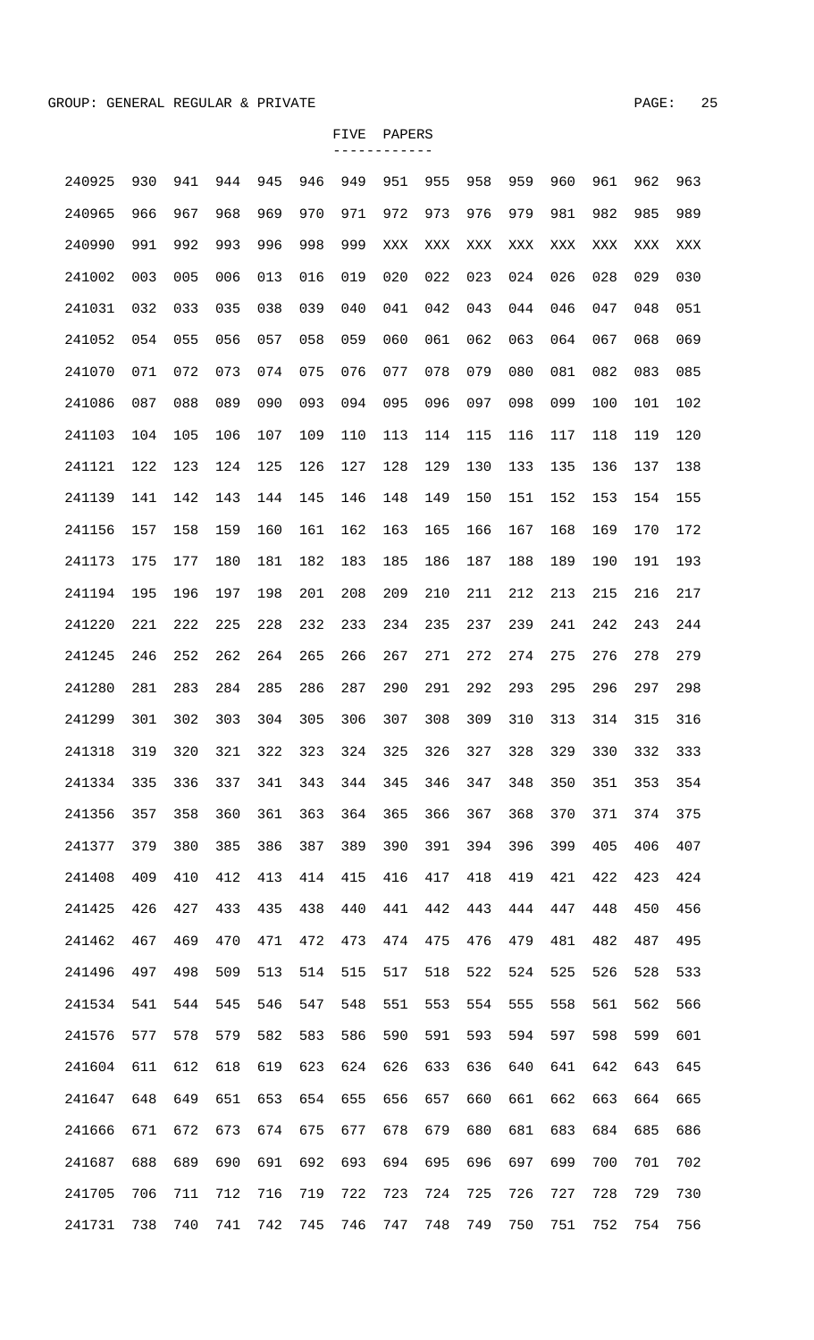GROUP: GENERAL REGULAR & PRIVATE

FIVE PAPERS

| | | | | | | | | | | | | | | |
|---|---|---|---|---|---|---|---|---|---|---|---|---|---|---|
| 240925 | 930 | 941 | 944 | 945 | 946 | 949 | 951 | 955 | 958 | 959 | 960 | 961 | 962 | 963 |
| 240965 | 966 | 967 | 968 | 969 | 970 | 971 | 972 | 973 | 976 | 979 | 981 | 982 | 985 | 989 |
| 240990 | 991 | 992 | 993 | 996 | 998 | 999 | XXX | XXX | XXX | XXX | XXX | XXX | XXX | XXX |
| 241002 | 003 | 005 | 006 | 013 | 016 | 019 | 020 | 022 | 023 | 024 | 026 | 028 | 029 | 030 |
| 241031 | 032 | 033 | 035 | 038 | 039 | 040 | 041 | 042 | 043 | 044 | 046 | 047 | 048 | 051 |
| 241052 | 054 | 055 | 056 | 057 | 058 | 059 | 060 | 061 | 062 | 063 | 064 | 067 | 068 | 069 |
| 241070 | 071 | 072 | 073 | 074 | 075 | 076 | 077 | 078 | 079 | 080 | 081 | 082 | 083 | 085 |
| 241086 | 087 | 088 | 089 | 090 | 093 | 094 | 095 | 096 | 097 | 098 | 099 | 100 | 101 | 102 |
| 241103 | 104 | 105 | 106 | 107 | 109 | 110 | 113 | 114 | 115 | 116 | 117 | 118 | 119 | 120 |
| 241121 | 122 | 123 | 124 | 125 | 126 | 127 | 128 | 129 | 130 | 133 | 135 | 136 | 137 | 138 |
| 241139 | 141 | 142 | 143 | 144 | 145 | 146 | 148 | 149 | 150 | 151 | 152 | 153 | 154 | 155 |
| 241156 | 157 | 158 | 159 | 160 | 161 | 162 | 163 | 165 | 166 | 167 | 168 | 169 | 170 | 172 |
| 241173 | 175 | 177 | 180 | 181 | 182 | 183 | 185 | 186 | 187 | 188 | 189 | 190 | 191 | 193 |
| 241194 | 195 | 196 | 197 | 198 | 201 | 208 | 209 | 210 | 211 | 212 | 213 | 215 | 216 | 217 |
| 241220 | 221 | 222 | 225 | 228 | 232 | 233 | 234 | 235 | 237 | 239 | 241 | 242 | 243 | 244 |
| 241245 | 246 | 252 | 262 | 264 | 265 | 266 | 267 | 271 | 272 | 274 | 275 | 276 | 278 | 279 |
| 241280 | 281 | 283 | 284 | 285 | 286 | 287 | 290 | 291 | 292 | 293 | 295 | 296 | 297 | 298 |
| 241299 | 301 | 302 | 303 | 304 | 305 | 306 | 307 | 308 | 309 | 310 | 313 | 314 | 315 | 316 |
| 241318 | 319 | 320 | 321 | 322 | 323 | 324 | 325 | 326 | 327 | 328 | 329 | 330 | 332 | 333 |
| 241334 | 335 | 336 | 337 | 341 | 343 | 344 | 345 | 346 | 347 | 348 | 350 | 351 | 353 | 354 |
| 241356 | 357 | 358 | 360 | 361 | 363 | 364 | 365 | 366 | 367 | 368 | 370 | 371 | 374 | 375 |
| 241377 | 379 | 380 | 385 | 386 | 387 | 389 | 390 | 391 | 394 | 396 | 399 | 405 | 406 | 407 |
| 241408 | 409 | 410 | 412 | 413 | 414 | 415 | 416 | 417 | 418 | 419 | 421 | 422 | 423 | 424 |
| 241425 | 426 | 427 | 433 | 435 | 438 | 440 | 441 | 442 | 443 | 444 | 447 | 448 | 450 | 456 |
| 241462 | 467 | 469 | 470 | 471 | 472 | 473 | 474 | 475 | 476 | 479 | 481 | 482 | 487 | 495 |
| 241496 | 497 | 498 | 509 | 513 | 514 | 515 | 517 | 518 | 522 | 524 | 525 | 526 | 528 | 533 |
| 241534 | 541 | 544 | 545 | 546 | 547 | 548 | 551 | 553 | 554 | 555 | 558 | 561 | 562 | 566 |
| 241576 | 577 | 578 | 579 | 582 | 583 | 586 | 590 | 591 | 593 | 594 | 597 | 598 | 599 | 601 |
| 241604 | 611 | 612 | 618 | 619 | 623 | 624 | 626 | 633 | 636 | 640 | 641 | 642 | 643 | 645 |
| 241647 | 648 | 649 | 651 | 653 | 654 | 655 | 656 | 657 | 660 | 661 | 662 | 663 | 664 | 665 |
| 241666 | 671 | 672 | 673 | 674 | 675 | 677 | 678 | 679 | 680 | 681 | 683 | 684 | 685 | 686 |
| 241687 | 688 | 689 | 690 | 691 | 692 | 693 | 694 | 695 | 696 | 697 | 699 | 700 | 701 | 702 |
| 241705 | 706 | 711 | 712 | 716 | 719 | 722 | 723 | 724 | 725 | 726 | 727 | 728 | 729 | 730 |
| 241731 | 738 | 740 | 741 | 742 | 745 | 746 | 747 | 748 | 749 | 750 | 751 | 752 | 754 | 756 |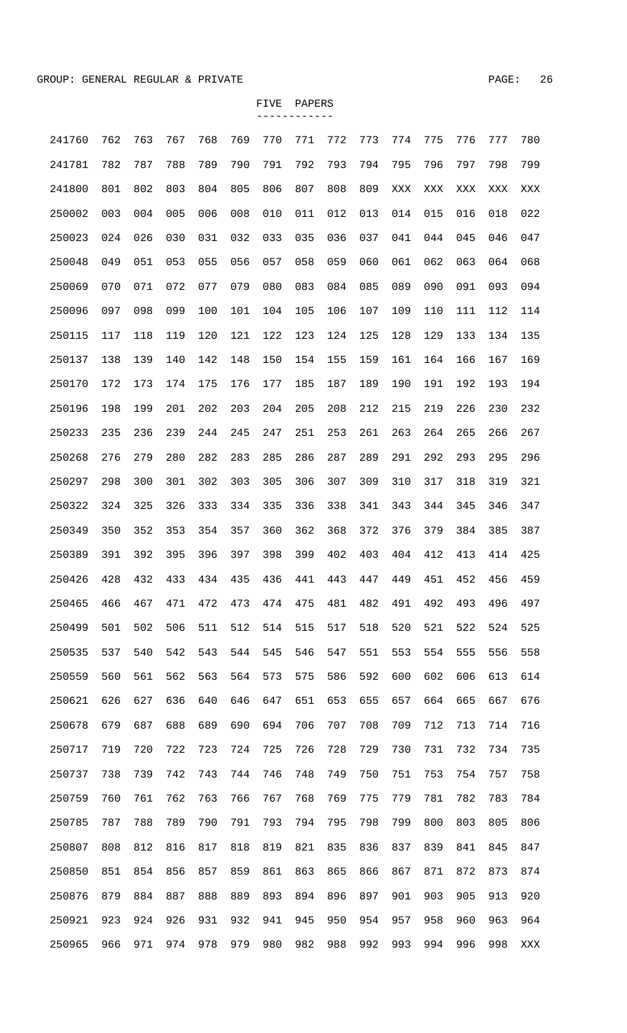GROUP: GENERAL REGULAR & PRIVATE

FIVE PAPERS

| | | | | | | | | | | | | | | |
|---|---|---|---|---|---|---|---|---|---|---|---|---|---|---|
| 241760 | 762 | 763 | 767 | 768 | 769 | 770 | 771 | 772 | 773 | 774 | 775 | 776 | 777 | 780 |
| 241781 | 782 | 787 | 788 | 789 | 790 | 791 | 792 | 793 | 794 | 795 | 796 | 797 | 798 | 799 |
| 241800 | 801 | 802 | 803 | 804 | 805 | 806 | 807 | 808 | 809 | XXX | XXX | XXX | XXX | XXX |
| 250002 | 003 | 004 | 005 | 006 | 008 | 010 | 011 | 012 | 013 | 014 | 015 | 016 | 018 | 022 |
| 250023 | 024 | 026 | 030 | 031 | 032 | 033 | 035 | 036 | 037 | 041 | 044 | 045 | 046 | 047 |
| 250048 | 049 | 051 | 053 | 055 | 056 | 057 | 058 | 059 | 060 | 061 | 062 | 063 | 064 | 068 |
| 250069 | 070 | 071 | 072 | 077 | 079 | 080 | 083 | 084 | 085 | 089 | 090 | 091 | 093 | 094 |
| 250096 | 097 | 098 | 099 | 100 | 101 | 104 | 105 | 106 | 107 | 109 | 110 | 111 | 112 | 114 |
| 250115 | 117 | 118 | 119 | 120 | 121 | 122 | 123 | 124 | 125 | 128 | 129 | 133 | 134 | 135 |
| 250137 | 138 | 139 | 140 | 142 | 148 | 150 | 154 | 155 | 159 | 161 | 164 | 166 | 167 | 169 |
| 250170 | 172 | 173 | 174 | 175 | 176 | 177 | 185 | 187 | 189 | 190 | 191 | 192 | 193 | 194 |
| 250196 | 198 | 199 | 201 | 202 | 203 | 204 | 205 | 208 | 212 | 215 | 219 | 226 | 230 | 232 |
| 250233 | 235 | 236 | 239 | 244 | 245 | 247 | 251 | 253 | 261 | 263 | 264 | 265 | 266 | 267 |
| 250268 | 276 | 279 | 280 | 282 | 283 | 285 | 286 | 287 | 289 | 291 | 292 | 293 | 295 | 296 |
| 250297 | 298 | 300 | 301 | 302 | 303 | 305 | 306 | 307 | 309 | 310 | 317 | 318 | 319 | 321 |
| 250322 | 324 | 325 | 326 | 333 | 334 | 335 | 336 | 338 | 341 | 343 | 344 | 345 | 346 | 347 |
| 250349 | 350 | 352 | 353 | 354 | 357 | 360 | 362 | 368 | 372 | 376 | 379 | 384 | 385 | 387 |
| 250389 | 391 | 392 | 395 | 396 | 397 | 398 | 399 | 402 | 403 | 404 | 412 | 413 | 414 | 425 |
| 250426 | 428 | 432 | 433 | 434 | 435 | 436 | 441 | 443 | 447 | 449 | 451 | 452 | 456 | 459 |
| 250465 | 466 | 467 | 471 | 472 | 473 | 474 | 475 | 481 | 482 | 491 | 492 | 493 | 496 | 497 |
| 250499 | 501 | 502 | 506 | 511 | 512 | 514 | 515 | 517 | 518 | 520 | 521 | 522 | 524 | 525 |
| 250535 | 537 | 540 | 542 | 543 | 544 | 545 | 546 | 547 | 551 | 553 | 554 | 555 | 556 | 558 |
| 250559 | 560 | 561 | 562 | 563 | 564 | 573 | 575 | 586 | 592 | 600 | 602 | 606 | 613 | 614 |
| 250621 | 626 | 627 | 636 | 640 | 646 | 647 | 651 | 653 | 655 | 657 | 664 | 665 | 667 | 676 |
| 250678 | 679 | 687 | 688 | 689 | 690 | 694 | 706 | 707 | 708 | 709 | 712 | 713 | 714 | 716 |
| 250717 | 719 | 720 | 722 | 723 | 724 | 725 | 726 | 728 | 729 | 730 | 731 | 732 | 734 | 735 |
| 250737 | 738 | 739 | 742 | 743 | 744 | 746 | 748 | 749 | 750 | 751 | 753 | 754 | 757 | 758 |
| 250759 | 760 | 761 | 762 | 763 | 766 | 767 | 768 | 769 | 775 | 779 | 781 | 782 | 783 | 784 |
| 250785 | 787 | 788 | 789 | 790 | 791 | 793 | 794 | 795 | 798 | 799 | 800 | 803 | 805 | 806 |
| 250807 | 808 | 812 | 816 | 817 | 818 | 819 | 821 | 835 | 836 | 837 | 839 | 841 | 845 | 847 |
| 250850 | 851 | 854 | 856 | 857 | 859 | 861 | 863 | 865 | 866 | 867 | 871 | 872 | 873 | 874 |
| 250876 | 879 | 884 | 887 | 888 | 889 | 893 | 894 | 896 | 897 | 901 | 903 | 905 | 913 | 920 |
| 250921 | 923 | 924 | 926 | 931 | 932 | 941 | 945 | 950 | 954 | 957 | 958 | 960 | 963 | 964 |
| 250965 | 966 | 971 | 974 | 978 | 979 | 980 | 982 | 988 | 992 | 993 | 994 | 996 | 998 | XXX |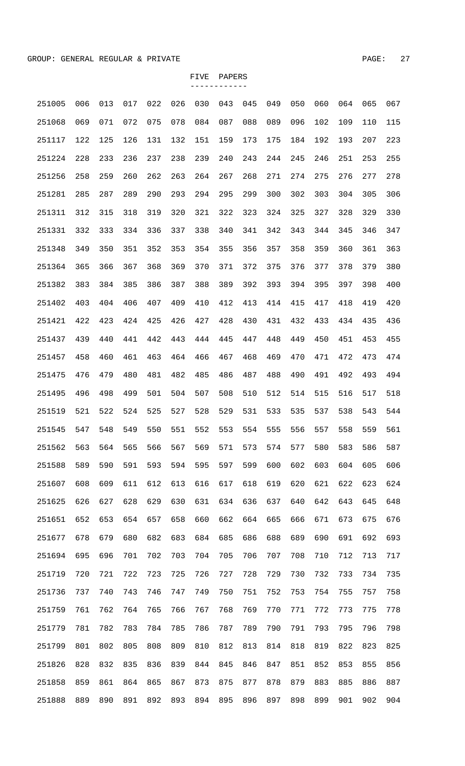GROUP: GENERAL REGULAR & PRIVATE

## FIVE PAPERS

| | | | | | | | | | | | | | | |
|---|---|---|---|---|---|---|---|---|---|---|---|---|---|---|
| 251005 | 006 | 013 | 017 | 022 | 026 | 030 | 043 | 045 | 049 | 050 | 060 | 064 | 065 | 067 |
| 251068 | 069 | 071 | 072 | 075 | 078 | 084 | 087 | 088 | 089 | 096 | 102 | 109 | 110 | 115 |
| 251117 | 122 | 125 | 126 | 131 | 132 | 151 | 159 | 173 | 175 | 184 | 192 | 193 | 207 | 223 |
| 251224 | 228 | 233 | 236 | 237 | 238 | 239 | 240 | 243 | 244 | 245 | 246 | 251 | 253 | 255 |
| 251256 | 258 | 259 | 260 | 262 | 263 | 264 | 267 | 268 | 271 | 274 | 275 | 276 | 277 | 278 |
| 251281 | 285 | 287 | 289 | 290 | 293 | 294 | 295 | 299 | 300 | 302 | 303 | 304 | 305 | 306 |
| 251311 | 312 | 315 | 318 | 319 | 320 | 321 | 322 | 323 | 324 | 325 | 327 | 328 | 329 | 330 |
| 251331 | 332 | 333 | 334 | 336 | 337 | 338 | 340 | 341 | 342 | 343 | 344 | 345 | 346 | 347 |
| 251348 | 349 | 350 | 351 | 352 | 353 | 354 | 355 | 356 | 357 | 358 | 359 | 360 | 361 | 363 |
| 251364 | 365 | 366 | 367 | 368 | 369 | 370 | 371 | 372 | 375 | 376 | 377 | 378 | 379 | 380 |
| 251382 | 383 | 384 | 385 | 386 | 387 | 388 | 389 | 392 | 393 | 394 | 395 | 397 | 398 | 400 |
| 251402 | 403 | 404 | 406 | 407 | 409 | 410 | 412 | 413 | 414 | 415 | 417 | 418 | 419 | 420 |
| 251421 | 422 | 423 | 424 | 425 | 426 | 427 | 428 | 430 | 431 | 432 | 433 | 434 | 435 | 436 |
| 251437 | 439 | 440 | 441 | 442 | 443 | 444 | 445 | 447 | 448 | 449 | 450 | 451 | 453 | 455 |
| 251457 | 458 | 460 | 461 | 463 | 464 | 466 | 467 | 468 | 469 | 470 | 471 | 472 | 473 | 474 |
| 251475 | 476 | 479 | 480 | 481 | 482 | 485 | 486 | 487 | 488 | 490 | 491 | 492 | 493 | 494 |
| 251495 | 496 | 498 | 499 | 501 | 504 | 507 | 508 | 510 | 512 | 514 | 515 | 516 | 517 | 518 |
| 251519 | 521 | 522 | 524 | 525 | 527 | 528 | 529 | 531 | 533 | 535 | 537 | 538 | 543 | 544 |
| 251545 | 547 | 548 | 549 | 550 | 551 | 552 | 553 | 554 | 555 | 556 | 557 | 558 | 559 | 561 |
| 251562 | 563 | 564 | 565 | 566 | 567 | 569 | 571 | 573 | 574 | 577 | 580 | 583 | 586 | 587 |
| 251588 | 589 | 590 | 591 | 593 | 594 | 595 | 597 | 599 | 600 | 602 | 603 | 604 | 605 | 606 |
| 251607 | 608 | 609 | 611 | 612 | 613 | 616 | 617 | 618 | 619 | 620 | 621 | 622 | 623 | 624 |
| 251625 | 626 | 627 | 628 | 629 | 630 | 631 | 634 | 636 | 637 | 640 | 642 | 643 | 645 | 648 |
| 251651 | 652 | 653 | 654 | 657 | 658 | 660 | 662 | 664 | 665 | 666 | 671 | 673 | 675 | 676 |
| 251677 | 678 | 679 | 680 | 682 | 683 | 684 | 685 | 686 | 688 | 689 | 690 | 691 | 692 | 693 |
| 251694 | 695 | 696 | 701 | 702 | 703 | 704 | 705 | 706 | 707 | 708 | 710 | 712 | 713 | 717 |
| 251719 | 720 | 721 | 722 | 723 | 725 | 726 | 727 | 728 | 729 | 730 | 732 | 733 | 734 | 735 |
| 251736 | 737 | 740 | 743 | 746 | 747 | 749 | 750 | 751 | 752 | 753 | 754 | 755 | 757 | 758 |
| 251759 | 761 | 762 | 764 | 765 | 766 | 767 | 768 | 769 | 770 | 771 | 772 | 773 | 775 | 778 |
| 251779 | 781 | 782 | 783 | 784 | 785 | 786 | 787 | 789 | 790 | 791 | 793 | 795 | 796 | 798 |
| 251799 | 801 | 802 | 805 | 808 | 809 | 810 | 812 | 813 | 814 | 818 | 819 | 822 | 823 | 825 |
| 251826 | 828 | 832 | 835 | 836 | 839 | 844 | 845 | 846 | 847 | 851 | 852 | 853 | 855 | 856 |
| 251858 | 859 | 861 | 864 | 865 | 867 | 873 | 875 | 877 | 878 | 879 | 883 | 885 | 886 | 887 |
| 251888 | 889 | 890 | 891 | 892 | 893 | 894 | 895 | 896 | 897 | 898 | 899 | 901 | 902 | 904 |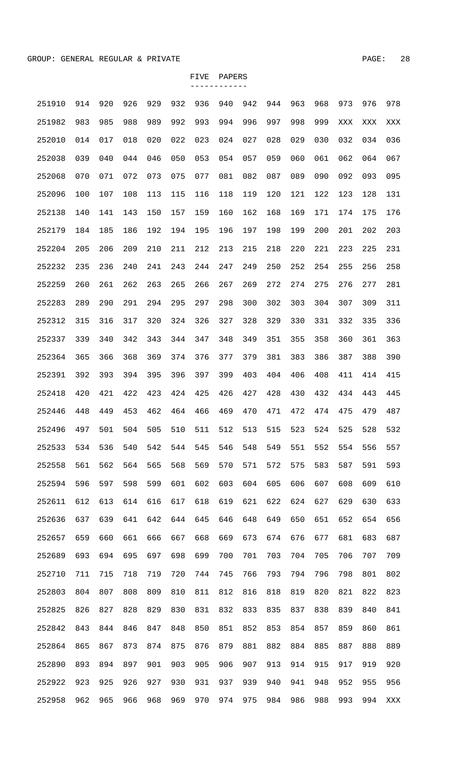GROUP: GENERAL REGULAR & PRIVATE

## FIVE PAPERS

| | | | | | | | | | | | | | | |
|---|---|---|---|---|---|---|---|---|---|---|---|---|---|---|
| 251910 | 914 | 920 | 926 | 929 | 932 | 936 | 940 | 942 | 944 | 963 | 968 | 973 | 976 | 978 |
| 251982 | 983 | 985 | 988 | 989 | 992 | 993 | 994 | 996 | 997 | 998 | 999 | XXX | XXX | XXX |
| 252010 | 014 | 017 | 018 | 020 | 022 | 023 | 024 | 027 | 028 | 029 | 030 | 032 | 034 | 036 |
| 252038 | 039 | 040 | 044 | 046 | 050 | 053 | 054 | 057 | 059 | 060 | 061 | 062 | 064 | 067 |
| 252068 | 070 | 071 | 072 | 073 | 075 | 077 | 081 | 082 | 087 | 089 | 090 | 092 | 093 | 095 |
| 252096 | 100 | 107 | 108 | 113 | 115 | 116 | 118 | 119 | 120 | 121 | 122 | 123 | 128 | 131 |
| 252138 | 140 | 141 | 143 | 150 | 157 | 159 | 160 | 162 | 168 | 169 | 171 | 174 | 175 | 176 |
| 252179 | 184 | 185 | 186 | 192 | 194 | 195 | 196 | 197 | 198 | 199 | 200 | 201 | 202 | 203 |
| 252204 | 205 | 206 | 209 | 210 | 211 | 212 | 213 | 215 | 218 | 220 | 221 | 223 | 225 | 231 |
| 252232 | 235 | 236 | 240 | 241 | 243 | 244 | 247 | 249 | 250 | 252 | 254 | 255 | 256 | 258 |
| 252259 | 260 | 261 | 262 | 263 | 265 | 266 | 267 | 269 | 272 | 274 | 275 | 276 | 277 | 281 |
| 252283 | 289 | 290 | 291 | 294 | 295 | 297 | 298 | 300 | 302 | 303 | 304 | 307 | 309 | 311 |
| 252312 | 315 | 316 | 317 | 320 | 324 | 326 | 327 | 328 | 329 | 330 | 331 | 332 | 335 | 336 |
| 252337 | 339 | 340 | 342 | 343 | 344 | 347 | 348 | 349 | 351 | 355 | 358 | 360 | 361 | 363 |
| 252364 | 365 | 366 | 368 | 369 | 374 | 376 | 377 | 379 | 381 | 383 | 386 | 387 | 388 | 390 |
| 252391 | 392 | 393 | 394 | 395 | 396 | 397 | 399 | 403 | 404 | 406 | 408 | 411 | 414 | 415 |
| 252418 | 420 | 421 | 422 | 423 | 424 | 425 | 426 | 427 | 428 | 430 | 432 | 434 | 443 | 445 |
| 252446 | 448 | 449 | 453 | 462 | 464 | 466 | 469 | 470 | 471 | 472 | 474 | 475 | 479 | 487 |
| 252496 | 497 | 501 | 504 | 505 | 510 | 511 | 512 | 513 | 515 | 523 | 524 | 525 | 528 | 532 |
| 252533 | 534 | 536 | 540 | 542 | 544 | 545 | 546 | 548 | 549 | 551 | 552 | 554 | 556 | 557 |
| 252558 | 561 | 562 | 564 | 565 | 568 | 569 | 570 | 571 | 572 | 575 | 583 | 587 | 591 | 593 |
| 252594 | 596 | 597 | 598 | 599 | 601 | 602 | 603 | 604 | 605 | 606 | 607 | 608 | 609 | 610 |
| 252611 | 612 | 613 | 614 | 616 | 617 | 618 | 619 | 621 | 622 | 624 | 627 | 629 | 630 | 633 |
| 252636 | 637 | 639 | 641 | 642 | 644 | 645 | 646 | 648 | 649 | 650 | 651 | 652 | 654 | 656 |
| 252657 | 659 | 660 | 661 | 666 | 667 | 668 | 669 | 673 | 674 | 676 | 677 | 681 | 683 | 687 |
| 252689 | 693 | 694 | 695 | 697 | 698 | 699 | 700 | 701 | 703 | 704 | 705 | 706 | 707 | 709 |
| 252710 | 711 | 715 | 718 | 719 | 720 | 744 | 745 | 766 | 793 | 794 | 796 | 798 | 801 | 802 |
| 252803 | 804 | 807 | 808 | 809 | 810 | 811 | 812 | 816 | 818 | 819 | 820 | 821 | 822 | 823 |
| 252825 | 826 | 827 | 828 | 829 | 830 | 831 | 832 | 833 | 835 | 837 | 838 | 839 | 840 | 841 |
| 252842 | 843 | 844 | 846 | 847 | 848 | 850 | 851 | 852 | 853 | 854 | 857 | 859 | 860 | 861 |
| 252864 | 865 | 867 | 873 | 874 | 875 | 876 | 879 | 881 | 882 | 884 | 885 | 887 | 888 | 889 |
| 252890 | 893 | 894 | 897 | 901 | 903 | 905 | 906 | 907 | 913 | 914 | 915 | 917 | 919 | 920 |
| 252922 | 923 | 925 | 926 | 927 | 930 | 931 | 937 | 939 | 940 | 941 | 948 | 952 | 955 | 956 |
| 252958 | 962 | 965 | 966 | 968 | 969 | 970 | 974 | 975 | 984 | 986 | 988 | 993 | 994 | XXX |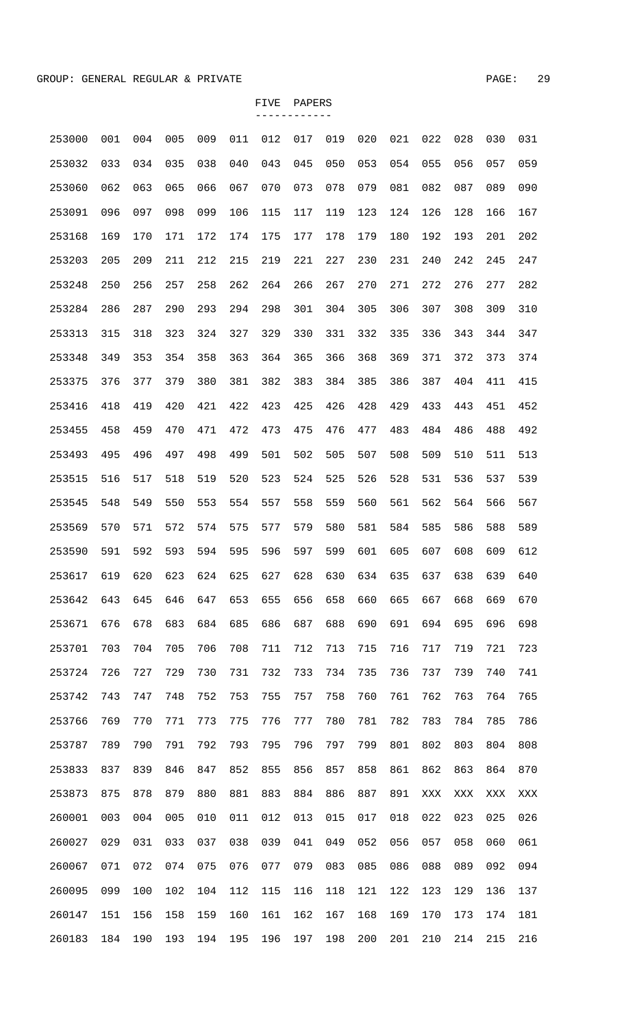GROUP: GENERAL REGULAR & PRIVATE

FIVE PAPERS

| | | | | | | | | | | | | | | |
|---|---|---|---|---|---|---|---|---|---|---|---|---|---|---|
| 253000 | 001 | 004 | 005 | 009 | 011 | 012 | 017 | 019 | 020 | 021 | 022 | 028 | 030 | 031 |
| 253032 | 033 | 034 | 035 | 038 | 040 | 043 | 045 | 050 | 053 | 054 | 055 | 056 | 057 | 059 |
| 253060 | 062 | 063 | 065 | 066 | 067 | 070 | 073 | 078 | 079 | 081 | 082 | 087 | 089 | 090 |
| 253091 | 096 | 097 | 098 | 099 | 106 | 115 | 117 | 119 | 123 | 124 | 126 | 128 | 166 | 167 |
| 253168 | 169 | 170 | 171 | 172 | 174 | 175 | 177 | 178 | 179 | 180 | 192 | 193 | 201 | 202 |
| 253203 | 205 | 209 | 211 | 212 | 215 | 219 | 221 | 227 | 230 | 231 | 240 | 242 | 245 | 247 |
| 253248 | 250 | 256 | 257 | 258 | 262 | 264 | 266 | 267 | 270 | 271 | 272 | 276 | 277 | 282 |
| 253284 | 286 | 287 | 290 | 293 | 294 | 298 | 301 | 304 | 305 | 306 | 307 | 308 | 309 | 310 |
| 253313 | 315 | 318 | 323 | 324 | 327 | 329 | 330 | 331 | 332 | 335 | 336 | 343 | 344 | 347 |
| 253348 | 349 | 353 | 354 | 358 | 363 | 364 | 365 | 366 | 368 | 369 | 371 | 372 | 373 | 374 |
| 253375 | 376 | 377 | 379 | 380 | 381 | 382 | 383 | 384 | 385 | 386 | 387 | 404 | 411 | 415 |
| 253416 | 418 | 419 | 420 | 421 | 422 | 423 | 425 | 426 | 428 | 429 | 433 | 443 | 451 | 452 |
| 253455 | 458 | 459 | 470 | 471 | 472 | 473 | 475 | 476 | 477 | 483 | 484 | 486 | 488 | 492 |
| 253493 | 495 | 496 | 497 | 498 | 499 | 501 | 502 | 505 | 507 | 508 | 509 | 510 | 511 | 513 |
| 253515 | 516 | 517 | 518 | 519 | 520 | 523 | 524 | 525 | 526 | 528 | 531 | 536 | 537 | 539 |
| 253545 | 548 | 549 | 550 | 553 | 554 | 557 | 558 | 559 | 560 | 561 | 562 | 564 | 566 | 567 |
| 253569 | 570 | 571 | 572 | 574 | 575 | 577 | 579 | 580 | 581 | 584 | 585 | 586 | 588 | 589 |
| 253590 | 591 | 592 | 593 | 594 | 595 | 596 | 597 | 599 | 601 | 605 | 607 | 608 | 609 | 612 |
| 253617 | 619 | 620 | 623 | 624 | 625 | 627 | 628 | 630 | 634 | 635 | 637 | 638 | 639 | 640 |
| 253642 | 643 | 645 | 646 | 647 | 653 | 655 | 656 | 658 | 660 | 665 | 667 | 668 | 669 | 670 |
| 253671 | 676 | 678 | 683 | 684 | 685 | 686 | 687 | 688 | 690 | 691 | 694 | 695 | 696 | 698 |
| 253701 | 703 | 704 | 705 | 706 | 708 | 711 | 712 | 713 | 715 | 716 | 717 | 719 | 721 | 723 |
| 253724 | 726 | 727 | 729 | 730 | 731 | 732 | 733 | 734 | 735 | 736 | 737 | 739 | 740 | 741 |
| 253742 | 743 | 747 | 748 | 752 | 753 | 755 | 757 | 758 | 760 | 761 | 762 | 763 | 764 | 765 |
| 253766 | 769 | 770 | 771 | 773 | 775 | 776 | 777 | 780 | 781 | 782 | 783 | 784 | 785 | 786 |
| 253787 | 789 | 790 | 791 | 792 | 793 | 795 | 796 | 797 | 799 | 801 | 802 | 803 | 804 | 808 |
| 253833 | 837 | 839 | 846 | 847 | 852 | 855 | 856 | 857 | 858 | 861 | 862 | 863 | 864 | 870 |
| 253873 | 875 | 878 | 879 | 880 | 881 | 883 | 884 | 886 | 887 | 891 | XXX | XXX | XXX | XXX |
| 260001 | 003 | 004 | 005 | 010 | 011 | 012 | 013 | 015 | 017 | 018 | 022 | 023 | 025 | 026 |
| 260027 | 029 | 031 | 033 | 037 | 038 | 039 | 041 | 049 | 052 | 056 | 057 | 058 | 060 | 061 |
| 260067 | 071 | 072 | 074 | 075 | 076 | 077 | 079 | 083 | 085 | 086 | 088 | 089 | 092 | 094 |
| 260095 | 099 | 100 | 102 | 104 | 112 | 115 | 116 | 118 | 121 | 122 | 123 | 129 | 136 | 137 |
| 260147 | 151 | 156 | 158 | 159 | 160 | 161 | 162 | 167 | 168 | 169 | 170 | 173 | 174 | 181 |
| 260183 | 184 | 190 | 193 | 194 | 195 | 196 | 197 | 198 | 200 | 201 | 210 | 214 | 215 | 216 |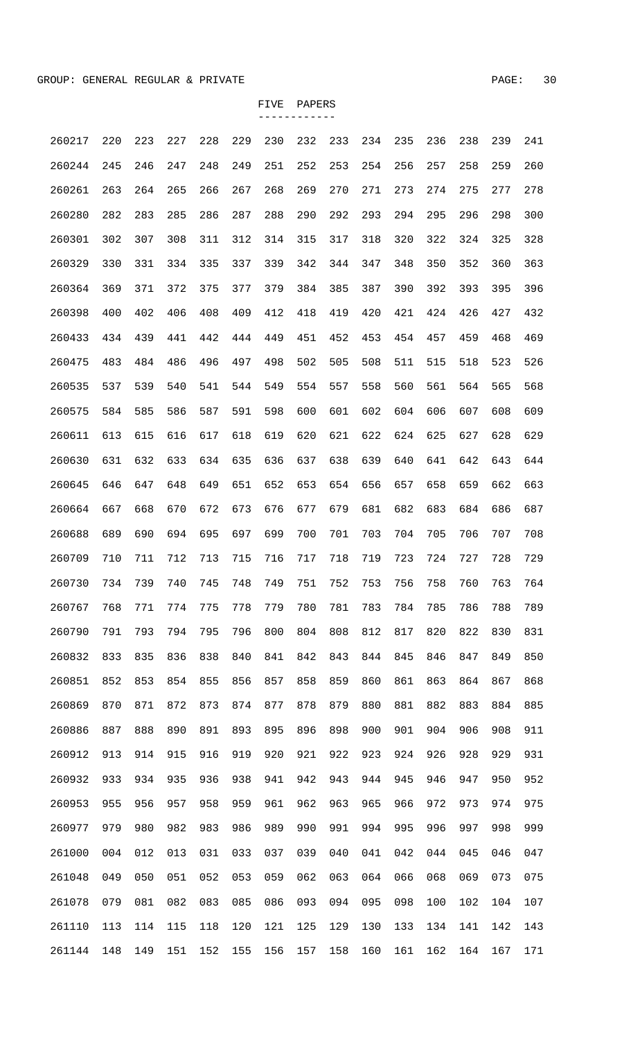GROUP: GENERAL REGULAR & PRIVATE

FIVE PAPERS

```
260217  220  223  227  228  229  230  232  233  234  235  236  238  239  241
260244  245  246  247  248  249  251  252  253  254  256  257  258  259  260
260261  263  264  265  266  267  268  269  270  271  273  274  275  277  278
260280  282  283  285  286  287  288  290  292  293  294  295  296  298  300
260301  302  307  308  311  312  314  315  317  318  320  322  324  325  328
260329  330  331  334  335  337  339  342  344  347  348  350  352  360  363
260364  369  371  372  375  377  379  384  385  387  390  392  393  395  396
260398  400  402  406  408  409  412  418  419  420  421  424  426  427  432
260433  434  439  441  442  444  449  451  452  453  454  457  459  468  469
260475  483  484  486  496  497  498  502  505  508  511  515  518  523  526
260535  537  539  540  541  544  549  554  557  558  560  561  564  565  568
260575  584  585  586  587  591  598  600  601  602  604  606  607  608  609
260611  613  615  616  617  618  619  620  621  622  624  625  627  628  629
260630  631  632  633  634  635  636  637  638  639  640  641  642  643  644
260645  646  647  648  649  651  652  653  654  656  657  658  659  662  663
260664  667  668  670  672  673  676  677  679  681  682  683  684  686  687
260688  689  690  694  695  697  699  700  701  703  704  705  706  707  708
260709  710  711  712  713  715  716  717  718  719  723  724  727  728  729
260730  734  739  740  745  748  749  751  752  753  756  758  760  763  764
260767  768  771  774  775  778  779  780  781  783  784  785  786  788  789
260790  791  793  794  795  796  800  804  808  812  817  820  822  830  831
260832  833  835  836  838  840  841  842  843  844  845  846  847  849  850
260851  852  853  854  855  856  857  858  859  860  861  863  864  867  868
260869  870  871  872  873  874  877  878  879  880  881  882  883  884  885
260886  887  888  890  891  893  895  896  898  900  901  904  906  908  911
260912  913  914  915  916  919  920  921  922  923  924  926  928  929  931
260932  933  934  935  936  938  941  942  943  944  945  946  947  950  952
260953  955  956  957  958  959  961  962  963  965  966  972  973  974  975
260977  979  980  982  983  986  989  990  991  994  995  996  997  998  999
261000  004  012  013  031  033  037  039  040  041  042  044  045  046  047
261048  049  050  051  052  053  059  062  063  064  066  068  069  073  075
261078  079  081  082  083  085  086  093  094  095  098  100  102  104  107
261110  113  114  115  118  120  121  125  129  130  133  134  141  142  143
261144  148  149  151  152  155  156  157  158  160  161  162  164  167  171
```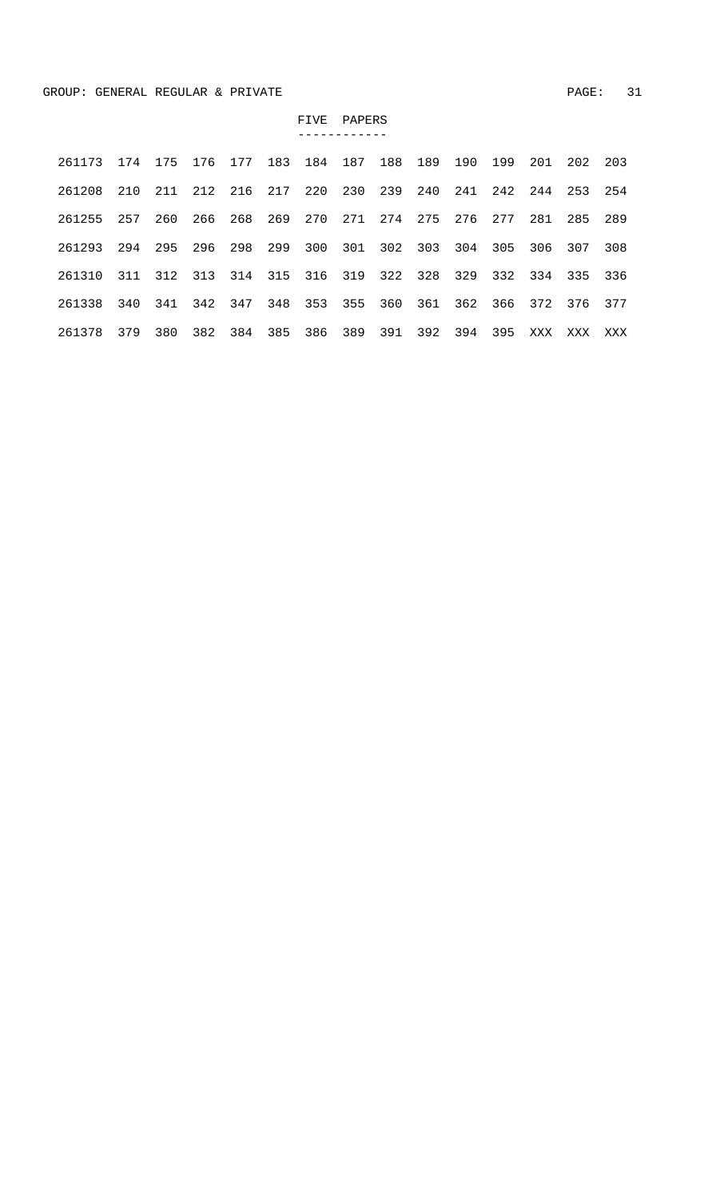GROUP: GENERAL REGULAR & PRIVATE

FIVE PAPERS

| | | | | | | | | | | | | | | |
|---|---|---|---|---|---|---|---|---|---|---|---|---|---|---|
| 261173 | 174 | 175 | 176 | 177 | 183 | 184 | 187 | 188 | 189 | 190 | 199 | 201 | 202 | 203 |
| 261208 | 210 | 211 | 212 | 216 | 217 | 220 | 230 | 239 | 240 | 241 | 242 | 244 | 253 | 254 |
| 261255 | 257 | 260 | 266 | 268 | 269 | 270 | 271 | 274 | 275 | 276 | 277 | 281 | 285 | 289 |
| 261293 | 294 | 295 | 296 | 298 | 299 | 300 | 301 | 302 | 303 | 304 | 305 | 306 | 307 | 308 |
| 261310 | 311 | 312 | 313 | 314 | 315 | 316 | 319 | 322 | 328 | 329 | 332 | 334 | 335 | 336 |
| 261338 | 340 | 341 | 342 | 347 | 348 | 353 | 355 | 360 | 361 | 362 | 366 | 372 | 376 | 377 |
| 261378 | 379 | 380 | 382 | 384 | 385 | 386 | 389 | 391 | 392 | 394 | 395 | XXX | XXX | XXX |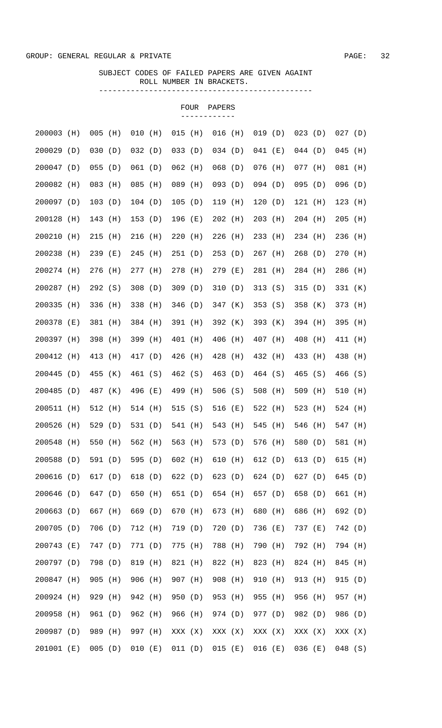GROUP: GENERAL REGULAR & PRIVATE

SUBJECT CODES OF FAILED PAPERS ARE GIVEN AGAINT ROLL NUMBER IN BRACKETS.

FOUR PAPERS

| | | | | | | | |
|---|---|---|---|---|---|---|---|
| 200003 (H) | 005 (H) | 010 (H) | 015 (H) | 016 (H) | 019 (D) | 023 (D) | 027 (D) |
| 200029 (D) | 030 (D) | 032 (D) | 033 (D) | 034 (D) | 041 (E) | 044 (D) | 045 (H) |
| 200047 (D) | 055 (D) | 061 (D) | 062 (H) | 068 (D) | 076 (H) | 077 (H) | 081 (H) |
| 200082 (H) | 083 (H) | 085 (H) | 089 (H) | 093 (D) | 094 (D) | 095 (D) | 096 (D) |
| 200097 (D) | 103 (D) | 104 (D) | 105 (D) | 119 (H) | 120 (D) | 121 (H) | 123 (H) |
| 200128 (H) | 143 (H) | 153 (D) | 196 (E) | 202 (H) | 203 (H) | 204 (H) | 205 (H) |
| 200210 (H) | 215 (H) | 216 (H) | 220 (H) | 226 (H) | 233 (H) | 234 (H) | 236 (H) |
| 200238 (H) | 239 (E) | 245 (H) | 251 (D) | 253 (D) | 267 (H) | 268 (D) | 270 (H) |
| 200274 (H) | 276 (H) | 277 (H) | 278 (H) | 279 (E) | 281 (H) | 284 (H) | 286 (H) |
| 200287 (H) | 292 (S) | 308 (D) | 309 (D) | 310 (D) | 313 (S) | 315 (D) | 331 (K) |
| 200335 (H) | 336 (H) | 338 (H) | 346 (D) | 347 (K) | 353 (S) | 358 (K) | 373 (H) |
| 200378 (E) | 381 (H) | 384 (H) | 391 (H) | 392 (K) | 393 (K) | 394 (H) | 395 (H) |
| 200397 (H) | 398 (H) | 399 (H) | 401 (H) | 406 (H) | 407 (H) | 408 (H) | 411 (H) |
| 200412 (H) | 413 (H) | 417 (D) | 426 (H) | 428 (H) | 432 (H) | 433 (H) | 438 (H) |
| 200445 (D) | 455 (K) | 461 (S) | 462 (S) | 463 (D) | 464 (S) | 465 (S) | 466 (S) |
| 200485 (D) | 487 (K) | 496 (E) | 499 (H) | 506 (S) | 508 (H) | 509 (H) | 510 (H) |
| 200511 (H) | 512 (H) | 514 (H) | 515 (S) | 516 (E) | 522 (H) | 523 (H) | 524 (H) |
| 200526 (H) | 529 (D) | 531 (D) | 541 (H) | 543 (H) | 545 (H) | 546 (H) | 547 (H) |
| 200548 (H) | 550 (H) | 562 (H) | 563 (H) | 573 (D) | 576 (H) | 580 (D) | 581 (H) |
| 200588 (D) | 591 (D) | 595 (D) | 602 (H) | 610 (H) | 612 (D) | 613 (D) | 615 (H) |
| 200616 (D) | 617 (D) | 618 (D) | 622 (D) | 623 (D) | 624 (D) | 627 (D) | 645 (D) |
| 200646 (D) | 647 (D) | 650 (H) | 651 (D) | 654 (H) | 657 (D) | 658 (D) | 661 (H) |
| 200663 (D) | 667 (H) | 669 (D) | 670 (H) | 673 (H) | 680 (H) | 686 (H) | 692 (D) |
| 200705 (D) | 706 (D) | 712 (H) | 719 (D) | 720 (D) | 736 (E) | 737 (E) | 742 (D) |
| 200743 (E) | 747 (D) | 771 (D) | 775 (H) | 788 (H) | 790 (H) | 792 (H) | 794 (H) |
| 200797 (D) | 798 (D) | 819 (H) | 821 (H) | 822 (H) | 823 (H) | 824 (H) | 845 (H) |
| 200847 (H) | 905 (H) | 906 (H) | 907 (H) | 908 (H) | 910 (H) | 913 (H) | 915 (D) |
| 200924 (H) | 929 (H) | 942 (H) | 950 (D) | 953 (H) | 955 (H) | 956 (H) | 957 (H) |
| 200958 (H) | 961 (D) | 962 (H) | 966 (H) | 974 (D) | 977 (D) | 982 (D) | 986 (D) |
| 200987 (D) | 989 (H) | 997 (H) | XXX (X) | XXX (X) | XXX (X) | XXX (X) | XXX (X) |
| 201001 (E) | 005 (D) | 010 (E) | 011 (D) | 015 (E) | 016 (E) | 036 (E) | 048 (S) |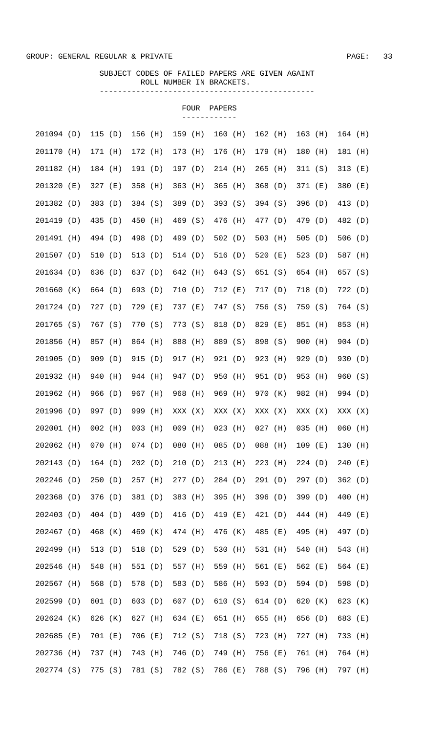GROUP: GENERAL REGULAR & PRIVATE

SUBJECT CODES OF FAILED PAPERS ARE GIVEN AGAINT ROLL NUMBER IN BRACKETS.

## FOUR PAPERS

```
201094 (D)  115 (D)  156 (H)  159 (H)  160 (H)  162 (H)  163 (H)  164 (H)
201170 (H)  171 (H)  172 (H)  173 (H)  176 (H)  179 (H)  180 (H)  181 (H)
201182 (H)  184 (H)  191 (D)  197 (D)  214 (H)  265 (H)  311 (S)  313 (E)
201320 (E)  327 (E)  358 (H)  363 (H)  365 (H)  368 (D)  371 (E)  380 (E)
201382 (D)  383 (D)  384 (S)  389 (D)  393 (S)  394 (S)  396 (D)  413 (D)
201419 (D)  435 (D)  450 (H)  469 (S)  476 (H)  477 (D)  479 (D)  482 (D)
201491 (H)  494 (D)  498 (D)  499 (D)  502 (D)  503 (H)  505 (D)  506 (D)
201507 (D)  510 (D)  513 (D)  514 (D)  516 (D)  520 (E)  523 (D)  587 (H)
201634 (D)  636 (D)  637 (D)  642 (H)  643 (S)  651 (S)  654 (H)  657 (S)
201660 (K)  664 (D)  693 (D)  710 (D)  712 (E)  717 (D)  718 (D)  722 (D)
201724 (D)  727 (D)  729 (E)  737 (E)  747 (S)  756 (S)  759 (S)  764 (S)
201765 (S)  767 (S)  770 (S)  773 (S)  818 (D)  829 (E)  851 (H)  853 (H)
201856 (H)  857 (H)  864 (H)  888 (H)  889 (S)  898 (S)  900 (H)  904 (D)
201905 (D)  909 (D)  915 (D)  917 (H)  921 (D)  923 (H)  929 (D)  930 (D)
201932 (H)  940 (H)  944 (H)  947 (D)  950 (H)  951 (D)  953 (H)  960 (S)
201962 (H)  966 (D)  967 (H)  968 (H)  969 (H)  970 (K)  982 (H)  994 (D)
201996 (D)  997 (D)  999 (H)  XXX (X)  XXX (X)  XXX (X)  XXX (X)  XXX (X)
202001 (H)  002 (H)  003 (H)  009 (H)  023 (H)  027 (H)  035 (H)  060 (H)
202062 (H)  070 (H)  074 (D)  080 (H)  085 (D)  088 (H)  109 (E)  130 (H)
202143 (D)  164 (D)  202 (D)  210 (D)  213 (H)  223 (H)  224 (D)  240 (E)
202246 (D)  250 (D)  257 (H)  277 (D)  284 (D)  291 (D)  297 (D)  362 (D)
202368 (D)  376 (D)  381 (D)  383 (H)  395 (H)  396 (D)  399 (D)  400 (H)
202403 (D)  404 (D)  409 (D)  416 (D)  419 (E)  421 (D)  444 (H)  449 (E)
202467 (D)  468 (K)  469 (K)  474 (H)  476 (K)  485 (E)  495 (H)  497 (D)
202499 (H)  513 (D)  518 (D)  529 (D)  530 (H)  531 (H)  540 (H)  543 (H)
202546 (H)  548 (H)  551 (D)  557 (H)  559 (H)  561 (E)  562 (E)  564 (E)
202567 (H)  568 (D)  578 (D)  583 (D)  586 (H)  593 (D)  594 (D)  598 (D)
202599 (D)  601 (D)  603 (D)  607 (D)  610 (S)  614 (D)  620 (K)  623 (K)
202624 (K)  626 (K)  627 (H)  634 (E)  651 (H)  655 (H)  656 (D)  683 (E)
202685 (E)  701 (E)  706 (E)  712 (S)  718 (S)  723 (H)  727 (H)  733 (H)
202736 (H)  737 (H)  743 (H)  746 (D)  749 (H)  756 (E)  761 (H)  764 (H)
202774 (S)  775 (S)  781 (S)  782 (S)  786 (E)  788 (S)  796 (H)  797 (H)
```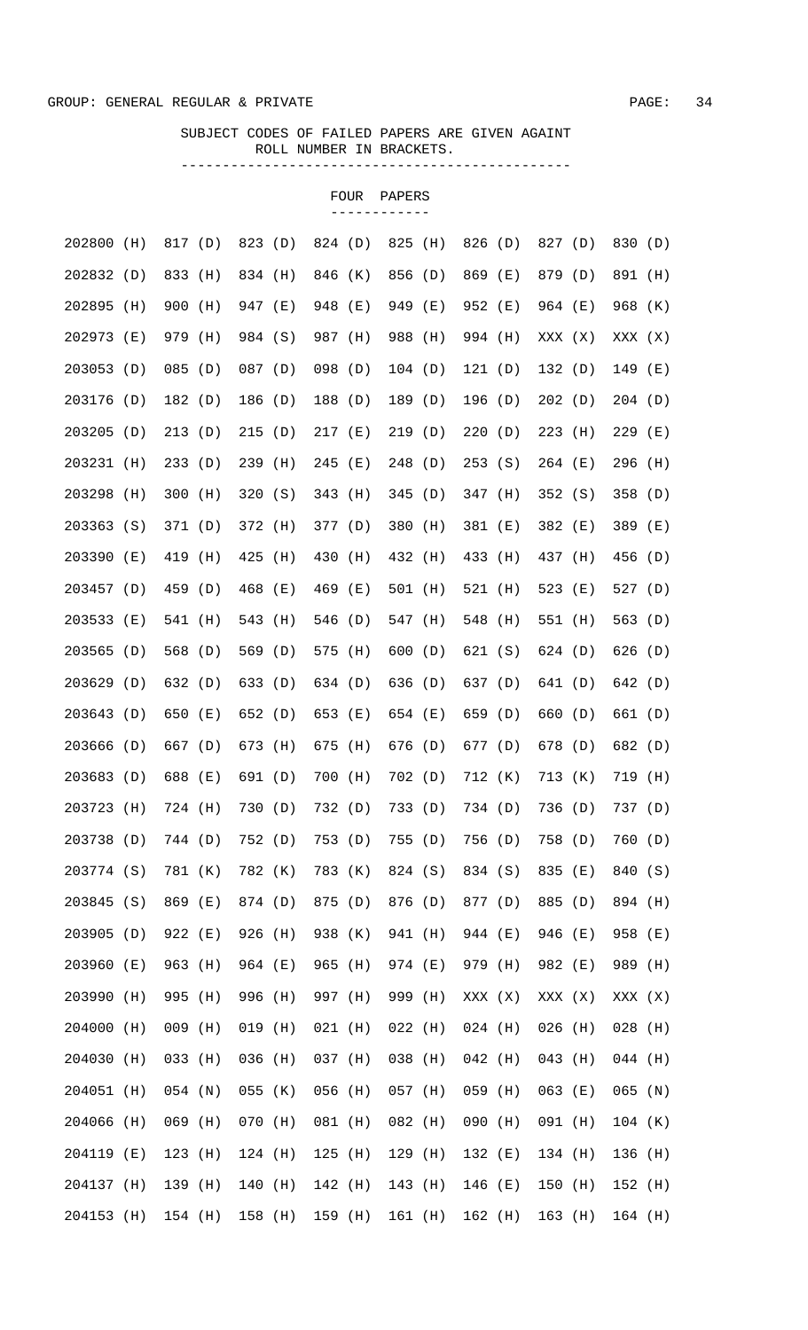GROUP: GENERAL REGULAR & PRIVATE

SUBJECT CODES OF FAILED PAPERS ARE GIVEN AGAINT ROLL NUMBER IN BRACKETS.

## FOUR PAPERS

| | | | | | | | | |
|---|---|---|---|---|---|---|---|---|
| 202800 (H) | 817 (D) | 823 (D) | 824 (D) | 825 (H) | 826 (D) | 827 (D) | 830 (D) |
| 202832 (D) | 833 (H) | 834 (H) | 846 (K) | 856 (D) | 869 (E) | 879 (D) | 891 (H) |
| 202895 (H) | 900 (H) | 947 (E) | 948 (E) | 949 (E) | 952 (E) | 964 (E) | 968 (K) |
| 202973 (E) | 979 (H) | 984 (S) | 987 (H) | 988 (H) | 994 (H) | XXX (X) | XXX (X) |
| 203053 (D) | 085 (D) | 087 (D) | 098 (D) | 104 (D) | 121 (D) | 132 (D) | 149 (E) |
| 203176 (D) | 182 (D) | 186 (D) | 188 (D) | 189 (D) | 196 (D) | 202 (D) | 204 (D) |
| 203205 (D) | 213 (D) | 215 (D) | 217 (E) | 219 (D) | 220 (D) | 223 (H) | 229 (E) |
| 203231 (H) | 233 (D) | 239 (H) | 245 (E) | 248 (D) | 253 (S) | 264 (E) | 296 (H) |
| 203298 (H) | 300 (H) | 320 (S) | 343 (H) | 345 (D) | 347 (H) | 352 (S) | 358 (D) |
| 203363 (S) | 371 (D) | 372 (H) | 377 (D) | 380 (H) | 381 (E) | 382 (E) | 389 (E) |
| 203390 (E) | 419 (H) | 425 (H) | 430 (H) | 432 (H) | 433 (H) | 437 (H) | 456 (D) |
| 203457 (D) | 459 (D) | 468 (E) | 469 (E) | 501 (H) | 521 (H) | 523 (E) | 527 (D) |
| 203533 (E) | 541 (H) | 543 (H) | 546 (D) | 547 (H) | 548 (H) | 551 (H) | 563 (D) |
| 203565 (D) | 568 (D) | 569 (D) | 575 (H) | 600 (D) | 621 (S) | 624 (D) | 626 (D) |
| 203629 (D) | 632 (D) | 633 (D) | 634 (D) | 636 (D) | 637 (D) | 641 (D) | 642 (D) |
| 203643 (D) | 650 (E) | 652 (D) | 653 (E) | 654 (E) | 659 (D) | 660 (D) | 661 (D) |
| 203666 (D) | 667 (D) | 673 (H) | 675 (H) | 676 (D) | 677 (D) | 678 (D) | 682 (D) |
| 203683 (D) | 688 (E) | 691 (D) | 700 (H) | 702 (D) | 712 (K) | 713 (K) | 719 (H) |
| 203723 (H) | 724 (H) | 730 (D) | 732 (D) | 733 (D) | 734 (D) | 736 (D) | 737 (D) |
| 203738 (D) | 744 (D) | 752 (D) | 753 (D) | 755 (D) | 756 (D) | 758 (D) | 760 (D) |
| 203774 (S) | 781 (K) | 782 (K) | 783 (K) | 824 (S) | 834 (S) | 835 (E) | 840 (S) |
| 203845 (S) | 869 (E) | 874 (D) | 875 (D) | 876 (D) | 877 (D) | 885 (D) | 894 (H) |
| 203905 (D) | 922 (E) | 926 (H) | 938 (K) | 941 (H) | 944 (E) | 946 (E) | 958 (E) |
| 203960 (E) | 963 (H) | 964 (E) | 965 (H) | 974 (E) | 979 (H) | 982 (E) | 989 (H) |
| 203990 (H) | 995 (H) | 996 (H) | 997 (H) | 999 (H) | XXX (X) | XXX (X) | XXX (X) |
| 204000 (H) | 009 (H) | 019 (H) | 021 (H) | 022 (H) | 024 (H) | 026 (H) | 028 (H) |
| 204030 (H) | 033 (H) | 036 (H) | 037 (H) | 038 (H) | 042 (H) | 043 (H) | 044 (H) |
| 204051 (H) | 054 (N) | 055 (K) | 056 (H) | 057 (H) | 059 (H) | 063 (E) | 065 (N) |
| 204066 (H) | 069 (H) | 070 (H) | 081 (H) | 082 (H) | 090 (H) | 091 (H) | 104 (K) |
| 204119 (E) | 123 (H) | 124 (H) | 125 (H) | 129 (H) | 132 (E) | 134 (H) | 136 (H) |
| 204137 (H) | 139 (H) | 140 (H) | 142 (H) | 143 (H) | 146 (E) | 150 (H) | 152 (H) |
| 204153 (H) | 154 (H) | 158 (H) | 159 (H) | 161 (H) | 162 (H) | 163 (H) | 164 (H) |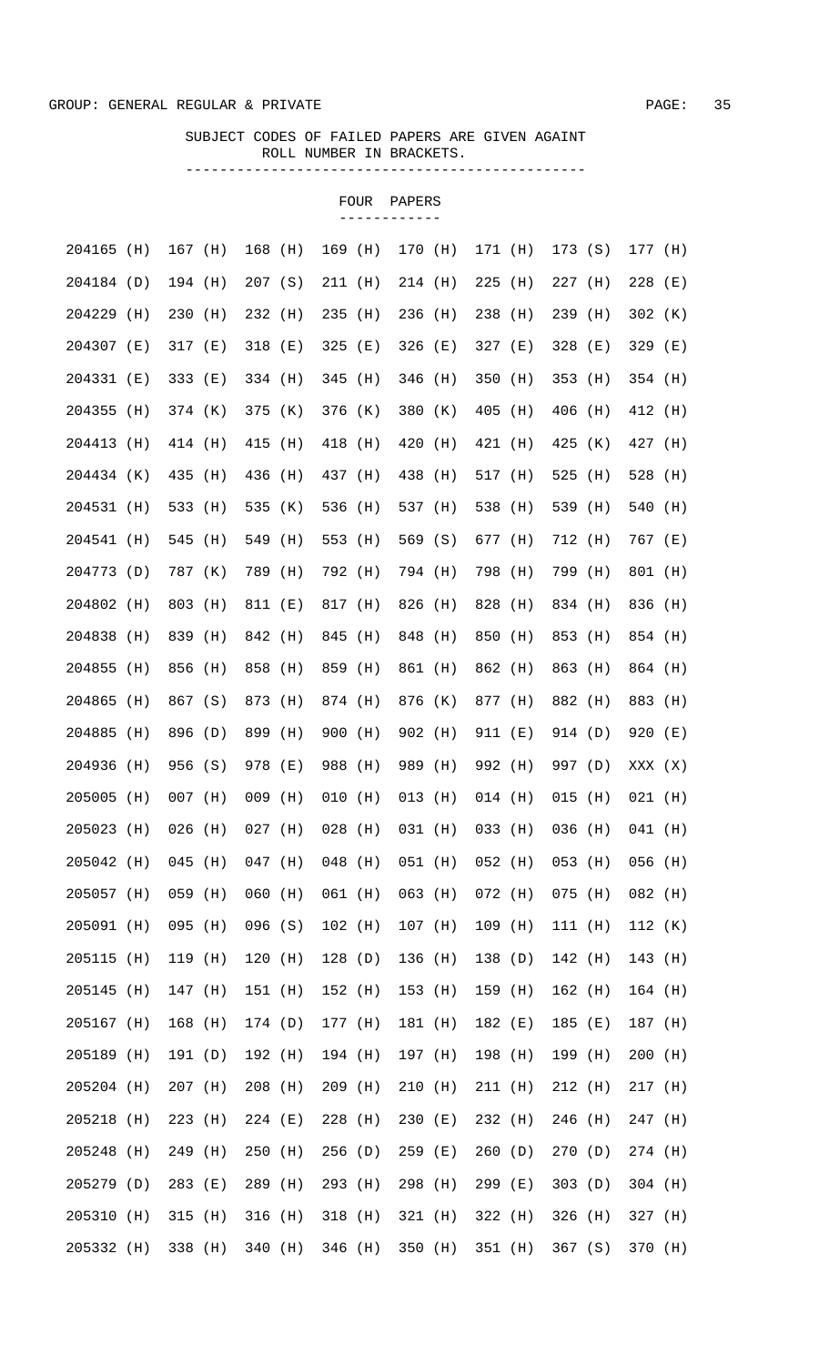GROUP: GENERAL REGULAR & PRIVATE

SUBJECT CODES OF FAILED PAPERS ARE GIVEN AGAINT ROLL NUMBER IN BRACKETS.

## FOUR PAPERS

| | | | | | | | |
|---|---|---|---|---|---|---|---|
| 204165 (H) | 167 (H) | 168 (H) | 169 (H) | 170 (H) | 171 (H) | 173 (S) | 177 (H) |
| 204184 (D) | 194 (H) | 207 (S) | 211 (H) | 214 (H) | 225 (H) | 227 (H) | 228 (E) |
| 204229 (H) | 230 (H) | 232 (H) | 235 (H) | 236 (H) | 238 (H) | 239 (H) | 302 (K) |
| 204307 (E) | 317 (E) | 318 (E) | 325 (E) | 326 (E) | 327 (E) | 328 (E) | 329 (E) |
| 204331 (E) | 333 (E) | 334 (H) | 345 (H) | 346 (H) | 350 (H) | 353 (H) | 354 (H) |
| 204355 (H) | 374 (K) | 375 (K) | 376 (K) | 380 (K) | 405 (H) | 406 (H) | 412 (H) |
| 204413 (H) | 414 (H) | 415 (H) | 418 (H) | 420 (H) | 421 (H) | 425 (K) | 427 (H) |
| 204434 (K) | 435 (H) | 436 (H) | 437 (H) | 438 (H) | 517 (H) | 525 (H) | 528 (H) |
| 204531 (H) | 533 (H) | 535 (K) | 536 (H) | 537 (H) | 538 (H) | 539 (H) | 540 (H) |
| 204541 (H) | 545 (H) | 549 (H) | 553 (H) | 569 (S) | 677 (H) | 712 (H) | 767 (E) |
| 204773 (D) | 787 (K) | 789 (H) | 792 (H) | 794 (H) | 798 (H) | 799 (H) | 801 (H) |
| 204802 (H) | 803 (H) | 811 (E) | 817 (H) | 826 (H) | 828 (H) | 834 (H) | 836 (H) |
| 204838 (H) | 839 (H) | 842 (H) | 845 (H) | 848 (H) | 850 (H) | 853 (H) | 854 (H) |
| 204855 (H) | 856 (H) | 858 (H) | 859 (H) | 861 (H) | 862 (H) | 863 (H) | 864 (H) |
| 204865 (H) | 867 (S) | 873 (H) | 874 (H) | 876 (K) | 877 (H) | 882 (H) | 883 (H) |
| 204885 (H) | 896 (D) | 899 (H) | 900 (H) | 902 (H) | 911 (E) | 914 (D) | 920 (E) |
| 204936 (H) | 956 (S) | 978 (E) | 988 (H) | 989 (H) | 992 (H) | 997 (D) | XXX (X) |
| 205005 (H) | 007 (H) | 009 (H) | 010 (H) | 013 (H) | 014 (H) | 015 (H) | 021 (H) |
| 205023 (H) | 026 (H) | 027 (H) | 028 (H) | 031 (H) | 033 (H) | 036 (H) | 041 (H) |
| 205042 (H) | 045 (H) | 047 (H) | 048 (H) | 051 (H) | 052 (H) | 053 (H) | 056 (H) |
| 205057 (H) | 059 (H) | 060 (H) | 061 (H) | 063 (H) | 072 (H) | 075 (H) | 082 (H) |
| 205091 (H) | 095 (H) | 096 (S) | 102 (H) | 107 (H) | 109 (H) | 111 (H) | 112 (K) |
| 205115 (H) | 119 (H) | 120 (H) | 128 (D) | 136 (H) | 138 (D) | 142 (H) | 143 (H) |
| 205145 (H) | 147 (H) | 151 (H) | 152 (H) | 153 (H) | 159 (H) | 162 (H) | 164 (H) |
| 205167 (H) | 168 (H) | 174 (D) | 177 (H) | 181 (H) | 182 (E) | 185 (E) | 187 (H) |
| 205189 (H) | 191 (D) | 192 (H) | 194 (H) | 197 (H) | 198 (H) | 199 (H) | 200 (H) |
| 205204 (H) | 207 (H) | 208 (H) | 209 (H) | 210 (H) | 211 (H) | 212 (H) | 217 (H) |
| 205218 (H) | 223 (H) | 224 (E) | 228 (H) | 230 (E) | 232 (H) | 246 (H) | 247 (H) |
| 205248 (H) | 249 (H) | 250 (H) | 256 (D) | 259 (E) | 260 (D) | 270 (D) | 274 (H) |
| 205279 (D) | 283 (E) | 289 (H) | 293 (H) | 298 (H) | 299 (E) | 303 (D) | 304 (H) |
| 205310 (H) | 315 (H) | 316 (H) | 318 (H) | 321 (H) | 322 (H) | 326 (H) | 327 (H) |
| 205332 (H) | 338 (H) | 340 (H) | 346 (H) | 350 (H) | 351 (H) | 367 (S) | 370 (H) |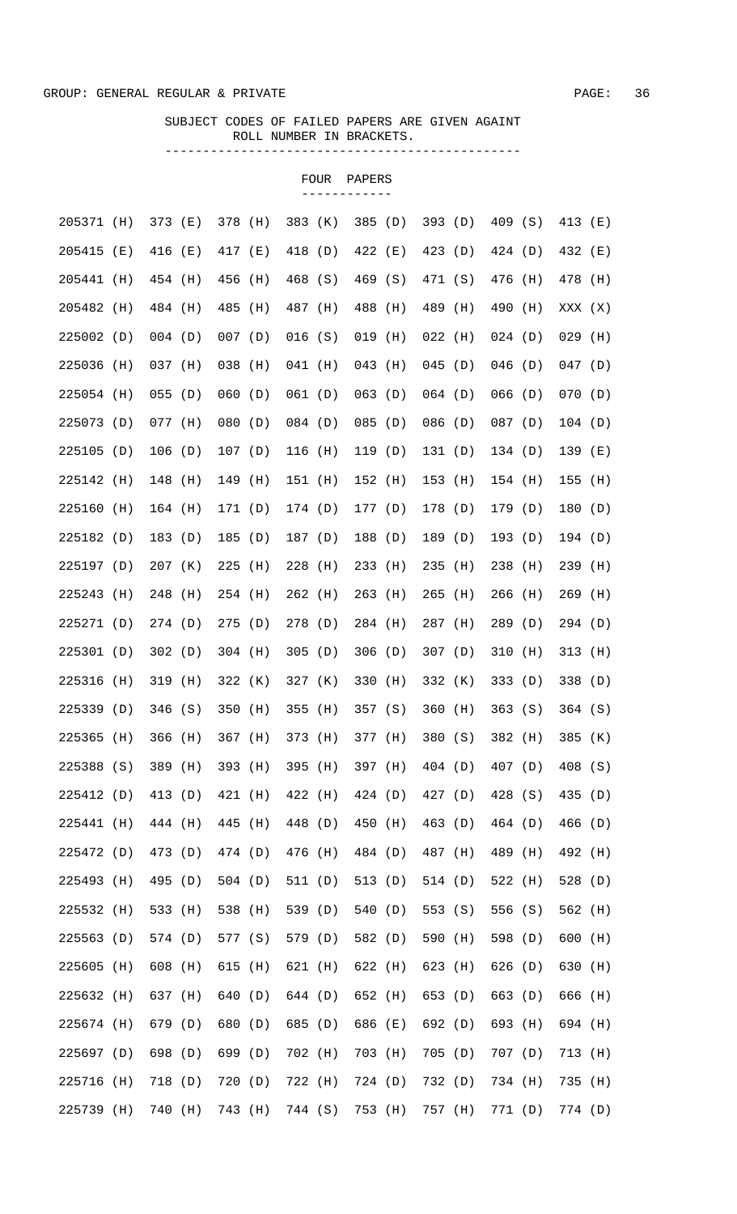GROUP: GENERAL REGULAR & PRIVATE

SUBJECT CODES OF FAILED PAPERS ARE GIVEN AGAINT ROLL NUMBER IN BRACKETS.

## FOUR PAPERS

```
205371 (H)  373 (E)  378 (H)  383 (K)  385 (D)  393 (D)  409 (S)  413 (E)
205415 (E)  416 (E)  417 (E)  418 (D)  422 (E)  423 (D)  424 (D)  432 (E)
205441 (H)  454 (H)  456 (H)  468 (S)  469 (S)  471 (S)  476 (H)  478 (H)
205482 (H)  484 (H)  485 (H)  487 (H)  488 (H)  489 (H)  490 (H)  XXX (X)
225002 (D)  004 (D)  007 (D)  016 (S)  019 (H)  022 (H)  024 (D)  029 (H)
225036 (H)  037 (H)  038 (H)  041 (H)  043 (H)  045 (D)  046 (D)  047 (D)
225054 (H)  055 (D)  060 (D)  061 (D)  063 (D)  064 (D)  066 (D)  070 (D)
225073 (D)  077 (H)  080 (D)  084 (D)  085 (D)  086 (D)  087 (D)  104 (D)
225105 (D)  106 (D)  107 (D)  116 (H)  119 (D)  131 (D)  134 (D)  139 (E)
225142 (H)  148 (H)  149 (H)  151 (H)  152 (H)  153 (H)  154 (H)  155 (H)
225160 (H)  164 (H)  171 (D)  174 (D)  177 (D)  178 (D)  179 (D)  180 (D)
225182 (D)  183 (D)  185 (D)  187 (D)  188 (D)  189 (D)  193 (D)  194 (D)
225197 (D)  207 (K)  225 (H)  228 (H)  233 (H)  235 (H)  238 (H)  239 (H)
225243 (H)  248 (H)  254 (H)  262 (H)  263 (H)  265 (H)  266 (H)  269 (H)
225271 (D)  274 (D)  275 (D)  278 (D)  284 (H)  287 (H)  289 (D)  294 (D)
225301 (D)  302 (D)  304 (H)  305 (D)  306 (D)  307 (D)  310 (H)  313 (H)
225316 (H)  319 (H)  322 (K)  327 (K)  330 (H)  332 (K)  333 (D)  338 (D)
225339 (D)  346 (S)  350 (H)  355 (H)  357 (S)  360 (H)  363 (S)  364 (S)
225365 (H)  366 (H)  367 (H)  373 (H)  377 (H)  380 (S)  382 (H)  385 (K)
225388 (S)  389 (H)  393 (H)  395 (H)  397 (H)  404 (D)  407 (D)  408 (S)
225412 (D)  413 (D)  421 (H)  422 (H)  424 (D)  427 (D)  428 (S)  435 (D)
225441 (H)  444 (H)  445 (H)  448 (D)  450 (H)  463 (D)  464 (D)  466 (D)
225472 (D)  473 (D)  474 (D)  476 (H)  484 (D)  487 (H)  489 (H)  492 (H)
225493 (H)  495 (D)  504 (D)  511 (D)  513 (D)  514 (D)  522 (H)  528 (D)
225532 (H)  533 (H)  538 (H)  539 (D)  540 (D)  553 (S)  556 (S)  562 (H)
225563 (D)  574 (D)  577 (S)  579 (D)  582 (D)  590 (H)  598 (D)  600 (H)
225605 (H)  608 (H)  615 (H)  621 (H)  622 (H)  623 (H)  626 (D)  630 (H)
225632 (H)  637 (H)  640 (D)  644 (D)  652 (H)  653 (D)  663 (D)  666 (H)
225674 (H)  679 (D)  680 (D)  685 (D)  686 (E)  692 (D)  693 (H)  694 (H)
225697 (D)  698 (D)  699 (D)  702 (H)  703 (H)  705 (D)  707 (D)  713 (H)
225716 (H)  718 (D)  720 (D)  722 (H)  724 (D)  732 (D)  734 (H)  735 (H)
225739 (H)  740 (H)  743 (H)  744 (S)  753 (H)  757 (H)  771 (D)  774 (D)
```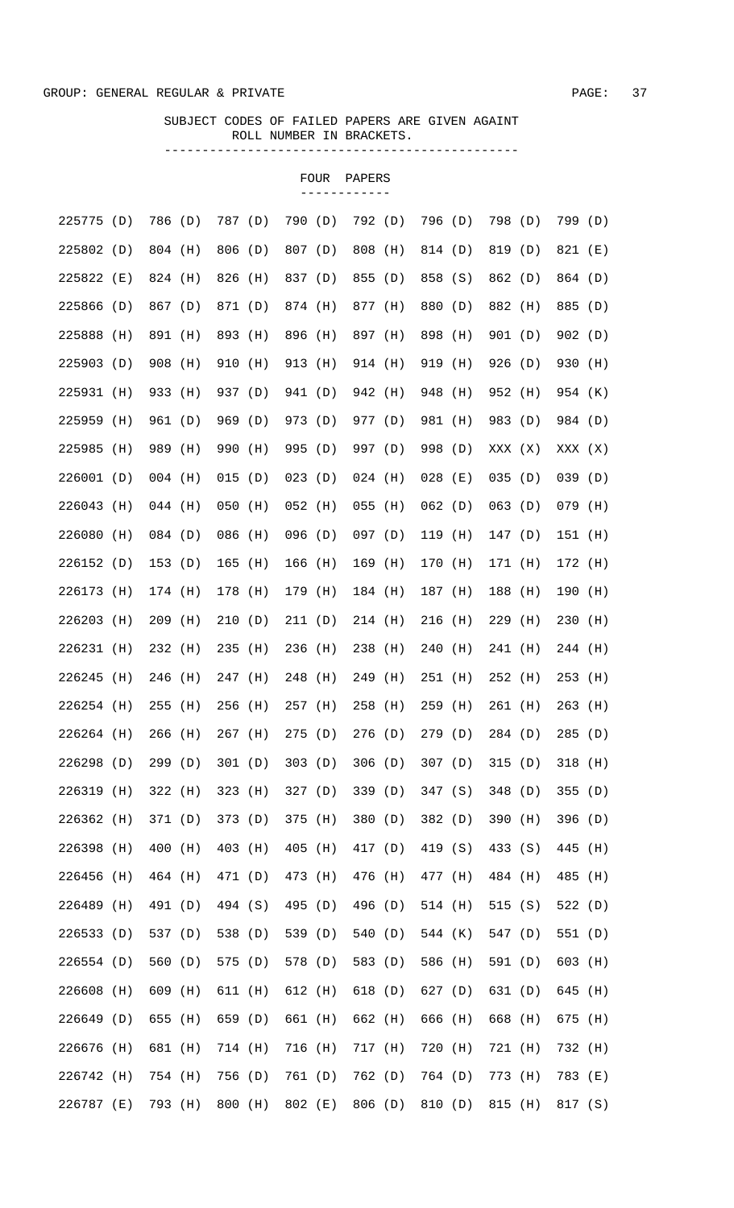GROUP: GENERAL REGULAR & PRIVATE

SUBJECT CODES OF FAILED PAPERS ARE GIVEN AGAINT ROLL NUMBER IN BRACKETS.

## FOUR PAPERS

| | | | | | | | |
|---|---|---|---|---|---|---|---|
| 225775 (D) | 786 (D) | 787 (D) | 790 (D) | 792 (D) | 796 (D) | 798 (D) | 799 (D) |
| 225802 (D) | 804 (H) | 806 (D) | 807 (D) | 808 (H) | 814 (D) | 819 (D) | 821 (E) |
| 225822 (E) | 824 (H) | 826 (H) | 837 (D) | 855 (D) | 858 (S) | 862 (D) | 864 (D) |
| 225866 (D) | 867 (D) | 871 (D) | 874 (H) | 877 (H) | 880 (D) | 882 (H) | 885 (D) |
| 225888 (H) | 891 (H) | 893 (H) | 896 (H) | 897 (H) | 898 (H) | 901 (D) | 902 (D) |
| 225903 (D) | 908 (H) | 910 (H) | 913 (H) | 914 (H) | 919 (H) | 926 (D) | 930 (H) |
| 225931 (H) | 933 (H) | 937 (D) | 941 (D) | 942 (H) | 948 (H) | 952 (H) | 954 (K) |
| 225959 (H) | 961 (D) | 969 (D) | 973 (D) | 977 (D) | 981 (H) | 983 (D) | 984 (D) |
| 225985 (H) | 989 (H) | 990 (H) | 995 (D) | 997 (D) | 998 (D) | XXX (X) | XXX (X) |
| 226001 (D) | 004 (H) | 015 (D) | 023 (D) | 024 (H) | 028 (E) | 035 (D) | 039 (D) |
| 226043 (H) | 044 (H) | 050 (H) | 052 (H) | 055 (H) | 062 (D) | 063 (D) | 079 (H) |
| 226080 (H) | 084 (D) | 086 (H) | 096 (D) | 097 (D) | 119 (H) | 147 (D) | 151 (H) |
| 226152 (D) | 153 (D) | 165 (H) | 166 (H) | 169 (H) | 170 (H) | 171 (H) | 172 (H) |
| 226173 (H) | 174 (H) | 178 (H) | 179 (H) | 184 (H) | 187 (H) | 188 (H) | 190 (H) |
| 226203 (H) | 209 (H) | 210 (D) | 211 (D) | 214 (H) | 216 (H) | 229 (H) | 230 (H) |
| 226231 (H) | 232 (H) | 235 (H) | 236 (H) | 238 (H) | 240 (H) | 241 (H) | 244 (H) |
| 226245 (H) | 246 (H) | 247 (H) | 248 (H) | 249 (H) | 251 (H) | 252 (H) | 253 (H) |
| 226254 (H) | 255 (H) | 256 (H) | 257 (H) | 258 (H) | 259 (H) | 261 (H) | 263 (H) |
| 226264 (H) | 266 (H) | 267 (H) | 275 (D) | 276 (D) | 279 (D) | 284 (D) | 285 (D) |
| 226298 (D) | 299 (D) | 301 (D) | 303 (D) | 306 (D) | 307 (D) | 315 (D) | 318 (H) |
| 226319 (H) | 322 (H) | 323 (H) | 327 (D) | 339 (D) | 347 (S) | 348 (D) | 355 (D) |
| 226362 (H) | 371 (D) | 373 (D) | 375 (H) | 380 (D) | 382 (D) | 390 (H) | 396 (D) |
| 226398 (H) | 400 (H) | 403 (H) | 405 (H) | 417 (D) | 419 (S) | 433 (S) | 445 (H) |
| 226456 (H) | 464 (H) | 471 (D) | 473 (H) | 476 (H) | 477 (H) | 484 (H) | 485 (H) |
| 226489 (H) | 491 (D) | 494 (S) | 495 (D) | 496 (D) | 514 (H) | 515 (S) | 522 (D) |
| 226533 (D) | 537 (D) | 538 (D) | 539 (D) | 540 (D) | 544 (K) | 547 (D) | 551 (D) |
| 226554 (D) | 560 (D) | 575 (D) | 578 (D) | 583 (D) | 586 (H) | 591 (D) | 603 (H) |
| 226608 (H) | 609 (H) | 611 (H) | 612 (H) | 618 (D) | 627 (D) | 631 (D) | 645 (H) |
| 226649 (D) | 655 (H) | 659 (D) | 661 (H) | 662 (H) | 666 (H) | 668 (H) | 675 (H) |
| 226676 (H) | 681 (H) | 714 (H) | 716 (H) | 717 (H) | 720 (H) | 721 (H) | 732 (H) |
| 226742 (H) | 754 (H) | 756 (D) | 761 (D) | 762 (D) | 764 (D) | 773 (H) | 783 (E) |
| 226787 (E) | 793 (H) | 800 (H) | 802 (E) | 806 (D) | 810 (D) | 815 (H) | 817 (S) |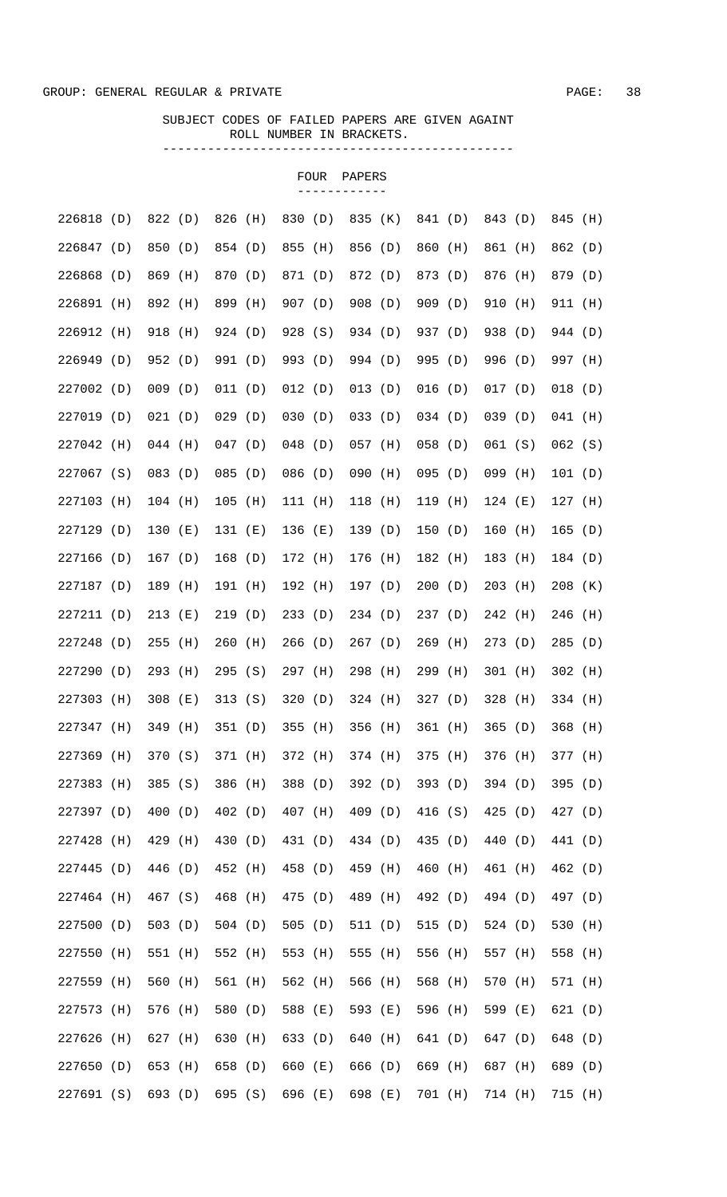GROUP: GENERAL REGULAR & PRIVATE

SUBJECT CODES OF FAILED PAPERS ARE GIVEN AGAINT ROLL NUMBER IN BRACKETS.

## FOUR PAPERS

| | | | | | | | |
|---|---|---|---|---|---|---|---|
| 226818 (D) | 822 (D) | 826 (H) | 830 (D) | 835 (K) | 841 (D) | 843 (D) | 845 (H) |
| 226847 (D) | 850 (D) | 854 (D) | 855 (H) | 856 (D) | 860 (H) | 861 (H) | 862 (D) |
| 226868 (D) | 869 (H) | 870 (D) | 871 (D) | 872 (D) | 873 (D) | 876 (H) | 879 (D) |
| 226891 (H) | 892 (H) | 899 (H) | 907 (D) | 908 (D) | 909 (D) | 910 (H) | 911 (H) |
| 226912 (H) | 918 (H) | 924 (D) | 928 (S) | 934 (D) | 937 (D) | 938 (D) | 944 (D) |
| 226949 (D) | 952 (D) | 991 (D) | 993 (D) | 994 (D) | 995 (D) | 996 (D) | 997 (H) |
| 227002 (D) | 009 (D) | 011 (D) | 012 (D) | 013 (D) | 016 (D) | 017 (D) | 018 (D) |
| 227019 (D) | 021 (D) | 029 (D) | 030 (D) | 033 (D) | 034 (D) | 039 (D) | 041 (H) |
| 227042 (H) | 044 (H) | 047 (D) | 048 (D) | 057 (H) | 058 (D) | 061 (S) | 062 (S) |
| 227067 (S) | 083 (D) | 085 (D) | 086 (D) | 090 (H) | 095 (D) | 099 (H) | 101 (D) |
| 227103 (H) | 104 (H) | 105 (H) | 111 (H) | 118 (H) | 119 (H) | 124 (E) | 127 (H) |
| 227129 (D) | 130 (E) | 131 (E) | 136 (E) | 139 (D) | 150 (D) | 160 (H) | 165 (D) |
| 227166 (D) | 167 (D) | 168 (D) | 172 (H) | 176 (H) | 182 (H) | 183 (H) | 184 (D) |
| 227187 (D) | 189 (H) | 191 (H) | 192 (H) | 197 (D) | 200 (D) | 203 (H) | 208 (K) |
| 227211 (D) | 213 (E) | 219 (D) | 233 (D) | 234 (D) | 237 (D) | 242 (H) | 246 (H) |
| 227248 (D) | 255 (H) | 260 (H) | 266 (D) | 267 (D) | 269 (H) | 273 (D) | 285 (D) |
| 227290 (D) | 293 (H) | 295 (S) | 297 (H) | 298 (H) | 299 (H) | 301 (H) | 302 (H) |
| 227303 (H) | 308 (E) | 313 (S) | 320 (D) | 324 (H) | 327 (D) | 328 (H) | 334 (H) |
| 227347 (H) | 349 (H) | 351 (D) | 355 (H) | 356 (H) | 361 (H) | 365 (D) | 368 (H) |
| 227369 (H) | 370 (S) | 371 (H) | 372 (H) | 374 (H) | 375 (H) | 376 (H) | 377 (H) |
| 227383 (H) | 385 (S) | 386 (H) | 388 (D) | 392 (D) | 393 (D) | 394 (D) | 395 (D) |
| 227397 (D) | 400 (D) | 402 (D) | 407 (H) | 409 (D) | 416 (S) | 425 (D) | 427 (D) |
| 227428 (H) | 429 (H) | 430 (D) | 431 (D) | 434 (D) | 435 (D) | 440 (D) | 441 (D) |
| 227445 (D) | 446 (D) | 452 (H) | 458 (D) | 459 (H) | 460 (H) | 461 (H) | 462 (D) |
| 227464 (H) | 467 (S) | 468 (H) | 475 (D) | 489 (H) | 492 (D) | 494 (D) | 497 (D) |
| 227500 (D) | 503 (D) | 504 (D) | 505 (D) | 511 (D) | 515 (D) | 524 (D) | 530 (H) |
| 227550 (H) | 551 (H) | 552 (H) | 553 (H) | 555 (H) | 556 (H) | 557 (H) | 558 (H) |
| 227559 (H) | 560 (H) | 561 (H) | 562 (H) | 566 (H) | 568 (H) | 570 (H) | 571 (H) |
| 227573 (H) | 576 (H) | 580 (D) | 588 (E) | 593 (E) | 596 (H) | 599 (E) | 621 (D) |
| 227626 (H) | 627 (H) | 630 (H) | 633 (D) | 640 (H) | 641 (D) | 647 (D) | 648 (D) |
| 227650 (D) | 653 (H) | 658 (D) | 660 (E) | 666 (D) | 669 (H) | 687 (H) | 689 (D) |
| 227691 (S) | 693 (D) | 695 (S) | 696 (E) | 698 (E) | 701 (H) | 714 (H) | 715 (H) |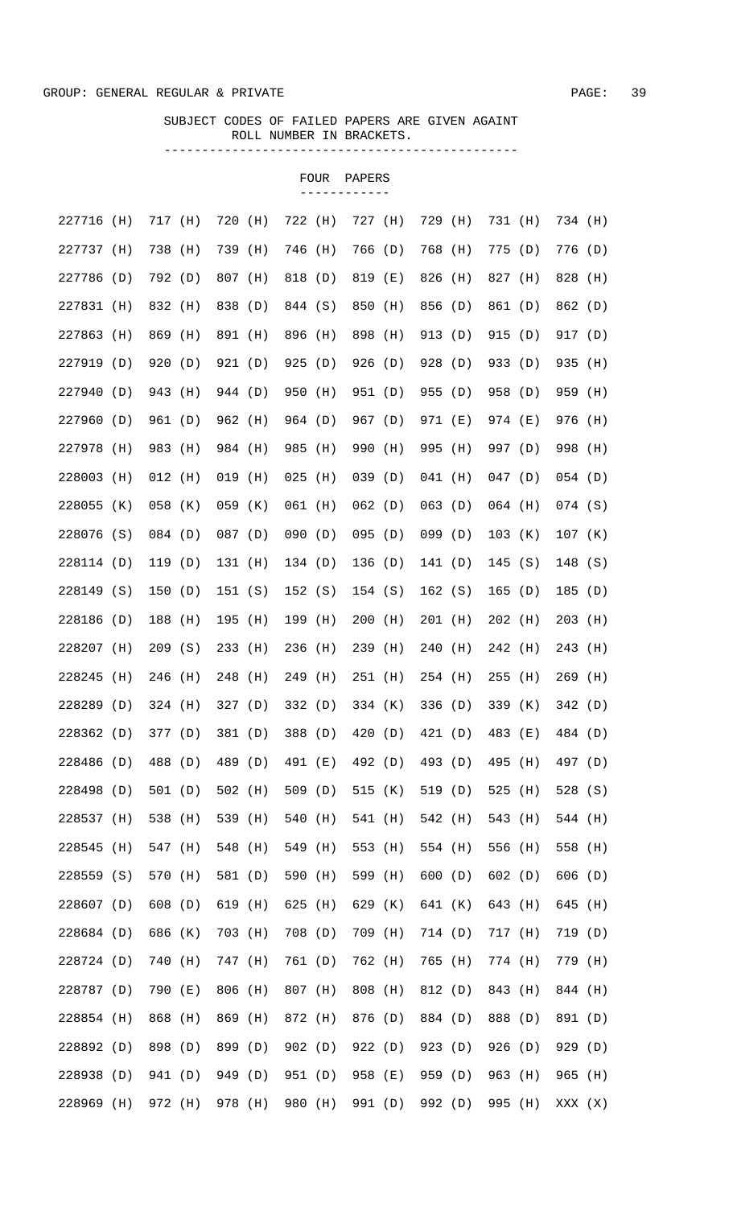GROUP: GENERAL REGULAR & PRIVATE

SUBJECT CODES OF FAILED PAPERS ARE GIVEN AGAINT ROLL NUMBER IN BRACKETS.

## FOUR PAPERS

| | | | | | | | | |
|---|---|---|---|---|---|---|---|---|
| 227716 (H) | 717 (H) | 720 (H) | 722 (H) | 727 (H) | 729 (H) | 731 (H) | 734 (H) |
| 227737 (H) | 738 (H) | 739 (H) | 746 (H) | 766 (D) | 768 (H) | 775 (D) | 776 (D) |
| 227786 (D) | 792 (D) | 807 (H) | 818 (D) | 819 (E) | 826 (H) | 827 (H) | 828 (H) |
| 227831 (H) | 832 (H) | 838 (D) | 844 (S) | 850 (H) | 856 (D) | 861 (D) | 862 (D) |
| 227863 (H) | 869 (H) | 891 (H) | 896 (H) | 898 (H) | 913 (D) | 915 (D) | 917 (D) |
| 227919 (D) | 920 (D) | 921 (D) | 925 (D) | 926 (D) | 928 (D) | 933 (D) | 935 (H) |
| 227940 (D) | 943 (H) | 944 (D) | 950 (H) | 951 (D) | 955 (D) | 958 (D) | 959 (H) |
| 227960 (D) | 961 (D) | 962 (H) | 964 (D) | 967 (D) | 971 (E) | 974 (E) | 976 (H) |
| 227978 (H) | 983 (H) | 984 (H) | 985 (H) | 990 (H) | 995 (H) | 997 (D) | 998 (H) |
| 228003 (H) | 012 (H) | 019 (H) | 025 (H) | 039 (D) | 041 (H) | 047 (D) | 054 (D) |
| 228055 (K) | 058 (K) | 059 (K) | 061 (H) | 062 (D) | 063 (D) | 064 (H) | 074 (S) |
| 228076 (S) | 084 (D) | 087 (D) | 090 (D) | 095 (D) | 099 (D) | 103 (K) | 107 (K) |
| 228114 (D) | 119 (D) | 131 (H) | 134 (D) | 136 (D) | 141 (D) | 145 (S) | 148 (S) |
| 228149 (S) | 150 (D) | 151 (S) | 152 (S) | 154 (S) | 162 (S) | 165 (D) | 185 (D) |
| 228186 (D) | 188 (H) | 195 (H) | 199 (H) | 200 (H) | 201 (H) | 202 (H) | 203 (H) |
| 228207 (H) | 209 (S) | 233 (H) | 236 (H) | 239 (H) | 240 (H) | 242 (H) | 243 (H) |
| 228245 (H) | 246 (H) | 248 (H) | 249 (H) | 251 (H) | 254 (H) | 255 (H) | 269 (H) |
| 228289 (D) | 324 (H) | 327 (D) | 332 (D) | 334 (K) | 336 (D) | 339 (K) | 342 (D) |
| 228362 (D) | 377 (D) | 381 (D) | 388 (D) | 420 (D) | 421 (D) | 483 (E) | 484 (D) |
| 228486 (D) | 488 (D) | 489 (D) | 491 (E) | 492 (D) | 493 (D) | 495 (H) | 497 (D) |
| 228498 (D) | 501 (D) | 502 (H) | 509 (D) | 515 (K) | 519 (D) | 525 (H) | 528 (S) |
| 228537 (H) | 538 (H) | 539 (H) | 540 (H) | 541 (H) | 542 (H) | 543 (H) | 544 (H) |
| 228545 (H) | 547 (H) | 548 (H) | 549 (H) | 553 (H) | 554 (H) | 556 (H) | 558 (H) |
| 228559 (S) | 570 (H) | 581 (D) | 590 (H) | 599 (H) | 600 (D) | 602 (D) | 606 (D) |
| 228607 (D) | 608 (D) | 619 (H) | 625 (H) | 629 (K) | 641 (K) | 643 (H) | 645 (H) |
| 228684 (D) | 686 (K) | 703 (H) | 708 (D) | 709 (H) | 714 (D) | 717 (H) | 719 (D) |
| 228724 (D) | 740 (H) | 747 (H) | 761 (D) | 762 (H) | 765 (H) | 774 (H) | 779 (H) |
| 228787 (D) | 790 (E) | 806 (H) | 807 (H) | 808 (H) | 812 (D) | 843 (H) | 844 (H) |
| 228854 (H) | 868 (H) | 869 (H) | 872 (H) | 876 (D) | 884 (D) | 888 (D) | 891 (D) |
| 228892 (D) | 898 (D) | 899 (D) | 902 (D) | 922 (D) | 923 (D) | 926 (D) | 929 (D) |
| 228938 (D) | 941 (D) | 949 (D) | 951 (D) | 958 (E) | 959 (D) | 963 (H) | 965 (H) |
| 228969 (H) | 972 (H) | 978 (H) | 980 (H) | 991 (D) | 992 (D) | 995 (H) | XXX (X) |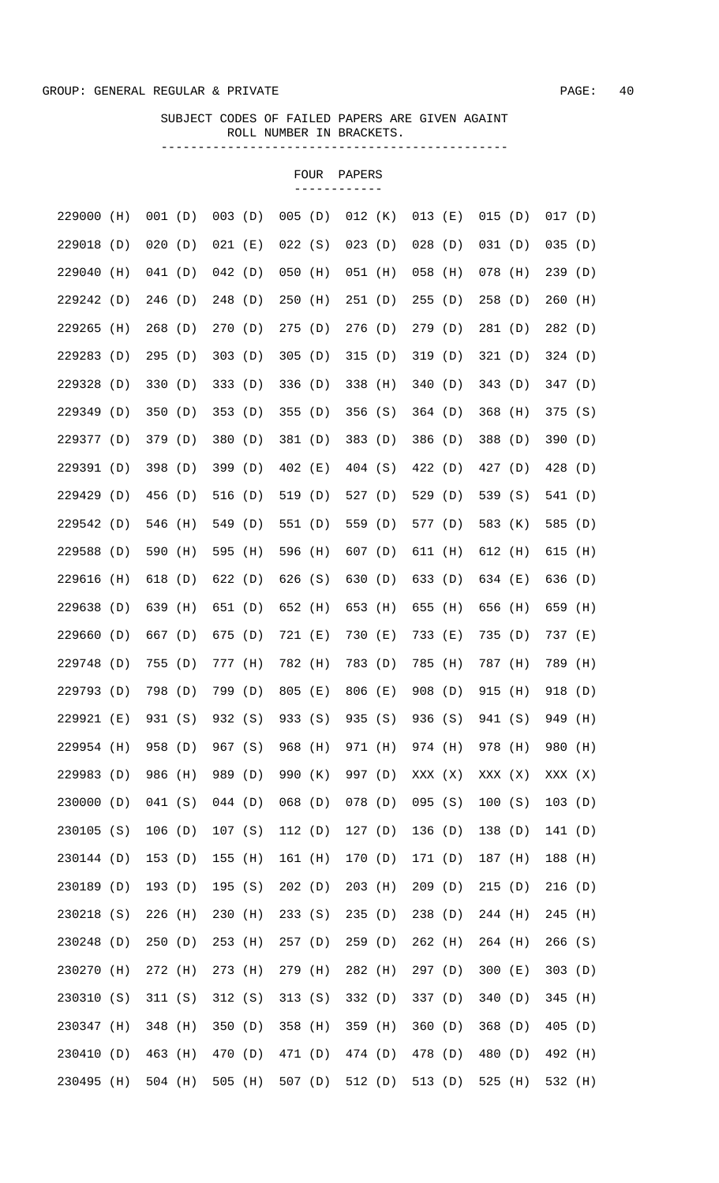GROUP: GENERAL REGULAR & PRIVATE

SUBJECT CODES OF FAILED PAPERS ARE GIVEN AGAINT ROLL NUMBER IN BRACKETS.

FOUR PAPERS

| | | | | | | | |
|---|---|---|---|---|---|---|---|
| 229000 (H) | 001 (D) | 003 (D) | 005 (D) | 012 (K) | 013 (E) | 015 (D) | 017 (D) |
| 229018 (D) | 020 (D) | 021 (E) | 022 (S) | 023 (D) | 028 (D) | 031 (D) | 035 (D) |
| 229040 (H) | 041 (D) | 042 (D) | 050 (H) | 051 (H) | 058 (H) | 078 (H) | 239 (D) |
| 229242 (D) | 246 (D) | 248 (D) | 250 (H) | 251 (D) | 255 (D) | 258 (D) | 260 (H) |
| 229265 (H) | 268 (D) | 270 (D) | 275 (D) | 276 (D) | 279 (D) | 281 (D) | 282 (D) |
| 229283 (D) | 295 (D) | 303 (D) | 305 (D) | 315 (D) | 319 (D) | 321 (D) | 324 (D) |
| 229328 (D) | 330 (D) | 333 (D) | 336 (D) | 338 (H) | 340 (D) | 343 (D) | 347 (D) |
| 229349 (D) | 350 (D) | 353 (D) | 355 (D) | 356 (S) | 364 (D) | 368 (H) | 375 (S) |
| 229377 (D) | 379 (D) | 380 (D) | 381 (D) | 383 (D) | 386 (D) | 388 (D) | 390 (D) |
| 229391 (D) | 398 (D) | 399 (D) | 402 (E) | 404 (S) | 422 (D) | 427 (D) | 428 (D) |
| 229429 (D) | 456 (D) | 516 (D) | 519 (D) | 527 (D) | 529 (D) | 539 (S) | 541 (D) |
| 229542 (D) | 546 (H) | 549 (D) | 551 (D) | 559 (D) | 577 (D) | 583 (K) | 585 (D) |
| 229588 (D) | 590 (H) | 595 (H) | 596 (H) | 607 (D) | 611 (H) | 612 (H) | 615 (H) |
| 229616 (H) | 618 (D) | 622 (D) | 626 (S) | 630 (D) | 633 (D) | 634 (E) | 636 (D) |
| 229638 (D) | 639 (H) | 651 (D) | 652 (H) | 653 (H) | 655 (H) | 656 (H) | 659 (H) |
| 229660 (D) | 667 (D) | 675 (D) | 721 (E) | 730 (E) | 733 (E) | 735 (D) | 737 (E) |
| 229748 (D) | 755 (D) | 777 (H) | 782 (H) | 783 (D) | 785 (H) | 787 (H) | 789 (H) |
| 229793 (D) | 798 (D) | 799 (D) | 805 (E) | 806 (E) | 908 (D) | 915 (H) | 918 (D) |
| 229921 (E) | 931 (S) | 932 (S) | 933 (S) | 935 (S) | 936 (S) | 941 (S) | 949 (H) |
| 229954 (H) | 958 (D) | 967 (S) | 968 (H) | 971 (H) | 974 (H) | 978 (H) | 980 (H) |
| 229983 (D) | 986 (H) | 989 (D) | 990 (K) | 997 (D) | XXX (X) | XXX (X) | XXX (X) |
| 230000 (D) | 041 (S) | 044 (D) | 068 (D) | 078 (D) | 095 (S) | 100 (S) | 103 (D) |
| 230105 (S) | 106 (D) | 107 (S) | 112 (D) | 127 (D) | 136 (D) | 138 (D) | 141 (D) |
| 230144 (D) | 153 (D) | 155 (H) | 161 (H) | 170 (D) | 171 (D) | 187 (H) | 188 (H) |
| 230189 (D) | 193 (D) | 195 (S) | 202 (D) | 203 (H) | 209 (D) | 215 (D) | 216 (D) |
| 230218 (S) | 226 (H) | 230 (H) | 233 (S) | 235 (D) | 238 (D) | 244 (H) | 245 (H) |
| 230248 (D) | 250 (D) | 253 (H) | 257 (D) | 259 (D) | 262 (H) | 264 (H) | 266 (S) |
| 230270 (H) | 272 (H) | 273 (H) | 279 (H) | 282 (H) | 297 (D) | 300 (E) | 303 (D) |
| 230310 (S) | 311 (S) | 312 (S) | 313 (S) | 332 (D) | 337 (D) | 340 (D) | 345 (H) |
| 230347 (H) | 348 (H) | 350 (D) | 358 (H) | 359 (H) | 360 (D) | 368 (D) | 405 (D) |
| 230410 (D) | 463 (H) | 470 (D) | 471 (D) | 474 (D) | 478 (D) | 480 (D) | 492 (H) |
| 230495 (H) | 504 (H) | 505 (H) | 507 (D) | 512 (D) | 513 (D) | 525 (H) | 532 (H) |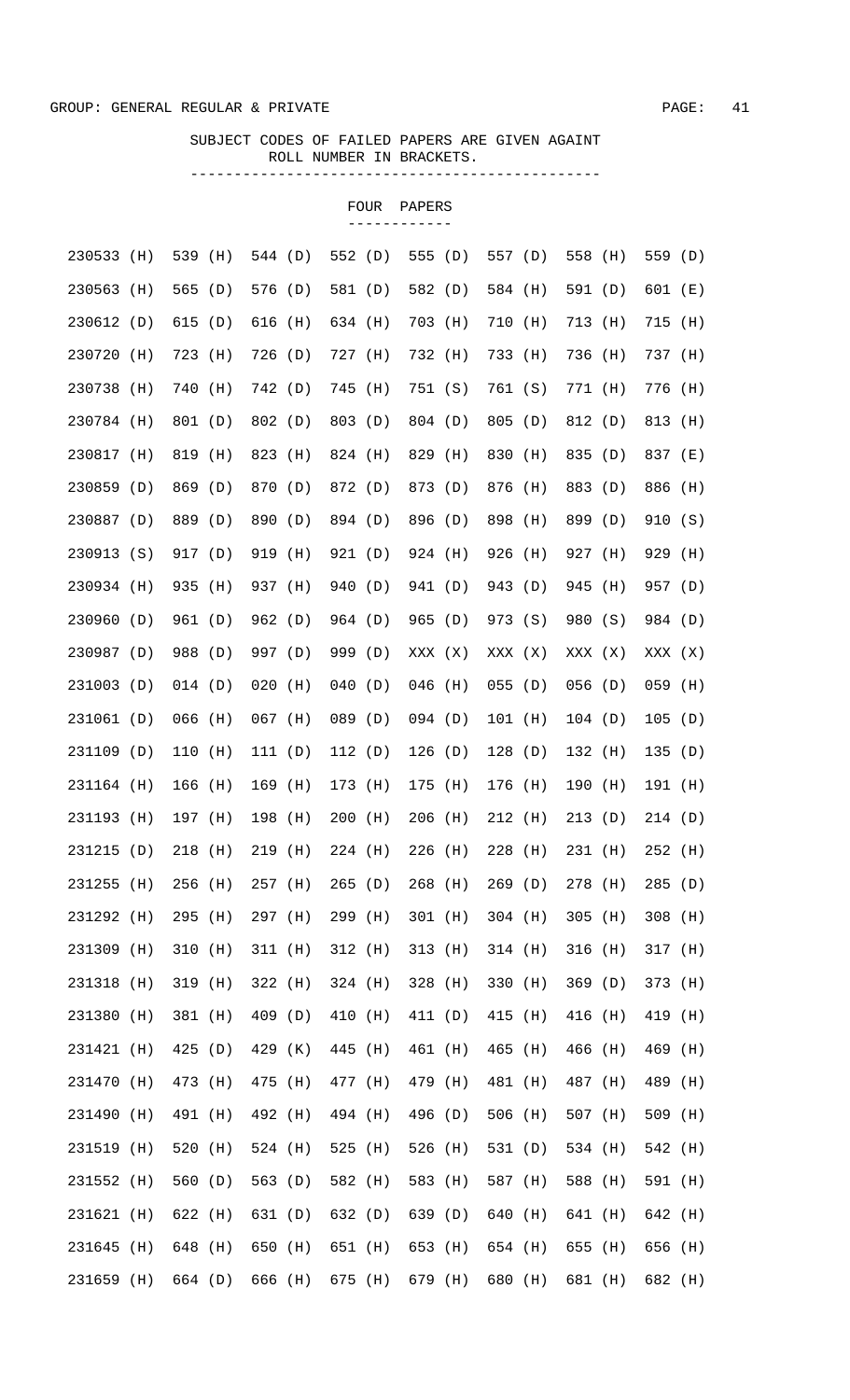GROUP: GENERAL REGULAR & PRIVATE

SUBJECT CODES OF FAILED PAPERS ARE GIVEN AGAINT ROLL NUMBER IN BRACKETS.

## FOUR PAPERS

| | | | | | | | |
|---|---|---|---|---|---|---|---|
| 230533 (H) | 539 (H) | 544 (D) | 552 (D) | 555 (D) | 557 (D) | 558 (H) | 559 (D) |
| 230563 (H) | 565 (D) | 576 (D) | 581 (D) | 582 (D) | 584 (H) | 591 (D) | 601 (E) |
| 230612 (D) | 615 (D) | 616 (H) | 634 (H) | 703 (H) | 710 (H) | 713 (H) | 715 (H) |
| 230720 (H) | 723 (H) | 726 (D) | 727 (H) | 732 (H) | 733 (H) | 736 (H) | 737 (H) |
| 230738 (H) | 740 (H) | 742 (D) | 745 (H) | 751 (S) | 761 (S) | 771 (H) | 776 (H) |
| 230784 (H) | 801 (D) | 802 (D) | 803 (D) | 804 (D) | 805 (D) | 812 (D) | 813 (H) |
| 230817 (H) | 819 (H) | 823 (H) | 824 (H) | 829 (H) | 830 (H) | 835 (D) | 837 (E) |
| 230859 (D) | 869 (D) | 870 (D) | 872 (D) | 873 (D) | 876 (H) | 883 (D) | 886 (H) |
| 230887 (D) | 889 (D) | 890 (D) | 894 (D) | 896 (D) | 898 (H) | 899 (D) | 910 (S) |
| 230913 (S) | 917 (D) | 919 (H) | 921 (D) | 924 (H) | 926 (H) | 927 (H) | 929 (H) |
| 230934 (H) | 935 (H) | 937 (H) | 940 (D) | 941 (D) | 943 (D) | 945 (H) | 957 (D) |
| 230960 (D) | 961 (D) | 962 (D) | 964 (D) | 965 (D) | 973 (S) | 980 (S) | 984 (D) |
| 230987 (D) | 988 (D) | 997 (D) | 999 (D) | XXX (X) | XXX (X) | XXX (X) | XXX (X) |
| 231003 (D) | 014 (D) | 020 (H) | 040 (D) | 046 (H) | 055 (D) | 056 (D) | 059 (H) |
| 231061 (D) | 066 (H) | 067 (H) | 089 (D) | 094 (D) | 101 (H) | 104 (D) | 105 (D) |
| 231109 (D) | 110 (H) | 111 (D) | 112 (D) | 126 (D) | 128 (D) | 132 (H) | 135 (D) |
| 231164 (H) | 166 (H) | 169 (H) | 173 (H) | 175 (H) | 176 (H) | 190 (H) | 191 (H) |
| 231193 (H) | 197 (H) | 198 (H) | 200 (H) | 206 (H) | 212 (H) | 213 (D) | 214 (D) |
| 231215 (D) | 218 (H) | 219 (H) | 224 (H) | 226 (H) | 228 (H) | 231 (H) | 252 (H) |
| 231255 (H) | 256 (H) | 257 (H) | 265 (D) | 268 (H) | 269 (D) | 278 (H) | 285 (D) |
| 231292 (H) | 295 (H) | 297 (H) | 299 (H) | 301 (H) | 304 (H) | 305 (H) | 308 (H) |
| 231309 (H) | 310 (H) | 311 (H) | 312 (H) | 313 (H) | 314 (H) | 316 (H) | 317 (H) |
| 231318 (H) | 319 (H) | 322 (H) | 324 (H) | 328 (H) | 330 (H) | 369 (D) | 373 (H) |
| 231380 (H) | 381 (H) | 409 (D) | 410 (H) | 411 (D) | 415 (H) | 416 (H) | 419 (H) |
| 231421 (H) | 425 (D) | 429 (K) | 445 (H) | 461 (H) | 465 (H) | 466 (H) | 469 (H) |
| 231470 (H) | 473 (H) | 475 (H) | 477 (H) | 479 (H) | 481 (H) | 487 (H) | 489 (H) |
| 231490 (H) | 491 (H) | 492 (H) | 494 (H) | 496 (D) | 506 (H) | 507 (H) | 509 (H) |
| 231519 (H) | 520 (H) | 524 (H) | 525 (H) | 526 (H) | 531 (D) | 534 (H) | 542 (H) |
| 231552 (H) | 560 (D) | 563 (D) | 582 (H) | 583 (H) | 587 (H) | 588 (H) | 591 (H) |
| 231621 (H) | 622 (H) | 631 (D) | 632 (D) | 639 (D) | 640 (H) | 641 (H) | 642 (H) |
| 231645 (H) | 648 (H) | 650 (H) | 651 (H) | 653 (H) | 654 (H) | 655 (H) | 656 (H) |
| 231659 (H) | 664 (D) | 666 (H) | 675 (H) | 679 (H) | 680 (H) | 681 (H) | 682 (H) |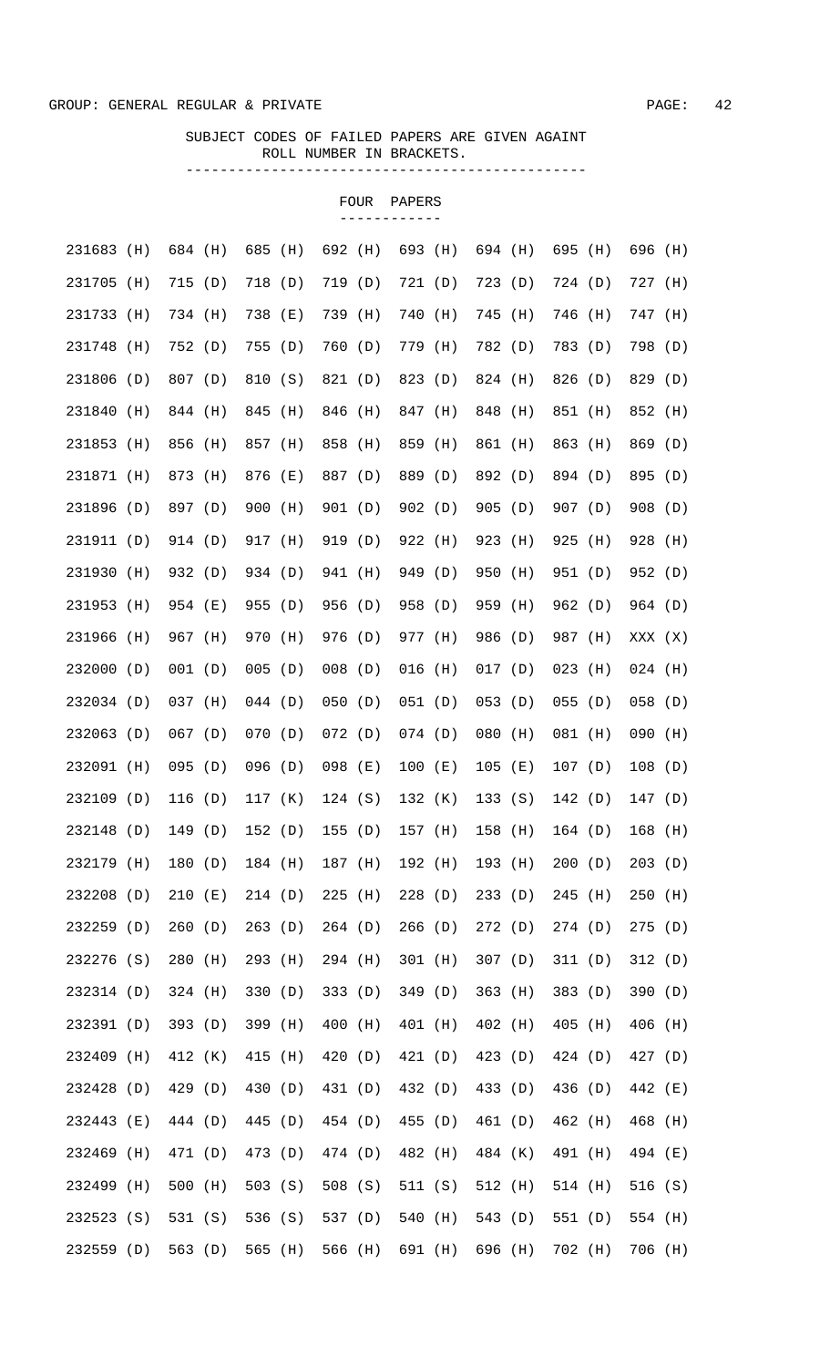GROUP: GENERAL REGULAR & PRIVATE

SUBJECT CODES OF FAILED PAPERS ARE GIVEN AGAINT ROLL NUMBER IN BRACKETS.

## FOUR PAPERS

```
231683 (H)  684 (H)  685 (H)  692 (H)  693 (H)  694 (H)  695 (H)  696 (H)
231705 (H)  715 (D)  718 (D)  719 (D)  721 (D)  723 (D)  724 (D)  727 (H)
231733 (H)  734 (H)  738 (E)  739 (H)  740 (H)  745 (H)  746 (H)  747 (H)
231748 (H)  752 (D)  755 (D)  760 (D)  779 (H)  782 (D)  783 (D)  798 (D)
231806 (D)  807 (D)  810 (S)  821 (D)  823 (D)  824 (H)  826 (D)  829 (D)
231840 (H)  844 (H)  845 (H)  846 (H)  847 (H)  848 (H)  851 (H)  852 (H)
231853 (H)  856 (H)  857 (H)  858 (H)  859 (H)  861 (H)  863 (H)  869 (D)
231871 (H)  873 (H)  876 (E)  887 (D)  889 (D)  892 (D)  894 (D)  895 (D)
231896 (D)  897 (D)  900 (H)  901 (D)  902 (D)  905 (D)  907 (D)  908 (D)
231911 (D)  914 (D)  917 (H)  919 (D)  922 (H)  923 (H)  925 (H)  928 (H)
231930 (H)  932 (D)  934 (D)  941 (H)  949 (D)  950 (H)  951 (D)  952 (D)
231953 (H)  954 (E)  955 (D)  956 (D)  958 (D)  959 (H)  962 (D)  964 (D)
231966 (H)  967 (H)  970 (H)  976 (D)  977 (H)  986 (D)  987 (H)  XXX (X)
232000 (D)  001 (D)  005 (D)  008 (D)  016 (H)  017 (D)  023 (H)  024 (H)
232034 (D)  037 (H)  044 (D)  050 (D)  051 (D)  053 (D)  055 (D)  058 (D)
232063 (D)  067 (D)  070 (D)  072 (D)  074 (D)  080 (H)  081 (H)  090 (H)
232091 (H)  095 (D)  096 (D)  098 (E)  100 (E)  105 (E)  107 (D)  108 (D)
232109 (D)  116 (D)  117 (K)  124 (S)  132 (K)  133 (S)  142 (D)  147 (D)
232148 (D)  149 (D)  152 (D)  155 (D)  157 (H)  158 (H)  164 (D)  168 (H)
232179 (H)  180 (D)  184 (H)  187 (H)  192 (H)  193 (H)  200 (D)  203 (D)
232208 (D)  210 (E)  214 (D)  225 (H)  228 (D)  233 (D)  245 (H)  250 (H)
232259 (D)  260 (D)  263 (D)  264 (D)  266 (D)  272 (D)  274 (D)  275 (D)
232276 (S)  280 (H)  293 (H)  294 (H)  301 (H)  307 (D)  311 (D)  312 (D)
232314 (D)  324 (H)  330 (D)  333 (D)  349 (D)  363 (H)  383 (D)  390 (D)
232391 (D)  393 (D)  399 (H)  400 (H)  401 (H)  402 (H)  405 (H)  406 (H)
232409 (H)  412 (K)  415 (H)  420 (D)  421 (D)  423 (D)  424 (D)  427 (D)
232428 (D)  429 (D)  430 (D)  431 (D)  432 (D)  433 (D)  436 (D)  442 (E)
232443 (E)  444 (D)  445 (D)  454 (D)  455 (D)  461 (D)  462 (H)  468 (H)
232469 (H)  471 (D)  473 (D)  474 (D)  482 (H)  484 (K)  491 (H)  494 (E)
232499 (H)  500 (H)  503 (S)  508 (S)  511 (S)  512 (H)  514 (H)  516 (S)
232523 (S)  531 (S)  536 (S)  537 (D)  540 (H)  543 (D)  551 (D)  554 (H)
232559 (D)  563 (D)  565 (H)  566 (H)  691 (H)  696 (H)  702 (H)  706 (H)
```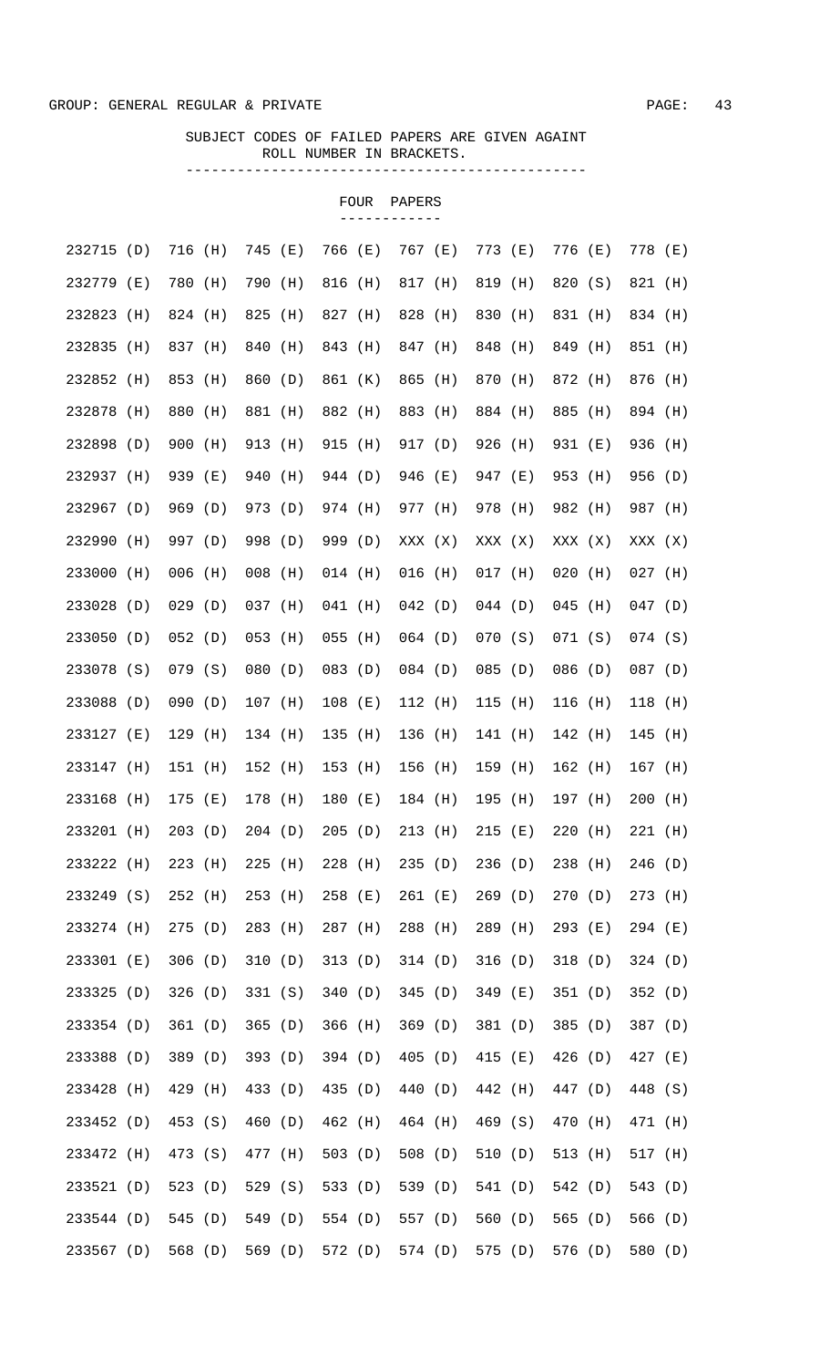GROUP: GENERAL REGULAR & PRIVATE

SUBJECT CODES OF FAILED PAPERS ARE GIVEN AGAINT ROLL NUMBER IN BRACKETS.

FOUR PAPERS

| | | | | | | | |
|---|---|---|---|---|---|---|---|
| 232715 (D) | 716 (H) | 745 (E) | 766 (E) | 767 (E) | 773 (E) | 776 (E) | 778 (E) |
| 232779 (E) | 780 (H) | 790 (H) | 816 (H) | 817 (H) | 819 (H) | 820 (S) | 821 (H) |
| 232823 (H) | 824 (H) | 825 (H) | 827 (H) | 828 (H) | 830 (H) | 831 (H) | 834 (H) |
| 232835 (H) | 837 (H) | 840 (H) | 843 (H) | 847 (H) | 848 (H) | 849 (H) | 851 (H) |
| 232852 (H) | 853 (H) | 860 (D) | 861 (K) | 865 (H) | 870 (H) | 872 (H) | 876 (H) |
| 232878 (H) | 880 (H) | 881 (H) | 882 (H) | 883 (H) | 884 (H) | 885 (H) | 894 (H) |
| 232898 (D) | 900 (H) | 913 (H) | 915 (H) | 917 (D) | 926 (H) | 931 (E) | 936 (H) |
| 232937 (H) | 939 (E) | 940 (H) | 944 (D) | 946 (E) | 947 (E) | 953 (H) | 956 (D) |
| 232967 (D) | 969 (D) | 973 (D) | 974 (H) | 977 (H) | 978 (H) | 982 (H) | 987 (H) |
| 232990 (H) | 997 (D) | 998 (D) | 999 (D) | XXX (X) | XXX (X) | XXX (X) | XXX (X) |
| 233000 (H) | 006 (H) | 008 (H) | 014 (H) | 016 (H) | 017 (H) | 020 (H) | 027 (H) |
| 233028 (D) | 029 (D) | 037 (H) | 041 (H) | 042 (D) | 044 (D) | 045 (H) | 047 (D) |
| 233050 (D) | 052 (D) | 053 (H) | 055 (H) | 064 (D) | 070 (S) | 071 (S) | 074 (S) |
| 233078 (S) | 079 (S) | 080 (D) | 083 (D) | 084 (D) | 085 (D) | 086 (D) | 087 (D) |
| 233088 (D) | 090 (D) | 107 (H) | 108 (E) | 112 (H) | 115 (H) | 116 (H) | 118 (H) |
| 233127 (E) | 129 (H) | 134 (H) | 135 (H) | 136 (H) | 141 (H) | 142 (H) | 145 (H) |
| 233147 (H) | 151 (H) | 152 (H) | 153 (H) | 156 (H) | 159 (H) | 162 (H) | 167 (H) |
| 233168 (H) | 175 (E) | 178 (H) | 180 (E) | 184 (H) | 195 (H) | 197 (H) | 200 (H) |
| 233201 (H) | 203 (D) | 204 (D) | 205 (D) | 213 (H) | 215 (E) | 220 (H) | 221 (H) |
| 233222 (H) | 223 (H) | 225 (H) | 228 (H) | 235 (D) | 236 (D) | 238 (H) | 246 (D) |
| 233249 (S) | 252 (H) | 253 (H) | 258 (E) | 261 (E) | 269 (D) | 270 (D) | 273 (H) |
| 233274 (H) | 275 (D) | 283 (H) | 287 (H) | 288 (H) | 289 (H) | 293 (E) | 294 (E) |
| 233301 (E) | 306 (D) | 310 (D) | 313 (D) | 314 (D) | 316 (D) | 318 (D) | 324 (D) |
| 233325 (D) | 326 (D) | 331 (S) | 340 (D) | 345 (D) | 349 (E) | 351 (D) | 352 (D) |
| 233354 (D) | 361 (D) | 365 (D) | 366 (H) | 369 (D) | 381 (D) | 385 (D) | 387 (D) |
| 233388 (D) | 389 (D) | 393 (D) | 394 (D) | 405 (D) | 415 (E) | 426 (D) | 427 (E) |
| 233428 (H) | 429 (H) | 433 (D) | 435 (D) | 440 (D) | 442 (H) | 447 (D) | 448 (S) |
| 233452 (D) | 453 (S) | 460 (D) | 462 (H) | 464 (H) | 469 (S) | 470 (H) | 471 (H) |
| 233472 (H) | 473 (S) | 477 (H) | 503 (D) | 508 (D) | 510 (D) | 513 (H) | 517 (H) |
| 233521 (D) | 523 (D) | 529 (S) | 533 (D) | 539 (D) | 541 (D) | 542 (D) | 543 (D) |
| 233544 (D) | 545 (D) | 549 (D) | 554 (D) | 557 (D) | 560 (D) | 565 (D) | 566 (D) |
| 233567 (D) | 568 (D) | 569 (D) | 572 (D) | 574 (D) | 575 (D) | 576 (D) | 580 (D) |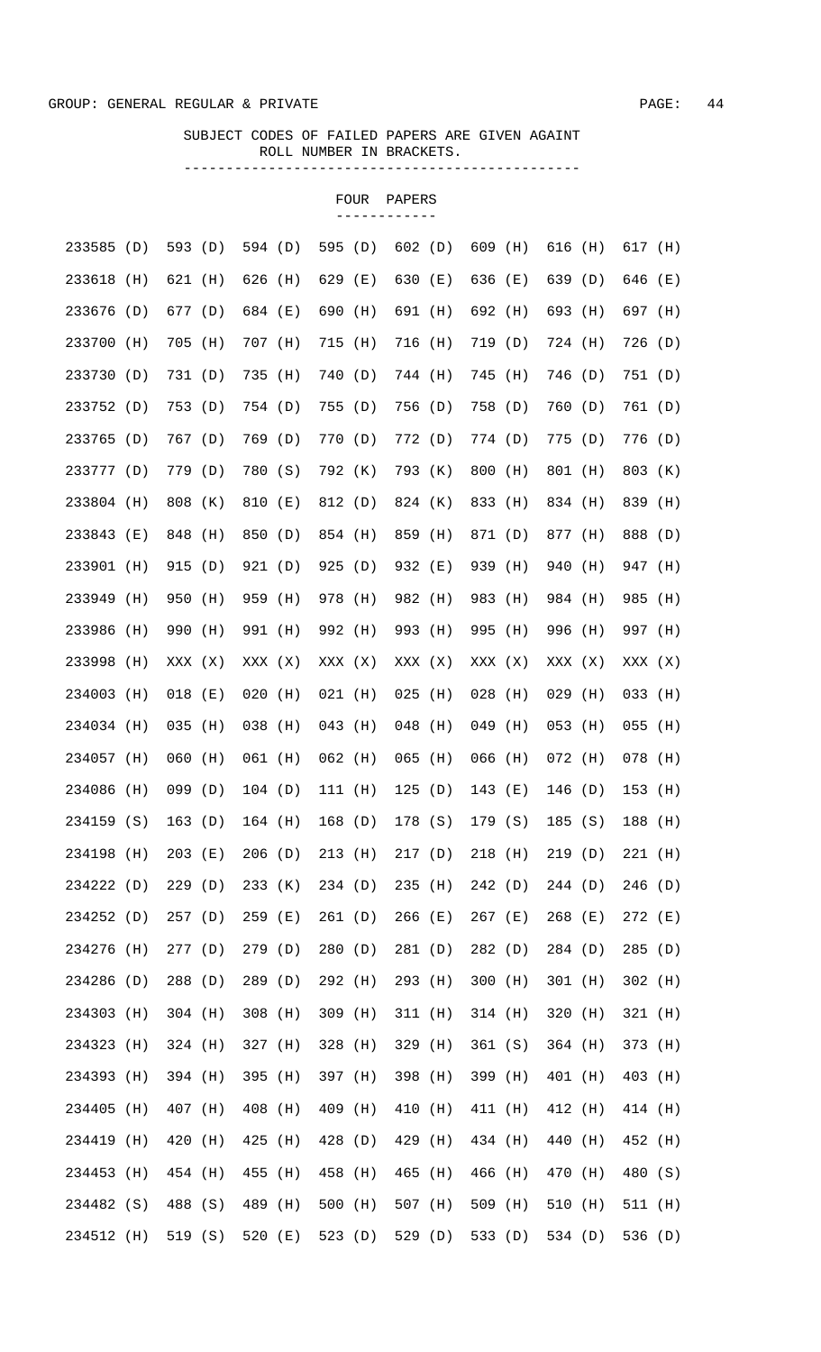GROUP: GENERAL REGULAR & PRIVATE

SUBJECT CODES OF FAILED PAPERS ARE GIVEN AGAINT ROLL NUMBER IN BRACKETS.

FOUR PAPERS

```
233585 (D)  593 (D)  594 (D)  595 (D)  602 (D)  609 (H)  616 (H)  617 (H)
233618 (H)  621 (H)  626 (H)  629 (E)  630 (E)  636 (E)  639 (D)  646 (E)
233676 (D)  677 (D)  684 (E)  690 (H)  691 (H)  692 (H)  693 (H)  697 (H)
233700 (H)  705 (H)  707 (H)  715 (H)  716 (H)  719 (D)  724 (H)  726 (D)
233730 (D)  731 (D)  735 (H)  740 (D)  744 (H)  745 (H)  746 (D)  751 (D)
233752 (D)  753 (D)  754 (D)  755 (D)  756 (D)  758 (D)  760 (D)  761 (D)
233765 (D)  767 (D)  769 (D)  770 (D)  772 (D)  774 (D)  775 (D)  776 (D)
233777 (D)  779 (D)  780 (S)  792 (K)  793 (K)  800 (H)  801 (H)  803 (K)
233804 (H)  808 (K)  810 (E)  812 (D)  824 (K)  833 (H)  834 (H)  839 (H)
233843 (E)  848 (H)  850 (D)  854 (H)  859 (H)  871 (D)  877 (H)  888 (D)
233901 (H)  915 (D)  921 (D)  925 (D)  932 (E)  939 (H)  940 (H)  947 (H)
233949 (H)  950 (H)  959 (H)  978 (H)  982 (H)  983 (H)  984 (H)  985 (H)
233986 (H)  990 (H)  991 (H)  992 (H)  993 (H)  995 (H)  996 (H)  997 (H)
233998 (H)  XXX (X)  XXX (X)  XXX (X)  XXX (X)  XXX (X)  XXX (X)  XXX (X)
234003 (H)  018 (E)  020 (H)  021 (H)  025 (H)  028 (H)  029 (H)  033 (H)
234034 (H)  035 (H)  038 (H)  043 (H)  048 (H)  049 (H)  053 (H)  055 (H)
234057 (H)  060 (H)  061 (H)  062 (H)  065 (H)  066 (H)  072 (H)  078 (H)
234086 (H)  099 (D)  104 (D)  111 (H)  125 (D)  143 (E)  146 (D)  153 (H)
234159 (S)  163 (D)  164 (H)  168 (D)  178 (S)  179 (S)  185 (S)  188 (H)
234198 (H)  203 (E)  206 (D)  213 (H)  217 (D)  218 (H)  219 (D)  221 (H)
234222 (D)  229 (D)  233 (K)  234 (D)  235 (H)  242 (D)  244 (D)  246 (D)
234252 (D)  257 (D)  259 (E)  261 (D)  266 (E)  267 (E)  268 (E)  272 (E)
234276 (H)  277 (D)  279 (D)  280 (D)  281 (D)  282 (D)  284 (D)  285 (D)
234286 (D)  288 (D)  289 (D)  292 (H)  293 (H)  300 (H)  301 (H)  302 (H)
234303 (H)  304 (H)  308 (H)  309 (H)  311 (H)  314 (H)  320 (H)  321 (H)
234323 (H)  324 (H)  327 (H)  328 (H)  329 (H)  361 (S)  364 (H)  373 (H)
234393 (H)  394 (H)  395 (H)  397 (H)  398 (H)  399 (H)  401 (H)  403 (H)
234405 (H)  407 (H)  408 (H)  409 (H)  410 (H)  411 (H)  412 (H)  414 (H)
234419 (H)  420 (H)  425 (H)  428 (D)  429 (H)  434 (H)  440 (H)  452 (H)
234453 (H)  454 (H)  455 (H)  458 (H)  465 (H)  466 (H)  470 (H)  480 (S)
234482 (S)  488 (S)  489 (H)  500 (H)  507 (H)  509 (H)  510 (H)  511 (H)
234512 (H)  519 (S)  520 (E)  523 (D)  529 (D)  533 (D)  534 (D)  536 (D)
```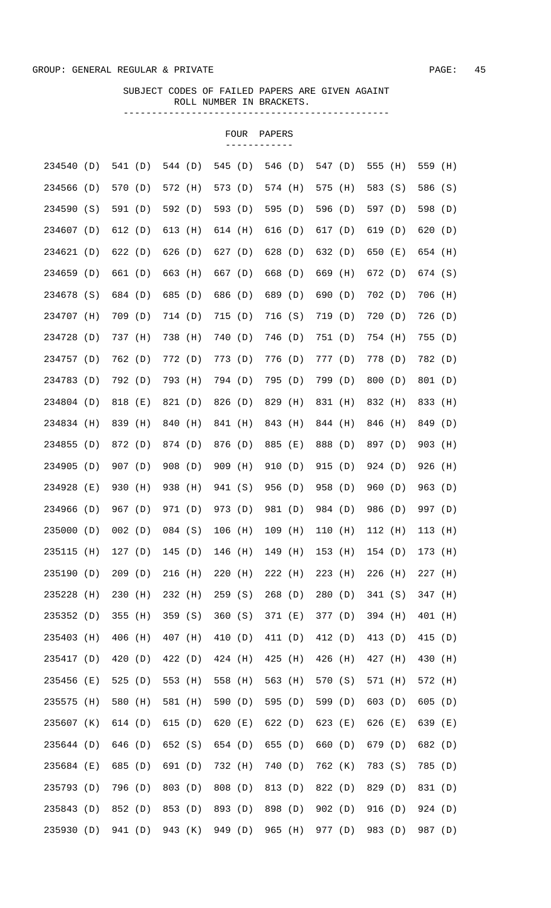GROUP: GENERAL REGULAR & PRIVATE

SUBJECT CODES OF FAILED PAPERS ARE GIVEN AGAINT ROLL NUMBER IN BRACKETS.

## FOUR PAPERS

| | | | | | | | | |
|---|---|---|---|---|---|---|---|---|
| 234540 (D) | 541 (D) | 544 (D) | 545 (D) | 546 (D) | 547 (D) | 555 (H) | 559 (H) |
| 234566 (D) | 570 (D) | 572 (H) | 573 (D) | 574 (H) | 575 (H) | 583 (S) | 586 (S) |
| 234590 (S) | 591 (D) | 592 (D) | 593 (D) | 595 (D) | 596 (D) | 597 (D) | 598 (D) |
| 234607 (D) | 612 (D) | 613 (H) | 614 (H) | 616 (D) | 617 (D) | 619 (D) | 620 (D) |
| 234621 (D) | 622 (D) | 626 (D) | 627 (D) | 628 (D) | 632 (D) | 650 (E) | 654 (H) |
| 234659 (D) | 661 (D) | 663 (H) | 667 (D) | 668 (D) | 669 (H) | 672 (D) | 674 (S) |
| 234678 (S) | 684 (D) | 685 (D) | 686 (D) | 689 (D) | 690 (D) | 702 (D) | 706 (H) |
| 234707 (H) | 709 (D) | 714 (D) | 715 (D) | 716 (S) | 719 (D) | 720 (D) | 726 (D) |
| 234728 (D) | 737 (H) | 738 (H) | 740 (D) | 746 (D) | 751 (D) | 754 (H) | 755 (D) |
| 234757 (D) | 762 (D) | 772 (D) | 773 (D) | 776 (D) | 777 (D) | 778 (D) | 782 (D) |
| 234783 (D) | 792 (D) | 793 (H) | 794 (D) | 795 (D) | 799 (D) | 800 (D) | 801 (D) |
| 234804 (D) | 818 (E) | 821 (D) | 826 (D) | 829 (H) | 831 (H) | 832 (H) | 833 (H) |
| 234834 (H) | 839 (H) | 840 (H) | 841 (H) | 843 (H) | 844 (H) | 846 (H) | 849 (D) |
| 234855 (D) | 872 (D) | 874 (D) | 876 (D) | 885 (E) | 888 (D) | 897 (D) | 903 (H) |
| 234905 (D) | 907 (D) | 908 (D) | 909 (H) | 910 (D) | 915 (D) | 924 (D) | 926 (H) |
| 234928 (E) | 930 (H) | 938 (H) | 941 (S) | 956 (D) | 958 (D) | 960 (D) | 963 (D) |
| 234966 (D) | 967 (D) | 971 (D) | 973 (D) | 981 (D) | 984 (D) | 986 (D) | 997 (D) |
| 235000 (D) | 002 (D) | 084 (S) | 106 (H) | 109 (H) | 110 (H) | 112 (H) | 113 (H) |
| 235115 (H) | 127 (D) | 145 (D) | 146 (H) | 149 (H) | 153 (H) | 154 (D) | 173 (H) |
| 235190 (D) | 209 (D) | 216 (H) | 220 (H) | 222 (H) | 223 (H) | 226 (H) | 227 (H) |
| 235228 (H) | 230 (H) | 232 (H) | 259 (S) | 268 (D) | 280 (D) | 341 (S) | 347 (H) |
| 235352 (D) | 355 (H) | 359 (S) | 360 (S) | 371 (E) | 377 (D) | 394 (H) | 401 (H) |
| 235403 (H) | 406 (H) | 407 (H) | 410 (D) | 411 (D) | 412 (D) | 413 (D) | 415 (D) |
| 235417 (D) | 420 (D) | 422 (D) | 424 (H) | 425 (H) | 426 (H) | 427 (H) | 430 (H) |
| 235456 (E) | 525 (D) | 553 (H) | 558 (H) | 563 (H) | 570 (S) | 571 (H) | 572 (H) |
| 235575 (H) | 580 (H) | 581 (H) | 590 (D) | 595 (D) | 599 (D) | 603 (D) | 605 (D) |
| 235607 (K) | 614 (D) | 615 (D) | 620 (E) | 622 (D) | 623 (E) | 626 (E) | 639 (E) |
| 235644 (D) | 646 (D) | 652 (S) | 654 (D) | 655 (D) | 660 (D) | 679 (D) | 682 (D) |
| 235684 (E) | 685 (D) | 691 (D) | 732 (H) | 740 (D) | 762 (K) | 783 (S) | 785 (D) |
| 235793 (D) | 796 (D) | 803 (D) | 808 (D) | 813 (D) | 822 (D) | 829 (D) | 831 (D) |
| 235843 (D) | 852 (D) | 853 (D) | 893 (D) | 898 (D) | 902 (D) | 916 (D) | 924 (D) |
| 235930 (D) | 941 (D) | 943 (K) | 949 (D) | 965 (H) | 977 (D) | 983 (D) | 987 (D) |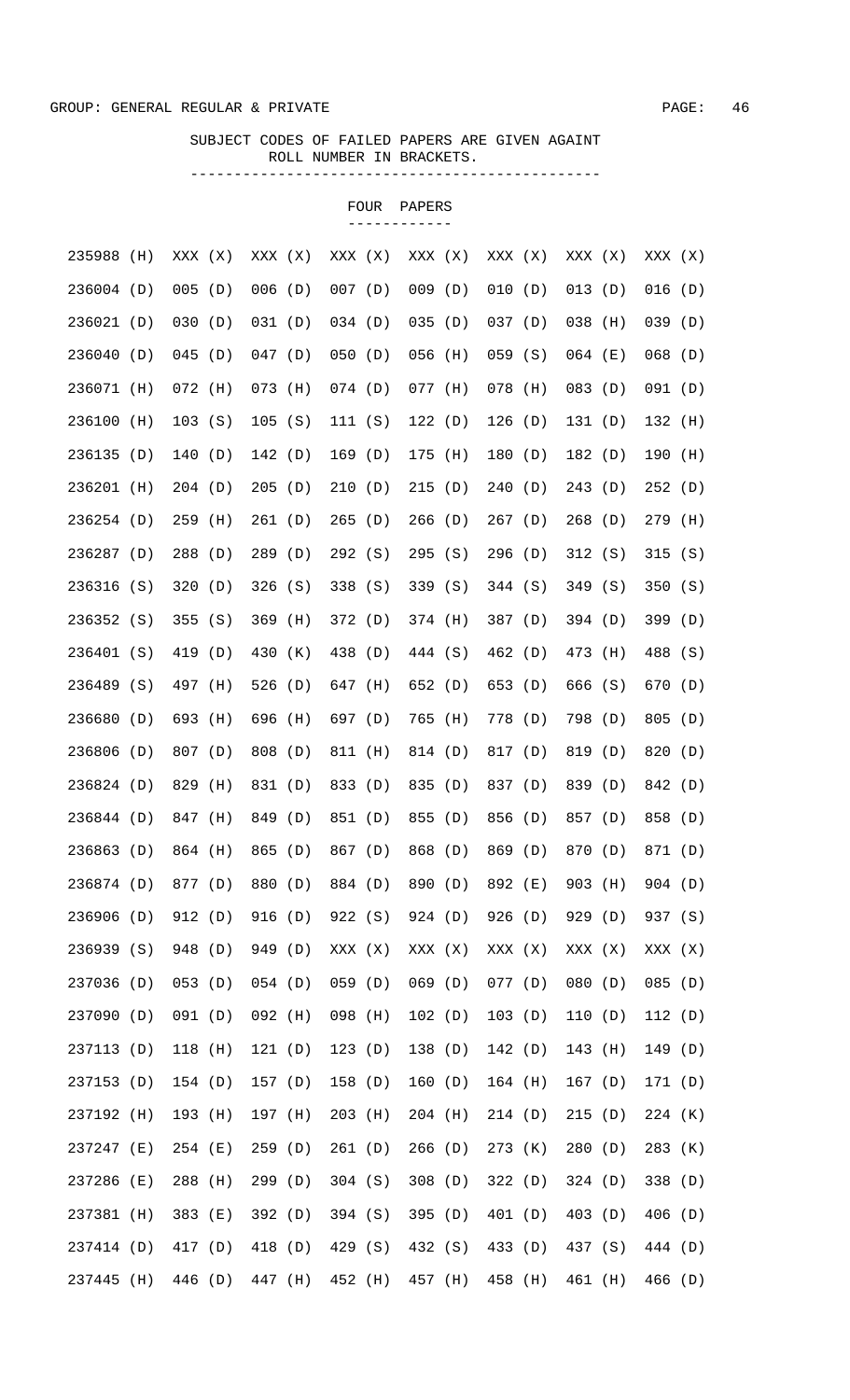GROUP: GENERAL REGULAR & PRIVATE

SUBJECT CODES OF FAILED PAPERS ARE GIVEN AGAINT ROLL NUMBER IN BRACKETS.

## FOUR PAPERS

| | | | | | | | |
|---|---|---|---|---|---|---|---|
| 235988 (H) | XXX (X) | XXX (X) | XXX (X) | XXX (X) | XXX (X) | XXX (X) | XXX (X) |
| 236004 (D) | 005 (D) | 006 (D) | 007 (D) | 009 (D) | 010 (D) | 013 (D) | 016 (D) |
| 236021 (D) | 030 (D) | 031 (D) | 034 (D) | 035 (D) | 037 (D) | 038 (H) | 039 (D) |
| 236040 (D) | 045 (D) | 047 (D) | 050 (D) | 056 (H) | 059 (S) | 064 (E) | 068 (D) |
| 236071 (H) | 072 (H) | 073 (H) | 074 (D) | 077 (H) | 078 (H) | 083 (D) | 091 (D) |
| 236100 (H) | 103 (S) | 105 (S) | 111 (S) | 122 (D) | 126 (D) | 131 (D) | 132 (H) |
| 236135 (D) | 140 (D) | 142 (D) | 169 (D) | 175 (H) | 180 (D) | 182 (D) | 190 (H) |
| 236201 (H) | 204 (D) | 205 (D) | 210 (D) | 215 (D) | 240 (D) | 243 (D) | 252 (D) |
| 236254 (D) | 259 (H) | 261 (D) | 265 (D) | 266 (D) | 267 (D) | 268 (D) | 279 (H) |
| 236287 (D) | 288 (D) | 289 (D) | 292 (S) | 295 (S) | 296 (D) | 312 (S) | 315 (S) |
| 236316 (S) | 320 (D) | 326 (S) | 338 (S) | 339 (S) | 344 (S) | 349 (S) | 350 (S) |
| 236352 (S) | 355 (S) | 369 (H) | 372 (D) | 374 (H) | 387 (D) | 394 (D) | 399 (D) |
| 236401 (S) | 419 (D) | 430 (K) | 438 (D) | 444 (S) | 462 (D) | 473 (H) | 488 (S) |
| 236489 (S) | 497 (H) | 526 (D) | 647 (H) | 652 (D) | 653 (D) | 666 (S) | 670 (D) |
| 236680 (D) | 693 (H) | 696 (H) | 697 (D) | 765 (H) | 778 (D) | 798 (D) | 805 (D) |
| 236806 (D) | 807 (D) | 808 (D) | 811 (H) | 814 (D) | 817 (D) | 819 (D) | 820 (D) |
| 236824 (D) | 829 (H) | 831 (D) | 833 (D) | 835 (D) | 837 (D) | 839 (D) | 842 (D) |
| 236844 (D) | 847 (H) | 849 (D) | 851 (D) | 855 (D) | 856 (D) | 857 (D) | 858 (D) |
| 236863 (D) | 864 (H) | 865 (D) | 867 (D) | 868 (D) | 869 (D) | 870 (D) | 871 (D) |
| 236874 (D) | 877 (D) | 880 (D) | 884 (D) | 890 (D) | 892 (E) | 903 (H) | 904 (D) |
| 236906 (D) | 912 (D) | 916 (D) | 922 (S) | 924 (D) | 926 (D) | 929 (D) | 937 (S) |
| 236939 (S) | 948 (D) | 949 (D) | XXX (X) | XXX (X) | XXX (X) | XXX (X) | XXX (X) |
| 237036 (D) | 053 (D) | 054 (D) | 059 (D) | 069 (D) | 077 (D) | 080 (D) | 085 (D) |
| 237090 (D) | 091 (D) | 092 (H) | 098 (H) | 102 (D) | 103 (D) | 110 (D) | 112 (D) |
| 237113 (D) | 118 (H) | 121 (D) | 123 (D) | 138 (D) | 142 (D) | 143 (H) | 149 (D) |
| 237153 (D) | 154 (D) | 157 (D) | 158 (D) | 160 (D) | 164 (H) | 167 (D) | 171 (D) |
| 237192 (H) | 193 (H) | 197 (H) | 203 (H) | 204 (H) | 214 (D) | 215 (D) | 224 (K) |
| 237247 (E) | 254 (E) | 259 (D) | 261 (D) | 266 (D) | 273 (K) | 280 (D) | 283 (K) |
| 237286 (E) | 288 (H) | 299 (D) | 304 (S) | 308 (D) | 322 (D) | 324 (D) | 338 (D) |
| 237381 (H) | 383 (E) | 392 (D) | 394 (S) | 395 (D) | 401 (D) | 403 (D) | 406 (D) |
| 237414 (D) | 417 (D) | 418 (D) | 429 (S) | 432 (S) | 433 (D) | 437 (S) | 444 (D) |
| 237445 (H) | 446 (D) | 447 (H) | 452 (H) | 457 (H) | 458 (H) | 461 (H) | 466 (D) |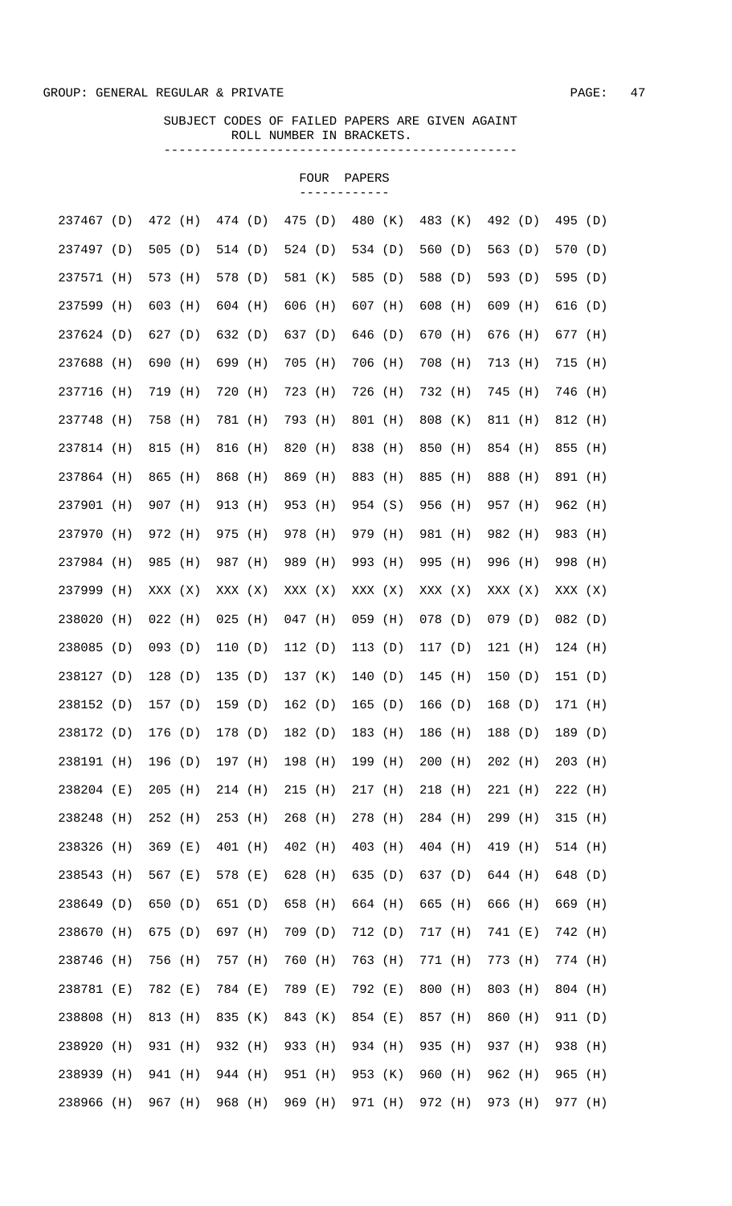GROUP: GENERAL REGULAR & PRIVATE

SUBJECT CODES OF FAILED PAPERS ARE GIVEN AGAINT ROLL NUMBER IN BRACKETS.

### FOUR PAPERS

```
237467 (D)  472 (H)  474 (D)  475 (D)  480 (K)  483 (K)  492 (D)  495 (D)
237497 (D)  505 (D)  514 (D)  524 (D)  534 (D)  560 (D)  563 (D)  570 (D)
237571 (H)  573 (H)  578 (D)  581 (K)  585 (D)  588 (D)  593 (D)  595 (D)
237599 (H)  603 (H)  604 (H)  606 (H)  607 (H)  608 (H)  609 (H)  616 (D)
237624 (D)  627 (D)  632 (D)  637 (D)  646 (D)  670 (H)  676 (H)  677 (H)
237688 (H)  690 (H)  699 (H)  705 (H)  706 (H)  708 (H)  713 (H)  715 (H)
237716 (H)  719 (H)  720 (H)  723 (H)  726 (H)  732 (H)  745 (H)  746 (H)
237748 (H)  758 (H)  781 (H)  793 (H)  801 (H)  808 (K)  811 (H)  812 (H)
237814 (H)  815 (H)  816 (H)  820 (H)  838 (H)  850 (H)  854 (H)  855 (H)
237864 (H)  865 (H)  868 (H)  869 (H)  883 (H)  885 (H)  888 (H)  891 (H)
237901 (H)  907 (H)  913 (H)  953 (H)  954 (S)  956 (H)  957 (H)  962 (H)
237970 (H)  972 (H)  975 (H)  978 (H)  979 (H)  981 (H)  982 (H)  983 (H)
237984 (H)  985 (H)  987 (H)  989 (H)  993 (H)  995 (H)  996 (H)  998 (H)
237999 (H)  XXX (X)  XXX (X)  XXX (X)  XXX (X)  XXX (X)  XXX (X)  XXX (X)
238020 (H)  022 (H)  025 (H)  047 (H)  059 (H)  078 (D)  079 (D)  082 (D)
238085 (D)  093 (D)  110 (D)  112 (D)  113 (D)  117 (D)  121 (H)  124 (H)
238127 (D)  128 (D)  135 (D)  137 (K)  140 (D)  145 (H)  150 (D)  151 (D)
238152 (D)  157 (D)  159 (D)  162 (D)  165 (D)  166 (D)  168 (D)  171 (H)
238172 (D)  176 (D)  178 (D)  182 (D)  183 (H)  186 (H)  188 (D)  189 (D)
238191 (H)  196 (D)  197 (H)  198 (H)  199 (H)  200 (H)  202 (H)  203 (H)
238204 (E)  205 (H)  214 (H)  215 (H)  217 (H)  218 (H)  221 (H)  222 (H)
238248 (H)  252 (H)  253 (H)  268 (H)  278 (H)  284 (H)  299 (H)  315 (H)
238326 (H)  369 (E)  401 (H)  402 (H)  403 (H)  404 (H)  419 (H)  514 (H)
238543 (H)  567 (E)  578 (E)  628 (H)  635 (D)  637 (D)  644 (H)  648 (D)
238649 (D)  650 (D)  651 (D)  658 (H)  664 (H)  665 (H)  666 (H)  669 (H)
238670 (H)  675 (D)  697 (H)  709 (D)  712 (D)  717 (H)  741 (E)  742 (H)
238746 (H)  756 (H)  757 (H)  760 (H)  763 (H)  771 (H)  773 (H)  774 (H)
238781 (E)  782 (E)  784 (E)  789 (E)  792 (E)  800 (H)  803 (H)  804 (H)
238808 (H)  813 (H)  835 (K)  843 (K)  854 (E)  857 (H)  860 (H)  911 (D)
238920 (H)  931 (H)  932 (H)  933 (H)  934 (H)  935 (H)  937 (H)  938 (H)
238939 (H)  941 (H)  944 (H)  951 (H)  953 (K)  960 (H)  962 (H)  965 (H)
238966 (H)  967 (H)  968 (H)  969 (H)  971 (H)  972 (H)  973 (H)  977 (H)
```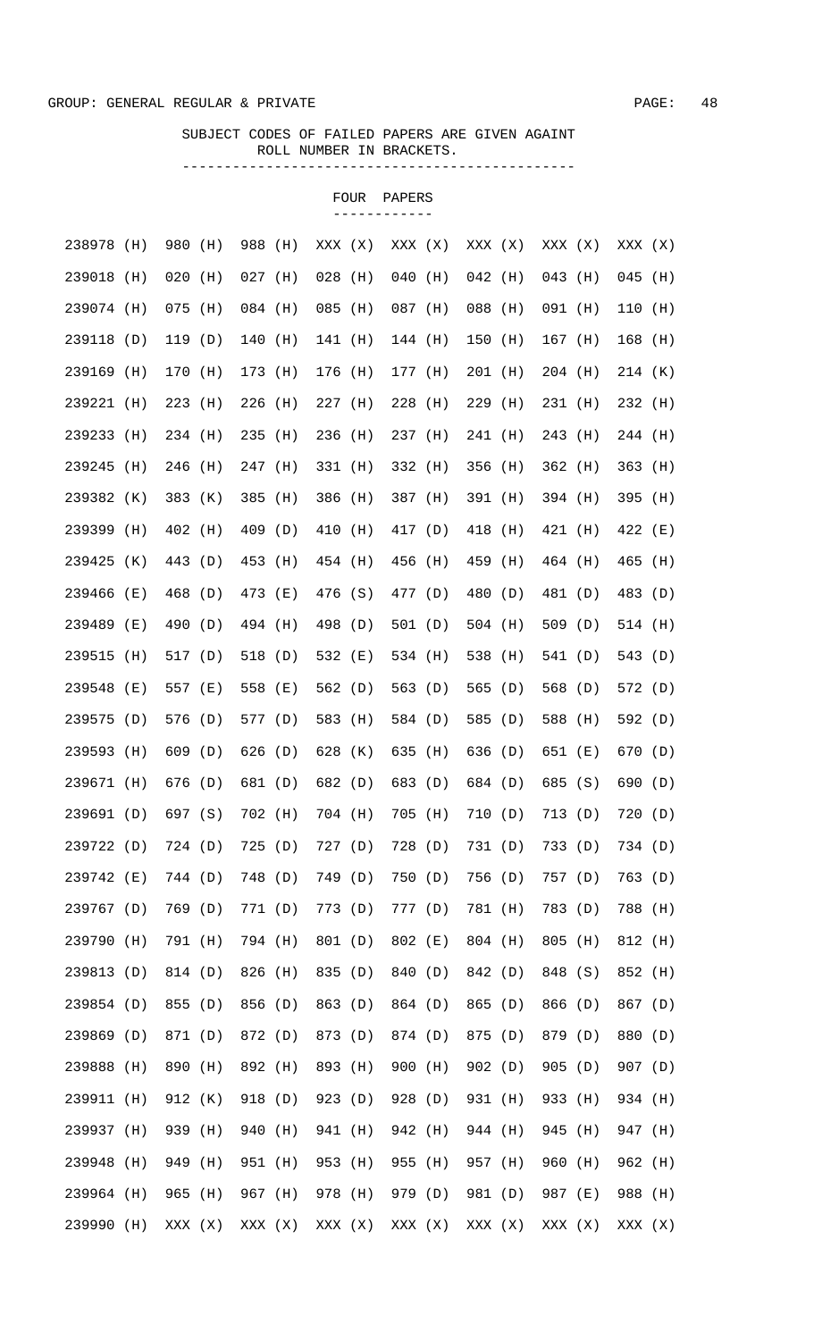GROUP: GENERAL REGULAR & PRIVATE

SUBJECT CODES OF FAILED PAPERS ARE GIVEN AGAINT ROLL NUMBER IN BRACKETS.

## FOUR PAPERS

| | | | | | | | | |
|---|---|---|---|---|---|---|---|---|
| 238978 (H) | 980 (H) | 988 (H) | XXX (X) | XXX (X) | XXX (X) | XXX (X) | XXX (X) | |
| 239018 (H) | 020 (H) | 027 (H) | 028 (H) | 040 (H) | 042 (H) | 043 (H) | 045 (H) | |
| 239074 (H) | 075 (H) | 084 (H) | 085 (H) | 087 (H) | 088 (H) | 091 (H) | 110 (H) | |
| 239118 (D) | 119 (D) | 140 (H) | 141 (H) | 144 (H) | 150 (H) | 167 (H) | 168 (H) | |
| 239169 (H) | 170 (H) | 173 (H) | 176 (H) | 177 (H) | 201 (H) | 204 (H) | 214 (K) | |
| 239221 (H) | 223 (H) | 226 (H) | 227 (H) | 228 (H) | 229 (H) | 231 (H) | 232 (H) | |
| 239233 (H) | 234 (H) | 235 (H) | 236 (H) | 237 (H) | 241 (H) | 243 (H) | 244 (H) | |
| 239245 (H) | 246 (H) | 247 (H) | 331 (H) | 332 (H) | 356 (H) | 362 (H) | 363 (H) | |
| 239382 (K) | 383 (K) | 385 (H) | 386 (H) | 387 (H) | 391 (H) | 394 (H) | 395 (H) | |
| 239399 (H) | 402 (H) | 409 (D) | 410 (H) | 417 (D) | 418 (H) | 421 (H) | 422 (E) | |
| 239425 (K) | 443 (D) | 453 (H) | 454 (H) | 456 (H) | 459 (H) | 464 (H) | 465 (H) | |
| 239466 (E) | 468 (D) | 473 (E) | 476 (S) | 477 (D) | 480 (D) | 481 (D) | 483 (D) | |
| 239489 (E) | 490 (D) | 494 (H) | 498 (D) | 501 (D) | 504 (H) | 509 (D) | 514 (H) | |
| 239515 (H) | 517 (D) | 518 (D) | 532 (E) | 534 (H) | 538 (H) | 541 (D) | 543 (D) | |
| 239548 (E) | 557 (E) | 558 (E) | 562 (D) | 563 (D) | 565 (D) | 568 (D) | 572 (D) | |
| 239575 (D) | 576 (D) | 577 (D) | 583 (H) | 584 (D) | 585 (D) | 588 (H) | 592 (D) | |
| 239593 (H) | 609 (D) | 626 (D) | 628 (K) | 635 (H) | 636 (D) | 651 (E) | 670 (D) | |
| 239671 (H) | 676 (D) | 681 (D) | 682 (D) | 683 (D) | 684 (D) | 685 (S) | 690 (D) | |
| 239691 (D) | 697 (S) | 702 (H) | 704 (H) | 705 (H) | 710 (D) | 713 (D) | 720 (D) | |
| 239722 (D) | 724 (D) | 725 (D) | 727 (D) | 728 (D) | 731 (D) | 733 (D) | 734 (D) | |
| 239742 (E) | 744 (D) | 748 (D) | 749 (D) | 750 (D) | 756 (D) | 757 (D) | 763 (D) | |
| 239767 (D) | 769 (D) | 771 (D) | 773 (D) | 777 (D) | 781 (H) | 783 (D) | 788 (H) | |
| 239790 (H) | 791 (H) | 794 (H) | 801 (D) | 802 (E) | 804 (H) | 805 (H) | 812 (H) | |
| 239813 (D) | 814 (D) | 826 (H) | 835 (D) | 840 (D) | 842 (D) | 848 (S) | 852 (H) | |
| 239854 (D) | 855 (D) | 856 (D) | 863 (D) | 864 (D) | 865 (D) | 866 (D) | 867 (D) | |
| 239869 (D) | 871 (D) | 872 (D) | 873 (D) | 874 (D) | 875 (D) | 879 (D) | 880 (D) | |
| 239888 (H) | 890 (H) | 892 (H) | 893 (H) | 900 (H) | 902 (D) | 905 (D) | 907 (D) | |
| 239911 (H) | 912 (K) | 918 (D) | 923 (D) | 928 (D) | 931 (H) | 933 (H) | 934 (H) | |
| 239937 (H) | 939 (H) | 940 (H) | 941 (H) | 942 (H) | 944 (H) | 945 (H) | 947 (H) | |
| 239948 (H) | 949 (H) | 951 (H) | 953 (H) | 955 (H) | 957 (H) | 960 (H) | 962 (H) | |
| 239964 (H) | 965 (H) | 967 (H) | 978 (H) | 979 (D) | 981 (D) | 987 (E) | 988 (H) | |
| 239990 (H) | XXX (X) | XXX (X) | XXX (X) | XXX (X) | XXX (X) | XXX (X) | XXX (X) | |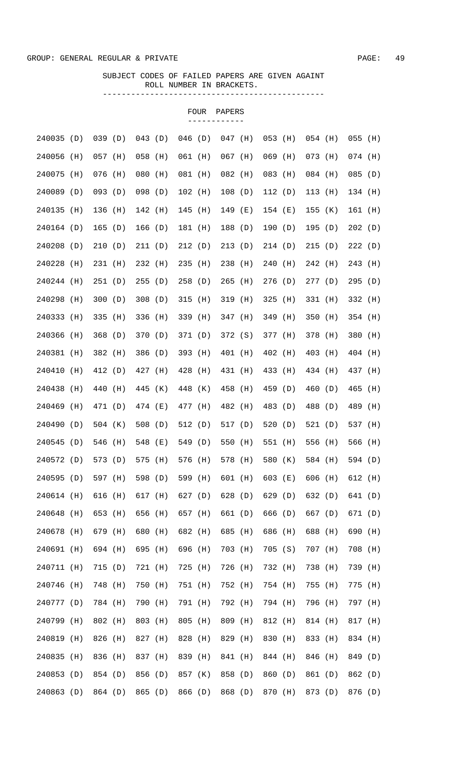GROUP: GENERAL REGULAR & PRIVATE

SUBJECT CODES OF FAILED PAPERS ARE GIVEN AGAINT ROLL NUMBER IN BRACKETS.

### FOUR PAPERS

| | | | | | | | | |
|---|---|---|---|---|---|---|---|---|
| 240035 (D) | 039 (D) | 043 (D) | 046 (D) | 047 (H) | 053 (H) | 054 (H) | 055 (H) |
| 240056 (H) | 057 (H) | 058 (H) | 061 (H) | 067 (H) | 069 (H) | 073 (H) | 074 (H) |
| 240075 (H) | 076 (H) | 080 (H) | 081 (H) | 082 (H) | 083 (H) | 084 (H) | 085 (D) |
| 240089 (D) | 093 (D) | 098 (D) | 102 (H) | 108 (D) | 112 (D) | 113 (H) | 134 (H) |
| 240135 (H) | 136 (H) | 142 (H) | 145 (H) | 149 (E) | 154 (E) | 155 (K) | 161 (H) |
| 240164 (D) | 165 (D) | 166 (D) | 181 (H) | 188 (D) | 190 (D) | 195 (D) | 202 (D) |
| 240208 (D) | 210 (D) | 211 (D) | 212 (D) | 213 (D) | 214 (D) | 215 (D) | 222 (D) |
| 240228 (H) | 231 (H) | 232 (H) | 235 (H) | 238 (H) | 240 (H) | 242 (H) | 243 (H) |
| 240244 (H) | 251 (D) | 255 (D) | 258 (D) | 265 (H) | 276 (D) | 277 (D) | 295 (D) |
| 240298 (H) | 300 (D) | 308 (D) | 315 (H) | 319 (H) | 325 (H) | 331 (H) | 332 (H) |
| 240333 (H) | 335 (H) | 336 (H) | 339 (H) | 347 (H) | 349 (H) | 350 (H) | 354 (H) |
| 240366 (H) | 368 (D) | 370 (D) | 371 (D) | 372 (S) | 377 (H) | 378 (H) | 380 (H) |
| 240381 (H) | 382 (H) | 386 (D) | 393 (H) | 401 (H) | 402 (H) | 403 (H) | 404 (H) |
| 240410 (H) | 412 (D) | 427 (H) | 428 (H) | 431 (H) | 433 (H) | 434 (H) | 437 (H) |
| 240438 (H) | 440 (H) | 445 (K) | 448 (K) | 458 (H) | 459 (D) | 460 (D) | 465 (H) |
| 240469 (H) | 471 (D) | 474 (E) | 477 (H) | 482 (H) | 483 (D) | 488 (D) | 489 (H) |
| 240490 (D) | 504 (K) | 508 (D) | 512 (D) | 517 (D) | 520 (D) | 521 (D) | 537 (H) |
| 240545 (D) | 546 (H) | 548 (E) | 549 (D) | 550 (H) | 551 (H) | 556 (H) | 566 (H) |
| 240572 (D) | 573 (D) | 575 (H) | 576 (H) | 578 (H) | 580 (K) | 584 (H) | 594 (D) |
| 240595 (D) | 597 (H) | 598 (D) | 599 (H) | 601 (H) | 603 (E) | 606 (H) | 612 (H) |
| 240614 (H) | 616 (H) | 617 (H) | 627 (D) | 628 (D) | 629 (D) | 632 (D) | 641 (D) |
| 240648 (H) | 653 (H) | 656 (H) | 657 (H) | 661 (D) | 666 (D) | 667 (D) | 671 (D) |
| 240678 (H) | 679 (H) | 680 (H) | 682 (H) | 685 (H) | 686 (H) | 688 (H) | 690 (H) |
| 240691 (H) | 694 (H) | 695 (H) | 696 (H) | 703 (H) | 705 (S) | 707 (H) | 708 (H) |
| 240711 (H) | 715 (D) | 721 (H) | 725 (H) | 726 (H) | 732 (H) | 738 (H) | 739 (H) |
| 240746 (H) | 748 (H) | 750 (H) | 751 (H) | 752 (H) | 754 (H) | 755 (H) | 775 (H) |
| 240777 (D) | 784 (H) | 790 (H) | 791 (H) | 792 (H) | 794 (H) | 796 (H) | 797 (H) |
| 240799 (H) | 802 (H) | 803 (H) | 805 (H) | 809 (H) | 812 (H) | 814 (H) | 817 (H) |
| 240819 (H) | 826 (H) | 827 (H) | 828 (H) | 829 (H) | 830 (H) | 833 (H) | 834 (H) |
| 240835 (H) | 836 (H) | 837 (H) | 839 (H) | 841 (H) | 844 (H) | 846 (H) | 849 (D) |
| 240853 (D) | 854 (D) | 856 (D) | 857 (K) | 858 (D) | 860 (D) | 861 (D) | 862 (D) |
| 240863 (D) | 864 (D) | 865 (D) | 866 (D) | 868 (D) | 870 (H) | 873 (D) | 876 (D) |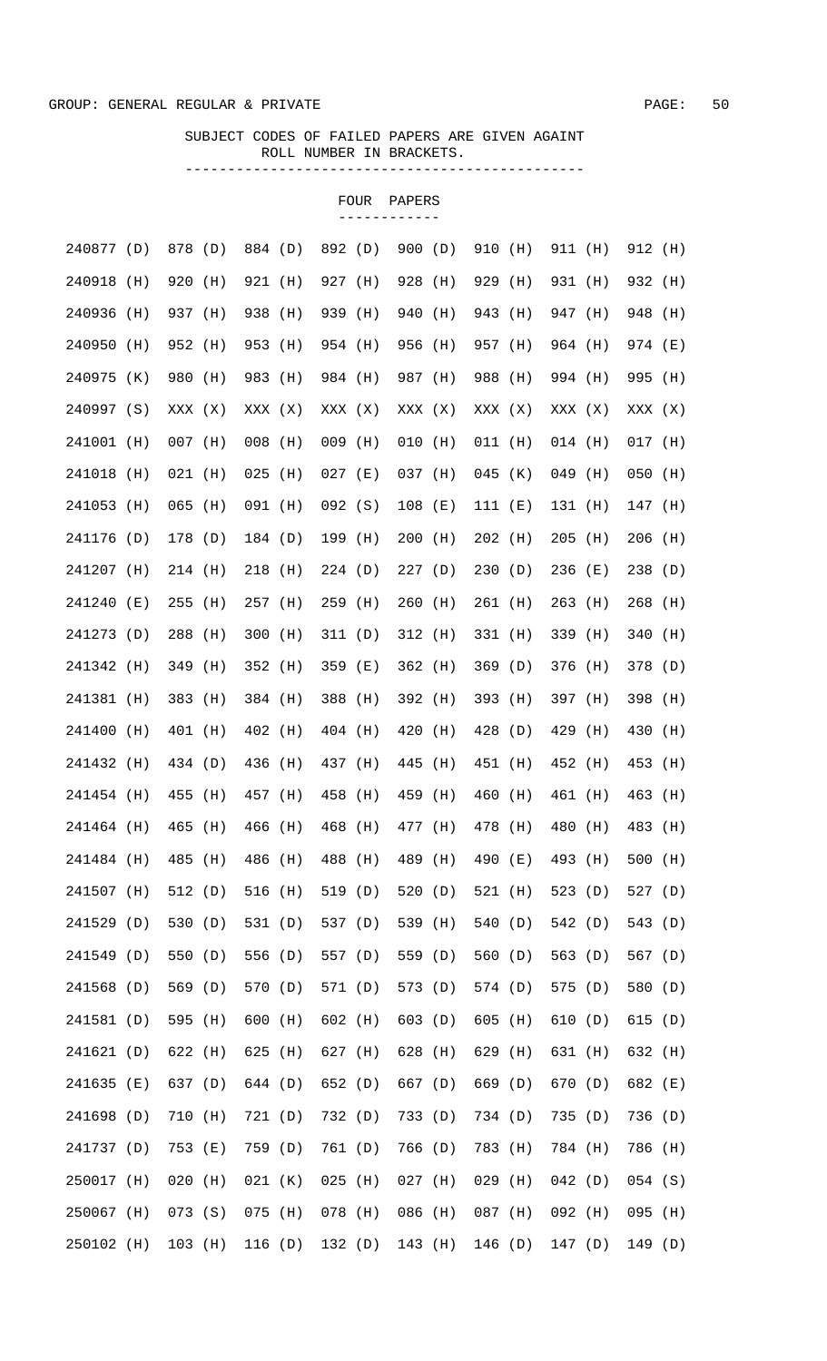GROUP: GENERAL REGULAR & PRIVATE

SUBJECT CODES OF FAILED PAPERS ARE GIVEN AGAINT ROLL NUMBER IN BRACKETS.

## FOUR PAPERS

| | | | | | | | | |
|---|---|---|---|---|---|---|---|---|
| 240877 (D) | 878 (D) | 884 (D) | 892 (D) | 900 (D) | 910 (H) | 911 (H) | 912 (H) |
| 240918 (H) | 920 (H) | 921 (H) | 927 (H) | 928 (H) | 929 (H) | 931 (H) | 932 (H) |
| 240936 (H) | 937 (H) | 938 (H) | 939 (H) | 940 (H) | 943 (H) | 947 (H) | 948 (H) |
| 240950 (H) | 952 (H) | 953 (H) | 954 (H) | 956 (H) | 957 (H) | 964 (H) | 974 (E) |
| 240975 (K) | 980 (H) | 983 (H) | 984 (H) | 987 (H) | 988 (H) | 994 (H) | 995 (H) |
| 240997 (S) | XXX (X) | XXX (X) | XXX (X) | XXX (X) | XXX (X) | XXX (X) | XXX (X) |
| 241001 (H) | 007 (H) | 008 (H) | 009 (H) | 010 (H) | 011 (H) | 014 (H) | 017 (H) |
| 241018 (H) | 021 (H) | 025 (H) | 027 (E) | 037 (H) | 045 (K) | 049 (H) | 050 (H) |
| 241053 (H) | 065 (H) | 091 (H) | 092 (S) | 108 (E) | 111 (E) | 131 (H) | 147 (H) |
| 241176 (D) | 178 (D) | 184 (D) | 199 (H) | 200 (H) | 202 (H) | 205 (H) | 206 (H) |
| 241207 (H) | 214 (H) | 218 (H) | 224 (D) | 227 (D) | 230 (D) | 236 (E) | 238 (D) |
| 241240 (E) | 255 (H) | 257 (H) | 259 (H) | 260 (H) | 261 (H) | 263 (H) | 268 (H) |
| 241273 (D) | 288 (H) | 300 (H) | 311 (D) | 312 (H) | 331 (H) | 339 (H) | 340 (H) |
| 241342 (H) | 349 (H) | 352 (H) | 359 (E) | 362 (H) | 369 (D) | 376 (H) | 378 (D) |
| 241381 (H) | 383 (H) | 384 (H) | 388 (H) | 392 (H) | 393 (H) | 397 (H) | 398 (H) |
| 241400 (H) | 401 (H) | 402 (H) | 404 (H) | 420 (H) | 428 (D) | 429 (H) | 430 (H) |
| 241432 (H) | 434 (D) | 436 (H) | 437 (H) | 445 (H) | 451 (H) | 452 (H) | 453 (H) |
| 241454 (H) | 455 (H) | 457 (H) | 458 (H) | 459 (H) | 460 (H) | 461 (H) | 463 (H) |
| 241464 (H) | 465 (H) | 466 (H) | 468 (H) | 477 (H) | 478 (H) | 480 (H) | 483 (H) |
| 241484 (H) | 485 (H) | 486 (H) | 488 (H) | 489 (H) | 490 (E) | 493 (H) | 500 (H) |
| 241507 (H) | 512 (D) | 516 (H) | 519 (D) | 520 (D) | 521 (H) | 523 (D) | 527 (D) |
| 241529 (D) | 530 (D) | 531 (D) | 537 (D) | 539 (H) | 540 (D) | 542 (D) | 543 (D) |
| 241549 (D) | 550 (D) | 556 (D) | 557 (D) | 559 (D) | 560 (D) | 563 (D) | 567 (D) |
| 241568 (D) | 569 (D) | 570 (D) | 571 (D) | 573 (D) | 574 (D) | 575 (D) | 580 (D) |
| 241581 (D) | 595 (H) | 600 (H) | 602 (H) | 603 (D) | 605 (H) | 610 (D) | 615 (D) |
| 241621 (D) | 622 (H) | 625 (H) | 627 (H) | 628 (H) | 629 (H) | 631 (H) | 632 (H) |
| 241635 (E) | 637 (D) | 644 (D) | 652 (D) | 667 (D) | 669 (D) | 670 (D) | 682 (E) |
| 241698 (D) | 710 (H) | 721 (D) | 732 (D) | 733 (D) | 734 (D) | 735 (D) | 736 (D) |
| 241737 (D) | 753 (E) | 759 (D) | 761 (D) | 766 (D) | 783 (H) | 784 (H) | 786 (H) |
| 250017 (H) | 020 (H) | 021 (K) | 025 (H) | 027 (H) | 029 (H) | 042 (D) | 054 (S) |
| 250067 (H) | 073 (S) | 075 (H) | 078 (H) | 086 (H) | 087 (H) | 092 (H) | 095 (H) |
| 250102 (H) | 103 (H) | 116 (D) | 132 (D) | 143 (H) | 146 (D) | 147 (D) | 149 (D) |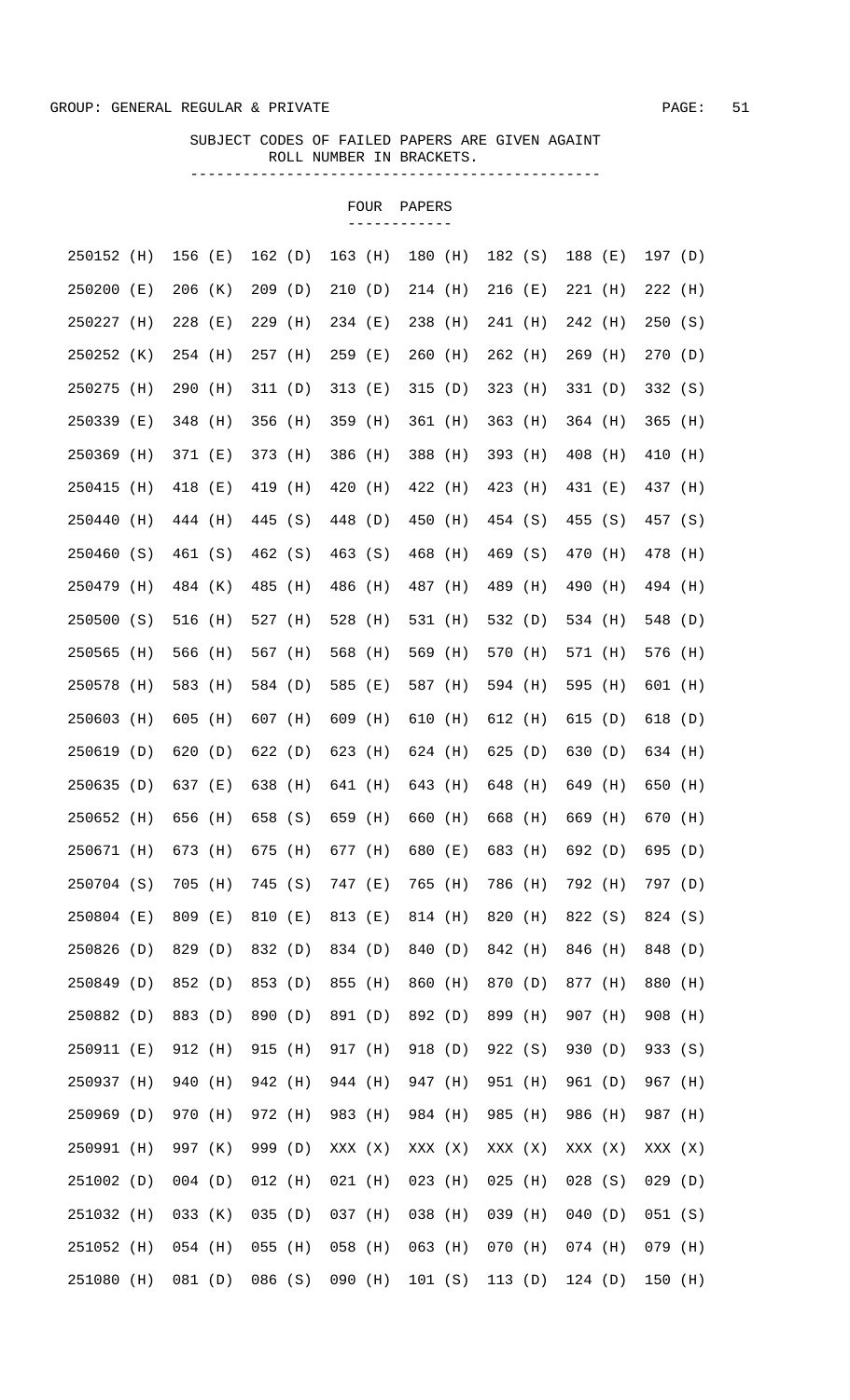GROUP: GENERAL REGULAR & PRIVATE

SUBJECT CODES OF FAILED PAPERS ARE GIVEN AGAINT ROLL NUMBER IN BRACKETS.

## FOUR PAPERS

| | | | | | | | |
|---|---|---|---|---|---|---|---|
| 250152 (H) | 156 (E) | 162 (D) | 163 (H) | 180 (H) | 182 (S) | 188 (E) | 197 (D) |
| 250200 (E) | 206 (K) | 209 (D) | 210 (D) | 214 (H) | 216 (E) | 221 (H) | 222 (H) |
| 250227 (H) | 228 (E) | 229 (H) | 234 (E) | 238 (H) | 241 (H) | 242 (H) | 250 (S) |
| 250252 (K) | 254 (H) | 257 (H) | 259 (E) | 260 (H) | 262 (H) | 269 (H) | 270 (D) |
| 250275 (H) | 290 (H) | 311 (D) | 313 (E) | 315 (D) | 323 (H) | 331 (D) | 332 (S) |
| 250339 (E) | 348 (H) | 356 (H) | 359 (H) | 361 (H) | 363 (H) | 364 (H) | 365 (H) |
| 250369 (H) | 371 (E) | 373 (H) | 386 (H) | 388 (H) | 393 (H) | 408 (H) | 410 (H) |
| 250415 (H) | 418 (E) | 419 (H) | 420 (H) | 422 (H) | 423 (H) | 431 (E) | 437 (H) |
| 250440 (H) | 444 (H) | 445 (S) | 448 (D) | 450 (H) | 454 (S) | 455 (S) | 457 (S) |
| 250460 (S) | 461 (S) | 462 (S) | 463 (S) | 468 (H) | 469 (S) | 470 (H) | 478 (H) |
| 250479 (H) | 484 (K) | 485 (H) | 486 (H) | 487 (H) | 489 (H) | 490 (H) | 494 (H) |
| 250500 (S) | 516 (H) | 527 (H) | 528 (H) | 531 (H) | 532 (D) | 534 (H) | 548 (D) |
| 250565 (H) | 566 (H) | 567 (H) | 568 (H) | 569 (H) | 570 (H) | 571 (H) | 576 (H) |
| 250578 (H) | 583 (H) | 584 (D) | 585 (E) | 587 (H) | 594 (H) | 595 (H) | 601 (H) |
| 250603 (H) | 605 (H) | 607 (H) | 609 (H) | 610 (H) | 612 (H) | 615 (D) | 618 (D) |
| 250619 (D) | 620 (D) | 622 (D) | 623 (H) | 624 (H) | 625 (D) | 630 (D) | 634 (H) |
| 250635 (D) | 637 (E) | 638 (H) | 641 (H) | 643 (H) | 648 (H) | 649 (H) | 650 (H) |
| 250652 (H) | 656 (H) | 658 (S) | 659 (H) | 660 (H) | 668 (H) | 669 (H) | 670 (H) |
| 250671 (H) | 673 (H) | 675 (H) | 677 (H) | 680 (E) | 683 (H) | 692 (D) | 695 (D) |
| 250704 (S) | 705 (H) | 745 (S) | 747 (E) | 765 (H) | 786 (H) | 792 (H) | 797 (D) |
| 250804 (E) | 809 (E) | 810 (E) | 813 (E) | 814 (H) | 820 (H) | 822 (S) | 824 (S) |
| 250826 (D) | 829 (D) | 832 (D) | 834 (D) | 840 (D) | 842 (H) | 846 (H) | 848 (D) |
| 250849 (D) | 852 (D) | 853 (D) | 855 (H) | 860 (H) | 870 (D) | 877 (H) | 880 (H) |
| 250882 (D) | 883 (D) | 890 (D) | 891 (D) | 892 (D) | 899 (H) | 907 (H) | 908 (H) |
| 250911 (E) | 912 (H) | 915 (H) | 917 (H) | 918 (D) | 922 (S) | 930 (D) | 933 (S) |
| 250937 (H) | 940 (H) | 942 (H) | 944 (H) | 947 (H) | 951 (H) | 961 (D) | 967 (H) |
| 250969 (D) | 970 (H) | 972 (H) | 983 (H) | 984 (H) | 985 (H) | 986 (H) | 987 (H) |
| 250991 (H) | 997 (K) | 999 (D) | XXX (X) | XXX (X) | XXX (X) | XXX (X) | XXX (X) |
| 251002 (D) | 004 (D) | 012 (H) | 021 (H) | 023 (H) | 025 (H) | 028 (S) | 029 (D) |
| 251032 (H) | 033 (K) | 035 (D) | 037 (H) | 038 (H) | 039 (H) | 040 (D) | 051 (S) |
| 251052 (H) | 054 (H) | 055 (H) | 058 (H) | 063 (H) | 070 (H) | 074 (H) | 079 (H) |
| 251080 (H) | 081 (D) | 086 (S) | 090 (H) | 101 (S) | 113 (D) | 124 (D) | 150 (H) |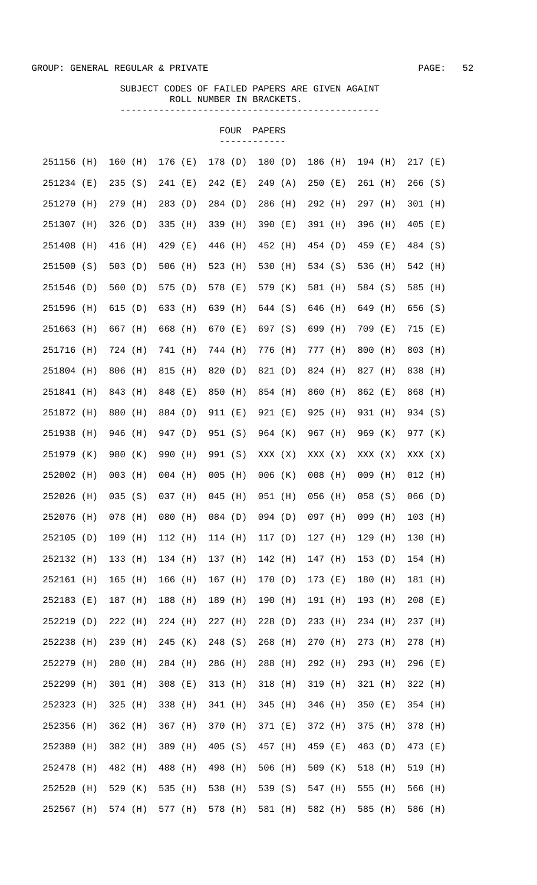GROUP: GENERAL REGULAR & PRIVATE

SUBJECT CODES OF FAILED PAPERS ARE GIVEN AGAINT ROLL NUMBER IN BRACKETS.

## FOUR PAPERS

| | | | | | | | |
|---|---|---|---|---|---|---|---|
| 251156 (H) | 160 (H) | 176 (E) | 178 (D) | 180 (D) | 186 (H) | 194 (H) | 217 (E) |
| 251234 (E) | 235 (S) | 241 (E) | 242 (E) | 249 (A) | 250 (E) | 261 (H) | 266 (S) |
| 251270 (H) | 279 (H) | 283 (D) | 284 (D) | 286 (H) | 292 (H) | 297 (H) | 301 (H) |
| 251307 (H) | 326 (D) | 335 (H) | 339 (H) | 390 (E) | 391 (H) | 396 (H) | 405 (E) |
| 251408 (H) | 416 (H) | 429 (E) | 446 (H) | 452 (H) | 454 (D) | 459 (E) | 484 (S) |
| 251500 (S) | 503 (D) | 506 (H) | 523 (H) | 530 (H) | 534 (S) | 536 (H) | 542 (H) |
| 251546 (D) | 560 (D) | 575 (D) | 578 (E) | 579 (K) | 581 (H) | 584 (S) | 585 (H) |
| 251596 (H) | 615 (D) | 633 (H) | 639 (H) | 644 (S) | 646 (H) | 649 (H) | 656 (S) |
| 251663 (H) | 667 (H) | 668 (H) | 670 (E) | 697 (S) | 699 (H) | 709 (E) | 715 (E) |
| 251716 (H) | 724 (H) | 741 (H) | 744 (H) | 776 (H) | 777 (H) | 800 (H) | 803 (H) |
| 251804 (H) | 806 (H) | 815 (H) | 820 (D) | 821 (D) | 824 (H) | 827 (H) | 838 (H) |
| 251841 (H) | 843 (H) | 848 (E) | 850 (H) | 854 (H) | 860 (H) | 862 (E) | 868 (H) |
| 251872 (H) | 880 (H) | 884 (D) | 911 (E) | 921 (E) | 925 (H) | 931 (H) | 934 (S) |
| 251938 (H) | 946 (H) | 947 (D) | 951 (S) | 964 (K) | 967 (H) | 969 (K) | 977 (K) |
| 251979 (K) | 980 (K) | 990 (H) | 991 (S) | XXX (X) | XXX (X) | XXX (X) | XXX (X) |
| 252002 (H) | 003 (H) | 004 (H) | 005 (H) | 006 (K) | 008 (H) | 009 (H) | 012 (H) |
| 252026 (H) | 035 (S) | 037 (H) | 045 (H) | 051 (H) | 056 (H) | 058 (S) | 066 (D) |
| 252076 (H) | 078 (H) | 080 (H) | 084 (D) | 094 (D) | 097 (H) | 099 (H) | 103 (H) |
| 252105 (D) | 109 (H) | 112 (H) | 114 (H) | 117 (D) | 127 (H) | 129 (H) | 130 (H) |
| 252132 (H) | 133 (H) | 134 (H) | 137 (H) | 142 (H) | 147 (H) | 153 (D) | 154 (H) |
| 252161 (H) | 165 (H) | 166 (H) | 167 (H) | 170 (D) | 173 (E) | 180 (H) | 181 (H) |
| 252183 (E) | 187 (H) | 188 (H) | 189 (H) | 190 (H) | 191 (H) | 193 (H) | 208 (E) |
| 252219 (D) | 222 (H) | 224 (H) | 227 (H) | 228 (D) | 233 (H) | 234 (H) | 237 (H) |
| 252238 (H) | 239 (H) | 245 (K) | 248 (S) | 268 (H) | 270 (H) | 273 (H) | 278 (H) |
| 252279 (H) | 280 (H) | 284 (H) | 286 (H) | 288 (H) | 292 (H) | 293 (H) | 296 (E) |
| 252299 (H) | 301 (H) | 308 (E) | 313 (H) | 318 (H) | 319 (H) | 321 (H) | 322 (H) |
| 252323 (H) | 325 (H) | 338 (H) | 341 (H) | 345 (H) | 346 (H) | 350 (E) | 354 (H) |
| 252356 (H) | 362 (H) | 367 (H) | 370 (H) | 371 (E) | 372 (H) | 375 (H) | 378 (H) |
| 252380 (H) | 382 (H) | 389 (H) | 405 (S) | 457 (H) | 459 (E) | 463 (D) | 473 (E) |
| 252478 (H) | 482 (H) | 488 (H) | 498 (H) | 506 (H) | 509 (K) | 518 (H) | 519 (H) |
| 252520 (H) | 529 (K) | 535 (H) | 538 (H) | 539 (S) | 547 (H) | 555 (H) | 566 (H) |
| 252567 (H) | 574 (H) | 577 (H) | 578 (H) | 581 (H) | 582 (H) | 585 (H) | 586 (H) |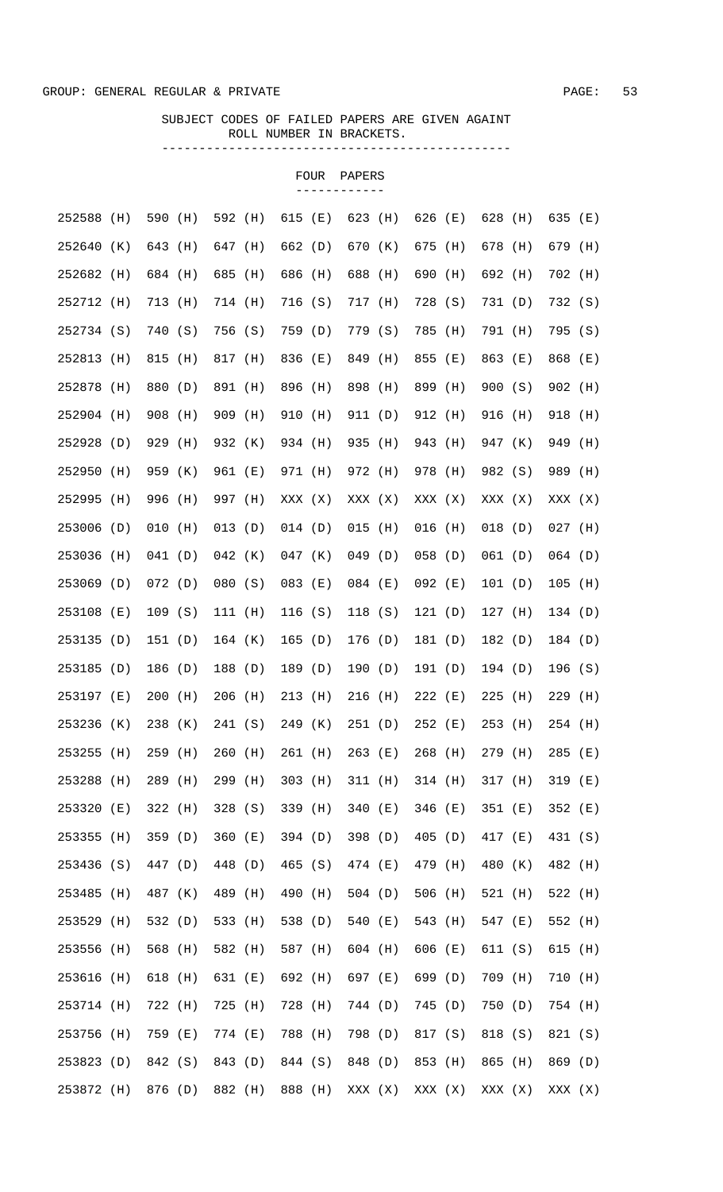GROUP: GENERAL REGULAR & PRIVATE

SUBJECT CODES OF FAILED PAPERS ARE GIVEN AGAINT ROLL NUMBER IN BRACKETS.

## FOUR PAPERS

| | | | | | | | | |
|---|---|---|---|---|---|---|---|---|
| 252588 (H) | 590 (H) | 592 (H) | 615 (E) | 623 (H) | 626 (E) | 628 (H) | 635 (E) |
| 252640 (K) | 643 (H) | 647 (H) | 662 (D) | 670 (K) | 675 (H) | 678 (H) | 679 (H) |
| 252682 (H) | 684 (H) | 685 (H) | 686 (H) | 688 (H) | 690 (H) | 692 (H) | 702 (H) |
| 252712 (H) | 713 (H) | 714 (H) | 716 (S) | 717 (H) | 728 (S) | 731 (D) | 732 (S) |
| 252734 (S) | 740 (S) | 756 (S) | 759 (D) | 779 (S) | 785 (H) | 791 (H) | 795 (S) |
| 252813 (H) | 815 (H) | 817 (H) | 836 (E) | 849 (H) | 855 (E) | 863 (E) | 868 (E) |
| 252878 (H) | 880 (D) | 891 (H) | 896 (H) | 898 (H) | 899 (H) | 900 (S) | 902 (H) |
| 252904 (H) | 908 (H) | 909 (H) | 910 (H) | 911 (D) | 912 (H) | 916 (H) | 918 (H) |
| 252928 (D) | 929 (H) | 932 (K) | 934 (H) | 935 (H) | 943 (H) | 947 (K) | 949 (H) |
| 252950 (H) | 959 (K) | 961 (E) | 971 (H) | 972 (H) | 978 (H) | 982 (S) | 989 (H) |
| 252995 (H) | 996 (H) | 997 (H) | XXX (X) | XXX (X) | XXX (X) | XXX (X) | XXX (X) |
| 253006 (D) | 010 (H) | 013 (D) | 014 (D) | 015 (H) | 016 (H) | 018 (D) | 027 (H) |
| 253036 (H) | 041 (D) | 042 (K) | 047 (K) | 049 (D) | 058 (D) | 061 (D) | 064 (D) |
| 253069 (D) | 072 (D) | 080 (S) | 083 (E) | 084 (E) | 092 (E) | 101 (D) | 105 (H) |
| 253108 (E) | 109 (S) | 111 (H) | 116 (S) | 118 (S) | 121 (D) | 127 (H) | 134 (D) |
| 253135 (D) | 151 (D) | 164 (K) | 165 (D) | 176 (D) | 181 (D) | 182 (D) | 184 (D) |
| 253185 (D) | 186 (D) | 188 (D) | 189 (D) | 190 (D) | 191 (D) | 194 (D) | 196 (S) |
| 253197 (E) | 200 (H) | 206 (H) | 213 (H) | 216 (H) | 222 (E) | 225 (H) | 229 (H) |
| 253236 (K) | 238 (K) | 241 (S) | 249 (K) | 251 (D) | 252 (E) | 253 (H) | 254 (H) |
| 253255 (H) | 259 (H) | 260 (H) | 261 (H) | 263 (E) | 268 (H) | 279 (H) | 285 (E) |
| 253288 (H) | 289 (H) | 299 (H) | 303 (H) | 311 (H) | 314 (H) | 317 (H) | 319 (E) |
| 253320 (E) | 322 (H) | 328 (S) | 339 (H) | 340 (E) | 346 (E) | 351 (E) | 352 (E) |
| 253355 (H) | 359 (D) | 360 (E) | 394 (D) | 398 (D) | 405 (D) | 417 (E) | 431 (S) |
| 253436 (S) | 447 (D) | 448 (D) | 465 (S) | 474 (E) | 479 (H) | 480 (K) | 482 (H) |
| 253485 (H) | 487 (K) | 489 (H) | 490 (H) | 504 (D) | 506 (H) | 521 (H) | 522 (H) |
| 253529 (H) | 532 (D) | 533 (H) | 538 (D) | 540 (E) | 543 (H) | 547 (E) | 552 (H) |
| 253556 (H) | 568 (H) | 582 (H) | 587 (H) | 604 (H) | 606 (E) | 611 (S) | 615 (H) |
| 253616 (H) | 618 (H) | 631 (E) | 692 (H) | 697 (E) | 699 (D) | 709 (H) | 710 (H) |
| 253714 (H) | 722 (H) | 725 (H) | 728 (H) | 744 (D) | 745 (D) | 750 (D) | 754 (H) |
| 253756 (H) | 759 (E) | 774 (E) | 788 (H) | 798 (D) | 817 (S) | 818 (S) | 821 (S) |
| 253823 (D) | 842 (S) | 843 (D) | 844 (S) | 848 (D) | 853 (H) | 865 (H) | 869 (D) |
| 253872 (H) | 876 (D) | 882 (H) | 888 (H) | XXX (X) | XXX (X) | XXX (X) | XXX (X) |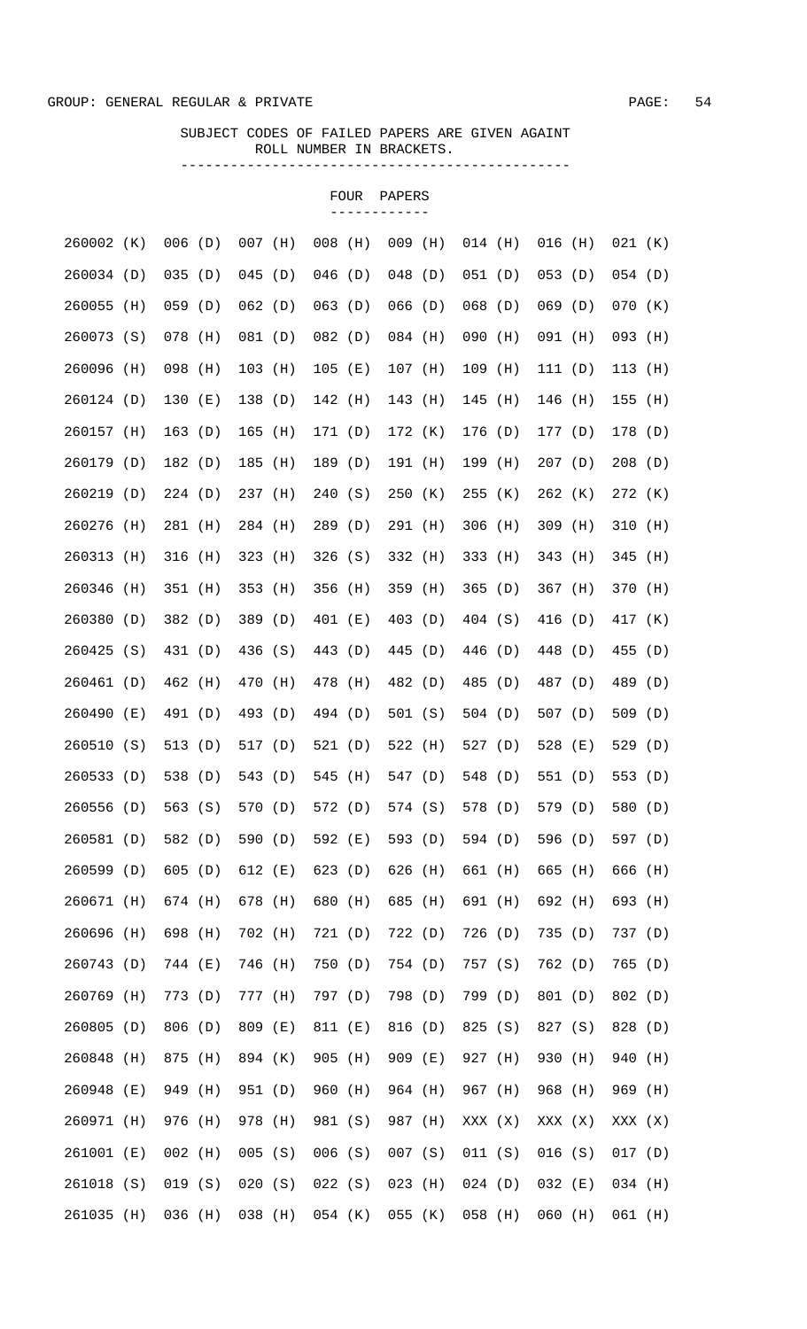GROUP: GENERAL REGULAR & PRIVATE

SUBJECT CODES OF FAILED PAPERS ARE GIVEN AGAINT ROLL NUMBER IN BRACKETS.

FOUR PAPERS

| | | | | | | | |
|---|---|---|---|---|---|---|---|
| 260002 (K) | 006 (D) | 007 (H) | 008 (H) | 009 (H) | 014 (H) | 016 (H) | 021 (K) |
| 260034 (D) | 035 (D) | 045 (D) | 046 (D) | 048 (D) | 051 (D) | 053 (D) | 054 (D) |
| 260055 (H) | 059 (D) | 062 (D) | 063 (D) | 066 (D) | 068 (D) | 069 (D) | 070 (K) |
| 260073 (S) | 078 (H) | 081 (D) | 082 (D) | 084 (H) | 090 (H) | 091 (H) | 093 (H) |
| 260096 (H) | 098 (H) | 103 (H) | 105 (E) | 107 (H) | 109 (H) | 111 (D) | 113 (H) |
| 260124 (D) | 130 (E) | 138 (D) | 142 (H) | 143 (H) | 145 (H) | 146 (H) | 155 (H) |
| 260157 (H) | 163 (D) | 165 (H) | 171 (D) | 172 (K) | 176 (D) | 177 (D) | 178 (D) |
| 260179 (D) | 182 (D) | 185 (H) | 189 (D) | 191 (H) | 199 (H) | 207 (D) | 208 (D) |
| 260219 (D) | 224 (D) | 237 (H) | 240 (S) | 250 (K) | 255 (K) | 262 (K) | 272 (K) |
| 260276 (H) | 281 (H) | 284 (H) | 289 (D) | 291 (H) | 306 (H) | 309 (H) | 310 (H) |
| 260313 (H) | 316 (H) | 323 (H) | 326 (S) | 332 (H) | 333 (H) | 343 (H) | 345 (H) |
| 260346 (H) | 351 (H) | 353 (H) | 356 (H) | 359 (H) | 365 (D) | 367 (H) | 370 (H) |
| 260380 (D) | 382 (D) | 389 (D) | 401 (E) | 403 (D) | 404 (S) | 416 (D) | 417 (K) |
| 260425 (S) | 431 (D) | 436 (S) | 443 (D) | 445 (D) | 446 (D) | 448 (D) | 455 (D) |
| 260461 (D) | 462 (H) | 470 (H) | 478 (H) | 482 (D) | 485 (D) | 487 (D) | 489 (D) |
| 260490 (E) | 491 (D) | 493 (D) | 494 (D) | 501 (S) | 504 (D) | 507 (D) | 509 (D) |
| 260510 (S) | 513 (D) | 517 (D) | 521 (D) | 522 (H) | 527 (D) | 528 (E) | 529 (D) |
| 260533 (D) | 538 (D) | 543 (D) | 545 (H) | 547 (D) | 548 (D) | 551 (D) | 553 (D) |
| 260556 (D) | 563 (S) | 570 (D) | 572 (D) | 574 (S) | 578 (D) | 579 (D) | 580 (D) |
| 260581 (D) | 582 (D) | 590 (D) | 592 (E) | 593 (D) | 594 (D) | 596 (D) | 597 (D) |
| 260599 (D) | 605 (D) | 612 (E) | 623 (D) | 626 (H) | 661 (H) | 665 (H) | 666 (H) |
| 260671 (H) | 674 (H) | 678 (H) | 680 (H) | 685 (H) | 691 (H) | 692 (H) | 693 (H) |
| 260696 (H) | 698 (H) | 702 (H) | 721 (D) | 722 (D) | 726 (D) | 735 (D) | 737 (D) |
| 260743 (D) | 744 (E) | 746 (H) | 750 (D) | 754 (D) | 757 (S) | 762 (D) | 765 (D) |
| 260769 (H) | 773 (D) | 777 (H) | 797 (D) | 798 (D) | 799 (D) | 801 (D) | 802 (D) |
| 260805 (D) | 806 (D) | 809 (E) | 811 (E) | 816 (D) | 825 (S) | 827 (S) | 828 (D) |
| 260848 (H) | 875 (H) | 894 (K) | 905 (H) | 909 (E) | 927 (H) | 930 (H) | 940 (H) |
| 260948 (E) | 949 (H) | 951 (D) | 960 (H) | 964 (H) | 967 (H) | 968 (H) | 969 (H) |
| 260971 (H) | 976 (H) | 978 (H) | 981 (S) | 987 (H) | XXX (X) | XXX (X) | XXX (X) |
| 261001 (E) | 002 (H) | 005 (S) | 006 (S) | 007 (S) | 011 (S) | 016 (S) | 017 (D) |
| 261018 (S) | 019 (S) | 020 (S) | 022 (S) | 023 (H) | 024 (D) | 032 (E) | 034 (H) |
| 261035 (H) | 036 (H) | 038 (H) | 054 (K) | 055 (K) | 058 (H) | 060 (H) | 061 (H) |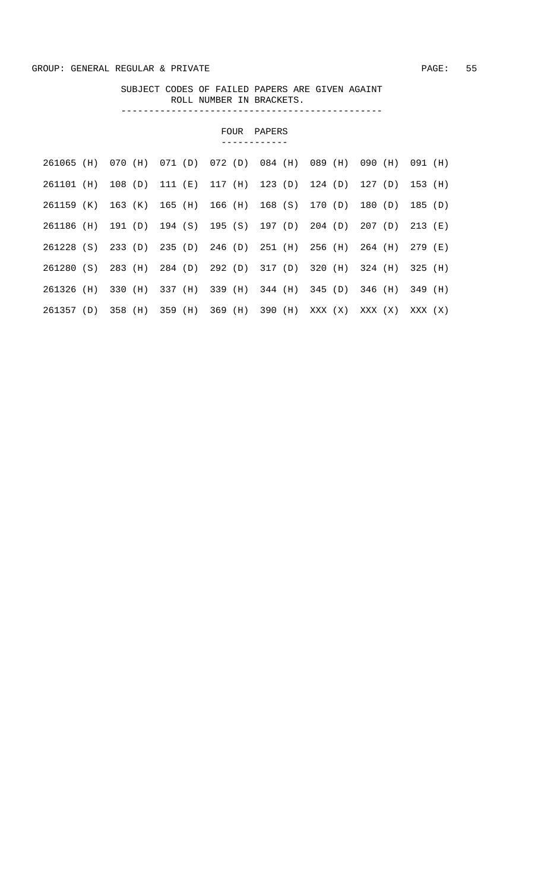GROUP: GENERAL REGULAR & PRIVATE

SUBJECT CODES OF FAILED PAPERS ARE GIVEN AGAINT ROLL NUMBER IN BRACKETS.

## FOUR PAPERS

```
261065 (H)  070 (H)  071 (D)  072 (D)  084 (H)  089 (H)  090 (H)  091 (H)
261101 (H)  108 (D)  111 (E)  117 (H)  123 (D)  124 (D)  127 (D)  153 (H)
261159 (K)  163 (K)  165 (H)  166 (H)  168 (S)  170 (D)  180 (D)  185 (D)
261186 (H)  191 (D)  194 (S)  195 (S)  197 (D)  204 (D)  207 (D)  213 (E)
261228 (S)  233 (D)  235 (D)  246 (D)  251 (H)  256 (H)  264 (H)  279 (E)
261280 (S)  283 (H)  284 (D)  292 (D)  317 (D)  320 (H)  324 (H)  325 (H)
261326 (H)  330 (H)  337 (H)  339 (H)  344 (H)  345 (D)  346 (H)  349 (H)
261357 (D)  358 (H)  359 (H)  369 (H)  390 (H)  XXX (X)  XXX (X)  XXX (X)
```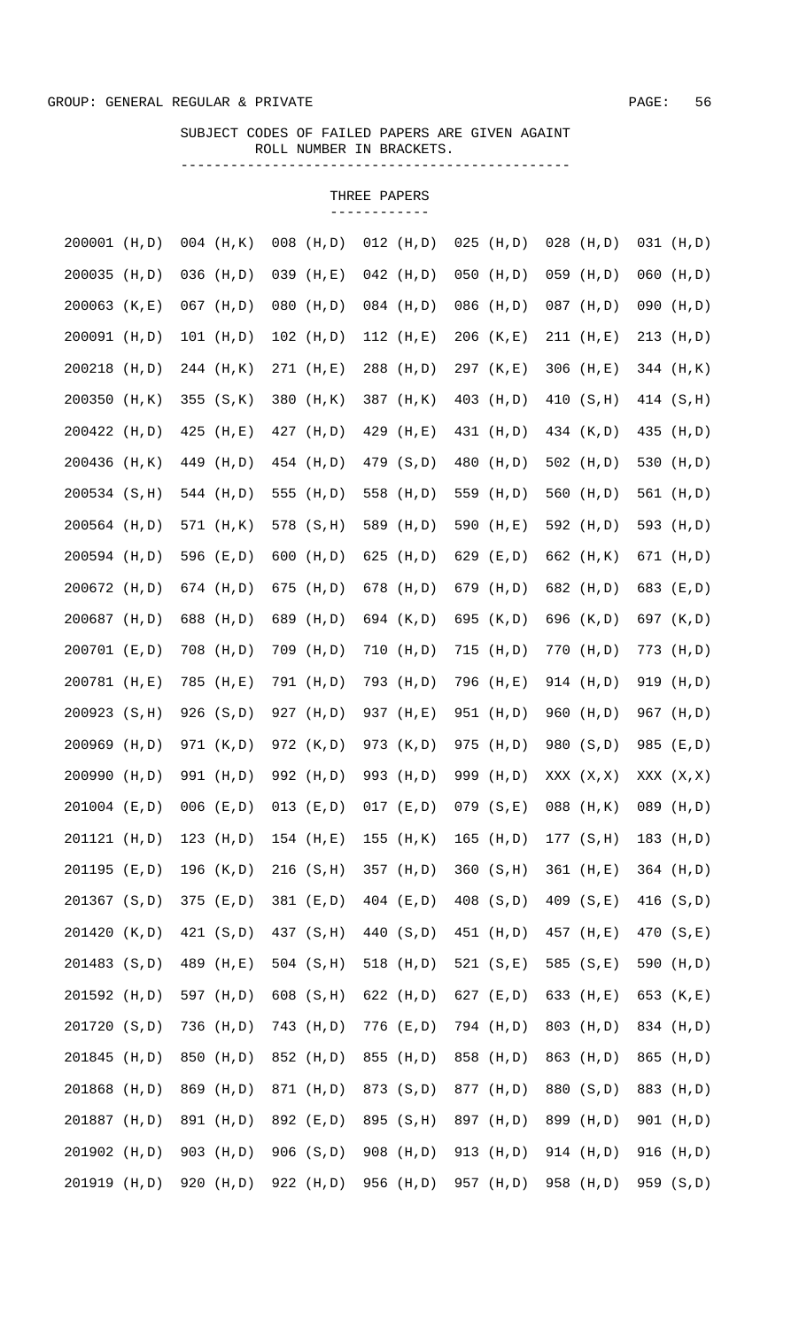GROUP: GENERAL REGULAR & PRIVATE

SUBJECT CODES OF FAILED PAPERS ARE GIVEN AGAINT ROLL NUMBER IN BRACKETS.

### THREE PAPERS

| | | | | | | |
|---|---|---|---|---|---|---|
| 200001 (H,D) | 004 (H,K) | 008 (H,D) | 012 (H,D) | 025 (H,D) | 028 (H,D) | 031 (H,D) |
| 200035 (H,D) | 036 (H,D) | 039 (H,E) | 042 (H,D) | 050 (H,D) | 059 (H,D) | 060 (H,D) |
| 200063 (K,E) | 067 (H,D) | 080 (H,D) | 084 (H,D) | 086 (H,D) | 087 (H,D) | 090 (H,D) |
| 200091 (H,D) | 101 (H,D) | 102 (H,D) | 112 (H,E) | 206 (K,E) | 211 (H,E) | 213 (H,D) |
| 200218 (H,D) | 244 (H,K) | 271 (H,E) | 288 (H,D) | 297 (K,E) | 306 (H,E) | 344 (H,K) |
| 200350 (H,K) | 355 (S,K) | 380 (H,K) | 387 (H,K) | 403 (H,D) | 410 (S,H) | 414 (S,H) |
| 200422 (H,D) | 425 (H,E) | 427 (H,D) | 429 (H,E) | 431 (H,D) | 434 (K,D) | 435 (H,D) |
| 200436 (H,K) | 449 (H,D) | 454 (H,D) | 479 (S,D) | 480 (H,D) | 502 (H,D) | 530 (H,D) |
| 200534 (S,H) | 544 (H,D) | 555 (H,D) | 558 (H,D) | 559 (H,D) | 560 (H,D) | 561 (H,D) |
| 200564 (H,D) | 571 (H,K) | 578 (S,H) | 589 (H,D) | 590 (H,E) | 592 (H,D) | 593 (H,D) |
| 200594 (H,D) | 596 (E,D) | 600 (H,D) | 625 (H,D) | 629 (E,D) | 662 (H,K) | 671 (H,D) |
| 200672 (H,D) | 674 (H,D) | 675 (H,D) | 678 (H,D) | 679 (H,D) | 682 (H,D) | 683 (E,D) |
| 200687 (H,D) | 688 (H,D) | 689 (H,D) | 694 (K,D) | 695 (K,D) | 696 (K,D) | 697 (K,D) |
| 200701 (E,D) | 708 (H,D) | 709 (H,D) | 710 (H,D) | 715 (H,D) | 770 (H,D) | 773 (H,D) |
| 200781 (H,E) | 785 (H,E) | 791 (H,D) | 793 (H,D) | 796 (H,E) | 914 (H,D) | 919 (H,D) |
| 200923 (S,H) | 926 (S,D) | 927 (H,D) | 937 (H,E) | 951 (H,D) | 960 (H,D) | 967 (H,D) |
| 200969 (H,D) | 971 (K,D) | 972 (K,D) | 973 (K,D) | 975 (H,D) | 980 (S,D) | 985 (E,D) |
| 200990 (H,D) | 991 (H,D) | 992 (H,D) | 993 (H,D) | 999 (H,D) | XXX (X,X) | XXX (X,X) |
| 201004 (E,D) | 006 (E,D) | 013 (E,D) | 017 (E,D) | 079 (S,E) | 088 (H,K) | 089 (H,D) |
| 201121 (H,D) | 123 (H,D) | 154 (H,E) | 155 (H,K) | 165 (H,D) | 177 (S,H) | 183 (H,D) |
| 201195 (E,D) | 196 (K,D) | 216 (S,H) | 357 (H,D) | 360 (S,H) | 361 (H,E) | 364 (H,D) |
| 201367 (S,D) | 375 (E,D) | 381 (E,D) | 404 (E,D) | 408 (S,D) | 409 (S,E) | 416 (S,D) |
| 201420 (K,D) | 421 (S,D) | 437 (S,H) | 440 (S,D) | 451 (H,D) | 457 (H,E) | 470 (S,E) |
| 201483 (S,D) | 489 (H,E) | 504 (S,H) | 518 (H,D) | 521 (S,E) | 585 (S,E) | 590 (H,D) |
| 201592 (H,D) | 597 (H,D) | 608 (S,H) | 622 (H,D) | 627 (E,D) | 633 (H,E) | 653 (K,E) |
| 201720 (S,D) | 736 (H,D) | 743 (H,D) | 776 (E,D) | 794 (H,D) | 803 (H,D) | 834 (H,D) |
| 201845 (H,D) | 850 (H,D) | 852 (H,D) | 855 (H,D) | 858 (H,D) | 863 (H,D) | 865 (H,D) |
| 201868 (H,D) | 869 (H,D) | 871 (H,D) | 873 (S,D) | 877 (H,D) | 880 (S,D) | 883 (H,D) |
| 201887 (H,D) | 891 (H,D) | 892 (E,D) | 895 (S,H) | 897 (H,D) | 899 (H,D) | 901 (H,D) |
| 201902 (H,D) | 903 (H,D) | 906 (S,D) | 908 (H,D) | 913 (H,D) | 914 (H,D) | 916 (H,D) |
| 201919 (H,D) | 920 (H,D) | 922 (H,D) | 956 (H,D) | 957 (H,D) | 958 (H,D) | 959 (S,D) |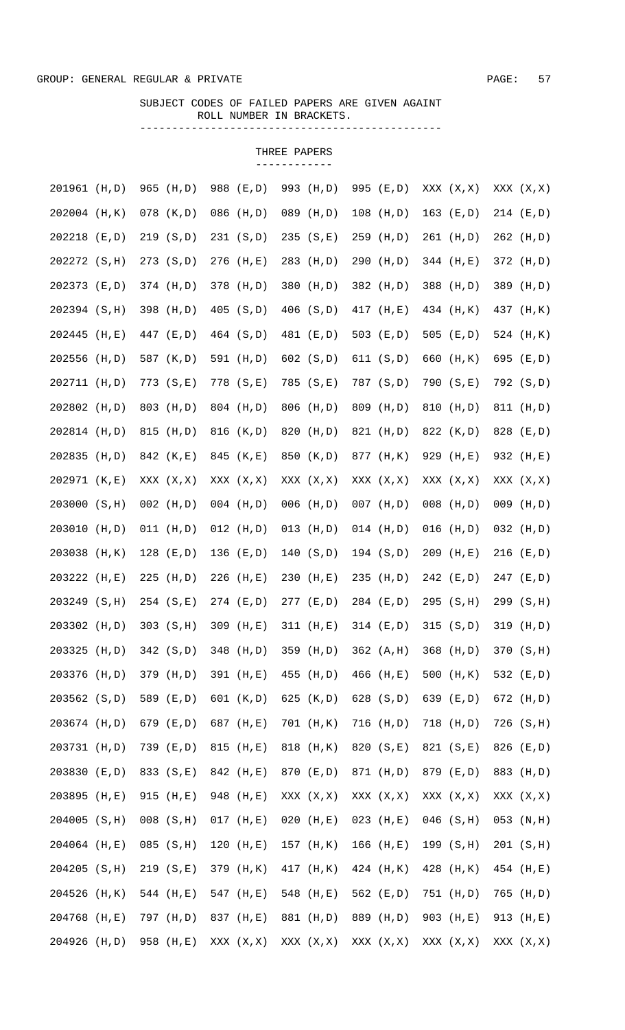GROUP: GENERAL REGULAR & PRIVATE

SUBJECT CODES OF FAILED PAPERS ARE GIVEN AGAINT ROLL NUMBER IN BRACKETS.

THREE PAPERS

| | | | | | | |
|---|---|---|---|---|---|---|
| 201961 (H,D) | 965 (H,D) | 988 (E,D) | 993 (H,D) | 995 (E,D) | XXX (X,X) | XXX (X,X) |
| 202004 (H,K) | 078 (K,D) | 086 (H,D) | 089 (H,D) | 108 (H,D) | 163 (E,D) | 214 (E,D) |
| 202218 (E,D) | 219 (S,D) | 231 (S,D) | 235 (S,E) | 259 (H,D) | 261 (H,D) | 262 (H,D) |
| 202272 (S,H) | 273 (S,D) | 276 (H,E) | 283 (H,D) | 290 (H,D) | 344 (H,E) | 372 (H,D) |
| 202373 (E,D) | 374 (H,D) | 378 (H,D) | 380 (H,D) | 382 (H,D) | 388 (H,D) | 389 (H,D) |
| 202394 (S,H) | 398 (H,D) | 405 (S,D) | 406 (S,D) | 417 (H,E) | 434 (H,K) | 437 (H,K) |
| 202445 (H,E) | 447 (E,D) | 464 (S,D) | 481 (E,D) | 503 (E,D) | 505 (E,D) | 524 (H,K) |
| 202556 (H,D) | 587 (K,D) | 591 (H,D) | 602 (S,D) | 611 (S,D) | 660 (H,K) | 695 (E,D) |
| 202711 (H,D) | 773 (S,E) | 778 (S,E) | 785 (S,E) | 787 (S,D) | 790 (S,E) | 792 (S,D) |
| 202802 (H,D) | 803 (H,D) | 804 (H,D) | 806 (H,D) | 809 (H,D) | 810 (H,D) | 811 (H,D) |
| 202814 (H,D) | 815 (H,D) | 816 (K,D) | 820 (H,D) | 821 (H,D) | 822 (K,D) | 828 (E,D) |
| 202835 (H,D) | 842 (K,E) | 845 (K,E) | 850 (K,D) | 877 (H,K) | 929 (H,E) | 932 (H,E) |
| 202971 (K,E) | XXX (X,X) | XXX (X,X) | XXX (X,X) | XXX (X,X) | XXX (X,X) | XXX (X,X) |
| 203000 (S,H) | 002 (H,D) | 004 (H,D) | 006 (H,D) | 007 (H,D) | 008 (H,D) | 009 (H,D) |
| 203010 (H,D) | 011 (H,D) | 012 (H,D) | 013 (H,D) | 014 (H,D) | 016 (H,D) | 032 (H,D) |
| 203038 (H,K) | 128 (E,D) | 136 (E,D) | 140 (S,D) | 194 (S,D) | 209 (H,E) | 216 (E,D) |
| 203222 (H,E) | 225 (H,D) | 226 (H,E) | 230 (H,E) | 235 (H,D) | 242 (E,D) | 247 (E,D) |
| 203249 (S,H) | 254 (S,E) | 274 (E,D) | 277 (E,D) | 284 (E,D) | 295 (S,H) | 299 (S,H) |
| 203302 (H,D) | 303 (S,H) | 309 (H,E) | 311 (H,E) | 314 (E,D) | 315 (S,D) | 319 (H,D) |
| 203325 (H,D) | 342 (S,D) | 348 (H,D) | 359 (H,D) | 362 (A,H) | 368 (H,D) | 370 (S,H) |
| 203376 (H,D) | 379 (H,D) | 391 (H,E) | 455 (H,D) | 466 (H,E) | 500 (H,K) | 532 (E,D) |
| 203562 (S,D) | 589 (E,D) | 601 (K,D) | 625 (K,D) | 628 (S,D) | 639 (E,D) | 672 (H,D) |
| 203674 (H,D) | 679 (E,D) | 687 (H,E) | 701 (H,K) | 716 (H,D) | 718 (H,D) | 726 (S,H) |
| 203731 (H,D) | 739 (E,D) | 815 (H,E) | 818 (H,K) | 820 (S,E) | 821 (S,E) | 826 (E,D) |
| 203830 (E,D) | 833 (S,E) | 842 (H,E) | 870 (E,D) | 871 (H,D) | 879 (E,D) | 883 (H,D) |
| 203895 (H,E) | 915 (H,E) | 948 (H,E) | XXX (X,X) | XXX (X,X) | XXX (X,X) | XXX (X,X) |
| 204005 (S,H) | 008 (S,H) | 017 (H,E) | 020 (H,E) | 023 (H,E) | 046 (S,H) | 053 (N,H) |
| 204064 (H,E) | 085 (S,H) | 120 (H,E) | 157 (H,K) | 166 (H,E) | 199 (S,H) | 201 (S,H) |
| 204205 (S,H) | 219 (S,E) | 379 (H,K) | 417 (H,K) | 424 (H,K) | 428 (H,K) | 454 (H,E) |
| 204526 (H,K) | 544 (H,E) | 547 (H,E) | 548 (H,E) | 562 (E,D) | 751 (H,D) | 765 (H,D) |
| 204768 (H,E) | 797 (H,D) | 837 (H,E) | 881 (H,D) | 889 (H,D) | 903 (H,E) | 913 (H,E) |
| 204926 (H,D) | 958 (H,E) | XXX (X,X) | XXX (X,X) | XXX (X,X) | XXX (X,X) | XXX (X,X) |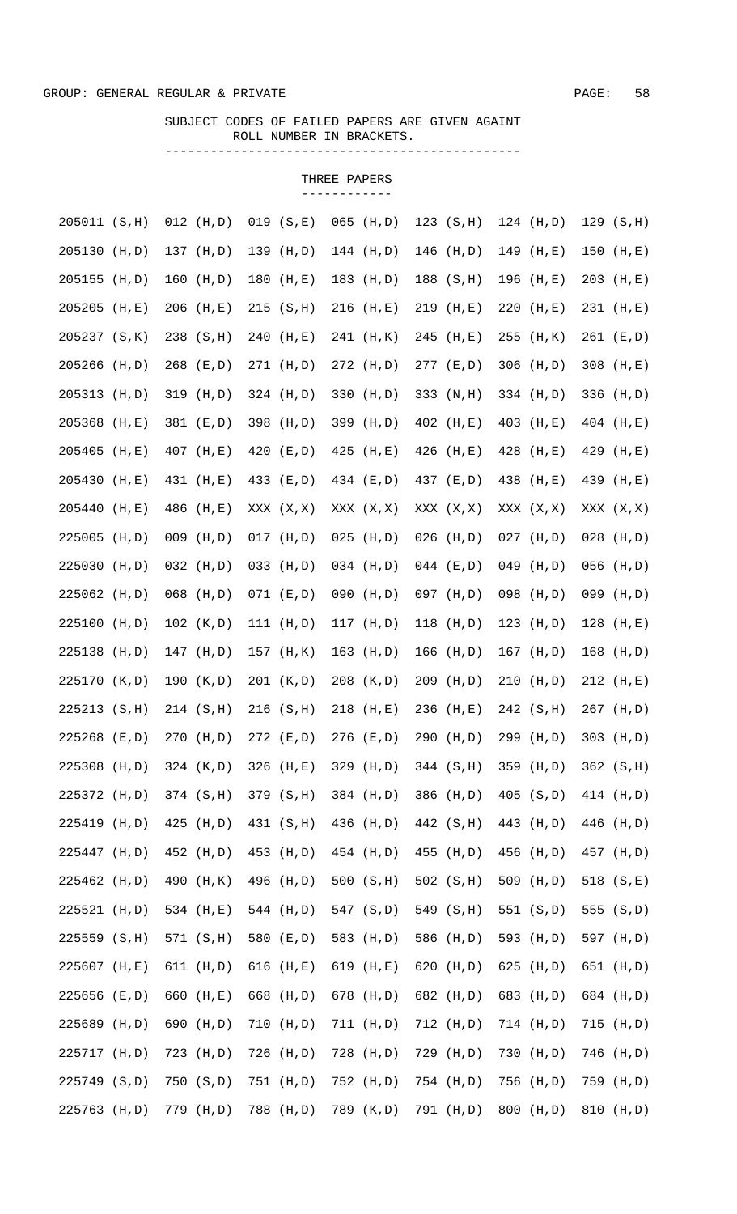GROUP: GENERAL REGULAR & PRIVATE

SUBJECT CODES OF FAILED PAPERS ARE GIVEN AGAINT ROLL NUMBER IN BRACKETS.

## THREE PAPERS

| | | | | | | |
|---|---|---|---|---|---|---|
| 205011 (S,H) | 012 (H,D) | 019 (S,E) | 065 (H,D) | 123 (S,H) | 124 (H,D) | 129 (S,H) |
| 205130 (H,D) | 137 (H,D) | 139 (H,D) | 144 (H,D) | 146 (H,D) | 149 (H,E) | 150 (H,E) |
| 205155 (H,D) | 160 (H,D) | 180 (H,E) | 183 (H,D) | 188 (S,H) | 196 (H,E) | 203 (H,E) |
| 205205 (H,E) | 206 (H,E) | 215 (S,H) | 216 (H,E) | 219 (H,E) | 220 (H,E) | 231 (H,E) |
| 205237 (S,K) | 238 (S,H) | 240 (H,E) | 241 (H,K) | 245 (H,E) | 255 (H,K) | 261 (E,D) |
| 205266 (H,D) | 268 (E,D) | 271 (H,D) | 272 (H,D) | 277 (E,D) | 306 (H,D) | 308 (H,E) |
| 205313 (H,D) | 319 (H,D) | 324 (H,D) | 330 (H,D) | 333 (N,H) | 334 (H,D) | 336 (H,D) |
| 205368 (H,E) | 381 (E,D) | 398 (H,D) | 399 (H,D) | 402 (H,E) | 403 (H,E) | 404 (H,E) |
| 205405 (H,E) | 407 (H,E) | 420 (E,D) | 425 (H,E) | 426 (H,E) | 428 (H,E) | 429 (H,E) |
| 205430 (H,E) | 431 (H,E) | 433 (E,D) | 434 (E,D) | 437 (E,D) | 438 (H,E) | 439 (H,E) |
| 205440 (H,E) | 486 (H,E) | XXX (X,X) | XXX (X,X) | XXX (X,X) | XXX (X,X) | XXX (X,X) |
| 225005 (H,D) | 009 (H,D) | 017 (H,D) | 025 (H,D) | 026 (H,D) | 027 (H,D) | 028 (H,D) |
| 225030 (H,D) | 032 (H,D) | 033 (H,D) | 034 (H,D) | 044 (E,D) | 049 (H,D) | 056 (H,D) |
| 225062 (H,D) | 068 (H,D) | 071 (E,D) | 090 (H,D) | 097 (H,D) | 098 (H,D) | 099 (H,D) |
| 225100 (H,D) | 102 (K,D) | 111 (H,D) | 117 (H,D) | 118 (H,D) | 123 (H,D) | 128 (H,E) |
| 225138 (H,D) | 147 (H,D) | 157 (H,K) | 163 (H,D) | 166 (H,D) | 167 (H,D) | 168 (H,D) |
| 225170 (K,D) | 190 (K,D) | 201 (K,D) | 208 (K,D) | 209 (H,D) | 210 (H,D) | 212 (H,E) |
| 225213 (S,H) | 214 (S,H) | 216 (S,H) | 218 (H,E) | 236 (H,E) | 242 (S,H) | 267 (H,D) |
| 225268 (E,D) | 270 (H,D) | 272 (E,D) | 276 (E,D) | 290 (H,D) | 299 (H,D) | 303 (H,D) |
| 225308 (H,D) | 324 (K,D) | 326 (H,E) | 329 (H,D) | 344 (S,H) | 359 (H,D) | 362 (S,H) |
| 225372 (H,D) | 374 (S,H) | 379 (S,H) | 384 (H,D) | 386 (H,D) | 405 (S,D) | 414 (H,D) |
| 225419 (H,D) | 425 (H,D) | 431 (S,H) | 436 (H,D) | 442 (S,H) | 443 (H,D) | 446 (H,D) |
| 225447 (H,D) | 452 (H,D) | 453 (H,D) | 454 (H,D) | 455 (H,D) | 456 (H,D) | 457 (H,D) |
| 225462 (H,D) | 490 (H,K) | 496 (H,D) | 500 (S,H) | 502 (S,H) | 509 (H,D) | 518 (S,E) |
| 225521 (H,D) | 534 (H,E) | 544 (H,D) | 547 (S,D) | 549 (S,H) | 551 (S,D) | 555 (S,D) |
| 225559 (S,H) | 571 (S,H) | 580 (E,D) | 583 (H,D) | 586 (H,D) | 593 (H,D) | 597 (H,D) |
| 225607 (H,E) | 611 (H,D) | 616 (H,E) | 619 (H,E) | 620 (H,D) | 625 (H,D) | 651 (H,D) |
| 225656 (E,D) | 660 (H,E) | 668 (H,D) | 678 (H,D) | 682 (H,D) | 683 (H,D) | 684 (H,D) |
| 225689 (H,D) | 690 (H,D) | 710 (H,D) | 711 (H,D) | 712 (H,D) | 714 (H,D) | 715 (H,D) |
| 225717 (H,D) | 723 (H,D) | 726 (H,D) | 728 (H,D) | 729 (H,D) | 730 (H,D) | 746 (H,D) |
| 225749 (S,D) | 750 (S,D) | 751 (H,D) | 752 (H,D) | 754 (H,D) | 756 (H,D) | 759 (H,D) |
| 225763 (H,D) | 779 (H,D) | 788 (H,D) | 789 (K,D) | 791 (H,D) | 800 (H,D) | 810 (H,D) |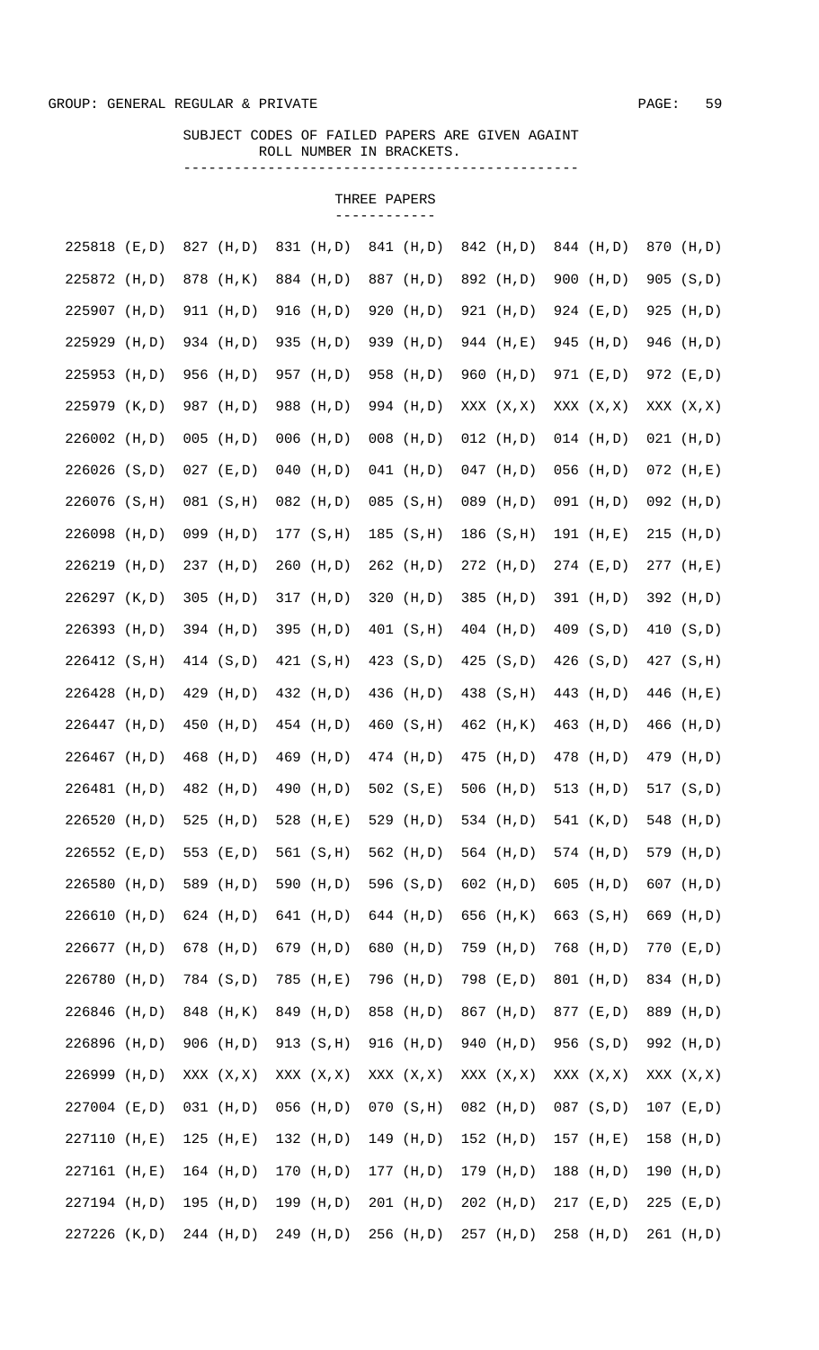GROUP: GENERAL REGULAR & PRIVATE

SUBJECT CODES OF FAILED PAPERS ARE GIVEN AGAINT ROLL NUMBER IN BRACKETS.

THREE PAPERS

| | | | | | | |
|---|---|---|---|---|---|---|
| 225818 (E,D) | 827 (H,D) | 831 (H,D) | 841 (H,D) | 842 (H,D) | 844 (H,D) | 870 (H,D) |
| 225872 (H,D) | 878 (H,K) | 884 (H,D) | 887 (H,D) | 892 (H,D) | 900 (H,D) | 905 (S,D) |
| 225907 (H,D) | 911 (H,D) | 916 (H,D) | 920 (H,D) | 921 (H,D) | 924 (E,D) | 925 (H,D) |
| 225929 (H,D) | 934 (H,D) | 935 (H,D) | 939 (H,D) | 944 (H,E) | 945 (H,D) | 946 (H,D) |
| 225953 (H,D) | 956 (H,D) | 957 (H,D) | 958 (H,D) | 960 (H,D) | 971 (E,D) | 972 (E,D) |
| 225979 (K,D) | 987 (H,D) | 988 (H,D) | 994 (H,D) | XXX (X,X) | XXX (X,X) | XXX (X,X) |
| 226002 (H,D) | 005 (H,D) | 006 (H,D) | 008 (H,D) | 012 (H,D) | 014 (H,D) | 021 (H,D) |
| 226026 (S,D) | 027 (E,D) | 040 (H,D) | 041 (H,D) | 047 (H,D) | 056 (H,D) | 072 (H,E) |
| 226076 (S,H) | 081 (S,H) | 082 (H,D) | 085 (S,H) | 089 (H,D) | 091 (H,D) | 092 (H,D) |
| 226098 (H,D) | 099 (H,D) | 177 (S,H) | 185 (S,H) | 186 (S,H) | 191 (H,E) | 215 (H,D) |
| 226219 (H,D) | 237 (H,D) | 260 (H,D) | 262 (H,D) | 272 (H,D) | 274 (E,D) | 277 (H,E) |
| 226297 (K,D) | 305 (H,D) | 317 (H,D) | 320 (H,D) | 385 (H,D) | 391 (H,D) | 392 (H,D) |
| 226393 (H,D) | 394 (H,D) | 395 (H,D) | 401 (S,H) | 404 (H,D) | 409 (S,D) | 410 (S,D) |
| 226412 (S,H) | 414 (S,D) | 421 (S,H) | 423 (S,D) | 425 (S,D) | 426 (S,D) | 427 (S,H) |
| 226428 (H,D) | 429 (H,D) | 432 (H,D) | 436 (H,D) | 438 (S,H) | 443 (H,D) | 446 (H,E) |
| 226447 (H,D) | 450 (H,D) | 454 (H,D) | 460 (S,H) | 462 (H,K) | 463 (H,D) | 466 (H,D) |
| 226467 (H,D) | 468 (H,D) | 469 (H,D) | 474 (H,D) | 475 (H,D) | 478 (H,D) | 479 (H,D) |
| 226481 (H,D) | 482 (H,D) | 490 (H,D) | 502 (S,E) | 506 (H,D) | 513 (H,D) | 517 (S,D) |
| 226520 (H,D) | 525 (H,D) | 528 (H,E) | 529 (H,D) | 534 (H,D) | 541 (K,D) | 548 (H,D) |
| 226552 (E,D) | 553 (E,D) | 561 (S,H) | 562 (H,D) | 564 (H,D) | 574 (H,D) | 579 (H,D) |
| 226580 (H,D) | 589 (H,D) | 590 (H,D) | 596 (S,D) | 602 (H,D) | 605 (H,D) | 607 (H,D) |
| 226610 (H,D) | 624 (H,D) | 641 (H,D) | 644 (H,D) | 656 (H,K) | 663 (S,H) | 669 (H,D) |
| 226677 (H,D) | 678 (H,D) | 679 (H,D) | 680 (H,D) | 759 (H,D) | 768 (H,D) | 770 (E,D) |
| 226780 (H,D) | 784 (S,D) | 785 (H,E) | 796 (H,D) | 798 (E,D) | 801 (H,D) | 834 (H,D) |
| 226846 (H,D) | 848 (H,K) | 849 (H,D) | 858 (H,D) | 867 (H,D) | 877 (E,D) | 889 (H,D) |
| 226896 (H,D) | 906 (H,D) | 913 (S,H) | 916 (H,D) | 940 (H,D) | 956 (S,D) | 992 (H,D) |
| 226999 (H,D) | XXX (X,X) | XXX (X,X) | XXX (X,X) | XXX (X,X) | XXX (X,X) | XXX (X,X) |
| 227004 (E,D) | 031 (H,D) | 056 (H,D) | 070 (S,H) | 082 (H,D) | 087 (S,D) | 107 (E,D) |
| 227110 (H,E) | 125 (H,E) | 132 (H,D) | 149 (H,D) | 152 (H,D) | 157 (H,E) | 158 (H,D) |
| 227161 (H,E) | 164 (H,D) | 170 (H,D) | 177 (H,D) | 179 (H,D) | 188 (H,D) | 190 (H,D) |
| 227194 (H,D) | 195 (H,D) | 199 (H,D) | 201 (H,D) | 202 (H,D) | 217 (E,D) | 225 (E,D) |
| 227226 (K,D) | 244 (H,D) | 249 (H,D) | 256 (H,D) | 257 (H,D) | 258 (H,D) | 261 (H,D) |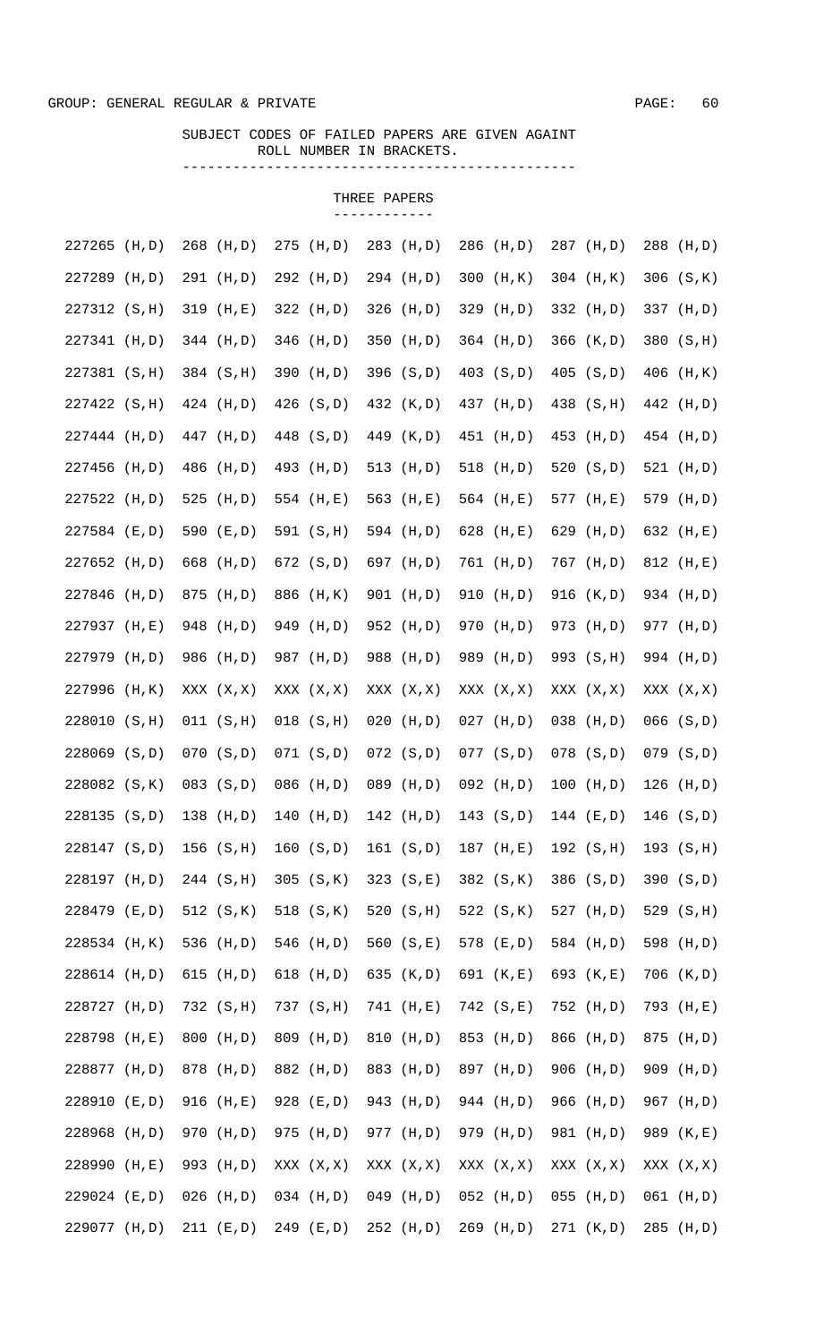GROUP: GENERAL REGULAR & PRIVATE

SUBJECT CODES OF FAILED PAPERS ARE GIVEN AGAINT ROLL NUMBER IN BRACKETS.

## THREE PAPERS

| | | | | | | |
|---|---|---|---|---|---|---|
| 227265 (H,D) | 268 (H,D) | 275 (H,D) | 283 (H,D) | 286 (H,D) | 287 (H,D) | 288 (H,D) |
| 227289 (H,D) | 291 (H,D) | 292 (H,D) | 294 (H,D) | 300 (H,K) | 304 (H,K) | 306 (S,K) |
| 227312 (S,H) | 319 (H,E) | 322 (H,D) | 326 (H,D) | 329 (H,D) | 332 (H,D) | 337 (H,D) |
| 227341 (H,D) | 344 (H,D) | 346 (H,D) | 350 (H,D) | 364 (H,D) | 366 (K,D) | 380 (S,H) |
| 227381 (S,H) | 384 (S,H) | 390 (H,D) | 396 (S,D) | 403 (S,D) | 405 (S,D) | 406 (H,K) |
| 227422 (S,H) | 424 (H,D) | 426 (S,D) | 432 (K,D) | 437 (H,D) | 438 (S,H) | 442 (H,D) |
| 227444 (H,D) | 447 (H,D) | 448 (S,D) | 449 (K,D) | 451 (H,D) | 453 (H,D) | 454 (H,D) |
| 227456 (H,D) | 486 (H,D) | 493 (H,D) | 513 (H,D) | 518 (H,D) | 520 (S,D) | 521 (H,D) |
| 227522 (H,D) | 525 (H,D) | 554 (H,E) | 563 (H,E) | 564 (H,E) | 577 (H,E) | 579 (H,D) |
| 227584 (E,D) | 590 (E,D) | 591 (S,H) | 594 (H,D) | 628 (H,E) | 629 (H,D) | 632 (H,E) |
| 227652 (H,D) | 668 (H,D) | 672 (S,D) | 697 (H,D) | 761 (H,D) | 767 (H,D) | 812 (H,E) |
| 227846 (H,D) | 875 (H,D) | 886 (H,K) | 901 (H,D) | 910 (H,D) | 916 (K,D) | 934 (H,D) |
| 227937 (H,E) | 948 (H,D) | 949 (H,D) | 952 (H,D) | 970 (H,D) | 973 (H,D) | 977 (H,D) |
| 227979 (H,D) | 986 (H,D) | 987 (H,D) | 988 (H,D) | 989 (H,D) | 993 (S,H) | 994 (H,D) |
| 227996 (H,K) | XXX (X,X) | XXX (X,X) | XXX (X,X) | XXX (X,X) | XXX (X,X) | XXX (X,X) |
| 228010 (S,H) | 011 (S,H) | 018 (S,H) | 020 (H,D) | 027 (H,D) | 038 (H,D) | 066 (S,D) |
| 228069 (S,D) | 070 (S,D) | 071 (S,D) | 072 (S,D) | 077 (S,D) | 078 (S,D) | 079 (S,D) |
| 228082 (S,K) | 083 (S,D) | 086 (H,D) | 089 (H,D) | 092 (H,D) | 100 (H,D) | 126 (H,D) |
| 228135 (S,D) | 138 (H,D) | 140 (H,D) | 142 (H,D) | 143 (S,D) | 144 (E,D) | 146 (S,D) |
| 228147 (S,D) | 156 (S,H) | 160 (S,D) | 161 (S,D) | 187 (H,E) | 192 (S,H) | 193 (S,H) |
| 228197 (H,D) | 244 (S,H) | 305 (S,K) | 323 (S,E) | 382 (S,K) | 386 (S,D) | 390 (S,D) |
| 228479 (E,D) | 512 (S,K) | 518 (S,K) | 520 (S,H) | 522 (S,K) | 527 (H,D) | 529 (S,H) |
| 228534 (H,K) | 536 (H,D) | 546 (H,D) | 560 (S,E) | 578 (E,D) | 584 (H,D) | 598 (H,D) |
| 228614 (H,D) | 615 (H,D) | 618 (H,D) | 635 (K,D) | 691 (K,E) | 693 (K,E) | 706 (K,D) |
| 228727 (H,D) | 732 (S,H) | 737 (S,H) | 741 (H,E) | 742 (S,E) | 752 (H,D) | 793 (H,E) |
| 228798 (H,E) | 800 (H,D) | 809 (H,D) | 810 (H,D) | 853 (H,D) | 866 (H,D) | 875 (H,D) |
| 228877 (H,D) | 878 (H,D) | 882 (H,D) | 883 (H,D) | 897 (H,D) | 906 (H,D) | 909 (H,D) |
| 228910 (E,D) | 916 (H,E) | 928 (E,D) | 943 (H,D) | 944 (H,D) | 966 (H,D) | 967 (H,D) |
| 228968 (H,D) | 970 (H,D) | 975 (H,D) | 977 (H,D) | 979 (H,D) | 981 (H,D) | 989 (K,E) |
| 228990 (H,E) | 993 (H,D) | XXX (X,X) | XXX (X,X) | XXX (X,X) | XXX (X,X) | XXX (X,X) |
| 229024 (E,D) | 026 (H,D) | 034 (H,D) | 049 (H,D) | 052 (H,D) | 055 (H,D) | 061 (H,D) |
| 229077 (H,D) | 211 (E,D) | 249 (E,D) | 252 (H,D) | 269 (H,D) | 271 (K,D) | 285 (H,D) |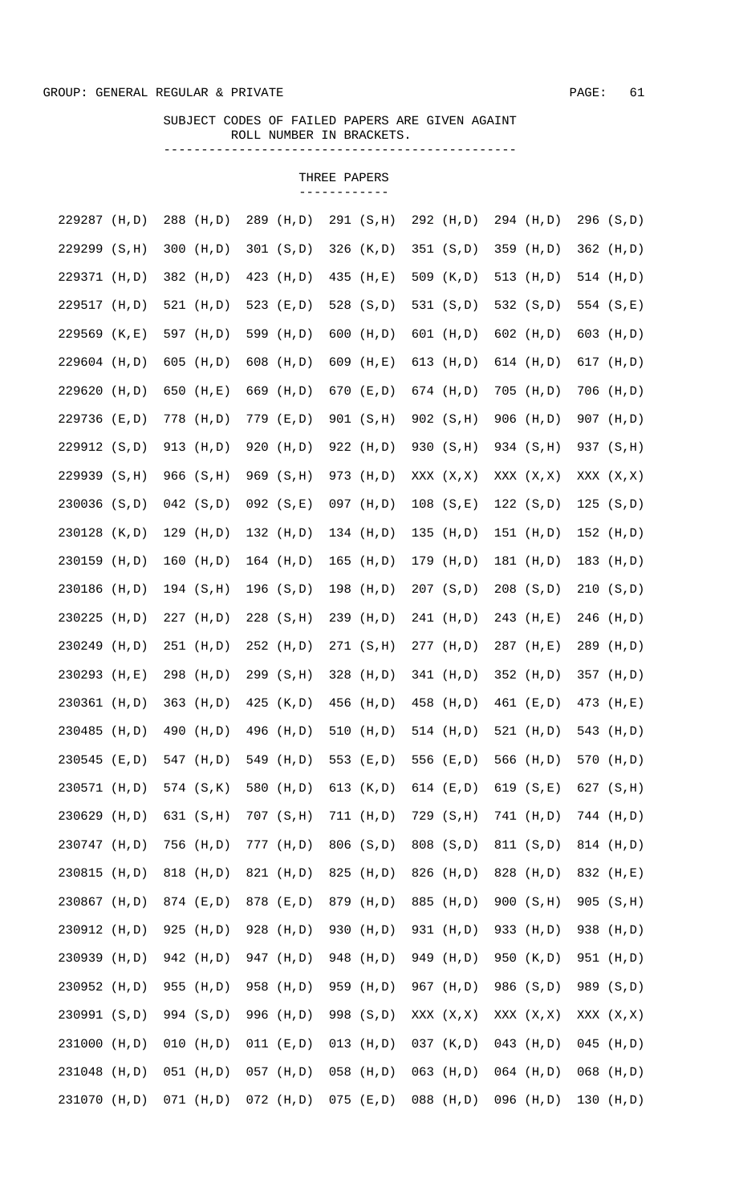GROUP: GENERAL REGULAR & PRIVATE

SUBJECT CODES OF FAILED PAPERS ARE GIVEN AGAINT ROLL NUMBER IN BRACKETS.

## THREE PAPERS

| | | | | | | |
|---|---|---|---|---|---|---|
| 229287 (H,D) | 288 (H,D) | 289 (H,D) | 291 (S,H) | 292 (H,D) | 294 (H,D) | 296 (S,D) |
| 229299 (S,H) | 300 (H,D) | 301 (S,D) | 326 (K,D) | 351 (S,D) | 359 (H,D) | 362 (H,D) |
| 229371 (H,D) | 382 (H,D) | 423 (H,D) | 435 (H,E) | 509 (K,D) | 513 (H,D) | 514 (H,D) |
| 229517 (H,D) | 521 (H,D) | 523 (E,D) | 528 (S,D) | 531 (S,D) | 532 (S,D) | 554 (S,E) |
| 229569 (K,E) | 597 (H,D) | 599 (H,D) | 600 (H,D) | 601 (H,D) | 602 (H,D) | 603 (H,D) |
| 229604 (H,D) | 605 (H,D) | 608 (H,D) | 609 (H,E) | 613 (H,D) | 614 (H,D) | 617 (H,D) |
| 229620 (H,D) | 650 (H,E) | 669 (H,D) | 670 (E,D) | 674 (H,D) | 705 (H,D) | 706 (H,D) |
| 229736 (E,D) | 778 (H,D) | 779 (E,D) | 901 (S,H) | 902 (S,H) | 906 (H,D) | 907 (H,D) |
| 229912 (S,D) | 913 (H,D) | 920 (H,D) | 922 (H,D) | 930 (S,H) | 934 (S,H) | 937 (S,H) |
| 229939 (S,H) | 966 (S,H) | 969 (S,H) | 973 (H,D) | XXX (X,X) | XXX (X,X) | XXX (X,X) |
| 230036 (S,D) | 042 (S,D) | 092 (S,E) | 097 (H,D) | 108 (S,E) | 122 (S,D) | 125 (S,D) |
| 230128 (K,D) | 129 (H,D) | 132 (H,D) | 134 (H,D) | 135 (H,D) | 151 (H,D) | 152 (H,D) |
| 230159 (H,D) | 160 (H,D) | 164 (H,D) | 165 (H,D) | 179 (H,D) | 181 (H,D) | 183 (H,D) |
| 230186 (H,D) | 194 (S,H) | 196 (S,D) | 198 (H,D) | 207 (S,D) | 208 (S,D) | 210 (S,D) |
| 230225 (H,D) | 227 (H,D) | 228 (S,H) | 239 (H,D) | 241 (H,D) | 243 (H,E) | 246 (H,D) |
| 230249 (H,D) | 251 (H,D) | 252 (H,D) | 271 (S,H) | 277 (H,D) | 287 (H,E) | 289 (H,D) |
| 230293 (H,E) | 298 (H,D) | 299 (S,H) | 328 (H,D) | 341 (H,D) | 352 (H,D) | 357 (H,D) |
| 230361 (H,D) | 363 (H,D) | 425 (K,D) | 456 (H,D) | 458 (H,D) | 461 (E,D) | 473 (H,E) |
| 230485 (H,D) | 490 (H,D) | 496 (H,D) | 510 (H,D) | 514 (H,D) | 521 (H,D) | 543 (H,D) |
| 230545 (E,D) | 547 (H,D) | 549 (H,D) | 553 (E,D) | 556 (E,D) | 566 (H,D) | 570 (H,D) |
| 230571 (H,D) | 574 (S,K) | 580 (H,D) | 613 (K,D) | 614 (E,D) | 619 (S,E) | 627 (S,H) |
| 230629 (H,D) | 631 (S,H) | 707 (S,H) | 711 (H,D) | 729 (S,H) | 741 (H,D) | 744 (H,D) |
| 230747 (H,D) | 756 (H,D) | 777 (H,D) | 806 (S,D) | 808 (S,D) | 811 (S,D) | 814 (H,D) |
| 230815 (H,D) | 818 (H,D) | 821 (H,D) | 825 (H,D) | 826 (H,D) | 828 (H,D) | 832 (H,E) |
| 230867 (H,D) | 874 (E,D) | 878 (E,D) | 879 (H,D) | 885 (H,D) | 900 (S,H) | 905 (S,H) |
| 230912 (H,D) | 925 (H,D) | 928 (H,D) | 930 (H,D) | 931 (H,D) | 933 (H,D) | 938 (H,D) |
| 230939 (H,D) | 942 (H,D) | 947 (H,D) | 948 (H,D) | 949 (H,D) | 950 (K,D) | 951 (H,D) |
| 230952 (H,D) | 955 (H,D) | 958 (H,D) | 959 (H,D) | 967 (H,D) | 986 (S,D) | 989 (S,D) |
| 230991 (S,D) | 994 (S,D) | 996 (H,D) | 998 (S,D) | XXX (X,X) | XXX (X,X) | XXX (X,X) |
| 231000 (H,D) | 010 (H,D) | 011 (E,D) | 013 (H,D) | 037 (K,D) | 043 (H,D) | 045 (H,D) |
| 231048 (H,D) | 051 (H,D) | 057 (H,D) | 058 (H,D) | 063 (H,D) | 064 (H,D) | 068 (H,D) |
| 231070 (H,D) | 071 (H,D) | 072 (H,D) | 075 (E,D) | 088 (H,D) | 096 (H,D) | 130 (H,D) |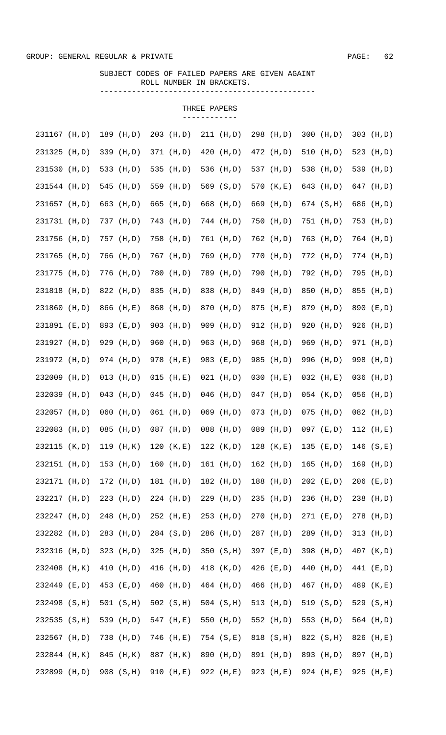GROUP: GENERAL REGULAR & PRIVATE

SUBJECT CODES OF FAILED PAPERS ARE GIVEN AGAINT ROLL NUMBER IN BRACKETS.

## THREE PAPERS

| | | | | | | |
|---|---|---|---|---|---|---|
| 231167 (H,D) | 189 (H,D) | 203 (H,D) | 211 (H,D) | 298 (H,D) | 300 (H,D) | 303 (H,D) |
| 231325 (H,D) | 339 (H,D) | 371 (H,D) | 420 (H,D) | 472 (H,D) | 510 (H,D) | 523 (H,D) |
| 231530 (H,D) | 533 (H,D) | 535 (H,D) | 536 (H,D) | 537 (H,D) | 538 (H,D) | 539 (H,D) |
| 231544 (H,D) | 545 (H,D) | 559 (H,D) | 569 (S,D) | 570 (K,E) | 643 (H,D) | 647 (H,D) |
| 231657 (H,D) | 663 (H,D) | 665 (H,D) | 668 (H,D) | 669 (H,D) | 674 (S,H) | 686 (H,D) |
| 231731 (H,D) | 737 (H,D) | 743 (H,D) | 744 (H,D) | 750 (H,D) | 751 (H,D) | 753 (H,D) |
| 231756 (H,D) | 757 (H,D) | 758 (H,D) | 761 (H,D) | 762 (H,D) | 763 (H,D) | 764 (H,D) |
| 231765 (H,D) | 766 (H,D) | 767 (H,D) | 769 (H,D) | 770 (H,D) | 772 (H,D) | 774 (H,D) |
| 231775 (H,D) | 776 (H,D) | 780 (H,D) | 789 (H,D) | 790 (H,D) | 792 (H,D) | 795 (H,D) |
| 231818 (H,D) | 822 (H,D) | 835 (H,D) | 838 (H,D) | 849 (H,D) | 850 (H,D) | 855 (H,D) |
| 231860 (H,D) | 866 (H,E) | 868 (H,D) | 870 (H,D) | 875 (H,E) | 879 (H,D) | 890 (E,D) |
| 231891 (E,D) | 893 (E,D) | 903 (H,D) | 909 (H,D) | 912 (H,D) | 920 (H,D) | 926 (H,D) |
| 231927 (H,D) | 929 (H,D) | 960 (H,D) | 963 (H,D) | 968 (H,D) | 969 (H,D) | 971 (H,D) |
| 231972 (H,D) | 974 (H,D) | 978 (H,E) | 983 (E,D) | 985 (H,D) | 996 (H,D) | 998 (H,D) |
| 232009 (H,D) | 013 (H,D) | 015 (H,E) | 021 (H,D) | 030 (H,E) | 032 (H,E) | 036 (H,D) |
| 232039 (H,D) | 043 (H,D) | 045 (H,D) | 046 (H,D) | 047 (H,D) | 054 (K,D) | 056 (H,D) |
| 232057 (H,D) | 060 (H,D) | 061 (H,D) | 069 (H,D) | 073 (H,D) | 075 (H,D) | 082 (H,D) |
| 232083 (H,D) | 085 (H,D) | 087 (H,D) | 088 (H,D) | 089 (H,D) | 097 (E,D) | 112 (H,E) |
| 232115 (K,D) | 119 (H,K) | 120 (K,E) | 122 (K,D) | 128 (K,E) | 135 (E,D) | 146 (S,E) |
| 232151 (H,D) | 153 (H,D) | 160 (H,D) | 161 (H,D) | 162 (H,D) | 165 (H,D) | 169 (H,D) |
| 232171 (H,D) | 172 (H,D) | 181 (H,D) | 182 (H,D) | 188 (H,D) | 202 (E,D) | 206 (E,D) |
| 232217 (H,D) | 223 (H,D) | 224 (H,D) | 229 (H,D) | 235 (H,D) | 236 (H,D) | 238 (H,D) |
| 232247 (H,D) | 248 (H,D) | 252 (H,E) | 253 (H,D) | 270 (H,D) | 271 (E,D) | 278 (H,D) |
| 232282 (H,D) | 283 (H,D) | 284 (S,D) | 286 (H,D) | 287 (H,D) | 289 (H,D) | 313 (H,D) |
| 232316 (H,D) | 323 (H,D) | 325 (H,D) | 350 (S,H) | 397 (E,D) | 398 (H,D) | 407 (K,D) |
| 232408 (H,K) | 410 (H,D) | 416 (H,D) | 418 (K,D) | 426 (E,D) | 440 (H,D) | 441 (E,D) |
| 232449 (E,D) | 453 (E,D) | 460 (H,D) | 464 (H,D) | 466 (H,D) | 467 (H,D) | 489 (K,E) |
| 232498 (S,H) | 501 (S,H) | 502 (S,H) | 504 (S,H) | 513 (H,D) | 519 (S,D) | 529 (S,H) |
| 232535 (S,H) | 539 (H,D) | 547 (H,E) | 550 (H,D) | 552 (H,D) | 553 (H,D) | 564 (H,D) |
| 232567 (H,D) | 738 (H,D) | 746 (H,E) | 754 (S,E) | 818 (S,H) | 822 (S,H) | 826 (H,E) |
| 232844 (H,K) | 845 (H,K) | 887 (H,K) | 890 (H,D) | 891 (H,D) | 893 (H,D) | 897 (H,D) |
| 232899 (H,D) | 908 (S,H) | 910 (H,E) | 922 (H,E) | 923 (H,E) | 924 (H,E) | 925 (H,E) |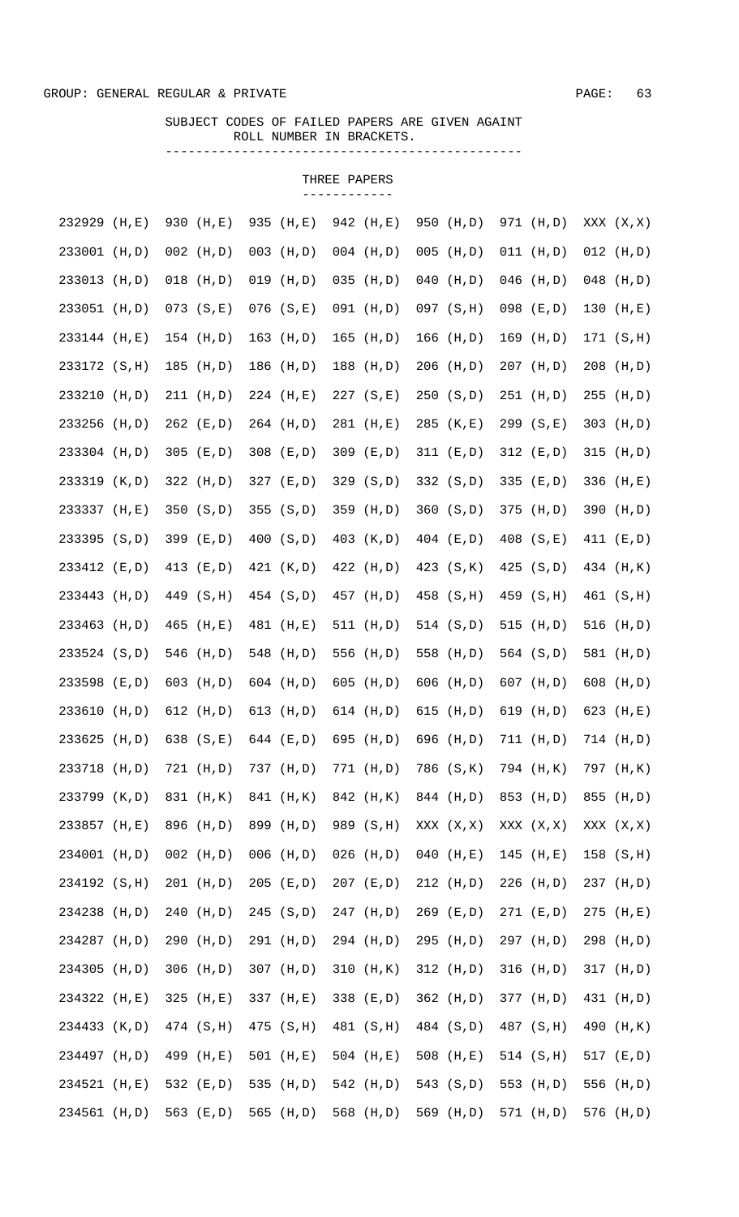GROUP: GENERAL REGULAR & PRIVATE

SUBJECT CODES OF FAILED PAPERS ARE GIVEN AGAINT ROLL NUMBER IN BRACKETS.

## THREE PAPERS

```
232929 (H,E)  930 (H,E)  935 (H,E)  942 (H,E)  950 (H,D)  971 (H,D)  XXX (X,X)
233001 (H,D)  002 (H,D)  003 (H,D)  004 (H,D)  005 (H,D)  011 (H,D)  012 (H,D)
233013 (H,D)  018 (H,D)  019 (H,D)  035 (H,D)  040 (H,D)  046 (H,D)  048 (H,D)
233051 (H,D)  073 (S,E)  076 (S,E)  091 (H,D)  097 (S,H)  098 (E,D)  130 (H,E)
233144 (H,E)  154 (H,D)  163 (H,D)  165 (H,D)  166 (H,D)  169 (H,D)  171 (S,H)
233172 (S,H)  185 (H,D)  186 (H,D)  188 (H,D)  206 (H,D)  207 (H,D)  208 (H,D)
233210 (H,D)  211 (H,D)  224 (H,E)  227 (S,E)  250 (S,D)  251 (H,D)  255 (H,D)
233256 (H,D)  262 (E,D)  264 (H,D)  281 (H,E)  285 (K,E)  299 (S,E)  303 (H,D)
233304 (H,D)  305 (E,D)  308 (E,D)  309 (E,D)  311 (E,D)  312 (E,D)  315 (H,D)
233319 (K,D)  322 (H,D)  327 (E,D)  329 (S,D)  332 (S,D)  335 (E,D)  336 (H,E)
233337 (H,E)  350 (S,D)  355 (S,D)  359 (H,D)  360 (S,D)  375 (H,D)  390 (H,D)
233395 (S,D)  399 (E,D)  400 (S,D)  403 (K,D)  404 (E,D)  408 (S,E)  411 (E,D)
233412 (E,D)  413 (E,D)  421 (K,D)  422 (H,D)  423 (S,K)  425 (S,D)  434 (H,K)
233443 (H,D)  449 (S,H)  454 (S,D)  457 (H,D)  458 (S,H)  459 (S,H)  461 (S,H)
233463 (H,D)  465 (H,E)  481 (H,E)  511 (H,D)  514 (S,D)  515 (H,D)  516 (H,D)
233524 (S,D)  546 (H,D)  548 (H,D)  556 (H,D)  558 (H,D)  564 (S,D)  581 (H,D)
233598 (E,D)  603 (H,D)  604 (H,D)  605 (H,D)  606 (H,D)  607 (H,D)  608 (H,D)
233610 (H,D)  612 (H,D)  613 (H,D)  614 (H,D)  615 (H,D)  619 (H,D)  623 (H,E)
233625 (H,D)  638 (S,E)  644 (E,D)  695 (H,D)  696 (H,D)  711 (H,D)  714 (H,D)
233718 (H,D)  721 (H,D)  737 (H,D)  771 (H,D)  786 (S,K)  794 (H,K)  797 (H,K)
233799 (K,D)  831 (H,K)  841 (H,K)  842 (H,K)  844 (H,D)  853 (H,D)  855 (H,D)
233857 (H,E)  896 (H,D)  899 (H,D)  989 (S,H)  XXX (X,X)  XXX (X,X)  XXX (X,X)
234001 (H,D)  002 (H,D)  006 (H,D)  026 (H,D)  040 (H,E)  145 (H,E)  158 (S,H)
234192 (S,H)  201 (H,D)  205 (E,D)  207 (E,D)  212 (H,D)  226 (H,D)  237 (H,D)
234238 (H,D)  240 (H,D)  245 (S,D)  247 (H,D)  269 (E,D)  271 (E,D)  275 (H,E)
234287 (H,D)  290 (H,D)  291 (H,D)  294 (H,D)  295 (H,D)  297 (H,D)  298 (H,D)
234305 (H,D)  306 (H,D)  307 (H,D)  310 (H,K)  312 (H,D)  316 (H,D)  317 (H,D)
234322 (H,E)  325 (H,E)  337 (H,E)  338 (E,D)  362 (H,D)  377 (H,D)  431 (H,D)
234433 (K,D)  474 (S,H)  475 (S,H)  481 (S,H)  484 (S,D)  487 (S,H)  490 (H,K)
234497 (H,D)  499 (H,E)  501 (H,E)  504 (H,E)  508 (H,E)  514 (S,H)  517 (E,D)
234521 (H,E)  532 (E,D)  535 (H,D)  542 (H,D)  543 (S,D)  553 (H,D)  556 (H,D)
234561 (H,D)  563 (E,D)  565 (H,D)  568 (H,D)  569 (H,D)  571 (H,D)  576 (H,D)
```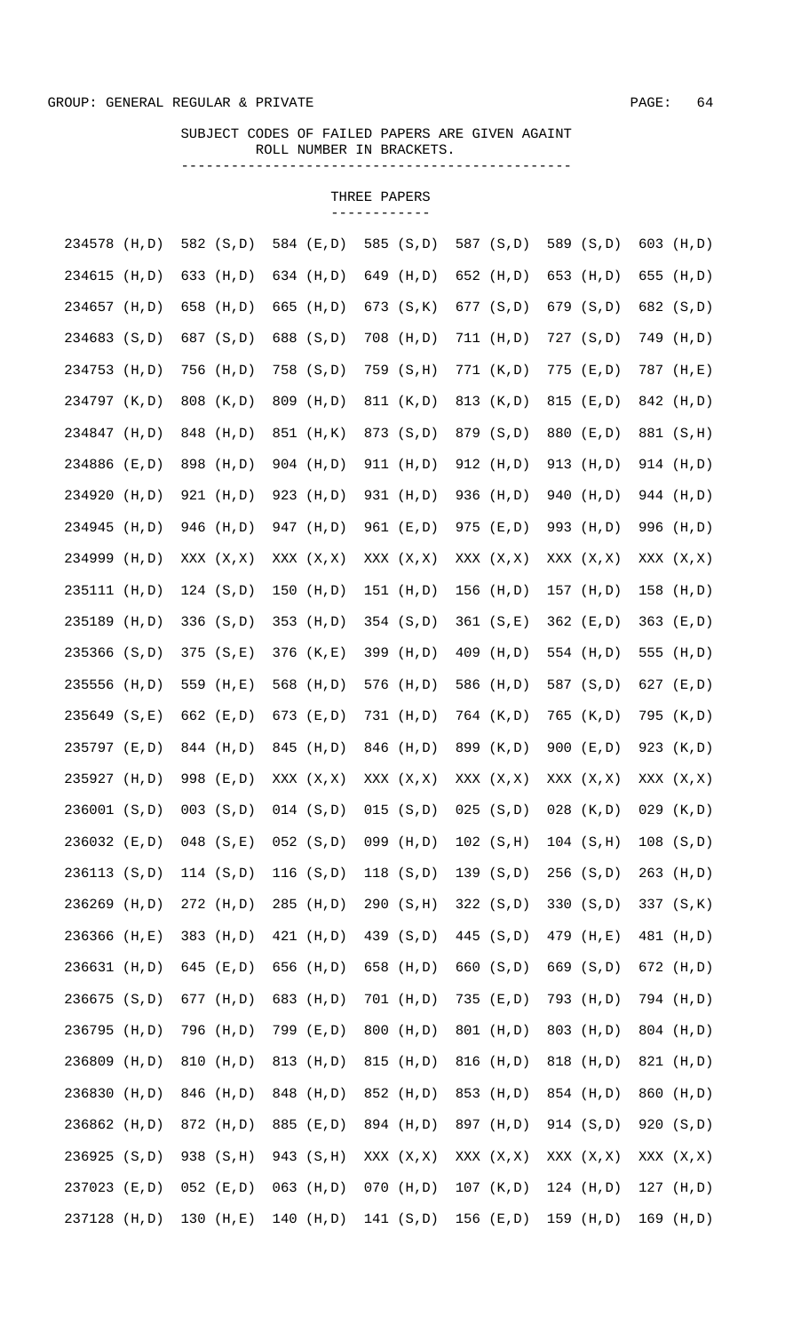GROUP: GENERAL REGULAR & PRIVATE

SUBJECT CODES OF FAILED PAPERS ARE GIVEN AGAINT ROLL NUMBER IN BRACKETS.

## THREE PAPERS

| | | | | | | | |
|---|---|---|---|---|---|---|---|
| 234578 (H,D) | 582 (S,D) | 584 (E,D) | 585 (S,D) | 587 (S,D) | 589 (S,D) | 603 (H,D) |
| 234615 (H,D) | 633 (H,D) | 634 (H,D) | 649 (H,D) | 652 (H,D) | 653 (H,D) | 655 (H,D) |
| 234657 (H,D) | 658 (H,D) | 665 (H,D) | 673 (S,K) | 677 (S,D) | 679 (S,D) | 682 (S,D) |
| 234683 (S,D) | 687 (S,D) | 688 (S,D) | 708 (H,D) | 711 (H,D) | 727 (S,D) | 749 (H,D) |
| 234753 (H,D) | 756 (H,D) | 758 (S,D) | 759 (S,H) | 771 (K,D) | 775 (E,D) | 787 (H,E) |
| 234797 (K,D) | 808 (K,D) | 809 (H,D) | 811 (K,D) | 813 (K,D) | 815 (E,D) | 842 (H,D) |
| 234847 (H,D) | 848 (H,D) | 851 (H,K) | 873 (S,D) | 879 (S,D) | 880 (E,D) | 881 (S,H) |
| 234886 (E,D) | 898 (H,D) | 904 (H,D) | 911 (H,D) | 912 (H,D) | 913 (H,D) | 914 (H,D) |
| 234920 (H,D) | 921 (H,D) | 923 (H,D) | 931 (H,D) | 936 (H,D) | 940 (H,D) | 944 (H,D) |
| 234945 (H,D) | 946 (H,D) | 947 (H,D) | 961 (E,D) | 975 (E,D) | 993 (H,D) | 996 (H,D) |
| 234999 (H,D) | XXX (X,X) | XXX (X,X) | XXX (X,X) | XXX (X,X) | XXX (X,X) | XXX (X,X) |
| 235111 (H,D) | 124 (S,D) | 150 (H,D) | 151 (H,D) | 156 (H,D) | 157 (H,D) | 158 (H,D) |
| 235189 (H,D) | 336 (S,D) | 353 (H,D) | 354 (S,D) | 361 (S,E) | 362 (E,D) | 363 (E,D) |
| 235366 (S,D) | 375 (S,E) | 376 (K,E) | 399 (H,D) | 409 (H,D) | 554 (H,D) | 555 (H,D) |
| 235556 (H,D) | 559 (H,E) | 568 (H,D) | 576 (H,D) | 586 (H,D) | 587 (S,D) | 627 (E,D) |
| 235649 (S,E) | 662 (E,D) | 673 (E,D) | 731 (H,D) | 764 (K,D) | 765 (K,D) | 795 (K,D) |
| 235797 (E,D) | 844 (H,D) | 845 (H,D) | 846 (H,D) | 899 (K,D) | 900 (E,D) | 923 (K,D) |
| 235927 (H,D) | 998 (E,D) | XXX (X,X) | XXX (X,X) | XXX (X,X) | XXX (X,X) | XXX (X,X) |
| 236001 (S,D) | 003 (S,D) | 014 (S,D) | 015 (S,D) | 025 (S,D) | 028 (K,D) | 029 (K,D) |
| 236032 (E,D) | 048 (S,E) | 052 (S,D) | 099 (H,D) | 102 (S,H) | 104 (S,H) | 108 (S,D) |
| 236113 (S,D) | 114 (S,D) | 116 (S,D) | 118 (S,D) | 139 (S,D) | 256 (S,D) | 263 (H,D) |
| 236269 (H,D) | 272 (H,D) | 285 (H,D) | 290 (S,H) | 322 (S,D) | 330 (S,D) | 337 (S,K) |
| 236366 (H,E) | 383 (H,D) | 421 (H,D) | 439 (S,D) | 445 (S,D) | 479 (H,E) | 481 (H,D) |
| 236631 (H,D) | 645 (E,D) | 656 (H,D) | 658 (H,D) | 660 (S,D) | 669 (S,D) | 672 (H,D) |
| 236675 (S,D) | 677 (H,D) | 683 (H,D) | 701 (H,D) | 735 (E,D) | 793 (H,D) | 794 (H,D) |
| 236795 (H,D) | 796 (H,D) | 799 (E,D) | 800 (H,D) | 801 (H,D) | 803 (H,D) | 804 (H,D) |
| 236809 (H,D) | 810 (H,D) | 813 (H,D) | 815 (H,D) | 816 (H,D) | 818 (H,D) | 821 (H,D) |
| 236830 (H,D) | 846 (H,D) | 848 (H,D) | 852 (H,D) | 853 (H,D) | 854 (H,D) | 860 (H,D) |
| 236862 (H,D) | 872 (H,D) | 885 (E,D) | 894 (H,D) | 897 (H,D) | 914 (S,D) | 920 (S,D) |
| 236925 (S,D) | 938 (S,H) | 943 (S,H) | XXX (X,X) | XXX (X,X) | XXX (X,X) | XXX (X,X) |
| 237023 (E,D) | 052 (E,D) | 063 (H,D) | 070 (H,D) | 107 (K,D) | 124 (H,D) | 127 (H,D) |
| 237128 (H,D) | 130 (H,E) | 140 (H,D) | 141 (S,D) | 156 (E,D) | 159 (H,D) | 169 (H,D) |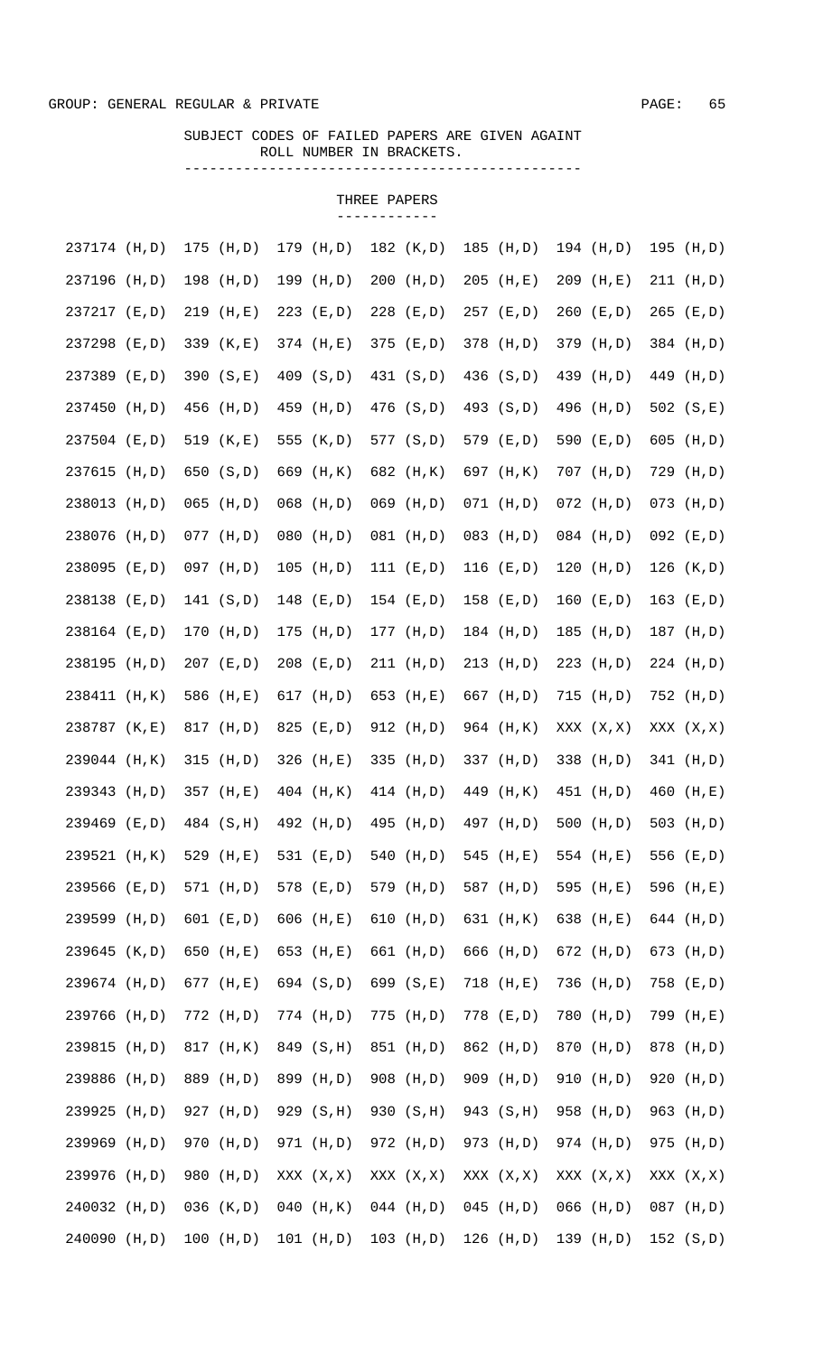GROUP: GENERAL REGULAR & PRIVATE

SUBJECT CODES OF FAILED PAPERS ARE GIVEN AGAINT ROLL NUMBER IN BRACKETS.

### THREE PAPERS

| | | | | | | |
|---|---|---|---|---|---|---|
| 237174 (H,D) | 175 (H,D) | 179 (H,D) | 182 (K,D) | 185 (H,D) | 194 (H,D) | 195 (H,D) |
| 237196 (H,D) | 198 (H,D) | 199 (H,D) | 200 (H,D) | 205 (H,E) | 209 (H,E) | 211 (H,D) |
| 237217 (E,D) | 219 (H,E) | 223 (E,D) | 228 (E,D) | 257 (E,D) | 260 (E,D) | 265 (E,D) |
| 237298 (E,D) | 339 (K,E) | 374 (H,E) | 375 (E,D) | 378 (H,D) | 379 (H,D) | 384 (H,D) |
| 237389 (E,D) | 390 (S,E) | 409 (S,D) | 431 (S,D) | 436 (S,D) | 439 (H,D) | 449 (H,D) |
| 237450 (H,D) | 456 (H,D) | 459 (H,D) | 476 (S,D) | 493 (S,D) | 496 (H,D) | 502 (S,E) |
| 237504 (E,D) | 519 (K,E) | 555 (K,D) | 577 (S,D) | 579 (E,D) | 590 (E,D) | 605 (H,D) |
| 237615 (H,D) | 650 (S,D) | 669 (H,K) | 682 (H,K) | 697 (H,K) | 707 (H,D) | 729 (H,D) |
| 238013 (H,D) | 065 (H,D) | 068 (H,D) | 069 (H,D) | 071 (H,D) | 072 (H,D) | 073 (H,D) |
| 238076 (H,D) | 077 (H,D) | 080 (H,D) | 081 (H,D) | 083 (H,D) | 084 (H,D) | 092 (E,D) |
| 238095 (E,D) | 097 (H,D) | 105 (H,D) | 111 (E,D) | 116 (E,D) | 120 (H,D) | 126 (K,D) |
| 238138 (E,D) | 141 (S,D) | 148 (E,D) | 154 (E,D) | 158 (E,D) | 160 (E,D) | 163 (E,D) |
| 238164 (E,D) | 170 (H,D) | 175 (H,D) | 177 (H,D) | 184 (H,D) | 185 (H,D) | 187 (H,D) |
| 238195 (H,D) | 207 (E,D) | 208 (E,D) | 211 (H,D) | 213 (H,D) | 223 (H,D) | 224 (H,D) |
| 238411 (H,K) | 586 (H,E) | 617 (H,D) | 653 (H,E) | 667 (H,D) | 715 (H,D) | 752 (H,D) |
| 238787 (K,E) | 817 (H,D) | 825 (E,D) | 912 (H,D) | 964 (H,K) | XXX (X,X) | XXX (X,X) |
| 239044 (H,K) | 315 (H,D) | 326 (H,E) | 335 (H,D) | 337 (H,D) | 338 (H,D) | 341 (H,D) |
| 239343 (H,D) | 357 (H,E) | 404 (H,K) | 414 (H,D) | 449 (H,K) | 451 (H,D) | 460 (H,E) |
| 239469 (E,D) | 484 (S,H) | 492 (H,D) | 495 (H,D) | 497 (H,D) | 500 (H,D) | 503 (H,D) |
| 239521 (H,K) | 529 (H,E) | 531 (E,D) | 540 (H,D) | 545 (H,E) | 554 (H,E) | 556 (E,D) |
| 239566 (E,D) | 571 (H,D) | 578 (E,D) | 579 (H,D) | 587 (H,D) | 595 (H,E) | 596 (H,E) |
| 239599 (H,D) | 601 (E,D) | 606 (H,E) | 610 (H,D) | 631 (H,K) | 638 (H,E) | 644 (H,D) |
| 239645 (K,D) | 650 (H,E) | 653 (H,E) | 661 (H,D) | 666 (H,D) | 672 (H,D) | 673 (H,D) |
| 239674 (H,D) | 677 (H,E) | 694 (S,D) | 699 (S,E) | 718 (H,E) | 736 (H,D) | 758 (E,D) |
| 239766 (H,D) | 772 (H,D) | 774 (H,D) | 775 (H,D) | 778 (E,D) | 780 (H,D) | 799 (H,E) |
| 239815 (H,D) | 817 (H,K) | 849 (S,H) | 851 (H,D) | 862 (H,D) | 870 (H,D) | 878 (H,D) |
| 239886 (H,D) | 889 (H,D) | 899 (H,D) | 908 (H,D) | 909 (H,D) | 910 (H,D) | 920 (H,D) |
| 239925 (H,D) | 927 (H,D) | 929 (S,H) | 930 (S,H) | 943 (S,H) | 958 (H,D) | 963 (H,D) |
| 239969 (H,D) | 970 (H,D) | 971 (H,D) | 972 (H,D) | 973 (H,D) | 974 (H,D) | 975 (H,D) |
| 239976 (H,D) | 980 (H,D) | XXX (X,X) | XXX (X,X) | XXX (X,X) | XXX (X,X) | XXX (X,X) |
| 240032 (H,D) | 036 (K,D) | 040 (H,K) | 044 (H,D) | 045 (H,D) | 066 (H,D) | 087 (H,D) |
| 240090 (H,D) | 100 (H,D) | 101 (H,D) | 103 (H,D) | 126 (H,D) | 139 (H,D) | 152 (S,D) |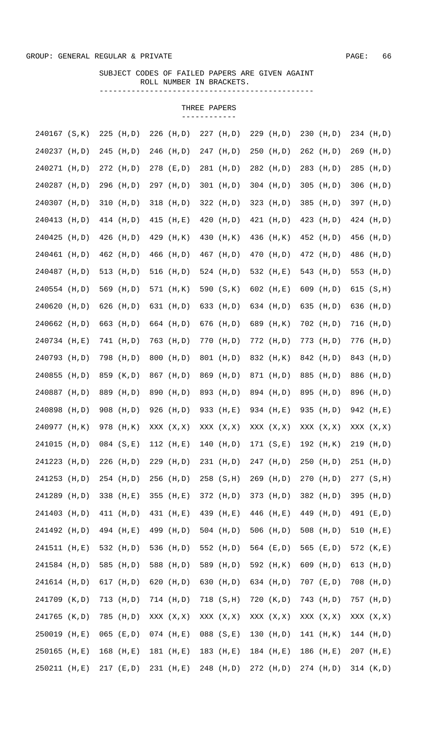GROUP: GENERAL REGULAR & PRIVATE

SUBJECT CODES OF FAILED PAPERS ARE GIVEN AGAINT ROLL NUMBER IN BRACKETS.

## THREE PAPERS

| | | | | | | |
|---|---|---|---|---|---|---|
| 240167 (S,K) | 225 (H,D) | 226 (H,D) | 227 (H,D) | 229 (H,D) | 230 (H,D) | 234 (H,D) |
| 240237 (H,D) | 245 (H,D) | 246 (H,D) | 247 (H,D) | 250 (H,D) | 262 (H,D) | 269 (H,D) |
| 240271 (H,D) | 272 (H,D) | 278 (E,D) | 281 (H,D) | 282 (H,D) | 283 (H,D) | 285 (H,D) |
| 240287 (H,D) | 296 (H,D) | 297 (H,D) | 301 (H,D) | 304 (H,D) | 305 (H,D) | 306 (H,D) |
| 240307 (H,D) | 310 (H,D) | 318 (H,D) | 322 (H,D) | 323 (H,D) | 385 (H,D) | 397 (H,D) |
| 240413 (H,D) | 414 (H,D) | 415 (H,E) | 420 (H,D) | 421 (H,D) | 423 (H,D) | 424 (H,D) |
| 240425 (H,D) | 426 (H,D) | 429 (H,K) | 430 (H,K) | 436 (H,K) | 452 (H,D) | 456 (H,D) |
| 240461 (H,D) | 462 (H,D) | 466 (H,D) | 467 (H,D) | 470 (H,D) | 472 (H,D) | 486 (H,D) |
| 240487 (H,D) | 513 (H,D) | 516 (H,D) | 524 (H,D) | 532 (H,E) | 543 (H,D) | 553 (H,D) |
| 240554 (H,D) | 569 (H,D) | 571 (H,K) | 590 (S,K) | 602 (H,E) | 609 (H,D) | 615 (S,H) |
| 240620 (H,D) | 626 (H,D) | 631 (H,D) | 633 (H,D) | 634 (H,D) | 635 (H,D) | 636 (H,D) |
| 240662 (H,D) | 663 (H,D) | 664 (H,D) | 676 (H,D) | 689 (H,K) | 702 (H,D) | 716 (H,D) |
| 240734 (H,E) | 741 (H,D) | 763 (H,D) | 770 (H,D) | 772 (H,D) | 773 (H,D) | 776 (H,D) |
| 240793 (H,D) | 798 (H,D) | 800 (H,D) | 801 (H,D) | 832 (H,K) | 842 (H,D) | 843 (H,D) |
| 240855 (H,D) | 859 (K,D) | 867 (H,D) | 869 (H,D) | 871 (H,D) | 885 (H,D) | 886 (H,D) |
| 240887 (H,D) | 889 (H,D) | 890 (H,D) | 893 (H,D) | 894 (H,D) | 895 (H,D) | 896 (H,D) |
| 240898 (H,D) | 908 (H,D) | 926 (H,D) | 933 (H,E) | 934 (H,E) | 935 (H,D) | 942 (H,E) |
| 240977 (H,K) | 978 (H,K) | XXX (X,X) | XXX (X,X) | XXX (X,X) | XXX (X,X) | XXX (X,X) |
| 241015 (H,D) | 084 (S,E) | 112 (H,E) | 140 (H,D) | 171 (S,E) | 192 (H,K) | 219 (H,D) |
| 241223 (H,D) | 226 (H,D) | 229 (H,D) | 231 (H,D) | 247 (H,D) | 250 (H,D) | 251 (H,D) |
| 241253 (H,D) | 254 (H,D) | 256 (H,D) | 258 (S,H) | 269 (H,D) | 270 (H,D) | 277 (S,H) |
| 241289 (H,D) | 338 (H,E) | 355 (H,E) | 372 (H,D) | 373 (H,D) | 382 (H,D) | 395 (H,D) |
| 241403 (H,D) | 411 (H,D) | 431 (H,E) | 439 (H,E) | 446 (H,E) | 449 (H,D) | 491 (E,D) |
| 241492 (H,D) | 494 (H,E) | 499 (H,D) | 504 (H,D) | 506 (H,D) | 508 (H,D) | 510 (H,E) |
| 241511 (H,E) | 532 (H,D) | 536 (H,D) | 552 (H,D) | 564 (E,D) | 565 (E,D) | 572 (K,E) |
| 241584 (H,D) | 585 (H,D) | 588 (H,D) | 589 (H,D) | 592 (H,K) | 609 (H,D) | 613 (H,D) |
| 241614 (H,D) | 617 (H,D) | 620 (H,D) | 630 (H,D) | 634 (H,D) | 707 (E,D) | 708 (H,D) |
| 241709 (K,D) | 713 (H,D) | 714 (H,D) | 718 (S,H) | 720 (K,D) | 743 (H,D) | 757 (H,D) |
| 241765 (K,D) | 785 (H,D) | XXX (X,X) | XXX (X,X) | XXX (X,X) | XXX (X,X) | XXX (X,X) |
| 250019 (H,E) | 065 (E,D) | 074 (H,E) | 088 (S,E) | 130 (H,D) | 141 (H,K) | 144 (H,D) |
| 250165 (H,E) | 168 (H,E) | 181 (H,E) | 183 (H,E) | 184 (H,E) | 186 (H,E) | 207 (H,E) |
| 250211 (H,E) | 217 (E,D) | 231 (H,E) | 248 (H,D) | 272 (H,D) | 274 (H,D) | 314 (K,D) |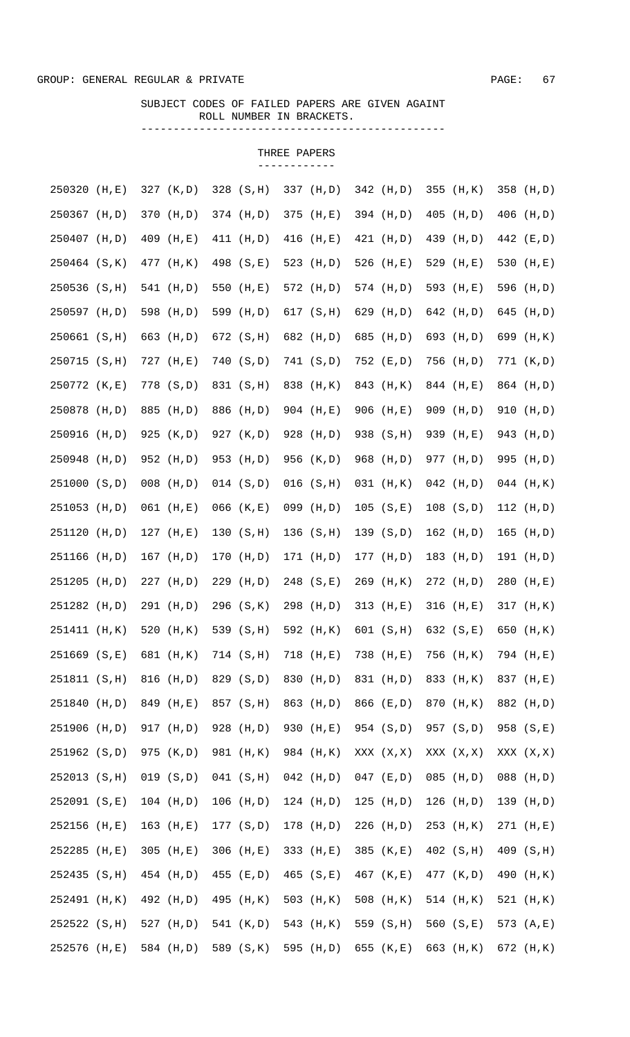GROUP: GENERAL REGULAR & PRIVATE

SUBJECT CODES OF FAILED PAPERS ARE GIVEN AGAINT ROLL NUMBER IN BRACKETS.

## THREE PAPERS

```
250320 (H,E)  327 (K,D)  328 (S,H)  337 (H,D)  342 (H,D)  355 (H,K)  358 (H,D)
250367 (H,D)  370 (H,D)  374 (H,D)  375 (H,E)  394 (H,D)  405 (H,D)  406 (H,D)
250407 (H,D)  409 (H,E)  411 (H,D)  416 (H,E)  421 (H,D)  439 (H,D)  442 (E,D)
250464 (S,K)  477 (H,K)  498 (S,E)  523 (H,D)  526 (H,E)  529 (H,E)  530 (H,E)
250536 (S,H)  541 (H,D)  550 (H,E)  572 (H,D)  574 (H,D)  593 (H,E)  596 (H,D)
250597 (H,D)  598 (H,D)  599 (H,D)  617 (S,H)  629 (H,D)  642 (H,D)  645 (H,D)
250661 (S,H)  663 (H,D)  672 (S,H)  682 (H,D)  685 (H,D)  693 (H,D)  699 (H,K)
250715 (S,H)  727 (H,E)  740 (S,D)  741 (S,D)  752 (E,D)  756 (H,D)  771 (K,D)
250772 (K,E)  778 (S,D)  831 (S,H)  838 (H,K)  843 (H,K)  844 (H,E)  864 (H,D)
250878 (H,D)  885 (H,D)  886 (H,D)  904 (H,E)  906 (H,E)  909 (H,D)  910 (H,D)
250916 (H,D)  925 (K,D)  927 (K,D)  928 (H,D)  938 (S,H)  939 (H,E)  943 (H,D)
250948 (H,D)  952 (H,D)  953 (H,D)  956 (K,D)  968 (H,D)  977 (H,D)  995 (H,D)
251000 (S,D)  008 (H,D)  014 (S,D)  016 (S,H)  031 (H,K)  042 (H,D)  044 (H,K)
251053 (H,D)  061 (H,E)  066 (K,E)  099 (H,D)  105 (S,E)  108 (S,D)  112 (H,D)
251120 (H,D)  127 (H,E)  130 (S,H)  136 (S,H)  139 (S,D)  162 (H,D)  165 (H,D)
251166 (H,D)  167 (H,D)  170 (H,D)  171 (H,D)  177 (H,D)  183 (H,D)  191 (H,D)
251205 (H,D)  227 (H,D)  229 (H,D)  248 (S,E)  269 (H,K)  272 (H,D)  280 (H,E)
251282 (H,D)  291 (H,D)  296 (S,K)  298 (H,D)  313 (H,E)  316 (H,E)  317 (H,K)
251411 (H,K)  520 (H,K)  539 (S,H)  592 (H,K)  601 (S,H)  632 (S,E)  650 (H,K)
251669 (S,E)  681 (H,K)  714 (S,H)  718 (H,E)  738 (H,E)  756 (H,K)  794 (H,E)
251811 (S,H)  816 (H,D)  829 (S,D)  830 (H,D)  831 (H,D)  833 (H,K)  837 (H,E)
251840 (H,D)  849 (H,E)  857 (S,H)  863 (H,D)  866 (E,D)  870 (H,K)  882 (H,D)
251906 (H,D)  917 (H,D)  928 (H,D)  930 (H,E)  954 (S,D)  957 (S,D)  958 (S,E)
251962 (S,D)  975 (K,D)  981 (H,K)  984 (H,K)  XXX (X,X)  XXX (X,X)  XXX (X,X)
252013 (S,H)  019 (S,D)  041 (S,H)  042 (H,D)  047 (E,D)  085 (H,D)  088 (H,D)
252091 (S,E)  104 (H,D)  106 (H,D)  124 (H,D)  125 (H,D)  126 (H,D)  139 (H,D)
252156 (H,E)  163 (H,E)  177 (S,D)  178 (H,D)  226 (H,D)  253 (H,K)  271 (H,E)
252285 (H,E)  305 (H,E)  306 (H,E)  333 (H,E)  385 (K,E)  402 (S,H)  409 (S,H)
252435 (S,H)  454 (H,D)  455 (E,D)  465 (S,E)  467 (K,E)  477 (K,D)  490 (H,K)
252491 (H,K)  492 (H,D)  495 (H,K)  503 (H,K)  508 (H,K)  514 (H,K)  521 (H,K)
252522 (S,H)  527 (H,D)  541 (K,D)  543 (H,K)  559 (S,H)  560 (S,E)  573 (A,E)
252576 (H,E)  584 (H,D)  589 (S,K)  595 (H,D)  655 (K,E)  663 (H,K)  672 (H,K)
```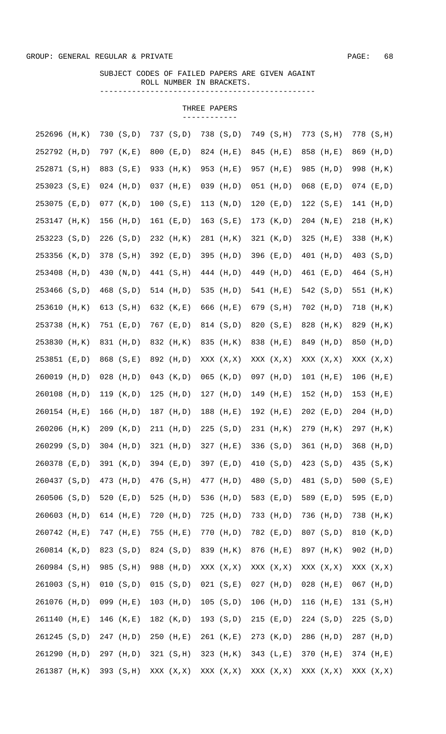GROUP: GENERAL REGULAR & PRIVATE

SUBJECT CODES OF FAILED PAPERS ARE GIVEN AGAINT ROLL NUMBER IN BRACKETS.

### THREE PAPERS

| | | | | | | |
|---|---|---|---|---|---|---|
| 252696 (H,K) | 730 (S,D) | 737 (S,D) | 738 (S,D) | 749 (S,H) | 773 (S,H) | 778 (S,H) |
| 252792 (H,D) | 797 (K,E) | 800 (E,D) | 824 (H,E) | 845 (H,E) | 858 (H,E) | 869 (H,D) |
| 252871 (S,H) | 883 (S,E) | 933 (H,K) | 953 (H,E) | 957 (H,E) | 985 (H,D) | 998 (H,K) |
| 253023 (S,E) | 024 (H,D) | 037 (H,E) | 039 (H,D) | 051 (H,D) | 068 (E,D) | 074 (E,D) |
| 253075 (E,D) | 077 (K,D) | 100 (S,E) | 113 (N,D) | 120 (E,D) | 122 (S,E) | 141 (H,D) |
| 253147 (H,K) | 156 (H,D) | 161 (E,D) | 163 (S,E) | 173 (K,D) | 204 (N,E) | 218 (H,K) |
| 253223 (S,D) | 226 (S,D) | 232 (H,K) | 281 (H,K) | 321 (K,D) | 325 (H,E) | 338 (H,K) |
| 253356 (K,D) | 378 (S,H) | 392 (E,D) | 395 (H,D) | 396 (E,D) | 401 (H,D) | 403 (S,D) |
| 253408 (H,D) | 430 (N,D) | 441 (S,H) | 444 (H,D) | 449 (H,D) | 461 (E,D) | 464 (S,H) |
| 253466 (S,D) | 468 (S,D) | 514 (H,D) | 535 (H,D) | 541 (H,E) | 542 (S,D) | 551 (H,K) |
| 253610 (H,K) | 613 (S,H) | 632 (K,E) | 666 (H,E) | 679 (S,H) | 702 (H,D) | 718 (H,K) |
| 253738 (H,K) | 751 (E,D) | 767 (E,D) | 814 (S,D) | 820 (S,E) | 828 (H,K) | 829 (H,K) |
| 253830 (H,K) | 831 (H,D) | 832 (H,K) | 835 (H,K) | 838 (H,E) | 849 (H,D) | 850 (H,D) |
| 253851 (E,D) | 868 (S,E) | 892 (H,D) | XXX (X,X) | XXX (X,X) | XXX (X,X) | XXX (X,X) |
| 260019 (H,D) | 028 (H,D) | 043 (K,D) | 065 (K,D) | 097 (H,D) | 101 (H,E) | 106 (H,E) |
| 260108 (H,D) | 119 (K,D) | 125 (H,D) | 127 (H,D) | 149 (H,E) | 152 (H,D) | 153 (H,E) |
| 260154 (H,E) | 166 (H,D) | 187 (H,D) | 188 (H,E) | 192 (H,E) | 202 (E,D) | 204 (H,D) |
| 260206 (H,K) | 209 (K,D) | 211 (H,D) | 225 (S,D) | 231 (H,K) | 279 (H,K) | 297 (H,K) |
| 260299 (S,D) | 304 (H,D) | 321 (H,D) | 327 (H,E) | 336 (S,D) | 361 (H,D) | 368 (H,D) |
| 260378 (E,D) | 391 (K,D) | 394 (E,D) | 397 (E,D) | 410 (S,D) | 423 (S,D) | 435 (S,K) |
| 260437 (S,D) | 473 (H,D) | 476 (S,H) | 477 (H,D) | 480 (S,D) | 481 (S,D) | 500 (S,E) |
| 260506 (S,D) | 520 (E,D) | 525 (H,D) | 536 (H,D) | 583 (E,D) | 589 (E,D) | 595 (E,D) |
| 260603 (H,D) | 614 (H,E) | 720 (H,D) | 725 (H,D) | 733 (H,D) | 736 (H,D) | 738 (H,K) |
| 260742 (H,E) | 747 (H,E) | 755 (H,E) | 770 (H,D) | 782 (E,D) | 807 (S,D) | 810 (K,D) |
| 260814 (K,D) | 823 (S,D) | 824 (S,D) | 839 (H,K) | 876 (H,E) | 897 (H,K) | 902 (H,D) |
| 260984 (S,H) | 985 (S,H) | 988 (H,D) | XXX (X,X) | XXX (X,X) | XXX (X,X) | XXX (X,X) |
| 261003 (S,H) | 010 (S,D) | 015 (S,D) | 021 (S,E) | 027 (H,D) | 028 (H,E) | 067 (H,D) |
| 261076 (H,D) | 099 (H,E) | 103 (H,D) | 105 (S,D) | 106 (H,D) | 116 (H,E) | 131 (S,H) |
| 261140 (H,E) | 146 (K,E) | 182 (K,D) | 193 (S,D) | 215 (E,D) | 224 (S,D) | 225 (S,D) |
| 261245 (S,D) | 247 (H,D) | 250 (H,E) | 261 (K,E) | 273 (K,D) | 286 (H,D) | 287 (H,D) |
| 261290 (H,D) | 297 (H,D) | 321 (S,H) | 323 (H,K) | 343 (L,E) | 370 (H,E) | 374 (H,E) |
| 261387 (H,K) | 393 (S,H) | XXX (X,X) | XXX (X,X) | XXX (X,X) | XXX (X,X) | XXX (X,X) |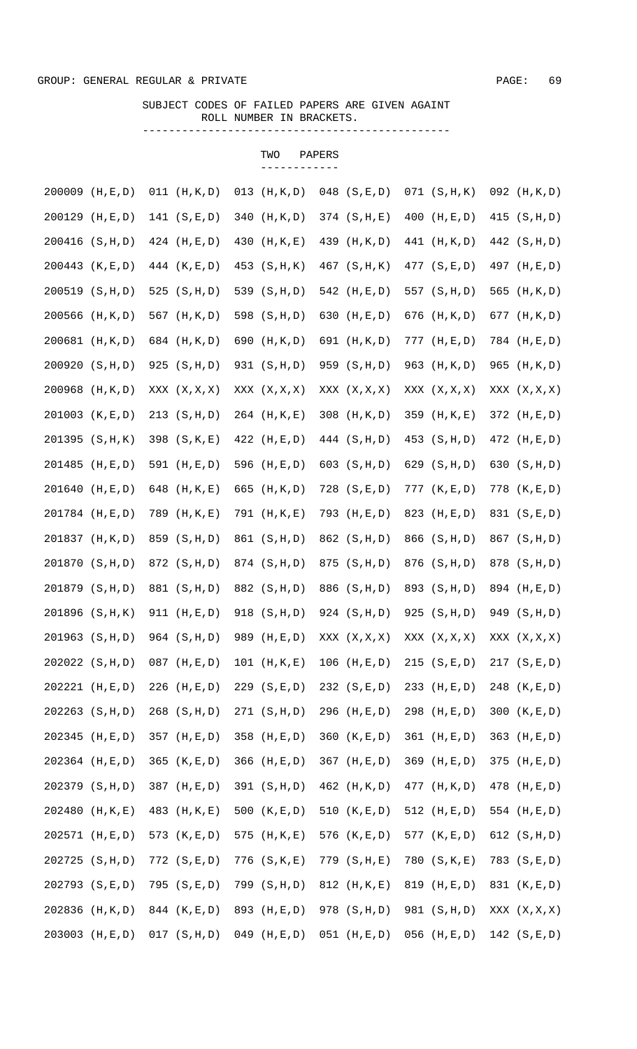GROUP: GENERAL REGULAR & PRIVATE

SUBJECT CODES OF FAILED PAPERS ARE GIVEN AGAINT ROLL NUMBER IN BRACKETS.

TWO PAPERS

```
200009 (H,E,D)  011 (H,K,D)  013 (H,K,D)  048 (S,E,D)  071 (S,H,K)  092 (H,K,D)
200129 (H,E,D)  141 (S,E,D)  340 (H,K,D)  374 (S,H,E)  400 (H,E,D)  415 (S,H,D)
200416 (S,H,D)  424 (H,E,D)  430 (H,K,E)  439 (H,K,D)  441 (H,K,D)  442 (S,H,D)
200443 (K,E,D)  444 (K,E,D)  453 (S,H,K)  467 (S,H,K)  477 (S,E,D)  497 (H,E,D)
200519 (S,H,D)  525 (S,H,D)  539 (S,H,D)  542 (H,E,D)  557 (S,H,D)  565 (H,K,D)
200566 (H,K,D)  567 (H,K,D)  598 (S,H,D)  630 (H,E,D)  676 (H,K,D)  677 (H,K,D)
200681 (H,K,D)  684 (H,K,D)  690 (H,K,D)  691 (H,K,D)  777 (H,E,D)  784 (H,E,D)
200920 (S,H,D)  925 (S,H,D)  931 (S,H,D)  959 (S,H,D)  963 (H,K,D)  965 (H,K,D)
200968 (H,K,D)  XXX (X,X,X)  XXX (X,X,X)  XXX (X,X,X)  XXX (X,X,X)  XXX (X,X,X)
201003 (K,E,D)  213 (S,H,D)  264 (H,K,E)  308 (H,K,D)  359 (H,K,E)  372 (H,E,D)
201395 (S,H,K)  398 (S,K,E)  422 (H,E,D)  444 (S,H,D)  453 (S,H,D)  472 (H,E,D)
201485 (H,E,D)  591 (H,E,D)  596 (H,E,D)  603 (S,H,D)  629 (S,H,D)  630 (S,H,D)
201640 (H,E,D)  648 (H,K,E)  665 (H,K,D)  728 (S,E,D)  777 (K,E,D)  778 (K,E,D)
201784 (H,E,D)  789 (H,K,E)  791 (H,K,E)  793 (H,E,D)  823 (H,E,D)  831 (S,E,D)
201837 (H,K,D)  859 (S,H,D)  861 (S,H,D)  862 (S,H,D)  866 (S,H,D)  867 (S,H,D)
201870 (S,H,D)  872 (S,H,D)  874 (S,H,D)  875 (S,H,D)  876 (S,H,D)  878 (S,H,D)
201879 (S,H,D)  881 (S,H,D)  882 (S,H,D)  886 (S,H,D)  893 (S,H,D)  894 (H,E,D)
201896 (S,H,K)  911 (H,E,D)  918 (S,H,D)  924 (S,H,D)  925 (S,H,D)  949 (S,H,D)
201963 (S,H,D)  964 (S,H,D)  989 (H,E,D)  XXX (X,X,X)  XXX (X,X,X)  XXX (X,X,X)
202022 (S,H,D)  087 (H,E,D)  101 (H,K,E)  106 (H,E,D)  215 (S,E,D)  217 (S,E,D)
202221 (H,E,D)  226 (H,E,D)  229 (S,E,D)  232 (S,E,D)  233 (H,E,D)  248 (K,E,D)
202263 (S,H,D)  268 (S,H,D)  271 (S,H,D)  296 (H,E,D)  298 (H,E,D)  300 (K,E,D)
202345 (H,E,D)  357 (H,E,D)  358 (H,E,D)  360 (K,E,D)  361 (H,E,D)  363 (H,E,D)
202364 (H,E,D)  365 (K,E,D)  366 (H,E,D)  367 (H,E,D)  369 (H,E,D)  375 (H,E,D)
202379 (S,H,D)  387 (H,E,D)  391 (S,H,D)  462 (H,K,D)  477 (H,K,D)  478 (H,E,D)
202480 (H,K,E)  483 (H,K,E)  500 (K,E,D)  510 (K,E,D)  512 (H,E,D)  554 (H,E,D)
202571 (H,E,D)  573 (K,E,D)  575 (H,K,E)  576 (K,E,D)  577 (K,E,D)  612 (S,H,D)
202725 (S,H,D)  772 (S,E,D)  776 (S,K,E)  779 (S,H,E)  780 (S,K,E)  783 (S,E,D)
202793 (S,E,D)  795 (S,E,D)  799 (S,H,D)  812 (H,K,E)  819 (H,E,D)  831 (K,E,D)
202836 (H,K,D)  844 (K,E,D)  893 (H,E,D)  978 (S,H,D)  981 (S,H,D)  XXX (X,X,X)
203003 (H,E,D)  017 (S,H,D)  049 (H,E,D)  051 (H,E,D)  056 (H,E,D)  142 (S,E,D)
```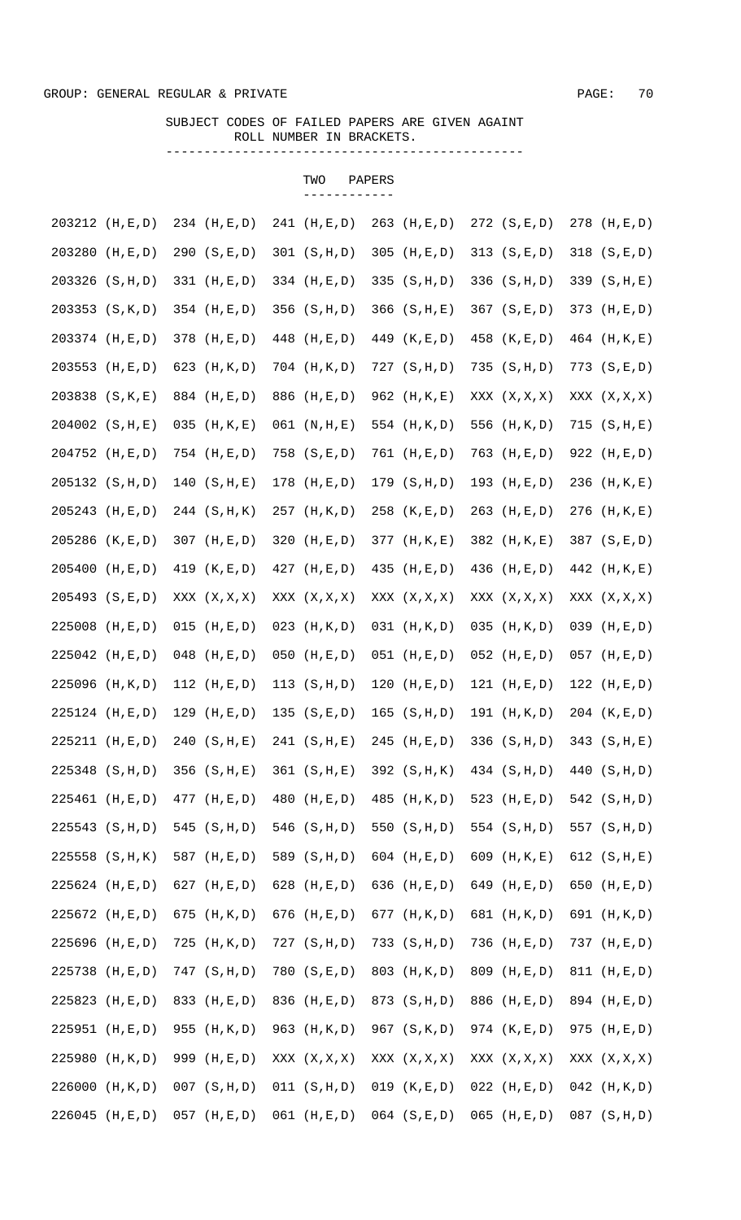GROUP: GENERAL REGULAR & PRIVATE

SUBJECT CODES OF FAILED PAPERS ARE GIVEN AGAINT ROLL NUMBER IN BRACKETS.

## TWO PAPERS

| | | | | | |
|---|---|---|---|---|---|
| 203212 (H,E,D) | 234 (H,E,D) | 241 (H,E,D) | 263 (H,E,D) | 272 (S,E,D) | 278 (H,E,D) |
| 203280 (H,E,D) | 290 (S,E,D) | 301 (S,H,D) | 305 (H,E,D) | 313 (S,E,D) | 318 (S,E,D) |
| 203326 (S,H,D) | 331 (H,E,D) | 334 (H,E,D) | 335 (S,H,D) | 336 (S,H,D) | 339 (S,H,E) |
| 203353 (S,K,D) | 354 (H,E,D) | 356 (S,H,D) | 366 (S,H,E) | 367 (S,E,D) | 373 (H,E,D) |
| 203374 (H,E,D) | 378 (H,E,D) | 448 (H,E,D) | 449 (K,E,D) | 458 (K,E,D) | 464 (H,K,E) |
| 203553 (H,E,D) | 623 (H,K,D) | 704 (H,K,D) | 727 (S,H,D) | 735 (S,H,D) | 773 (S,E,D) |
| 203838 (S,K,E) | 884 (H,E,D) | 886 (H,E,D) | 962 (H,K,E) | XXX (X,X,X) | XXX (X,X,X) |
| 204002 (S,H,E) | 035 (H,K,E) | 061 (N,H,E) | 554 (H,K,D) | 556 (H,K,D) | 715 (S,H,E) |
| 204752 (H,E,D) | 754 (H,E,D) | 758 (S,E,D) | 761 (H,E,D) | 763 (H,E,D) | 922 (H,E,D) |
| 205132 (S,H,D) | 140 (S,H,E) | 178 (H,E,D) | 179 (S,H,D) | 193 (H,E,D) | 236 (H,K,E) |
| 205243 (H,E,D) | 244 (S,H,K) | 257 (H,K,D) | 258 (K,E,D) | 263 (H,E,D) | 276 (H,K,E) |
| 205286 (K,E,D) | 307 (H,E,D) | 320 (H,E,D) | 377 (H,K,E) | 382 (H,K,E) | 387 (S,E,D) |
| 205400 (H,E,D) | 419 (K,E,D) | 427 (H,E,D) | 435 (H,E,D) | 436 (H,E,D) | 442 (H,K,E) |
| 205493 (S,E,D) | XXX (X,X,X) | XXX (X,X,X) | XXX (X,X,X) | XXX (X,X,X) | XXX (X,X,X) |
| 225008 (H,E,D) | 015 (H,E,D) | 023 (H,K,D) | 031 (H,K,D) | 035 (H,K,D) | 039 (H,E,D) |
| 225042 (H,E,D) | 048 (H,E,D) | 050 (H,E,D) | 051 (H,E,D) | 052 (H,E,D) | 057 (H,E,D) |
| 225096 (H,K,D) | 112 (H,E,D) | 113 (S,H,D) | 120 (H,E,D) | 121 (H,E,D) | 122 (H,E,D) |
| 225124 (H,E,D) | 129 (H,E,D) | 135 (S,E,D) | 165 (S,H,D) | 191 (H,K,D) | 204 (K,E,D) |
| 225211 (H,E,D) | 240 (S,H,E) | 241 (S,H,E) | 245 (H,E,D) | 336 (S,H,D) | 343 (S,H,E) |
| 225348 (S,H,D) | 356 (S,H,E) | 361 (S,H,E) | 392 (S,H,K) | 434 (S,H,D) | 440 (S,H,D) |
| 225461 (H,E,D) | 477 (H,E,D) | 480 (H,E,D) | 485 (H,K,D) | 523 (H,E,D) | 542 (S,H,D) |
| 225543 (S,H,D) | 545 (S,H,D) | 546 (S,H,D) | 550 (S,H,D) | 554 (S,H,D) | 557 (S,H,D) |
| 225558 (S,H,K) | 587 (H,E,D) | 589 (S,H,D) | 604 (H,E,D) | 609 (H,K,E) | 612 (S,H,E) |
| 225624 (H,E,D) | 627 (H,E,D) | 628 (H,E,D) | 636 (H,E,D) | 649 (H,E,D) | 650 (H,E,D) |
| 225672 (H,E,D) | 675 (H,K,D) | 676 (H,E,D) | 677 (H,K,D) | 681 (H,K,D) | 691 (H,K,D) |
| 225696 (H,E,D) | 725 (H,K,D) | 727 (S,H,D) | 733 (S,H,D) | 736 (H,E,D) | 737 (H,E,D) |
| 225738 (H,E,D) | 747 (S,H,D) | 780 (S,E,D) | 803 (H,K,D) | 809 (H,E,D) | 811 (H,E,D) |
| 225823 (H,E,D) | 833 (H,E,D) | 836 (H,E,D) | 873 (S,H,D) | 886 (H,E,D) | 894 (H,E,D) |
| 225951 (H,E,D) | 955 (H,K,D) | 963 (H,K,D) | 967 (S,K,D) | 974 (K,E,D) | 975 (H,E,D) |
| 225980 (H,K,D) | 999 (H,E,D) | XXX (X,X,X) | XXX (X,X,X) | XXX (X,X,X) | XXX (X,X,X) |
| 226000 (H,K,D) | 007 (S,H,D) | 011 (S,H,D) | 019 (K,E,D) | 022 (H,E,D) | 042 (H,K,D) |
| 226045 (H,E,D) | 057 (H,E,D) | 061 (H,E,D) | 064 (S,E,D) | 065 (H,E,D) | 087 (S,H,D) |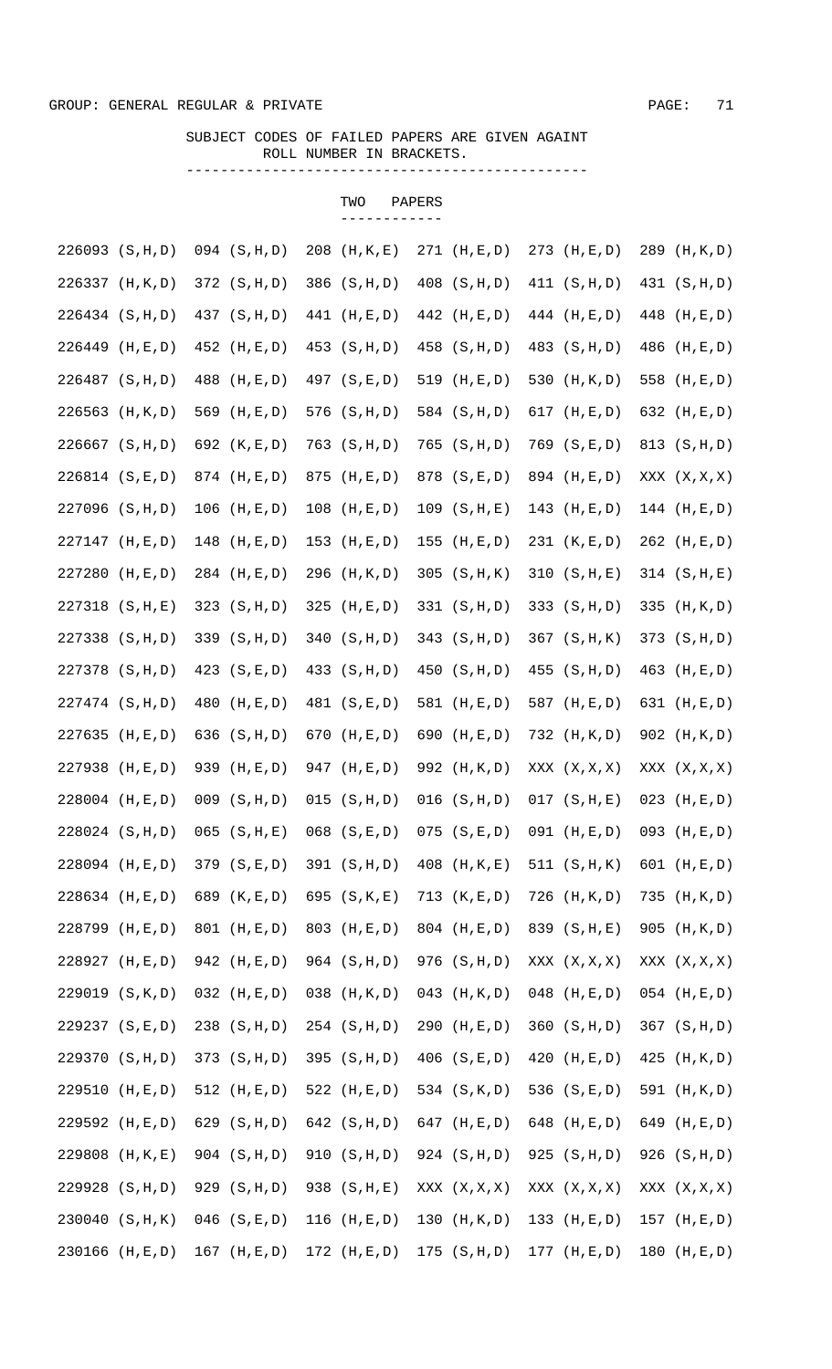GROUP: GENERAL REGULAR & PRIVATE

SUBJECT CODES OF FAILED PAPERS ARE GIVEN AGAINT ROLL NUMBER IN BRACKETS.

## TWO PAPERS

| | | | | | |
|---|---|---|---|---|---|
| 226093 (S,H,D) | 094 (S,H,D) | 208 (H,K,E) | 271 (H,E,D) | 273 (H,E,D) | 289 (H,K,D) |
| 226337 (H,K,D) | 372 (S,H,D) | 386 (S,H,D) | 408 (S,H,D) | 411 (S,H,D) | 431 (S,H,D) |
| 226434 (S,H,D) | 437 (S,H,D) | 441 (H,E,D) | 442 (H,E,D) | 444 (H,E,D) | 448 (H,E,D) |
| 226449 (H,E,D) | 452 (H,E,D) | 453 (S,H,D) | 458 (S,H,D) | 483 (S,H,D) | 486 (H,E,D) |
| 226487 (S,H,D) | 488 (H,E,D) | 497 (S,E,D) | 519 (H,E,D) | 530 (H,K,D) | 558 (H,E,D) |
| 226563 (H,K,D) | 569 (H,E,D) | 576 (S,H,D) | 584 (S,H,D) | 617 (H,E,D) | 632 (H,E,D) |
| 226667 (S,H,D) | 692 (K,E,D) | 763 (S,H,D) | 765 (S,H,D) | 769 (S,E,D) | 813 (S,H,D) |
| 226814 (S,E,D) | 874 (H,E,D) | 875 (H,E,D) | 878 (S,E,D) | 894 (H,E,D) | XXX (X,X,X) |
| 227096 (S,H,D) | 106 (H,E,D) | 108 (H,E,D) | 109 (S,H,E) | 143 (H,E,D) | 144 (H,E,D) |
| 227147 (H,E,D) | 148 (H,E,D) | 153 (H,E,D) | 155 (H,E,D) | 231 (K,E,D) | 262 (H,E,D) |
| 227280 (H,E,D) | 284 (H,E,D) | 296 (H,K,D) | 305 (S,H,K) | 310 (S,H,E) | 314 (S,H,E) |
| 227318 (S,H,E) | 323 (S,H,D) | 325 (H,E,D) | 331 (S,H,D) | 333 (S,H,D) | 335 (H,K,D) |
| 227338 (S,H,D) | 339 (S,H,D) | 340 (S,H,D) | 343 (S,H,D) | 367 (S,H,K) | 373 (S,H,D) |
| 227378 (S,H,D) | 423 (S,E,D) | 433 (S,H,D) | 450 (S,H,D) | 455 (S,H,D) | 463 (H,E,D) |
| 227474 (S,H,D) | 480 (H,E,D) | 481 (S,E,D) | 581 (H,E,D) | 587 (H,E,D) | 631 (H,E,D) |
| 227635 (H,E,D) | 636 (S,H,D) | 670 (H,E,D) | 690 (H,E,D) | 732 (H,K,D) | 902 (H,K,D) |
| 227938 (H,E,D) | 939 (H,E,D) | 947 (H,E,D) | 992 (H,K,D) | XXX (X,X,X) | XXX (X,X,X) |
| 228004 (H,E,D) | 009 (S,H,D) | 015 (S,H,D) | 016 (S,H,D) | 017 (S,H,E) | 023 (H,E,D) |
| 228024 (S,H,D) | 065 (S,H,E) | 068 (S,E,D) | 075 (S,E,D) | 091 (H,E,D) | 093 (H,E,D) |
| 228094 (H,E,D) | 379 (S,E,D) | 391 (S,H,D) | 408 (H,K,E) | 511 (S,H,K) | 601 (H,E,D) |
| 228634 (H,E,D) | 689 (K,E,D) | 695 (S,K,E) | 713 (K,E,D) | 726 (H,K,D) | 735 (H,K,D) |
| 228799 (H,E,D) | 801 (H,E,D) | 803 (H,E,D) | 804 (H,E,D) | 839 (S,H,E) | 905 (H,K,D) |
| 228927 (H,E,D) | 942 (H,E,D) | 964 (S,H,D) | 976 (S,H,D) | XXX (X,X,X) | XXX (X,X,X) |
| 229019 (S,K,D) | 032 (H,E,D) | 038 (H,K,D) | 043 (H,K,D) | 048 (H,E,D) | 054 (H,E,D) |
| 229237 (S,E,D) | 238 (S,H,D) | 254 (S,H,D) | 290 (H,E,D) | 360 (S,H,D) | 367 (S,H,D) |
| 229370 (S,H,D) | 373 (S,H,D) | 395 (S,H,D) | 406 (S,E,D) | 420 (H,E,D) | 425 (H,K,D) |
| 229510 (H,E,D) | 512 (H,E,D) | 522 (H,E,D) | 534 (S,K,D) | 536 (S,E,D) | 591 (H,K,D) |
| 229592 (H,E,D) | 629 (S,H,D) | 642 (S,H,D) | 647 (H,E,D) | 648 (H,E,D) | 649 (H,E,D) |
| 229808 (H,K,E) | 904 (S,H,D) | 910 (S,H,D) | 924 (S,H,D) | 925 (S,H,D) | 926 (S,H,D) |
| 229928 (S,H,D) | 929 (S,H,D) | 938 (S,H,E) | XXX (X,X,X) | XXX (X,X,X) | XXX (X,X,X) |
| 230040 (S,H,K) | 046 (S,E,D) | 116 (H,E,D) | 130 (H,K,D) | 133 (H,E,D) | 157 (H,E,D) |
| 230166 (H,E,D) | 167 (H,E,D) | 172 (H,E,D) | 175 (S,H,D) | 177 (H,E,D) | 180 (H,E,D) |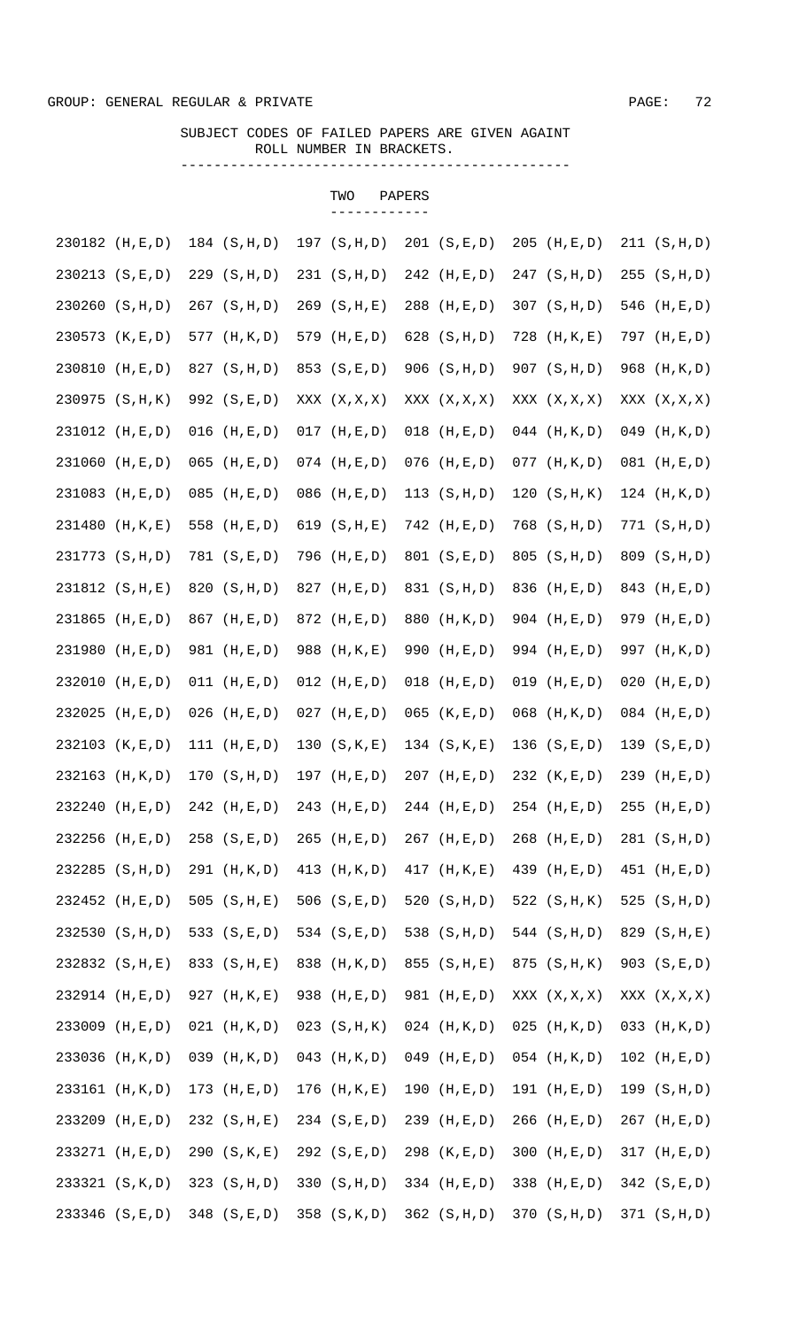GROUP: GENERAL REGULAR & PRIVATE

SUBJECT CODES OF FAILED PAPERS ARE GIVEN AGAINT ROLL NUMBER IN BRACKETS.

## TWO PAPERS

| | | | | | |
|---|---|---|---|---|---|
| 230182 (H,E,D) | 184 (S,H,D) | 197 (S,H,D) | 201 (S,E,D) | 205 (H,E,D) | 211 (S,H,D) |
| 230213 (S,E,D) | 229 (S,H,D) | 231 (S,H,D) | 242 (H,E,D) | 247 (S,H,D) | 255 (S,H,D) |
| 230260 (S,H,D) | 267 (S,H,D) | 269 (S,H,E) | 288 (H,E,D) | 307 (S,H,D) | 546 (H,E,D) |
| 230573 (K,E,D) | 577 (H,K,D) | 579 (H,E,D) | 628 (S,H,D) | 728 (H,K,E) | 797 (H,E,D) |
| 230810 (H,E,D) | 827 (S,H,D) | 853 (S,E,D) | 906 (S,H,D) | 907 (S,H,D) | 968 (H,K,D) |
| 230975 (S,H,K) | 992 (S,E,D) | XXX (X,X,X) | XXX (X,X,X) | XXX (X,X,X) | XXX (X,X,X) |
| 231012 (H,E,D) | 016 (H,E,D) | 017 (H,E,D) | 018 (H,E,D) | 044 (H,K,D) | 049 (H,K,D) |
| 231060 (H,E,D) | 065 (H,E,D) | 074 (H,E,D) | 076 (H,E,D) | 077 (H,K,D) | 081 (H,E,D) |
| 231083 (H,E,D) | 085 (H,E,D) | 086 (H,E,D) | 113 (S,H,D) | 120 (S,H,K) | 124 (H,K,D) |
| 231480 (H,K,E) | 558 (H,E,D) | 619 (S,H,E) | 742 (H,E,D) | 768 (S,H,D) | 771 (S,H,D) |
| 231773 (S,H,D) | 781 (S,E,D) | 796 (H,E,D) | 801 (S,E,D) | 805 (S,H,D) | 809 (S,H,D) |
| 231812 (S,H,E) | 820 (S,H,D) | 827 (H,E,D) | 831 (S,H,D) | 836 (H,E,D) | 843 (H,E,D) |
| 231865 (H,E,D) | 867 (H,E,D) | 872 (H,E,D) | 880 (H,K,D) | 904 (H,E,D) | 979 (H,E,D) |
| 231980 (H,E,D) | 981 (H,E,D) | 988 (H,K,E) | 990 (H,E,D) | 994 (H,E,D) | 997 (H,K,D) |
| 232010 (H,E,D) | 011 (H,E,D) | 012 (H,E,D) | 018 (H,E,D) | 019 (H,E,D) | 020 (H,E,D) |
| 232025 (H,E,D) | 026 (H,E,D) | 027 (H,E,D) | 065 (K,E,D) | 068 (H,K,D) | 084 (H,E,D) |
| 232103 (K,E,D) | 111 (H,E,D) | 130 (S,K,E) | 134 (S,K,E) | 136 (S,E,D) | 139 (S,E,D) |
| 232163 (H,K,D) | 170 (S,H,D) | 197 (H,E,D) | 207 (H,E,D) | 232 (K,E,D) | 239 (H,E,D) |
| 232240 (H,E,D) | 242 (H,E,D) | 243 (H,E,D) | 244 (H,E,D) | 254 (H,E,D) | 255 (H,E,D) |
| 232256 (H,E,D) | 258 (S,E,D) | 265 (H,E,D) | 267 (H,E,D) | 268 (H,E,D) | 281 (S,H,D) |
| 232285 (S,H,D) | 291 (H,K,D) | 413 (H,K,D) | 417 (H,K,E) | 439 (H,E,D) | 451 (H,E,D) |
| 232452 (H,E,D) | 505 (S,H,E) | 506 (S,E,D) | 520 (S,H,D) | 522 (S,H,K) | 525 (S,H,D) |
| 232530 (S,H,D) | 533 (S,E,D) | 534 (S,E,D) | 538 (S,H,D) | 544 (S,H,D) | 829 (S,H,E) |
| 232832 (S,H,E) | 833 (S,H,E) | 838 (H,K,D) | 855 (S,H,E) | 875 (S,H,K) | 903 (S,E,D) |
| 232914 (H,E,D) | 927 (H,K,E) | 938 (H,E,D) | 981 (H,E,D) | XXX (X,X,X) | XXX (X,X,X) |
| 233009 (H,E,D) | 021 (H,K,D) | 023 (S,H,K) | 024 (H,K,D) | 025 (H,K,D) | 033 (H,K,D) |
| 233036 (H,K,D) | 039 (H,K,D) | 043 (H,K,D) | 049 (H,E,D) | 054 (H,K,D) | 102 (H,E,D) |
| 233161 (H,K,D) | 173 (H,E,D) | 176 (H,K,E) | 190 (H,E,D) | 191 (H,E,D) | 199 (S,H,D) |
| 233209 (H,E,D) | 232 (S,H,E) | 234 (S,E,D) | 239 (H,E,D) | 266 (H,E,D) | 267 (H,E,D) |
| 233271 (H,E,D) | 290 (S,K,E) | 292 (S,E,D) | 298 (K,E,D) | 300 (H,E,D) | 317 (H,E,D) |
| 233321 (S,K,D) | 323 (S,H,D) | 330 (S,H,D) | 334 (H,E,D) | 338 (H,E,D) | 342 (S,E,D) |
| 233346 (S,E,D) | 348 (S,E,D) | 358 (S,K,D) | 362 (S,H,D) | 370 (S,H,D) | 371 (S,H,D) |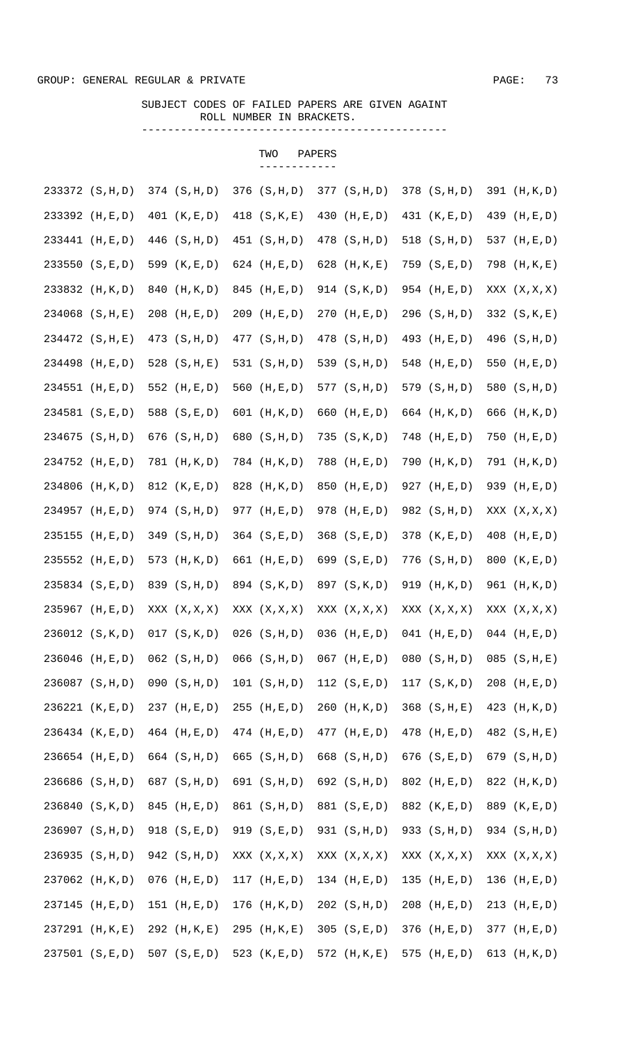GROUP: GENERAL REGULAR & PRIVATE

SUBJECT CODES OF FAILED PAPERS ARE GIVEN AGAINT ROLL NUMBER IN BRACKETS.

## TWO PAPERS

| | | | | | |
|---|---|---|---|---|---|
| 233372 (S,H,D) | 374 (S,H,D) | 376 (S,H,D) | 377 (S,H,D) | 378 (S,H,D) | 391 (H,K,D) |
| 233392 (H,E,D) | 401 (K,E,D) | 418 (S,K,E) | 430 (H,E,D) | 431 (K,E,D) | 439 (H,E,D) |
| 233441 (H,E,D) | 446 (S,H,D) | 451 (S,H,D) | 478 (S,H,D) | 518 (S,H,D) | 537 (H,E,D) |
| 233550 (S,E,D) | 599 (K,E,D) | 624 (H,E,D) | 628 (H,K,E) | 759 (S,E,D) | 798 (H,K,E) |
| 233832 (H,K,D) | 840 (H,K,D) | 845 (H,E,D) | 914 (S,K,D) | 954 (H,E,D) | XXX (X,X,X) |
| 234068 (S,H,E) | 208 (H,E,D) | 209 (H,E,D) | 270 (H,E,D) | 296 (S,H,D) | 332 (S,K,E) |
| 234472 (S,H,E) | 473 (S,H,D) | 477 (S,H,D) | 478 (S,H,D) | 493 (H,E,D) | 496 (S,H,D) |
| 234498 (H,E,D) | 528 (S,H,E) | 531 (S,H,D) | 539 (S,H,D) | 548 (H,E,D) | 550 (H,E,D) |
| 234551 (H,E,D) | 552 (H,E,D) | 560 (H,E,D) | 577 (S,H,D) | 579 (S,H,D) | 580 (S,H,D) |
| 234581 (S,E,D) | 588 (S,E,D) | 601 (H,K,D) | 660 (H,E,D) | 664 (H,K,D) | 666 (H,K,D) |
| 234675 (S,H,D) | 676 (S,H,D) | 680 (S,H,D) | 735 (S,K,D) | 748 (H,E,D) | 750 (H,E,D) |
| 234752 (H,E,D) | 781 (H,K,D) | 784 (H,K,D) | 788 (H,E,D) | 790 (H,K,D) | 791 (H,K,D) |
| 234806 (H,K,D) | 812 (K,E,D) | 828 (H,K,D) | 850 (H,E,D) | 927 (H,E,D) | 939 (H,E,D) |
| 234957 (H,E,D) | 974 (S,H,D) | 977 (H,E,D) | 978 (H,E,D) | 982 (S,H,D) | XXX (X,X,X) |
| 235155 (H,E,D) | 349 (S,H,D) | 364 (S,E,D) | 368 (S,E,D) | 378 (K,E,D) | 408 (H,E,D) |
| 235552 (H,E,D) | 573 (H,K,D) | 661 (H,E,D) | 699 (S,E,D) | 776 (S,H,D) | 800 (K,E,D) |
| 235834 (S,E,D) | 839 (S,H,D) | 894 (S,K,D) | 897 (S,K,D) | 919 (H,K,D) | 961 (H,K,D) |
| 235967 (H,E,D) | XXX (X,X,X) | XXX (X,X,X) | XXX (X,X,X) | XXX (X,X,X) | XXX (X,X,X) |
| 236012 (S,K,D) | 017 (S,K,D) | 026 (S,H,D) | 036 (H,E,D) | 041 (H,E,D) | 044 (H,E,D) |
| 236046 (H,E,D) | 062 (S,H,D) | 066 (S,H,D) | 067 (H,E,D) | 080 (S,H,D) | 085 (S,H,E) |
| 236087 (S,H,D) | 090 (S,H,D) | 101 (S,H,D) | 112 (S,E,D) | 117 (S,K,D) | 208 (H,E,D) |
| 236221 (K,E,D) | 237 (H,E,D) | 255 (H,E,D) | 260 (H,K,D) | 368 (S,H,E) | 423 (H,K,D) |
| 236434 (K,E,D) | 464 (H,E,D) | 474 (H,E,D) | 477 (H,E,D) | 478 (H,E,D) | 482 (S,H,E) |
| 236654 (H,E,D) | 664 (S,H,D) | 665 (S,H,D) | 668 (S,H,D) | 676 (S,E,D) | 679 (S,H,D) |
| 236686 (S,H,D) | 687 (S,H,D) | 691 (S,H,D) | 692 (S,H,D) | 802 (H,E,D) | 822 (H,K,D) |
| 236840 (S,K,D) | 845 (H,E,D) | 861 (S,H,D) | 881 (S,E,D) | 882 (K,E,D) | 889 (K,E,D) |
| 236907 (S,H,D) | 918 (S,E,D) | 919 (S,E,D) | 931 (S,H,D) | 933 (S,H,D) | 934 (S,H,D) |
| 236935 (S,H,D) | 942 (S,H,D) | XXX (X,X,X) | XXX (X,X,X) | XXX (X,X,X) | XXX (X,X,X) |
| 237062 (H,K,D) | 076 (H,E,D) | 117 (H,E,D) | 134 (H,E,D) | 135 (H,E,D) | 136 (H,E,D) |
| 237145 (H,E,D) | 151 (H,E,D) | 176 (H,K,D) | 202 (S,H,D) | 208 (H,E,D) | 213 (H,E,D) |
| 237291 (H,K,E) | 292 (H,K,E) | 295 (H,K,E) | 305 (S,E,D) | 376 (H,E,D) | 377 (H,E,D) |
| 237501 (S,E,D) | 507 (S,E,D) | 523 (K,E,D) | 572 (H,K,E) | 575 (H,E,D) | 613 (H,K,D) |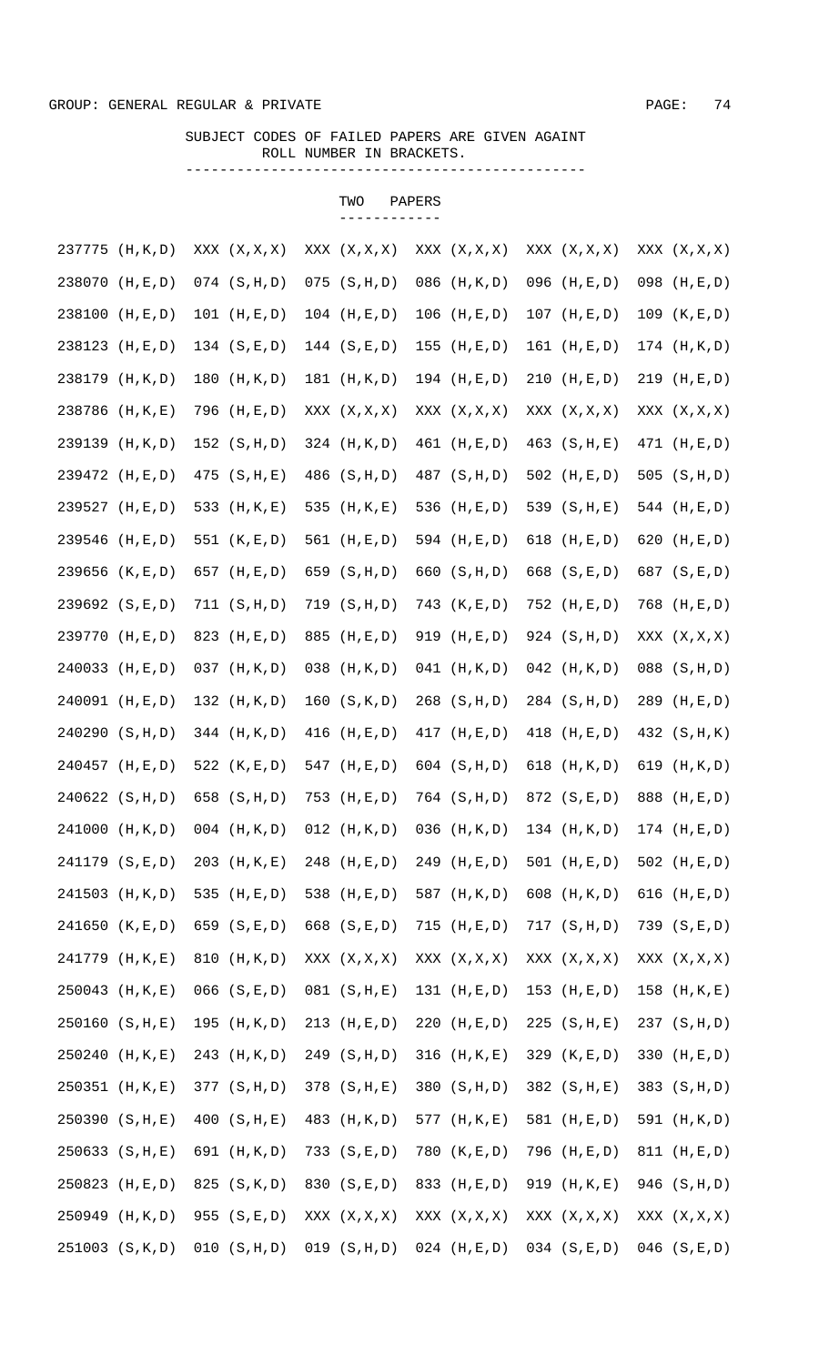GROUP: GENERAL REGULAR & PRIVATE

SUBJECT CODES OF FAILED PAPERS ARE GIVEN AGAINT ROLL NUMBER IN BRACKETS.

## TWO PAPERS

| | | | | | |
|---|---|---|---|---|---|
| 237775 (H,K,D) | XXX (X,X,X) | XXX (X,X,X) | XXX (X,X,X) | XXX (X,X,X) | XXX (X,X,X) |
| 238070 (H,E,D) | 074 (S,H,D) | 075 (S,H,D) | 086 (H,K,D) | 096 (H,E,D) | 098 (H,E,D) |
| 238100 (H,E,D) | 101 (H,E,D) | 104 (H,E,D) | 106 (H,E,D) | 107 (H,E,D) | 109 (K,E,D) |
| 238123 (H,E,D) | 134 (S,E,D) | 144 (S,E,D) | 155 (H,E,D) | 161 (H,E,D) | 174 (H,K,D) |
| 238179 (H,K,D) | 180 (H,K,D) | 181 (H,K,D) | 194 (H,E,D) | 210 (H,E,D) | 219 (H,E,D) |
| 238786 (H,K,E) | 796 (H,E,D) | XXX (X,X,X) | XXX (X,X,X) | XXX (X,X,X) | XXX (X,X,X) |
| 239139 (H,K,D) | 152 (S,H,D) | 324 (H,K,D) | 461 (H,E,D) | 463 (S,H,E) | 471 (H,E,D) |
| 239472 (H,E,D) | 475 (S,H,E) | 486 (S,H,D) | 487 (S,H,D) | 502 (H,E,D) | 505 (S,H,D) |
| 239527 (H,E,D) | 533 (H,K,E) | 535 (H,K,E) | 536 (H,E,D) | 539 (S,H,E) | 544 (H,E,D) |
| 239546 (H,E,D) | 551 (K,E,D) | 561 (H,E,D) | 594 (H,E,D) | 618 (H,E,D) | 620 (H,E,D) |
| 239656 (K,E,D) | 657 (H,E,D) | 659 (S,H,D) | 660 (S,H,D) | 668 (S,E,D) | 687 (S,E,D) |
| 239692 (S,E,D) | 711 (S,H,D) | 719 (S,H,D) | 743 (K,E,D) | 752 (H,E,D) | 768 (H,E,D) |
| 239770 (H,E,D) | 823 (H,E,D) | 885 (H,E,D) | 919 (H,E,D) | 924 (S,H,D) | XXX (X,X,X) |
| 240033 (H,E,D) | 037 (H,K,D) | 038 (H,K,D) | 041 (H,K,D) | 042 (H,K,D) | 088 (S,H,D) |
| 240091 (H,E,D) | 132 (H,K,D) | 160 (S,K,D) | 268 (S,H,D) | 284 (S,H,D) | 289 (H,E,D) |
| 240290 (S,H,D) | 344 (H,K,D) | 416 (H,E,D) | 417 (H,E,D) | 418 (H,E,D) | 432 (S,H,K) |
| 240457 (H,E,D) | 522 (K,E,D) | 547 (H,E,D) | 604 (S,H,D) | 618 (H,K,D) | 619 (H,K,D) |
| 240622 (S,H,D) | 658 (S,H,D) | 753 (H,E,D) | 764 (S,H,D) | 872 (S,E,D) | 888 (H,E,D) |
| 241000 (H,K,D) | 004 (H,K,D) | 012 (H,K,D) | 036 (H,K,D) | 134 (H,K,D) | 174 (H,E,D) |
| 241179 (S,E,D) | 203 (H,K,E) | 248 (H,E,D) | 249 (H,E,D) | 501 (H,E,D) | 502 (H,E,D) |
| 241503 (H,K,D) | 535 (H,E,D) | 538 (H,E,D) | 587 (H,K,D) | 608 (H,K,D) | 616 (H,E,D) |
| 241650 (K,E,D) | 659 (S,E,D) | 668 (S,E,D) | 715 (H,E,D) | 717 (S,H,D) | 739 (S,E,D) |
| 241779 (H,K,E) | 810 (H,K,D) | XXX (X,X,X) | XXX (X,X,X) | XXX (X,X,X) | XXX (X,X,X) |
| 250043 (H,K,E) | 066 (S,E,D) | 081 (S,H,E) | 131 (H,E,D) | 153 (H,E,D) | 158 (H,K,E) |
| 250160 (S,H,E) | 195 (H,K,D) | 213 (H,E,D) | 220 (H,E,D) | 225 (S,H,E) | 237 (S,H,D) |
| 250240 (H,K,E) | 243 (H,K,D) | 249 (S,H,D) | 316 (H,K,E) | 329 (K,E,D) | 330 (H,E,D) |
| 250351 (H,K,E) | 377 (S,H,D) | 378 (S,H,E) | 380 (S,H,D) | 382 (S,H,E) | 383 (S,H,D) |
| 250390 (S,H,E) | 400 (S,H,E) | 483 (H,K,D) | 577 (H,K,E) | 581 (H,E,D) | 591 (H,K,D) |
| 250633 (S,H,E) | 691 (H,K,D) | 733 (S,E,D) | 780 (K,E,D) | 796 (H,E,D) | 811 (H,E,D) |
| 250823 (H,E,D) | 825 (S,K,D) | 830 (S,E,D) | 833 (H,E,D) | 919 (H,K,E) | 946 (S,H,D) |
| 250949 (H,K,D) | 955 (S,E,D) | XXX (X,X,X) | XXX (X,X,X) | XXX (X,X,X) | XXX (X,X,X) |
| 251003 (S,K,D) | 010 (S,H,D) | 019 (S,H,D) | 024 (H,E,D) | 034 (S,E,D) | 046 (S,E,D) |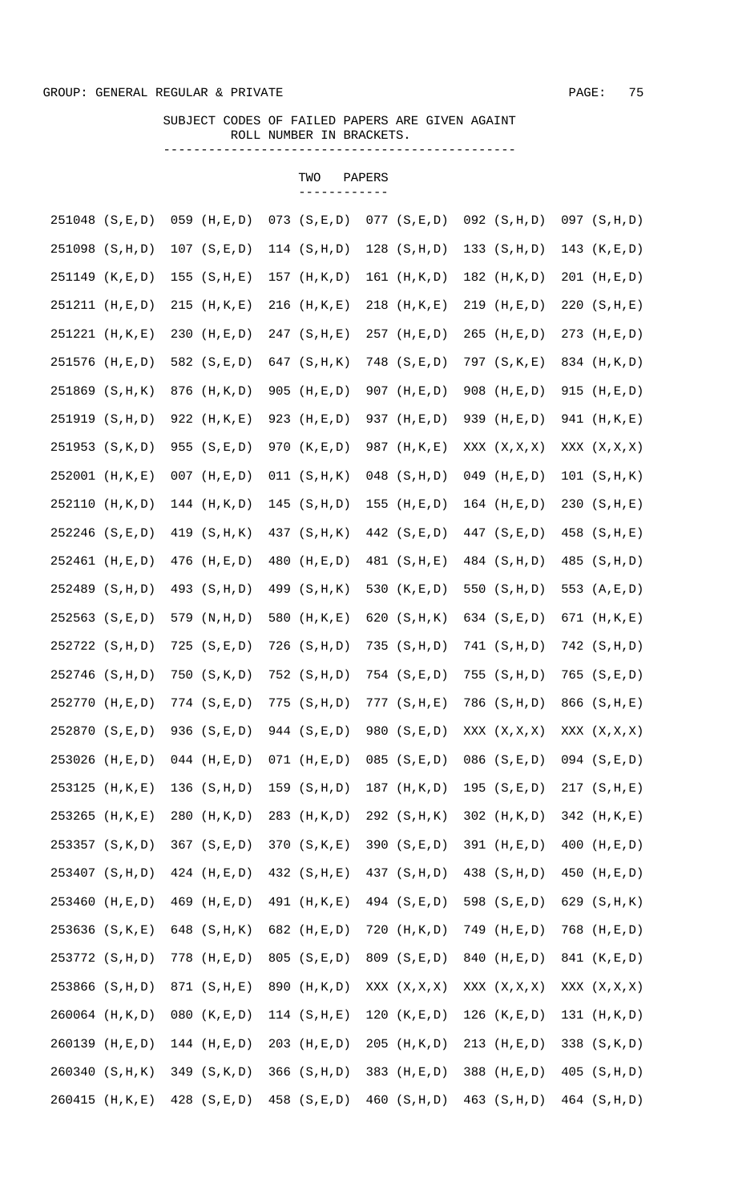GROUP: GENERAL REGULAR & PRIVATE

SUBJECT CODES OF FAILED PAPERS ARE GIVEN AGAINT ROLL NUMBER IN BRACKETS.

## TWO PAPERS

| | | | | | |
|---|---|---|---|---|---|
| 251048 (S,E,D) | 059 (H,E,D) | 073 (S,E,D) | 077 (S,E,D) | 092 (S,H,D) | 097 (S,H,D) |
| 251098 (S,H,D) | 107 (S,E,D) | 114 (S,H,D) | 128 (S,H,D) | 133 (S,H,D) | 143 (K,E,D) |
| 251149 (K,E,D) | 155 (S,H,E) | 157 (H,K,D) | 161 (H,K,D) | 182 (H,K,D) | 201 (H,E,D) |
| 251211 (H,E,D) | 215 (H,K,E) | 216 (H,K,E) | 218 (H,K,E) | 219 (H,E,D) | 220 (S,H,E) |
| 251221 (H,K,E) | 230 (H,E,D) | 247 (S,H,E) | 257 (H,E,D) | 265 (H,E,D) | 273 (H,E,D) |
| 251576 (H,E,D) | 582 (S,E,D) | 647 (S,H,K) | 748 (S,E,D) | 797 (S,K,E) | 834 (H,K,D) |
| 251869 (S,H,K) | 876 (H,K,D) | 905 (H,E,D) | 907 (H,E,D) | 908 (H,E,D) | 915 (H,E,D) |
| 251919 (S,H,D) | 922 (H,K,E) | 923 (H,E,D) | 937 (H,E,D) | 939 (H,E,D) | 941 (H,K,E) |
| 251953 (S,K,D) | 955 (S,E,D) | 970 (K,E,D) | 987 (H,K,E) | XXX (X,X,X) | XXX (X,X,X) |
| 252001 (H,K,E) | 007 (H,E,D) | 011 (S,H,K) | 048 (S,H,D) | 049 (H,E,D) | 101 (S,H,K) |
| 252110 (H,K,D) | 144 (H,K,D) | 145 (S,H,D) | 155 (H,E,D) | 164 (H,E,D) | 230 (S,H,E) |
| 252246 (S,E,D) | 419 (S,H,K) | 437 (S,H,K) | 442 (S,E,D) | 447 (S,E,D) | 458 (S,H,E) |
| 252461 (H,E,D) | 476 (H,E,D) | 480 (H,E,D) | 481 (S,H,E) | 484 (S,H,D) | 485 (S,H,D) |
| 252489 (S,H,D) | 493 (S,H,D) | 499 (S,H,K) | 530 (K,E,D) | 550 (S,H,D) | 553 (A,E,D) |
| 252563 (S,E,D) | 579 (N,H,D) | 580 (H,K,E) | 620 (S,H,K) | 634 (S,E,D) | 671 (H,K,E) |
| 252722 (S,H,D) | 725 (S,E,D) | 726 (S,H,D) | 735 (S,H,D) | 741 (S,H,D) | 742 (S,H,D) |
| 252746 (S,H,D) | 750 (S,K,D) | 752 (S,H,D) | 754 (S,E,D) | 755 (S,H,D) | 765 (S,E,D) |
| 252770 (H,E,D) | 774 (S,E,D) | 775 (S,H,D) | 777 (S,H,E) | 786 (S,H,D) | 866 (S,H,E) |
| 252870 (S,E,D) | 936 (S,E,D) | 944 (S,E,D) | 980 (S,E,D) | XXX (X,X,X) | XXX (X,X,X) |
| 253026 (H,E,D) | 044 (H,E,D) | 071 (H,E,D) | 085 (S,E,D) | 086 (S,E,D) | 094 (S,E,D) |
| 253125 (H,K,E) | 136 (S,H,D) | 159 (S,H,D) | 187 (H,K,D) | 195 (S,E,D) | 217 (S,H,E) |
| 253265 (H,K,E) | 280 (H,K,D) | 283 (H,K,D) | 292 (S,H,K) | 302 (H,K,D) | 342 (H,K,E) |
| 253357 (S,K,D) | 367 (S,E,D) | 370 (S,K,E) | 390 (S,E,D) | 391 (H,E,D) | 400 (H,E,D) |
| 253407 (S,H,D) | 424 (H,E,D) | 432 (S,H,E) | 437 (S,H,D) | 438 (S,H,D) | 450 (H,E,D) |
| 253460 (H,E,D) | 469 (H,E,D) | 491 (H,K,E) | 494 (S,E,D) | 598 (S,E,D) | 629 (S,H,K) |
| 253636 (S,K,E) | 648 (S,H,K) | 682 (H,E,D) | 720 (H,K,D) | 749 (H,E,D) | 768 (H,E,D) |
| 253772 (S,H,D) | 778 (H,E,D) | 805 (S,E,D) | 809 (S,E,D) | 840 (H,E,D) | 841 (K,E,D) |
| 253866 (S,H,D) | 871 (S,H,E) | 890 (H,K,D) | XXX (X,X,X) | XXX (X,X,X) | XXX (X,X,X) |
| 260064 (H,K,D) | 080 (K,E,D) | 114 (S,H,E) | 120 (K,E,D) | 126 (K,E,D) | 131 (H,K,D) |
| 260139 (H,E,D) | 144 (H,E,D) | 203 (H,E,D) | 205 (H,K,D) | 213 (H,E,D) | 338 (S,K,D) |
| 260340 (S,H,K) | 349 (S,K,D) | 366 (S,H,D) | 383 (H,E,D) | 388 (H,E,D) | 405 (S,H,D) |
| 260415 (H,K,E) | 428 (S,E,D) | 458 (S,E,D) | 460 (S,H,D) | 463 (S,H,D) | 464 (S,H,D) |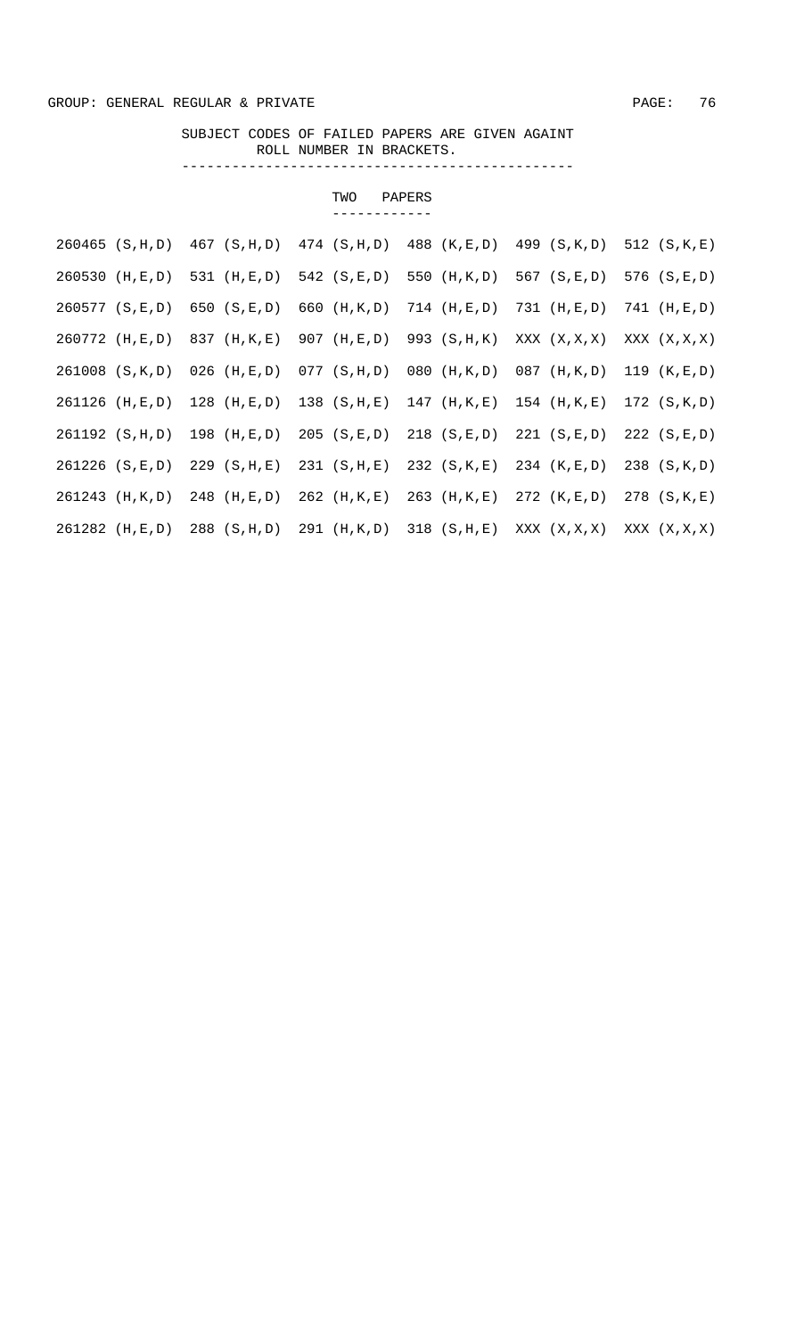GROUP: GENERAL REGULAR & PRIVATE

SUBJECT CODES OF FAILED PAPERS ARE GIVEN AGAINT ROLL NUMBER IN BRACKETS.

## TWO PAPERS

```
260465 (S,H,D)  467 (S,H,D)  474 (S,H,D)  488 (K,E,D)  499 (S,K,D)  512 (S,K,E)
260530 (H,E,D)  531 (H,E,D)  542 (S,E,D)  550 (H,K,D)  567 (S,E,D)  576 (S,E,D)
260577 (S,E,D)  650 (S,E,D)  660 (H,K,D)  714 (H,E,D)  731 (H,E,D)  741 (H,E,D)
260772 (H,E,D)  837 (H,K,E)  907 (H,E,D)  993 (S,H,K)  XXX (X,X,X)  XXX (X,X,X)
261008 (S,K,D)  026 (H,E,D)  077 (S,H,D)  080 (H,K,D)  087 (H,K,D)  119 (K,E,D)
261126 (H,E,D)  128 (H,E,D)  138 (S,H,E)  147 (H,K,E)  154 (H,K,E)  172 (S,K,D)
261192 (S,H,D)  198 (H,E,D)  205 (S,E,D)  218 (S,E,D)  221 (S,E,D)  222 (S,E,D)
261226 (S,E,D)  229 (S,H,E)  231 (S,H,E)  232 (S,K,E)  234 (K,E,D)  238 (S,K,D)
261243 (H,K,D)  248 (H,E,D)  262 (H,K,E)  263 (H,K,E)  272 (K,E,D)  278 (S,K,E)
261282 (H,E,D)  288 (S,H,D)  291 (H,K,D)  318 (S,H,E)  XXX (X,X,X)  XXX (X,X,X)
```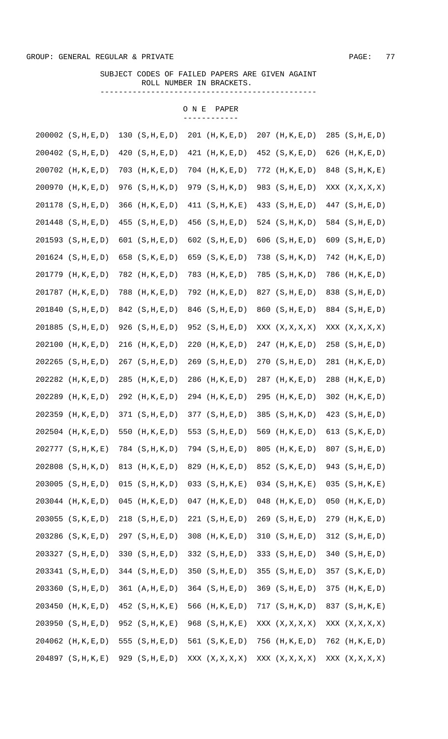GROUP: GENERAL REGULAR & PRIVATE

SUBJECT CODES OF FAILED PAPERS ARE GIVEN AGAINT ROLL NUMBER IN BRACKETS.

## O N E PAPER

```
200002 (S,H,E,D)  130 (S,H,E,D)  201 (H,K,E,D)  207 (H,K,E,D)  285 (S,H,E,D)
200402 (S,H,E,D)  420 (S,H,E,D)  421 (H,K,E,D)  452 (S,K,E,D)  626 (H,K,E,D)
200702 (H,K,E,D)  703 (H,K,E,D)  704 (H,K,E,D)  772 (H,K,E,D)  848 (S,H,K,E)
200970 (H,K,E,D)  976 (S,H,K,D)  979 (S,H,K,D)  983 (S,H,E,D)  XXX (X,X,X,X)
201178 (S,H,E,D)  366 (H,K,E,D)  411 (S,H,K,E)  433 (S,H,E,D)  447 (S,H,E,D)
201448 (S,H,E,D)  455 (S,H,E,D)  456 (S,H,E,D)  524 (S,H,K,D)  584 (S,H,E,D)
201593 (S,H,E,D)  601 (S,H,E,D)  602 (S,H,E,D)  606 (S,H,E,D)  609 (S,H,E,D)
201624 (S,H,E,D)  658 (S,K,E,D)  659 (S,K,E,D)  738 (S,H,K,D)  742 (H,K,E,D)
201779 (H,K,E,D)  782 (H,K,E,D)  783 (H,K,E,D)  785 (S,H,K,D)  786 (H,K,E,D)
201787 (H,K,E,D)  788 (H,K,E,D)  792 (H,K,E,D)  827 (S,H,E,D)  838 (S,H,E,D)
201840 (S,H,E,D)  842 (S,H,E,D)  846 (S,H,E,D)  860 (S,H,E,D)  884 (S,H,E,D)
201885 (S,H,E,D)  926 (S,H,E,D)  952 (S,H,E,D)  XXX (X,X,X,X)  XXX (X,X,X,X)
202100 (H,K,E,D)  216 (H,K,E,D)  220 (H,K,E,D)  247 (H,K,E,D)  258 (S,H,E,D)
202265 (S,H,E,D)  267 (S,H,E,D)  269 (S,H,E,D)  270 (S,H,E,D)  281 (H,K,E,D)
202282 (H,K,E,D)  285 (H,K,E,D)  286 (H,K,E,D)  287 (H,K,E,D)  288 (H,K,E,D)
202289 (H,K,E,D)  292 (H,K,E,D)  294 (H,K,E,D)  295 (H,K,E,D)  302 (H,K,E,D)
202359 (H,K,E,D)  371 (S,H,E,D)  377 (S,H,E,D)  385 (S,H,K,D)  423 (S,H,E,D)
202504 (H,K,E,D)  550 (H,K,E,D)  553 (S,H,E,D)  569 (H,K,E,D)  613 (S,K,E,D)
202777 (S,H,K,E)  784 (S,H,K,D)  794 (S,H,E,D)  805 (H,K,E,D)  807 (S,H,E,D)
202808 (S,H,K,D)  813 (H,K,E,D)  829 (H,K,E,D)  852 (S,K,E,D)  943 (S,H,E,D)
203005 (S,H,E,D)  015 (S,H,K,D)  033 (S,H,K,E)  034 (S,H,K,E)  035 (S,H,K,E)
203044 (H,K,E,D)  045 (H,K,E,D)  047 (H,K,E,D)  048 (H,K,E,D)  050 (H,K,E,D)
203055 (S,K,E,D)  218 (S,H,E,D)  221 (S,H,E,D)  269 (S,H,E,D)  279 (H,K,E,D)
203286 (S,K,E,D)  297 (S,H,E,D)  308 (H,K,E,D)  310 (S,H,E,D)  312 (S,H,E,D)
203327 (S,H,E,D)  330 (S,H,E,D)  332 (S,H,E,D)  333 (S,H,E,D)  340 (S,H,E,D)
203341 (S,H,E,D)  344 (S,H,E,D)  350 (S,H,E,D)  355 (S,H,E,D)  357 (S,K,E,D)
203360 (S,H,E,D)  361 (A,H,E,D)  364 (S,H,E,D)  369 (S,H,E,D)  375 (H,K,E,D)
203450 (H,K,E,D)  452 (S,H,K,E)  566 (H,K,E,D)  717 (S,H,K,D)  837 (S,H,K,E)
203950 (S,H,E,D)  952 (S,H,K,E)  968 (S,H,K,E)  XXX (X,X,X,X)  XXX (X,X,X,X)
204062 (H,K,E,D)  555 (S,H,E,D)  561 (S,K,E,D)  756 (H,K,E,D)  762 (H,K,E,D)
204897 (S,H,K,E)  929 (S,H,E,D)  XXX (X,X,X,X)  XXX (X,X,X,X)  XXX (X,X,X,X)
```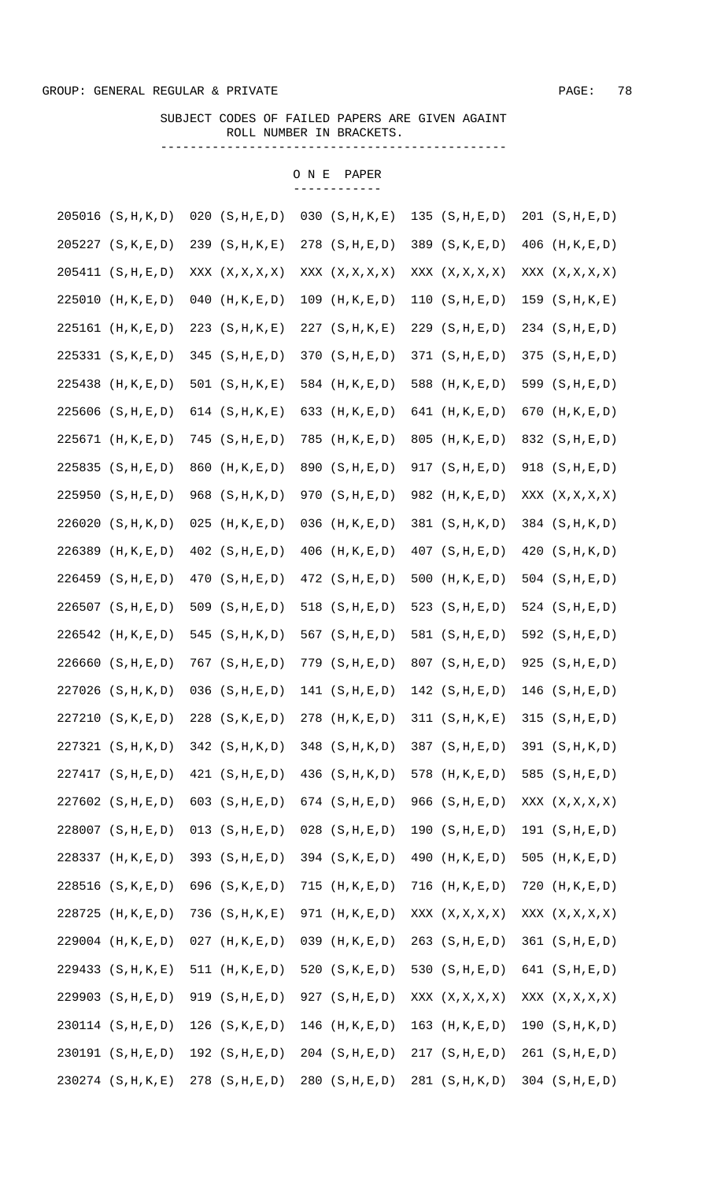GROUP: GENERAL REGULAR & PRIVATE

SUBJECT CODES OF FAILED PAPERS ARE GIVEN AGAINT ROLL NUMBER IN BRACKETS.

## O N E PAPER

```
205016 (S,H,K,D)  020 (S,H,E,D)  030 (S,H,K,E)  135 (S,H,E,D)  201 (S,H,E,D)
205227 (S,K,E,D)  239 (S,H,K,E)  278 (S,H,E,D)  389 (S,K,E,D)  406 (H,K,E,D)
205411 (S,H,E,D)  XXX (X,X,X,X)  XXX (X,X,X,X)  XXX (X,X,X,X)  XXX (X,X,X,X)
225010 (H,K,E,D)  040 (H,K,E,D)  109 (H,K,E,D)  110 (S,H,E,D)  159 (S,H,K,E)
225161 (H,K,E,D)  223 (S,H,K,E)  227 (S,H,K,E)  229 (S,H,E,D)  234 (S,H,E,D)
225331 (S,K,E,D)  345 (S,H,E,D)  370 (S,H,E,D)  371 (S,H,E,D)  375 (S,H,E,D)
225438 (H,K,E,D)  501 (S,H,K,E)  584 (H,K,E,D)  588 (H,K,E,D)  599 (S,H,E,D)
225606 (S,H,E,D)  614 (S,H,K,E)  633 (H,K,E,D)  641 (H,K,E,D)  670 (H,K,E,D)
225671 (H,K,E,D)  745 (S,H,E,D)  785 (H,K,E,D)  805 (H,K,E,D)  832 (S,H,E,D)
225835 (S,H,E,D)  860 (H,K,E,D)  890 (S,H,E,D)  917 (S,H,E,D)  918 (S,H,E,D)
225950 (S,H,E,D)  968 (S,H,K,D)  970 (S,H,E,D)  982 (H,K,E,D)  XXX (X,X,X,X)
226020 (S,H,K,D)  025 (H,K,E,D)  036 (H,K,E,D)  381 (S,H,K,D)  384 (S,H,K,D)
226389 (H,K,E,D)  402 (S,H,E,D)  406 (H,K,E,D)  407 (S,H,E,D)  420 (S,H,K,D)
226459 (S,H,E,D)  470 (S,H,E,D)  472 (S,H,E,D)  500 (H,K,E,D)  504 (S,H,E,D)
226507 (S,H,E,D)  509 (S,H,E,D)  518 (S,H,E,D)  523 (S,H,E,D)  524 (S,H,E,D)
226542 (H,K,E,D)  545 (S,H,K,D)  567 (S,H,E,D)  581 (S,H,E,D)  592 (S,H,E,D)
226660 (S,H,E,D)  767 (S,H,E,D)  779 (S,H,E,D)  807 (S,H,E,D)  925 (S,H,E,D)
227026 (S,H,K,D)  036 (S,H,E,D)  141 (S,H,E,D)  142 (S,H,E,D)  146 (S,H,E,D)
227210 (S,K,E,D)  228 (S,K,E,D)  278 (H,K,E,D)  311 (S,H,K,E)  315 (S,H,E,D)
227321 (S,H,K,D)  342 (S,H,K,D)  348 (S,H,K,D)  387 (S,H,E,D)  391 (S,H,K,D)
227417 (S,H,E,D)  421 (S,H,E,D)  436 (S,H,K,D)  578 (H,K,E,D)  585 (S,H,E,D)
227602 (S,H,E,D)  603 (S,H,E,D)  674 (S,H,E,D)  966 (S,H,E,D)  XXX (X,X,X,X)
228007 (S,H,E,D)  013 (S,H,E,D)  028 (S,H,E,D)  190 (S,H,E,D)  191 (S,H,E,D)
228337 (H,K,E,D)  393 (S,H,E,D)  394 (S,K,E,D)  490 (H,K,E,D)  505 (H,K,E,D)
228516 (S,K,E,D)  696 (S,K,E,D)  715 (H,K,E,D)  716 (H,K,E,D)  720 (H,K,E,D)
228725 (H,K,E,D)  736 (S,H,K,E)  971 (H,K,E,D)  XXX (X,X,X,X)  XXX (X,X,X,X)
229004 (H,K,E,D)  027 (H,K,E,D)  039 (H,K,E,D)  263 (S,H,E,D)  361 (S,H,E,D)
229433 (S,H,K,E)  511 (H,K,E,D)  520 (S,K,E,D)  530 (S,H,E,D)  641 (S,H,E,D)
229903 (S,H,E,D)  919 (S,H,E,D)  927 (S,H,E,D)  XXX (X,X,X,X)  XXX (X,X,X,X)
230114 (S,H,E,D)  126 (S,K,E,D)  146 (H,K,E,D)  163 (H,K,E,D)  190 (S,H,K,D)
230191 (S,H,E,D)  192 (S,H,E,D)  204 (S,H,E,D)  217 (S,H,E,D)  261 (S,H,E,D)
230274 (S,H,K,E)  278 (S,H,E,D)  280 (S,H,E,D)  281 (S,H,K,D)  304 (S,H,E,D)
```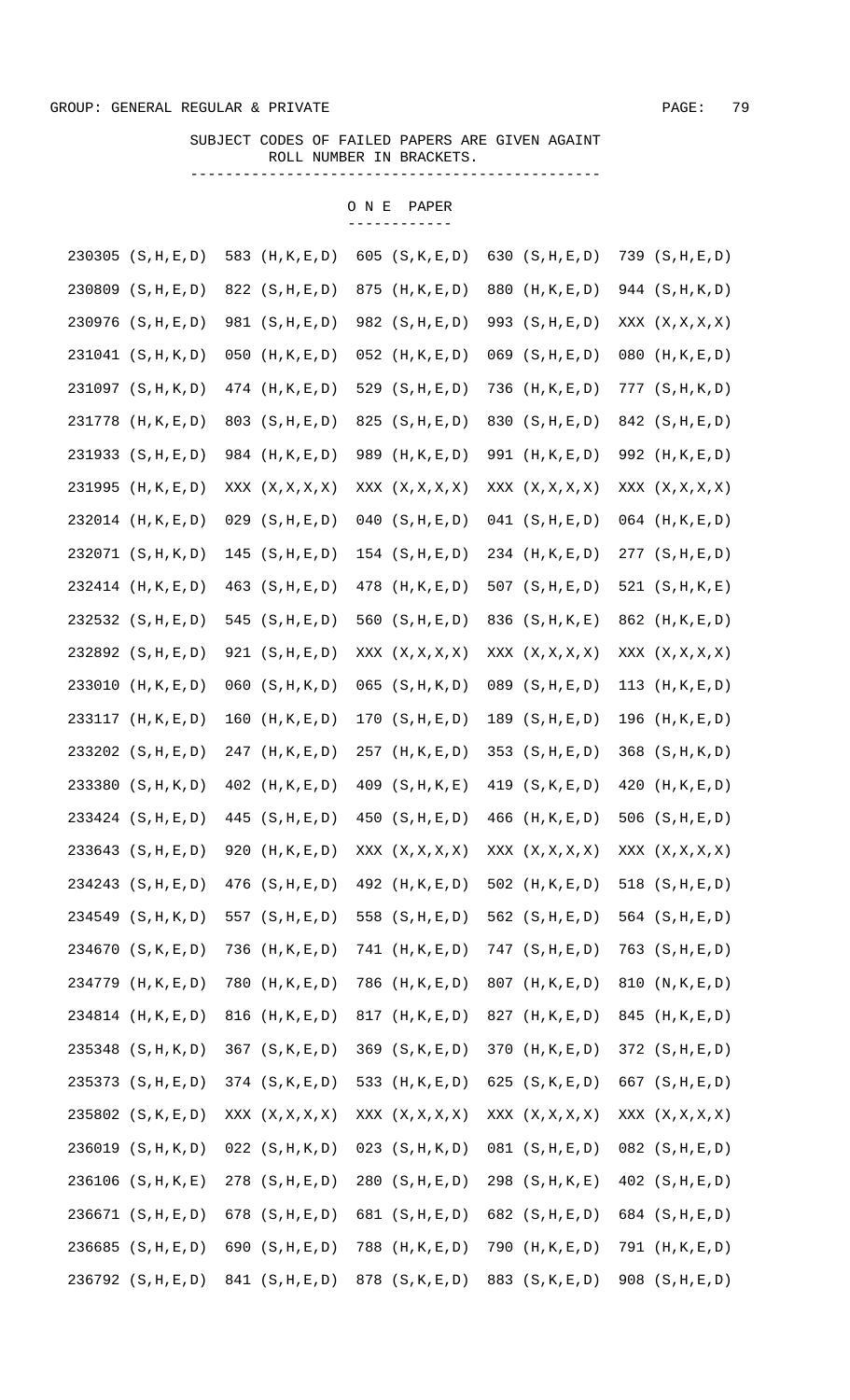GROUP: GENERAL REGULAR & PRIVATE

SUBJECT CODES OF FAILED PAPERS ARE GIVEN AGAINT ROLL NUMBER IN BRACKETS.

## O N E PAPER

```
230305 (S,H,E,D)  583 (H,K,E,D)  605 (S,K,E,D)  630 (S,H,E,D)  739 (S,H,E,D)
230809 (S,H,E,D)  822 (S,H,E,D)  875 (H,K,E,D)  880 (H,K,E,D)  944 (S,H,K,D)
230976 (S,H,E,D)  981 (S,H,E,D)  982 (S,H,E,D)  993 (S,H,E,D)  XXX (X,X,X,X)
231041 (S,H,K,D)  050 (H,K,E,D)  052 (H,K,E,D)  069 (S,H,E,D)  080 (H,K,E,D)
231097 (S,H,K,D)  474 (H,K,E,D)  529 (S,H,E,D)  736 (H,K,E,D)  777 (S,H,K,D)
231778 (H,K,E,D)  803 (S,H,E,D)  825 (S,H,E,D)  830 (S,H,E,D)  842 (S,H,E,D)
231933 (S,H,E,D)  984 (H,K,E,D)  989 (H,K,E,D)  991 (H,K,E,D)  992 (H,K,E,D)
231995 (H,K,E,D)  XXX (X,X,X,X)  XXX (X,X,X,X)  XXX (X,X,X,X)  XXX (X,X,X,X)
232014 (H,K,E,D)  029 (S,H,E,D)  040 (S,H,E,D)  041 (S,H,E,D)  064 (H,K,E,D)
232071 (S,H,K,D)  145 (S,H,E,D)  154 (S,H,E,D)  234 (H,K,E,D)  277 (S,H,E,D)
232414 (H,K,E,D)  463 (S,H,E,D)  478 (H,K,E,D)  507 (S,H,E,D)  521 (S,H,K,E)
232532 (S,H,E,D)  545 (S,H,E,D)  560 (S,H,E,D)  836 (S,H,K,E)  862 (H,K,E,D)
232892 (S,H,E,D)  921 (S,H,E,D)  XXX (X,X,X,X)  XXX (X,X,X,X)  XXX (X,X,X,X)
233010 (H,K,E,D)  060 (S,H,K,D)  065 (S,H,K,D)  089 (S,H,E,D)  113 (H,K,E,D)
233117 (H,K,E,D)  160 (H,K,E,D)  170 (S,H,E,D)  189 (S,H,E,D)  196 (H,K,E,D)
233202 (S,H,E,D)  247 (H,K,E,D)  257 (H,K,E,D)  353 (S,H,E,D)  368 (S,H,K,D)
233380 (S,H,K,D)  402 (H,K,E,D)  409 (S,H,K,E)  419 (S,K,E,D)  420 (H,K,E,D)
233424 (S,H,E,D)  445 (S,H,E,D)  450 (S,H,E,D)  466 (H,K,E,D)  506 (S,H,E,D)
233643 (S,H,E,D)  920 (H,K,E,D)  XXX (X,X,X,X)  XXX (X,X,X,X)  XXX (X,X,X,X)
234243 (S,H,E,D)  476 (S,H,E,D)  492 (H,K,E,D)  502 (H,K,E,D)  518 (S,H,E,D)
234549 (S,H,K,D)  557 (S,H,E,D)  558 (S,H,E,D)  562 (S,H,E,D)  564 (S,H,E,D)
234670 (S,K,E,D)  736 (H,K,E,D)  741 (H,K,E,D)  747 (S,H,E,D)  763 (S,H,E,D)
234779 (H,K,E,D)  780 (H,K,E,D)  786 (H,K,E,D)  807 (H,K,E,D)  810 (N,K,E,D)
234814 (H,K,E,D)  816 (H,K,E,D)  817 (H,K,E,D)  827 (H,K,E,D)  845 (H,K,E,D)
235348 (S,H,K,D)  367 (S,K,E,D)  369 (S,K,E,D)  370 (H,K,E,D)  372 (S,H,E,D)
235373 (S,H,E,D)  374 (S,K,E,D)  533 (H,K,E,D)  625 (S,K,E,D)  667 (S,H,E,D)
235802 (S,K,E,D)  XXX (X,X,X,X)  XXX (X,X,X,X)  XXX (X,X,X,X)  XXX (X,X,X,X)
236019 (S,H,K,D)  022 (S,H,K,D)  023 (S,H,K,D)  081 (S,H,E,D)  082 (S,H,E,D)
236106 (S,H,K,E)  278 (S,H,E,D)  280 (S,H,E,D)  298 (S,H,K,E)  402 (S,H,E,D)
236671 (S,H,E,D)  678 (S,H,E,D)  681 (S,H,E,D)  682 (S,H,E,D)  684 (S,H,E,D)
236685 (S,H,E,D)  690 (S,H,E,D)  788 (H,K,E,D)  790 (H,K,E,D)  791 (H,K,E,D)
236792 (S,H,E,D)  841 (S,H,E,D)  878 (S,K,E,D)  883 (S,K,E,D)  908 (S,H,E,D)
```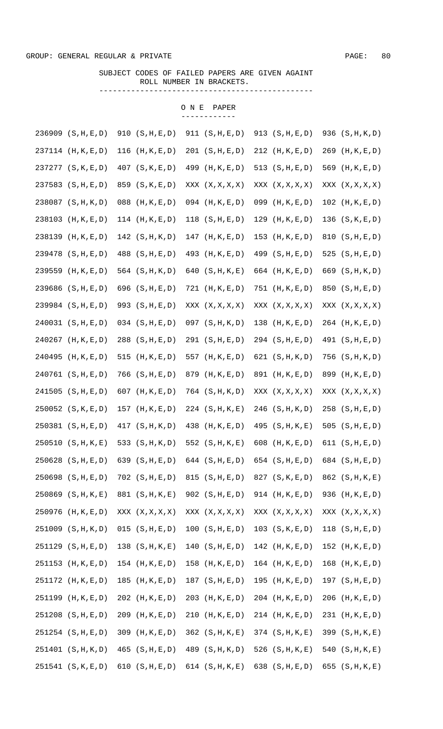SUBJECT CODES OF FAILED PAPERS ARE GIVEN AGAINT ROLL NUMBER IN BRACKETS.

## O N E PAPER

```
236909 (S,H,E,D)  910 (S,H,E,D)  911 (S,H,E,D)  913 (S,H,E,D)  936 (S,H,K,D)
237114 (H,K,E,D)  116 (H,K,E,D)  201 (S,H,E,D)  212 (H,K,E,D)  269 (H,K,E,D)
237277 (S,K,E,D)  407 (S,K,E,D)  499 (H,K,E,D)  513 (S,H,E,D)  569 (H,K,E,D)
237583 (S,H,E,D)  859 (S,K,E,D)  XXX (X,X,X,X)  XXX (X,X,X,X)  XXX (X,X,X,X)
238087 (S,H,K,D)  088 (H,K,E,D)  094 (H,K,E,D)  099 (H,K,E,D)  102 (H,K,E,D)
238103 (H,K,E,D)  114 (H,K,E,D)  118 (S,H,E,D)  129 (H,K,E,D)  136 (S,K,E,D)
238139 (H,K,E,D)  142 (S,H,K,D)  147 (H,K,E,D)  153 (H,K,E,D)  810 (S,H,E,D)
239478 (S,H,E,D)  488 (S,H,E,D)  493 (H,K,E,D)  499 (S,H,E,D)  525 (S,H,E,D)
239559 (H,K,E,D)  564 (S,H,K,D)  640 (S,H,K,E)  664 (H,K,E,D)  669 (S,H,K,D)
239686 (S,H,E,D)  696 (S,H,E,D)  721 (H,K,E,D)  751 (H,K,E,D)  850 (S,H,E,D)
239984 (S,H,E,D)  993 (S,H,E,D)  XXX (X,X,X,X)  XXX (X,X,X,X)  XXX (X,X,X,X)
240031 (S,H,E,D)  034 (S,H,E,D)  097 (S,H,K,D)  138 (H,K,E,D)  264 (H,K,E,D)
240267 (H,K,E,D)  288 (S,H,E,D)  291 (S,H,E,D)  294 (S,H,E,D)  491 (S,H,E,D)
240495 (H,K,E,D)  515 (H,K,E,D)  557 (H,K,E,D)  621 (S,H,K,D)  756 (S,H,K,D)
240761 (S,H,E,D)  766 (S,H,E,D)  879 (H,K,E,D)  891 (H,K,E,D)  899 (H,K,E,D)
241505 (S,H,E,D)  607 (H,K,E,D)  764 (S,H,K,D)  XXX (X,X,X,X)  XXX (X,X,X,X)
250052 (S,K,E,D)  157 (H,K,E,D)  224 (S,H,K,E)  246 (S,H,K,D)  258 (S,H,E,D)
250381 (S,H,E,D)  417 (S,H,K,D)  438 (H,K,E,D)  495 (S,H,K,E)  505 (S,H,E,D)
250510 (S,H,K,E)  533 (S,H,K,D)  552 (S,H,K,E)  608 (H,K,E,D)  611 (S,H,E,D)
250628 (S,H,E,D)  639 (S,H,E,D)  644 (S,H,E,D)  654 (S,H,E,D)  684 (S,H,E,D)
250698 (S,H,E,D)  702 (S,H,E,D)  815 (S,H,E,D)  827 (S,K,E,D)  862 (S,H,K,E)
250869 (S,H,K,E)  881 (S,H,K,E)  902 (S,H,E,D)  914 (H,K,E,D)  936 (H,K,E,D)
250976 (H,K,E,D)  XXX (X,X,X,X)  XXX (X,X,X,X)  XXX (X,X,X,X)  XXX (X,X,X,X)
251009 (S,H,K,D)  015 (S,H,E,D)  100 (S,H,E,D)  103 (S,K,E,D)  118 (S,H,E,D)
251129 (S,H,E,D)  138 (S,H,K,E)  140 (S,H,E,D)  142 (H,K,E,D)  152 (H,K,E,D)
251153 (H,K,E,D)  154 (H,K,E,D)  158 (H,K,E,D)  164 (H,K,E,D)  168 (H,K,E,D)
251172 (H,K,E,D)  185 (H,K,E,D)  187 (S,H,E,D)  195 (H,K,E,D)  197 (S,H,E,D)
251199 (H,K,E,D)  202 (H,K,E,D)  203 (H,K,E,D)  204 (H,K,E,D)  206 (H,K,E,D)
251208 (S,H,E,D)  209 (H,K,E,D)  210 (H,K,E,D)  214 (H,K,E,D)  231 (H,K,E,D)
251254 (S,H,E,D)  309 (H,K,E,D)  362 (S,H,K,E)  374 (S,H,K,E)  399 (S,H,K,E)
251401 (S,H,K,D)  465 (S,H,E,D)  489 (S,H,K,D)  526 (S,H,K,E)  540 (S,H,K,E)
251541 (S,K,E,D)  610 (S,H,E,D)  614 (S,H,K,E)  638 (S,H,E,D)  655 (S,H,K,E)
```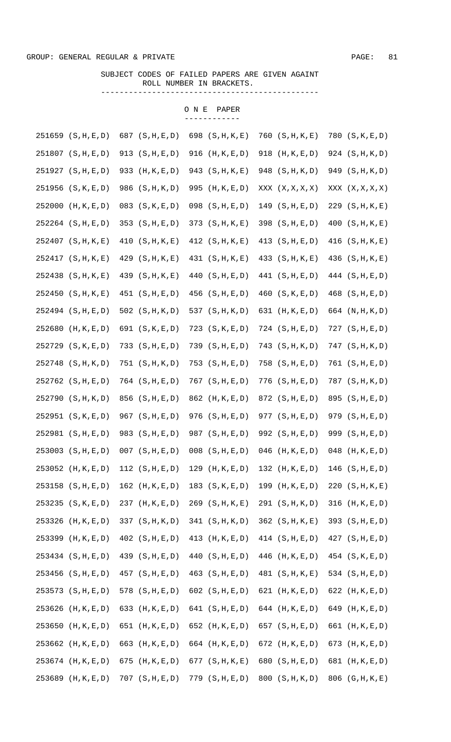GROUP: GENERAL REGULAR & PRIVATE

SUBJECT CODES OF FAILED PAPERS ARE GIVEN AGAINT ROLL NUMBER IN BRACKETS.

## O N E PAPER

| | | | | |
|---|---|---|---|---|
| 251659 (S,H,E,D) | 687 (S,H,E,D) | 698 (S,H,K,E) | 760 (S,H,K,E) | 780 (S,K,E,D) |
| 251807 (S,H,E,D) | 913 (S,H,E,D) | 916 (H,K,E,D) | 918 (H,K,E,D) | 924 (S,H,K,D) |
| 251927 (S,H,E,D) | 933 (H,K,E,D) | 943 (S,H,K,E) | 948 (S,H,K,D) | 949 (S,H,K,D) |
| 251956 (S,K,E,D) | 986 (S,H,K,D) | 995 (H,K,E,D) | XXX (X,X,X,X) | XXX (X,X,X,X) |
| 252000 (H,K,E,D) | 083 (S,K,E,D) | 098 (S,H,E,D) | 149 (S,H,E,D) | 229 (S,H,K,E) |
| 252264 (S,H,E,D) | 353 (S,H,E,D) | 373 (S,H,K,E) | 398 (S,H,E,D) | 400 (S,H,K,E) |
| 252407 (S,H,K,E) | 410 (S,H,K,E) | 412 (S,H,K,E) | 413 (S,H,E,D) | 416 (S,H,K,E) |
| 252417 (S,H,K,E) | 429 (S,H,K,E) | 431 (S,H,K,E) | 433 (S,H,K,E) | 436 (S,H,K,E) |
| 252438 (S,H,K,E) | 439 (S,H,K,E) | 440 (S,H,E,D) | 441 (S,H,E,D) | 444 (S,H,E,D) |
| 252450 (S,H,K,E) | 451 (S,H,E,D) | 456 (S,H,E,D) | 460 (S,K,E,D) | 468 (S,H,E,D) |
| 252494 (S,H,E,D) | 502 (S,H,K,D) | 537 (S,H,K,D) | 631 (H,K,E,D) | 664 (N,H,K,D) |
| 252680 (H,K,E,D) | 691 (S,K,E,D) | 723 (S,K,E,D) | 724 (S,H,E,D) | 727 (S,H,E,D) |
| 252729 (S,K,E,D) | 733 (S,H,E,D) | 739 (S,H,E,D) | 743 (S,H,K,D) | 747 (S,H,K,D) |
| 252748 (S,H,K,D) | 751 (S,H,K,D) | 753 (S,H,E,D) | 758 (S,H,E,D) | 761 (S,H,E,D) |
| 252762 (S,H,E,D) | 764 (S,H,E,D) | 767 (S,H,E,D) | 776 (S,H,E,D) | 787 (S,H,K,D) |
| 252790 (S,H,K,D) | 856 (S,H,E,D) | 862 (H,K,E,D) | 872 (S,H,E,D) | 895 (S,H,E,D) |
| 252951 (S,K,E,D) | 967 (S,H,E,D) | 976 (S,H,E,D) | 977 (S,H,E,D) | 979 (S,H,E,D) |
| 252981 (S,H,E,D) | 983 (S,H,E,D) | 987 (S,H,E,D) | 992 (S,H,E,D) | 999 (S,H,E,D) |
| 253003 (S,H,E,D) | 007 (S,H,E,D) | 008 (S,H,E,D) | 046 (H,K,E,D) | 048 (H,K,E,D) |
| 253052 (H,K,E,D) | 112 (S,H,E,D) | 129 (H,K,E,D) | 132 (H,K,E,D) | 146 (S,H,E,D) |
| 253158 (S,H,E,D) | 162 (H,K,E,D) | 183 (S,K,E,D) | 199 (H,K,E,D) | 220 (S,H,K,E) |
| 253235 (S,K,E,D) | 237 (H,K,E,D) | 269 (S,H,K,E) | 291 (S,H,K,D) | 316 (H,K,E,D) |
| 253326 (H,K,E,D) | 337 (S,H,K,D) | 341 (S,H,K,D) | 362 (S,H,K,E) | 393 (S,H,E,D) |
| 253399 (H,K,E,D) | 402 (S,H,E,D) | 413 (H,K,E,D) | 414 (S,H,E,D) | 427 (S,H,E,D) |
| 253434 (S,H,E,D) | 439 (S,H,E,D) | 440 (S,H,E,D) | 446 (H,K,E,D) | 454 (S,K,E,D) |
| 253456 (S,H,E,D) | 457 (S,H,E,D) | 463 (S,H,E,D) | 481 (S,H,K,E) | 534 (S,H,E,D) |
| 253573 (S,H,E,D) | 578 (S,H,E,D) | 602 (S,H,E,D) | 621 (H,K,E,D) | 622 (H,K,E,D) |
| 253626 (H,K,E,D) | 633 (H,K,E,D) | 641 (S,H,E,D) | 644 (H,K,E,D) | 649 (H,K,E,D) |
| 253650 (H,K,E,D) | 651 (H,K,E,D) | 652 (H,K,E,D) | 657 (S,H,E,D) | 661 (H,K,E,D) |
| 253662 (H,K,E,D) | 663 (H,K,E,D) | 664 (H,K,E,D) | 672 (H,K,E,D) | 673 (H,K,E,D) |
| 253674 (H,K,E,D) | 675 (H,K,E,D) | 677 (S,H,K,E) | 680 (S,H,E,D) | 681 (H,K,E,D) |
| 253689 (H,K,E,D) | 707 (S,H,E,D) | 779 (S,H,E,D) | 800 (S,H,K,D) | 806 (G,H,K,E) |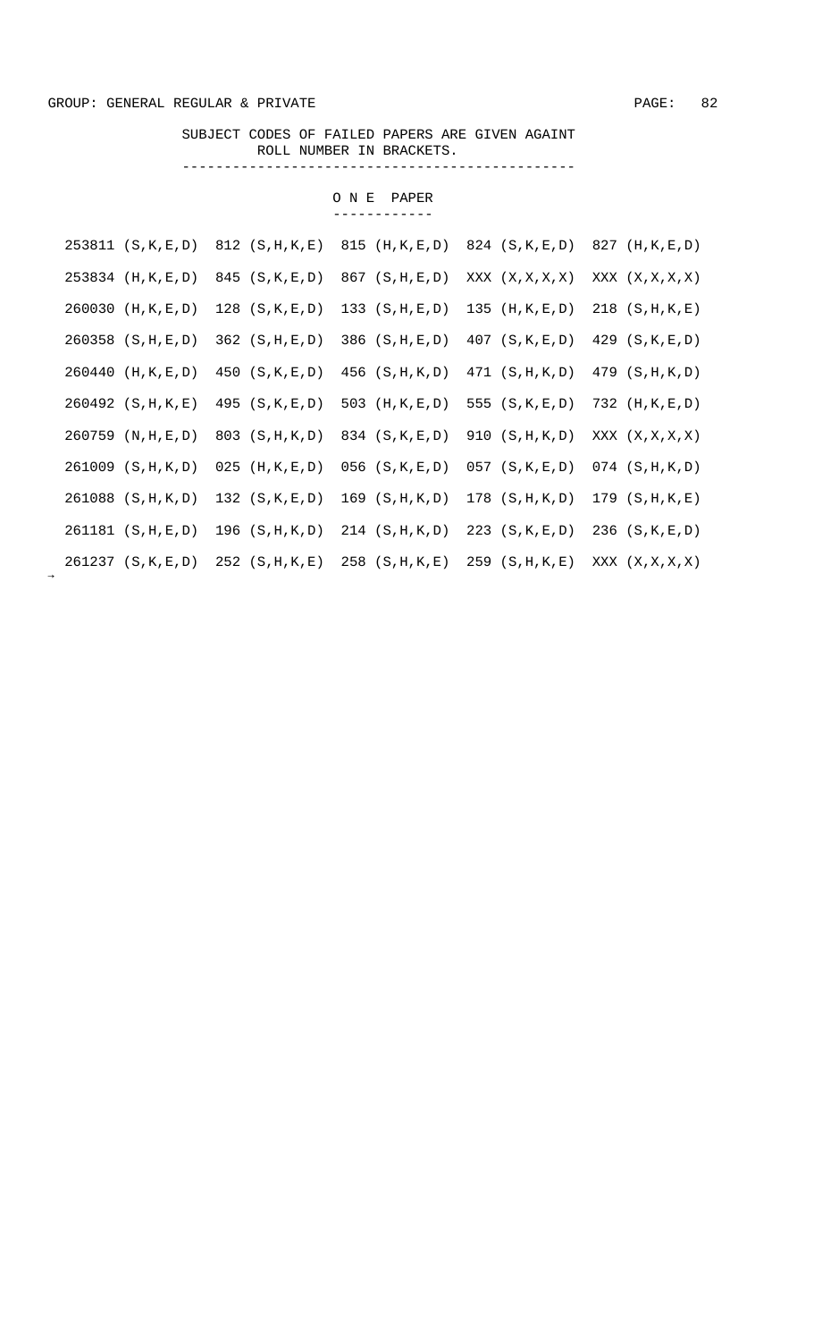GROUP: GENERAL REGULAR & PRIVATE

SUBJECT CODES OF FAILED PAPERS ARE GIVEN AGAINT
ROLL NUMBER IN BRACKETS.

## O N E PAPER

| | | | | |
|---|---|---|---|---|
| 253811 (S,K,E,D) | 812 (S,H,K,E) | 815 (H,K,E,D) | 824 (S,K,E,D) | 827 (H,K,E,D) |
| 253834 (H,K,E,D) | 845 (S,K,E,D) | 867 (S,H,E,D) | XXX (X,X,X,X) | XXX (X,X,X,X) |
| 260030 (H,K,E,D) | 128 (S,K,E,D) | 133 (S,H,E,D) | 135 (H,K,E,D) | 218 (S,H,K,E) |
| 260358 (S,H,E,D) | 362 (S,H,E,D) | 386 (S,H,E,D) | 407 (S,K,E,D) | 429 (S,K,E,D) |
| 260440 (H,K,E,D) | 450 (S,K,E,D) | 456 (S,H,K,D) | 471 (S,H,K,D) | 479 (S,H,K,D) |
| 260492 (S,H,K,E) | 495 (S,K,E,D) | 503 (H,K,E,D) | 555 (S,K,E,D) | 732 (H,K,E,D) |
| 260759 (N,H,E,D) | 803 (S,H,K,D) | 834 (S,K,E,D) | 910 (S,H,K,D) | XXX (X,X,X,X) |
| 261009 (S,H,K,D) | 025 (H,K,E,D) | 056 (S,K,E,D) | 057 (S,K,E,D) | 074 (S,H,K,D) |
| 261088 (S,H,K,D) | 132 (S,K,E,D) | 169 (S,H,K,D) | 178 (S,H,K,D) | 179 (S,H,K,E) |
| 261181 (S,H,E,D) | 196 (S,H,K,D) | 214 (S,H,K,D) | 223 (S,K,E,D) | 236 (S,K,E,D) |
| 261237 (S,K,E,D) | 252 (S,H,K,E) | 258 (S,H,K,E) | 259 (S,H,K,E) | XXX (X,X,X,X) |